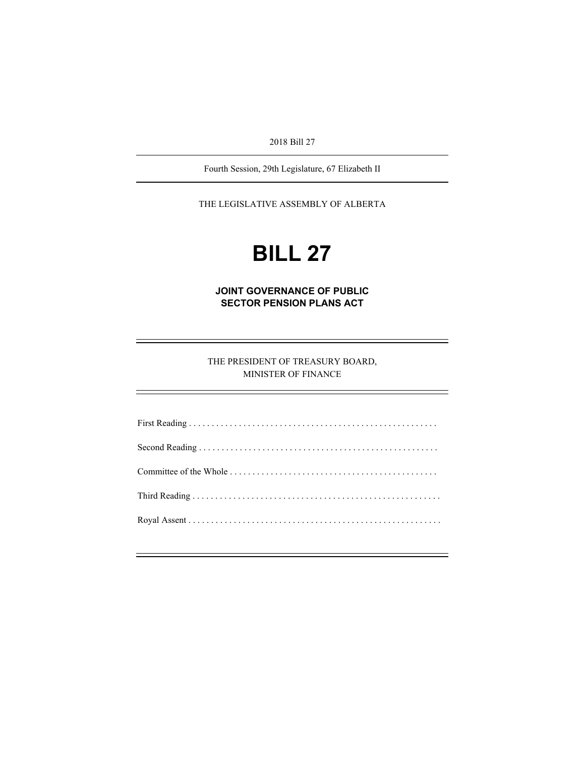2018 Bill 27

Fourth Session, 29th Legislature, 67 Elizabeth II

THE LEGISLATIVE ASSEMBLY OF ALBERTA

# BILL 27

## JOINT GOVERNANCE OF PUBLIC SECTOR PENSION PLANS ACT

THE PRESIDENT OF TREASURY BOARD, MINISTER OF FINANCE

First Reading . . . . . . . . . . . . . . . . . . . . . . . . . . . . . . . . . . . . . . . . . . . . . . . . . . . . . .

Second Reading . . . . . . . . . . . . . . . . . . . . . . . . . . . . . . . . . . . . . . . . . . . . . . . . . . . .

Committee of the Whole . . . . . . . . . . . . . . . . . . . . . . . . . . . . . . . . . . . . . . . . . . . . .

Third Reading . . . . . . . . . . . . . . . . . . . . . . . . . . . . . . . . . . . . . . . . . . . . . . . . . . . . . .

Royal Assent . . . . . . . . . . . . . . . . . . . . . . . . . . . . . . . . . . . . . . . . . . . . . . . . . . . . . . .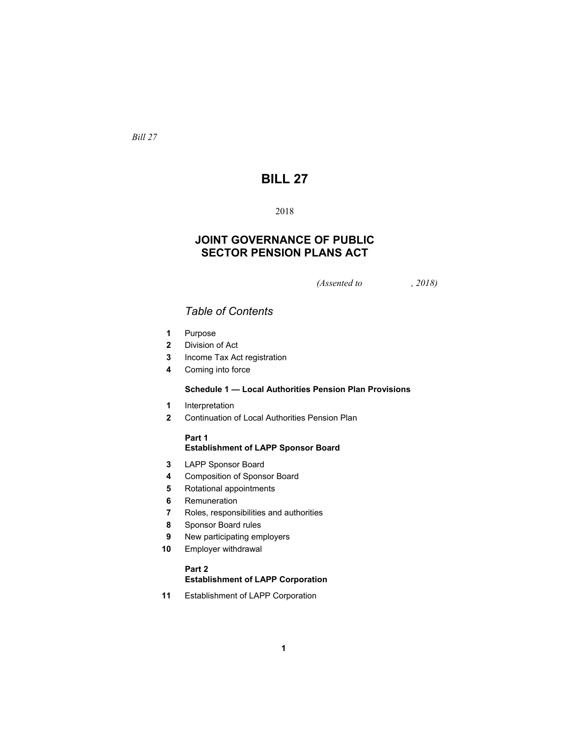*Bill 27*

# BILL 27

2018

## JOINT GOVERNANCE OF PUBLIC SECTOR PENSION PLANS ACT

*(Assented to , 2018)*

### *Table of Contents*

**1** Purpose
**2** Division of Act
**3** Income Tax Act registration
**4** Coming into force

**Schedule 1 — Local Authorities Pension Plan Provisions**

**1** Interpretation
**2** Continuation of Local Authorities Pension Plan

**Part 1**
**Establishment of LAPP Sponsor Board**

**3** LAPP Sponsor Board
**4** Composition of Sponsor Board
**5** Rotational appointments
**6** Remuneration
**7** Roles, responsibilities and authorities
**8** Sponsor Board rules
**9** New participating employers
**10** Employer withdrawal

**Part 2**
**Establishment of LAPP Corporation**

**11** Establishment of LAPP Corporation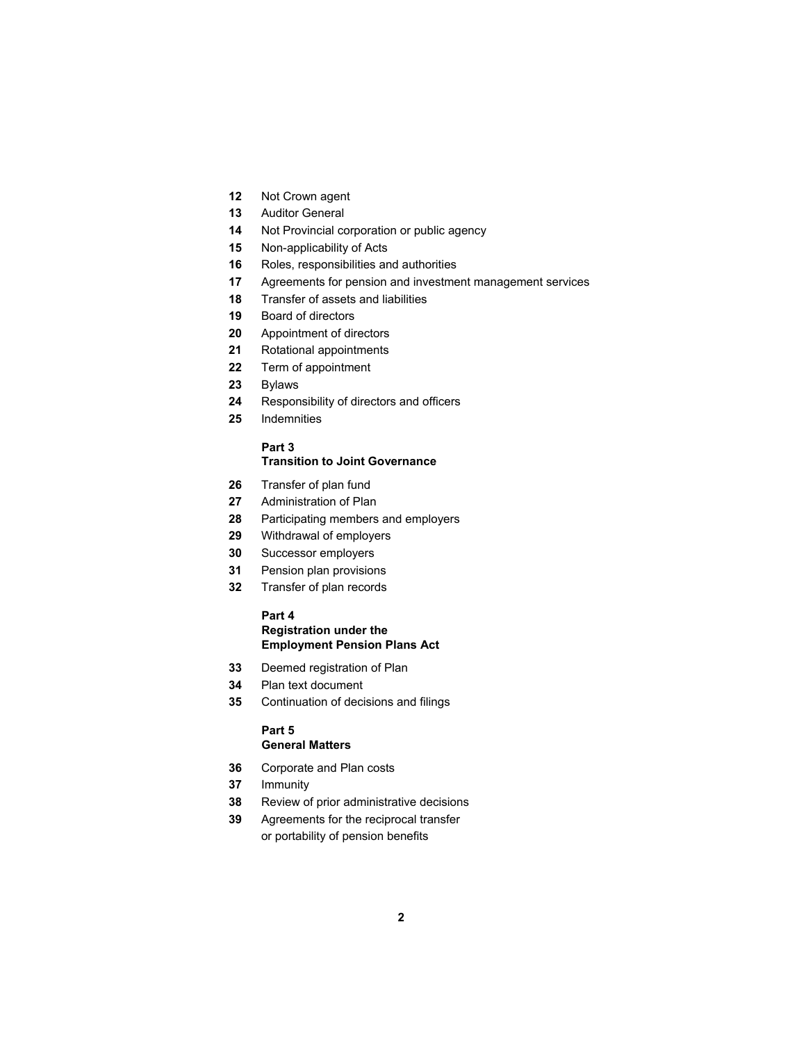**12** Not Crown agent

**13** Auditor General

**14** Not Provincial corporation or public agency

**15** Non-applicability of Acts

**16** Roles, responsibilities and authorities

**17** Agreements for pension and investment management services

**18** Transfer of assets and liabilities

**19** Board of directors

**20** Appointment of directors

**21** Rotational appointments

**22** Term of appointment

**23** Bylaws

**24** Responsibility of directors and officers

**25** Indemnities

### Part 3
### Transition to Joint Governance

**26** Transfer of plan fund

**27** Administration of Plan

**28** Participating members and employers

**29** Withdrawal of employers

**30** Successor employers

**31** Pension plan provisions

**32** Transfer of plan records

### Part 4
### Registration under the Employment Pension Plans Act

**33** Deemed registration of Plan

**34** Plan text document

**35** Continuation of decisions and filings

### Part 5
### General Matters

**36** Corporate and Plan costs

**37** Immunity

**38** Review of prior administrative decisions

**39** Agreements for the reciprocal transfer or portability of pension benefits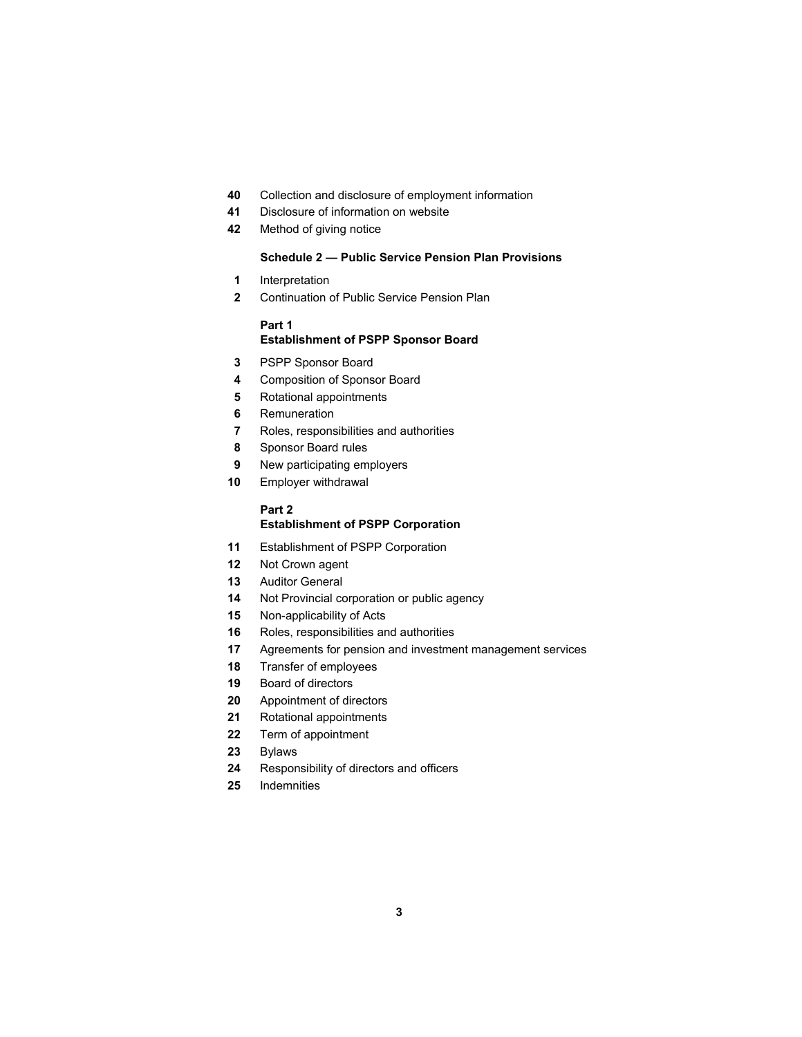40 Collection and disclosure of employment information

41 Disclosure of information on website

42 Method of giving notice

**Schedule 2 — Public Service Pension Plan Provisions**

1 Interpretation

2 Continuation of Public Service Pension Plan

**Part 1**
**Establishment of PSPP Sponsor Board**

3 PSPP Sponsor Board

4 Composition of Sponsor Board

5 Rotational appointments

6 Remuneration

7 Roles, responsibilities and authorities

8 Sponsor Board rules

9 New participating employers

10 Employer withdrawal

**Part 2**
**Establishment of PSPP Corporation**

11 Establishment of PSPP Corporation

12 Not Crown agent

13 Auditor General

14 Not Provincial corporation or public agency

15 Non-applicability of Acts

16 Roles, responsibilities and authorities

17 Agreements for pension and investment management services

18 Transfer of employees

19 Board of directors

20 Appointment of directors

21 Rotational appointments

22 Term of appointment

23 Bylaws

24 Responsibility of directors and officers

25 Indemnities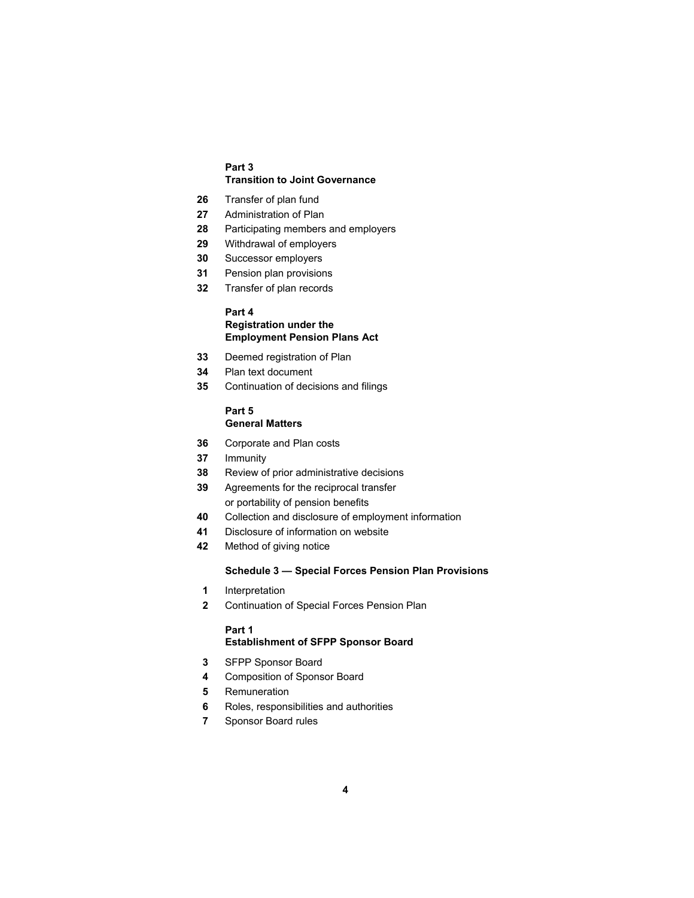**Part 3**
**Transition to Joint Governance**

**26** Transfer of plan fund
**27** Administration of Plan
**28** Participating members and employers
**29** Withdrawal of employers
**30** Successor employers
**31** Pension plan provisions
**32** Transfer of plan records

**Part 4**
**Registration under the Employment Pension Plans Act**

**33** Deemed registration of Plan
**34** Plan text document
**35** Continuation of decisions and filings

**Part 5**
**General Matters**

**36** Corporate and Plan costs
**37** Immunity
**38** Review of prior administrative decisions
**39** Agreements for the reciprocal transfer or portability of pension benefits
**40** Collection and disclosure of employment information
**41** Disclosure of information on website
**42** Method of giving notice

**Schedule 3 — Special Forces Pension Plan Provisions**

**1** Interpretation
**2** Continuation of Special Forces Pension Plan

**Part 1**
**Establishment of SFPP Sponsor Board**

**3** SFPP Sponsor Board
**4** Composition of Sponsor Board
**5** Remuneration
**6** Roles, responsibilities and authorities
**7** Sponsor Board rules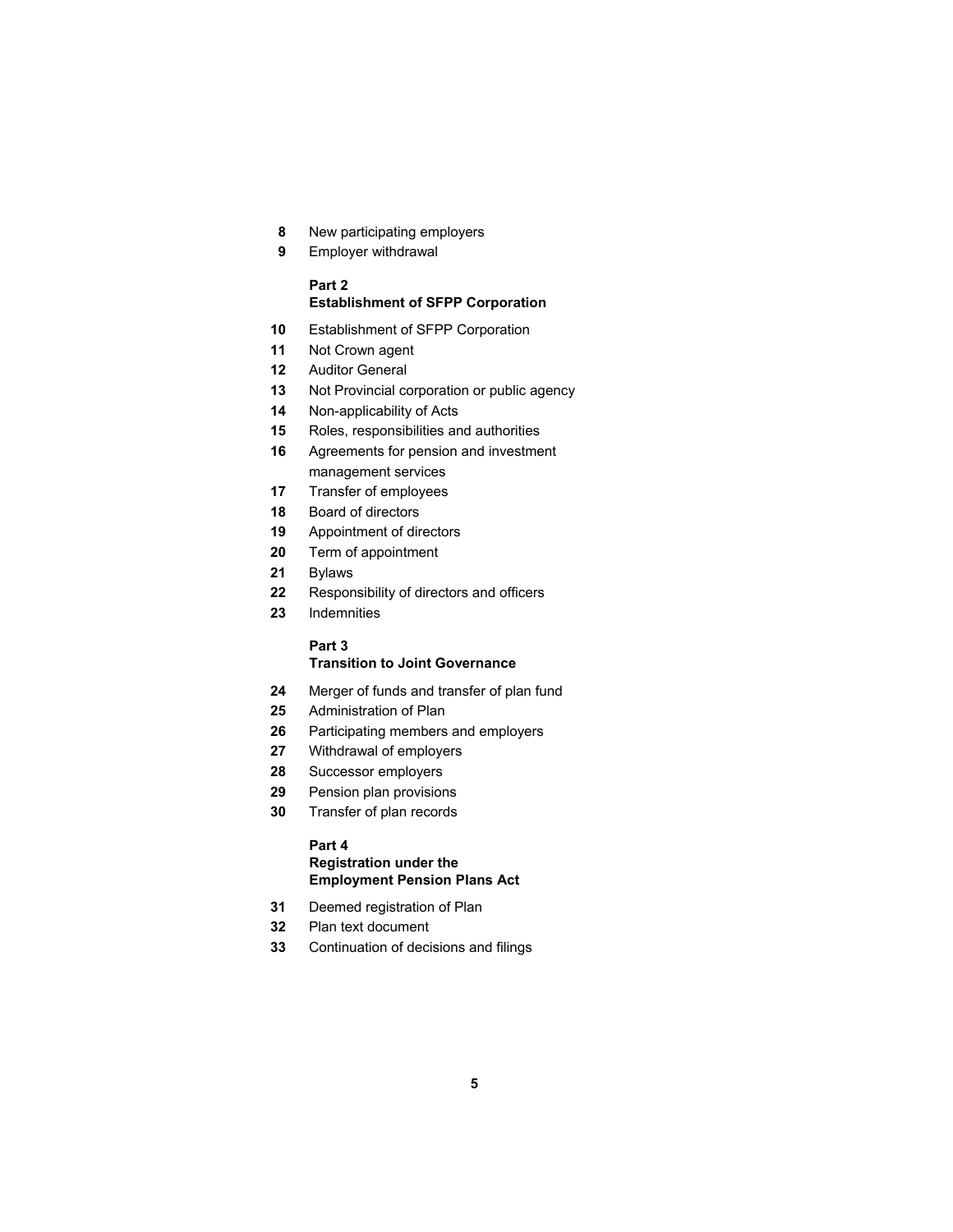**8** New participating employers

**9** Employer withdrawal

**Part 2**
**Establishment of SFPP Corporation**

**10** Establishment of SFPP Corporation

**11** Not Crown agent

**12** Auditor General

**13** Not Provincial corporation or public agency

**14** Non-applicability of Acts

**15** Roles, responsibilities and authorities

**16** Agreements for pension and investment management services

**17** Transfer of employees

**18** Board of directors

**19** Appointment of directors

**20** Term of appointment

**21** Bylaws

**22** Responsibility of directors and officers

**23** Indemnities

**Part 3**
**Transition to Joint Governance**

**24** Merger of funds and transfer of plan fund

**25** Administration of Plan

**26** Participating members and employers

**27** Withdrawal of employers

**28** Successor employers

**29** Pension plan provisions

**30** Transfer of plan records

**Part 4**
**Registration under the Employment Pension Plans Act**

**31** Deemed registration of Plan

**32** Plan text document

**33** Continuation of decisions and filings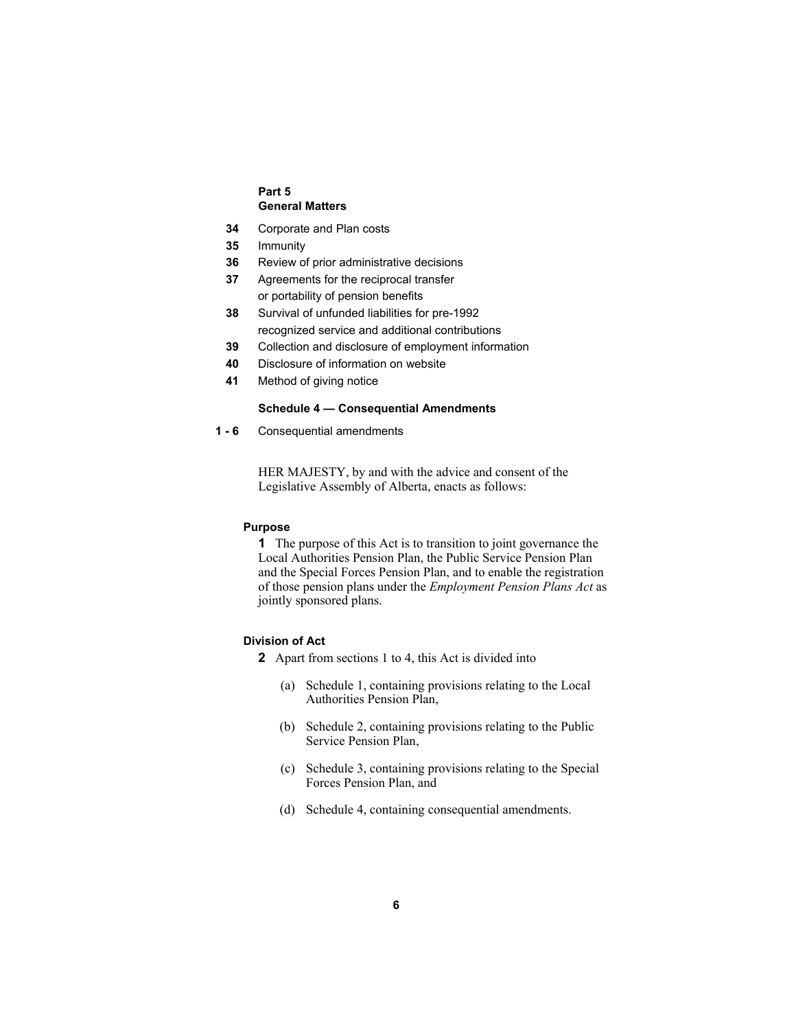**Part 5**
**General Matters**

34 Corporate and Plan costs
35 Immunity
36 Review of prior administrative decisions
37 Agreements for the reciprocal transfer or portability of pension benefits
38 Survival of unfunded liabilities for pre-1992 recognized service and additional contributions
39 Collection and disclosure of employment information
40 Disclosure of information on website
41 Method of giving notice

**Schedule 4 — Consequential Amendments**

1 - 6 Consequential amendments

HER MAJESTY, by and with the advice and consent of the Legislative Assembly of Alberta, enacts as follows:

**Purpose**

**1** The purpose of this Act is to transition to joint governance the Local Authorities Pension Plan, the Public Service Pension Plan and the Special Forces Pension Plan, and to enable the registration of those pension plans under the *Employment Pension Plans Act* as jointly sponsored plans.

**Division of Act**

**2** Apart from sections 1 to 4, this Act is divided into

(a) Schedule 1, containing provisions relating to the Local Authorities Pension Plan,

(b) Schedule 2, containing provisions relating to the Public Service Pension Plan,

(c) Schedule 3, containing provisions relating to the Special Forces Pension Plan, and

(d) Schedule 4, containing consequential amendments.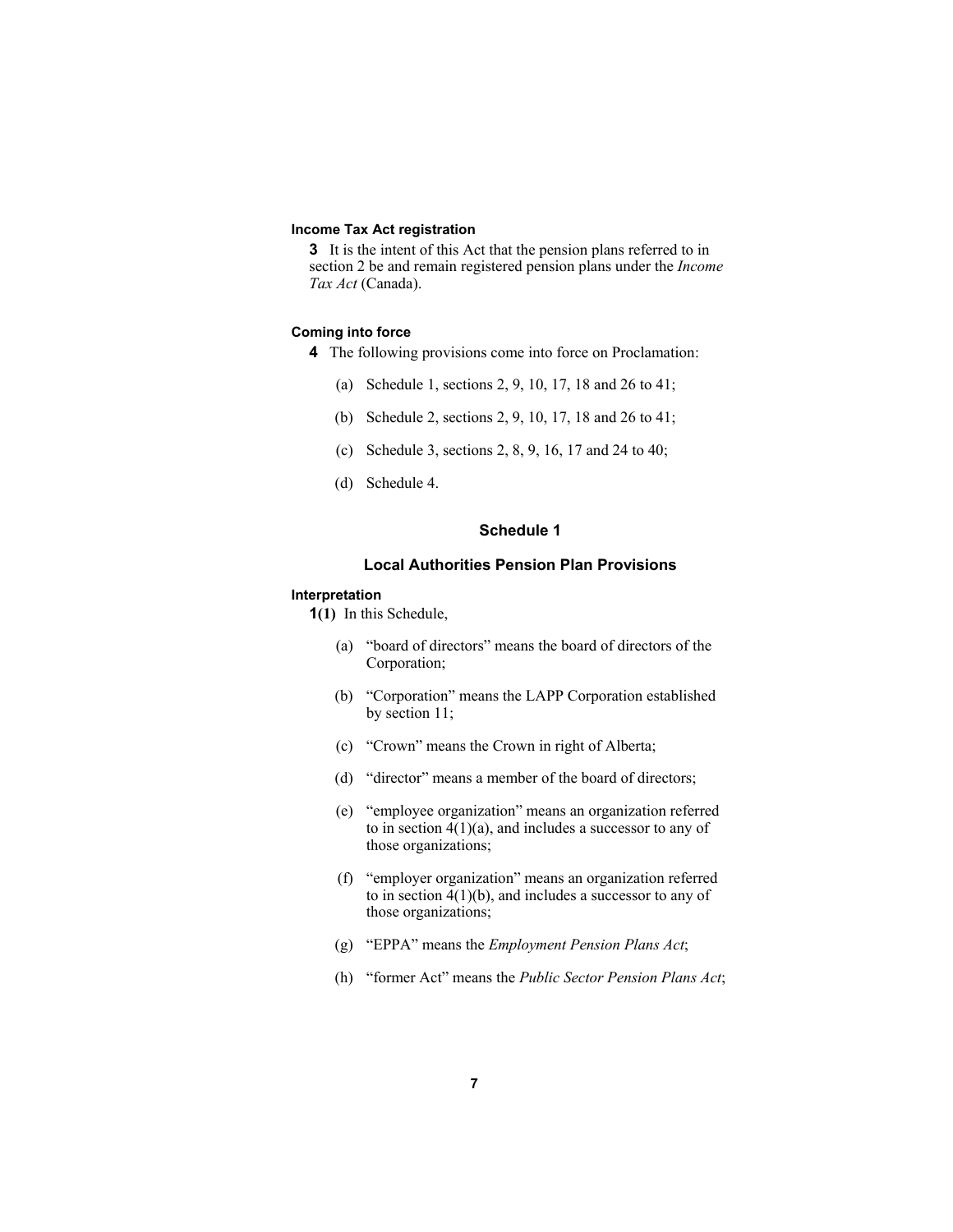**Income Tax Act registration**

**3** It is the intent of this Act that the pension plans referred to in section 2 be and remain registered pension plans under the *Income Tax Act* (Canada).

**Coming into force**

**4** The following provisions come into force on Proclamation:

(a) Schedule 1, sections 2, 9, 10, 17, 18 and 26 to 41;

(b) Schedule 2, sections 2, 9, 10, 17, 18 and 26 to 41;

(c) Schedule 3, sections 2, 8, 9, 16, 17 and 24 to 40;

(d) Schedule 4.

## Schedule 1

### Local Authorities Pension Plan Provisions

**Interpretation**

**1(1)** In this Schedule,

(a) "board of directors" means the board of directors of the Corporation;

(b) "Corporation" means the LAPP Corporation established by section 11;

(c) "Crown" means the Crown in right of Alberta;

(d) "director" means a member of the board of directors;

(e) "employee organization" means an organization referred to in section 4(1)(a), and includes a successor to any of those organizations;

(f) "employer organization" means an organization referred to in section 4(1)(b), and includes a successor to any of those organizations;

(g) "EPPA" means the *Employment Pension Plans Act*;

(h) "former Act" means the *Public Sector Pension Plans Act*;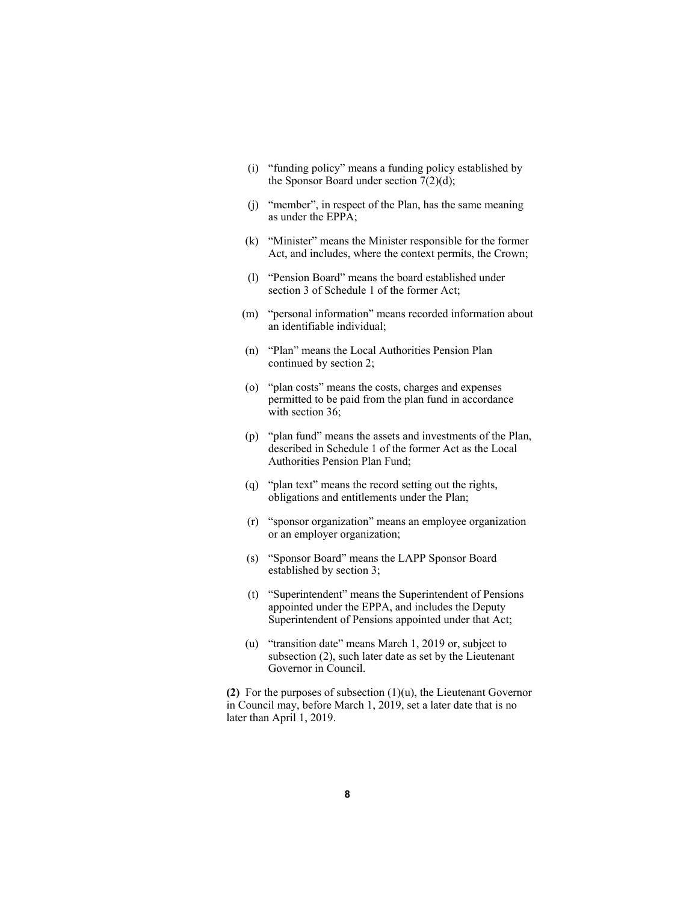(i) "funding policy" means a funding policy established by the Sponsor Board under section 7(2)(d);

(j) "member", in respect of the Plan, has the same meaning as under the EPPA;

(k) "Minister" means the Minister responsible for the former Act, and includes, where the context permits, the Crown;

(l) "Pension Board" means the board established under section 3 of Schedule 1 of the former Act;

(m) "personal information" means recorded information about an identifiable individual;

(n) "Plan" means the Local Authorities Pension Plan continued by section 2;

(o) "plan costs" means the costs, charges and expenses permitted to be paid from the plan fund in accordance with section 36;

(p) "plan fund" means the assets and investments of the Plan, described in Schedule 1 of the former Act as the Local Authorities Pension Plan Fund;

(q) "plan text" means the record setting out the rights, obligations and entitlements under the Plan;

(r) "sponsor organization" means an employee organization or an employer organization;

(s) "Sponsor Board" means the LAPP Sponsor Board established by section 3;

(t) "Superintendent" means the Superintendent of Pensions appointed under the EPPA, and includes the Deputy Superintendent of Pensions appointed under that Act;

(u) "transition date" means March 1, 2019 or, subject to subsection (2), such later date as set by the Lieutenant Governor in Council.

**(2)** For the purposes of subsection (1)(u), the Lieutenant Governor in Council may, before March 1, 2019, set a later date that is no later than April 1, 2019.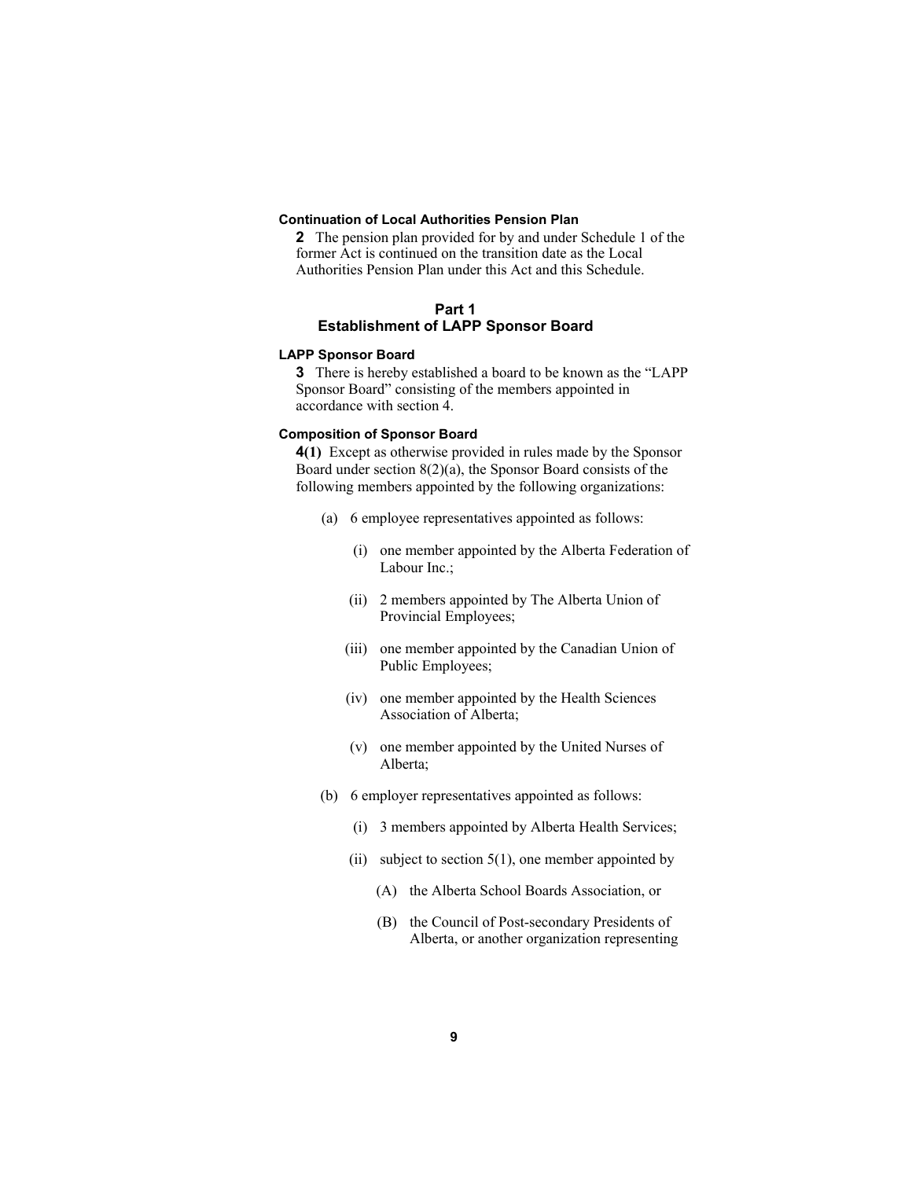**Continuation of Local Authorities Pension Plan**

**2** The pension plan provided for by and under Schedule 1 of the former Act is continued on the transition date as the Local Authorities Pension Plan under this Act and this Schedule.

## Part 1
## Establishment of LAPP Sponsor Board

**LAPP Sponsor Board**

**3** There is hereby established a board to be known as the "LAPP Sponsor Board" consisting of the members appointed in accordance with section 4.

**Composition of Sponsor Board**

**4(1)** Except as otherwise provided in rules made by the Sponsor Board under section 8(2)(a), the Sponsor Board consists of the following members appointed by the following organizations:

- (a) 6 employee representatives appointed as follows:
  - (i) one member appointed by the Alberta Federation of Labour Inc.;
  - (ii) 2 members appointed by The Alberta Union of Provincial Employees;
  - (iii) one member appointed by the Canadian Union of Public Employees;
  - (iv) one member appointed by the Health Sciences Association of Alberta;
  - (v) one member appointed by the United Nurses of Alberta;
- (b) 6 employer representatives appointed as follows:
  - (i) 3 members appointed by Alberta Health Services;
  - (ii) subject to section 5(1), one member appointed by
    - (A) the Alberta School Boards Association, or
    - (B) the Council of Post-secondary Presidents of Alberta, or another organization representing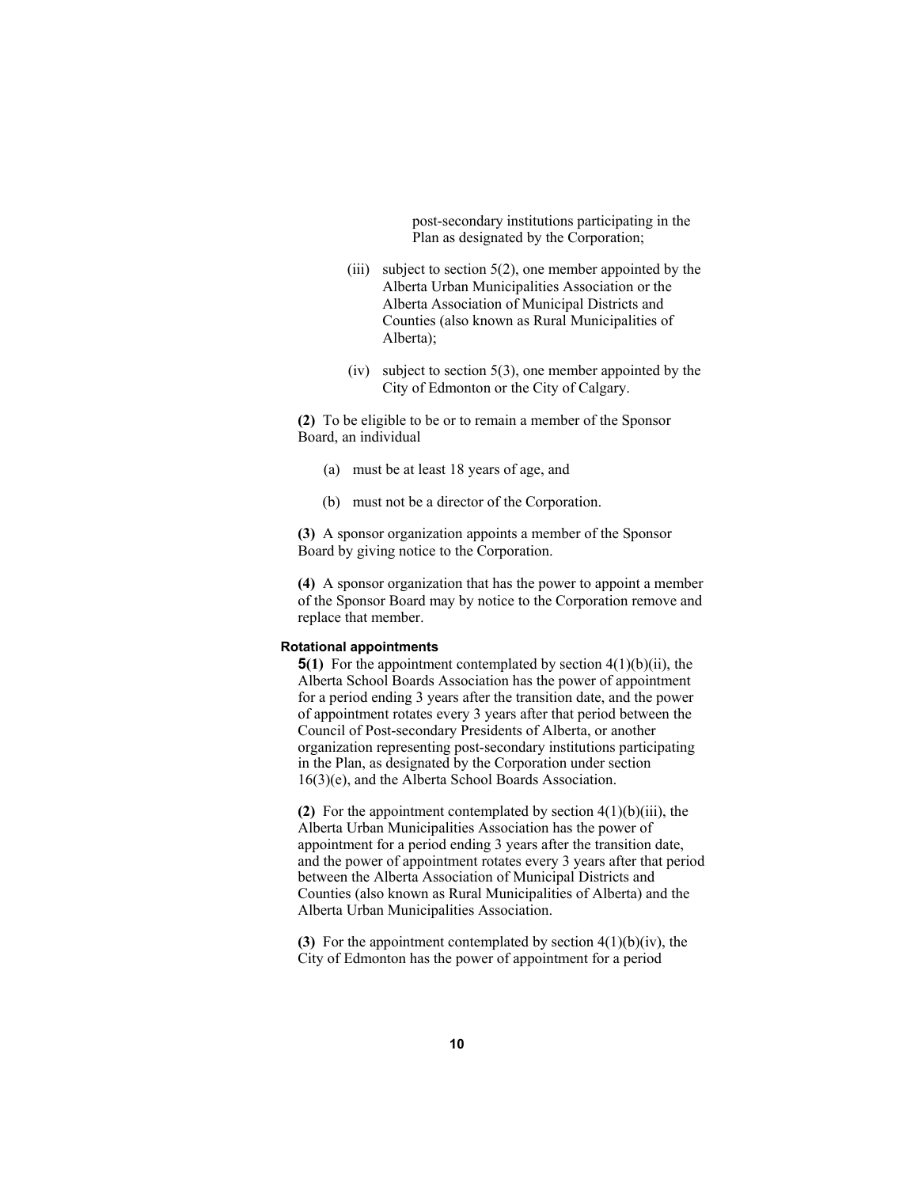post-secondary institutions participating in the Plan as designated by the Corporation;

(iii) subject to section 5(2), one member appointed by the Alberta Urban Municipalities Association or the Alberta Association of Municipal Districts and Counties (also known as Rural Municipalities of Alberta);

(iv) subject to section 5(3), one member appointed by the City of Edmonton or the City of Calgary.

**(2)** To be eligible to be or to remain a member of the Sponsor Board, an individual

(a) must be at least 18 years of age, and

(b) must not be a director of the Corporation.

**(3)** A sponsor organization appoints a member of the Sponsor Board by giving notice to the Corporation.

**(4)** A sponsor organization that has the power to appoint a member of the Sponsor Board may by notice to the Corporation remove and replace that member.

**Rotational appointments**

**5(1)** For the appointment contemplated by section 4(1)(b)(ii), the Alberta School Boards Association has the power of appointment for a period ending 3 years after the transition date, and the power of appointment rotates every 3 years after that period between the Council of Post-secondary Presidents of Alberta, or another organization representing post-secondary institutions participating in the Plan, as designated by the Corporation under section 16(3)(e), and the Alberta School Boards Association.

**(2)** For the appointment contemplated by section 4(1)(b)(iii), the Alberta Urban Municipalities Association has the power of appointment for a period ending 3 years after the transition date, and the power of appointment rotates every 3 years after that period between the Alberta Association of Municipal Districts and Counties (also known as Rural Municipalities of Alberta) and the Alberta Urban Municipalities Association.

**(3)** For the appointment contemplated by section 4(1)(b)(iv), the City of Edmonton has the power of appointment for a period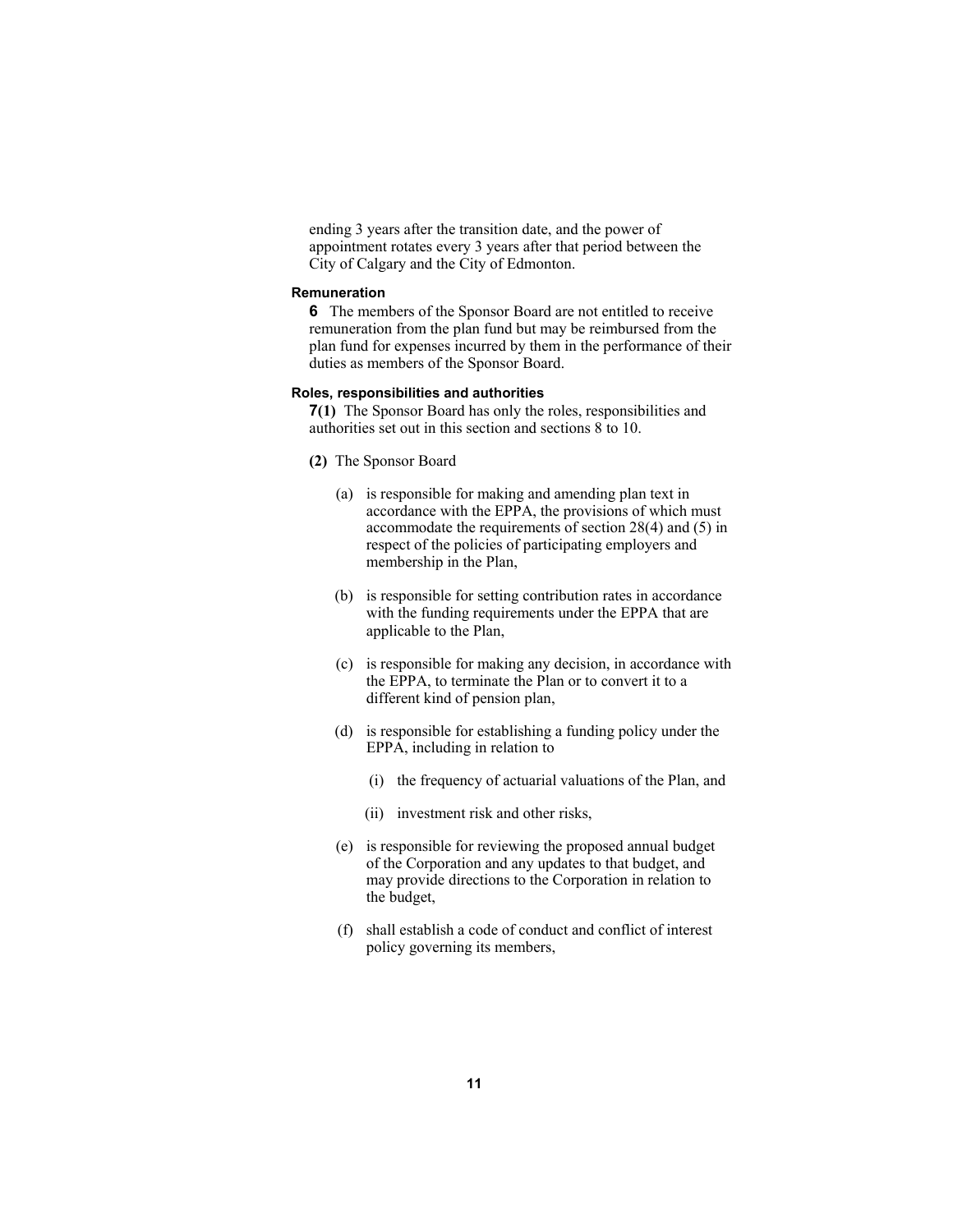ending 3 years after the transition date, and the power of appointment rotates every 3 years after that period between the City of Calgary and the City of Edmonton.

**Remuneration**

**6** The members of the Sponsor Board are not entitled to receive remuneration from the plan fund but may be reimbursed from the plan fund for expenses incurred by them in the performance of their duties as members of the Sponsor Board.

**Roles, responsibilities and authorities**

**7(1)** The Sponsor Board has only the roles, responsibilities and authorities set out in this section and sections 8 to 10.

**(2)** The Sponsor Board

(a) is responsible for making and amending plan text in accordance with the EPPA, the provisions of which must accommodate the requirements of section 28(4) and (5) in respect of the policies of participating employers and membership in the Plan,

(b) is responsible for setting contribution rates in accordance with the funding requirements under the EPPA that are applicable to the Plan,

(c) is responsible for making any decision, in accordance with the EPPA, to terminate the Plan or to convert it to a different kind of pension plan,

(d) is responsible for establishing a funding policy under the EPPA, including in relation to

(i) the frequency of actuarial valuations of the Plan, and

(ii) investment risk and other risks,

(e) is responsible for reviewing the proposed annual budget of the Corporation and any updates to that budget, and may provide directions to the Corporation in relation to the budget,

(f) shall establish a code of conduct and conflict of interest policy governing its members,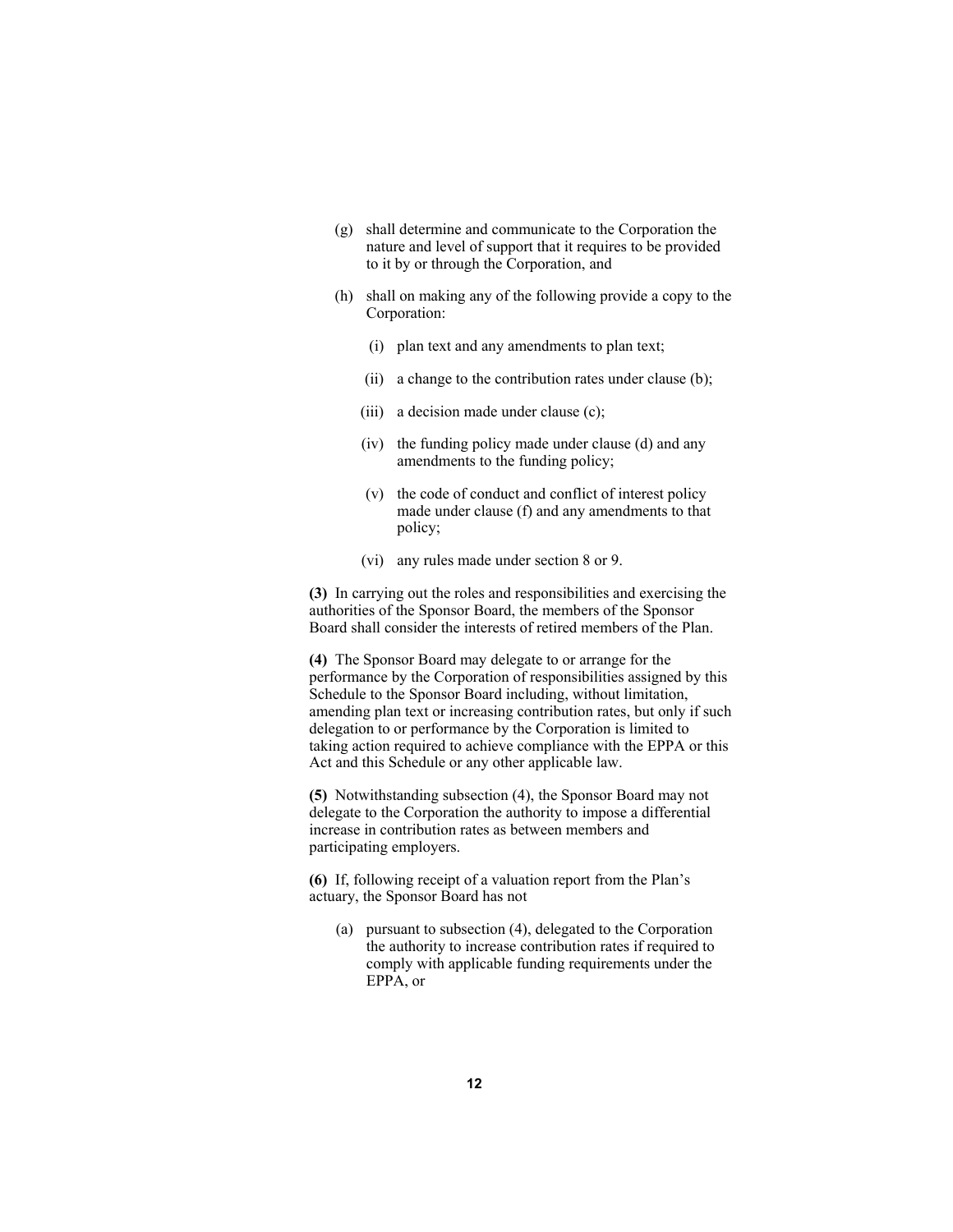(g) shall determine and communicate to the Corporation the nature and level of support that it requires to be provided to it by or through the Corporation, and

(h) shall on making any of the following provide a copy to the Corporation:

  (i) plan text and any amendments to plan text;

  (ii) a change to the contribution rates under clause (b);

  (iii) a decision made under clause (c);

  (iv) the funding policy made under clause (d) and any amendments to the funding policy;

  (v) the code of conduct and conflict of interest policy made under clause (f) and any amendments to that policy;

  (vi) any rules made under section 8 or 9.

**(3)** In carrying out the roles and responsibilities and exercising the authorities of the Sponsor Board, the members of the Sponsor Board shall consider the interests of retired members of the Plan.

**(4)** The Sponsor Board may delegate to or arrange for the performance by the Corporation of responsibilities assigned by this Schedule to the Sponsor Board including, without limitation, amending plan text or increasing contribution rates, but only if such delegation to or performance by the Corporation is limited to taking action required to achieve compliance with the EPPA or this Act and this Schedule or any other applicable law.

**(5)** Notwithstanding subsection (4), the Sponsor Board may not delegate to the Corporation the authority to impose a differential increase in contribution rates as between members and participating employers.

**(6)** If, following receipt of a valuation report from the Plan's actuary, the Sponsor Board has not

(a) pursuant to subsection (4), delegated to the Corporation the authority to increase contribution rates if required to comply with applicable funding requirements under the EPPA, or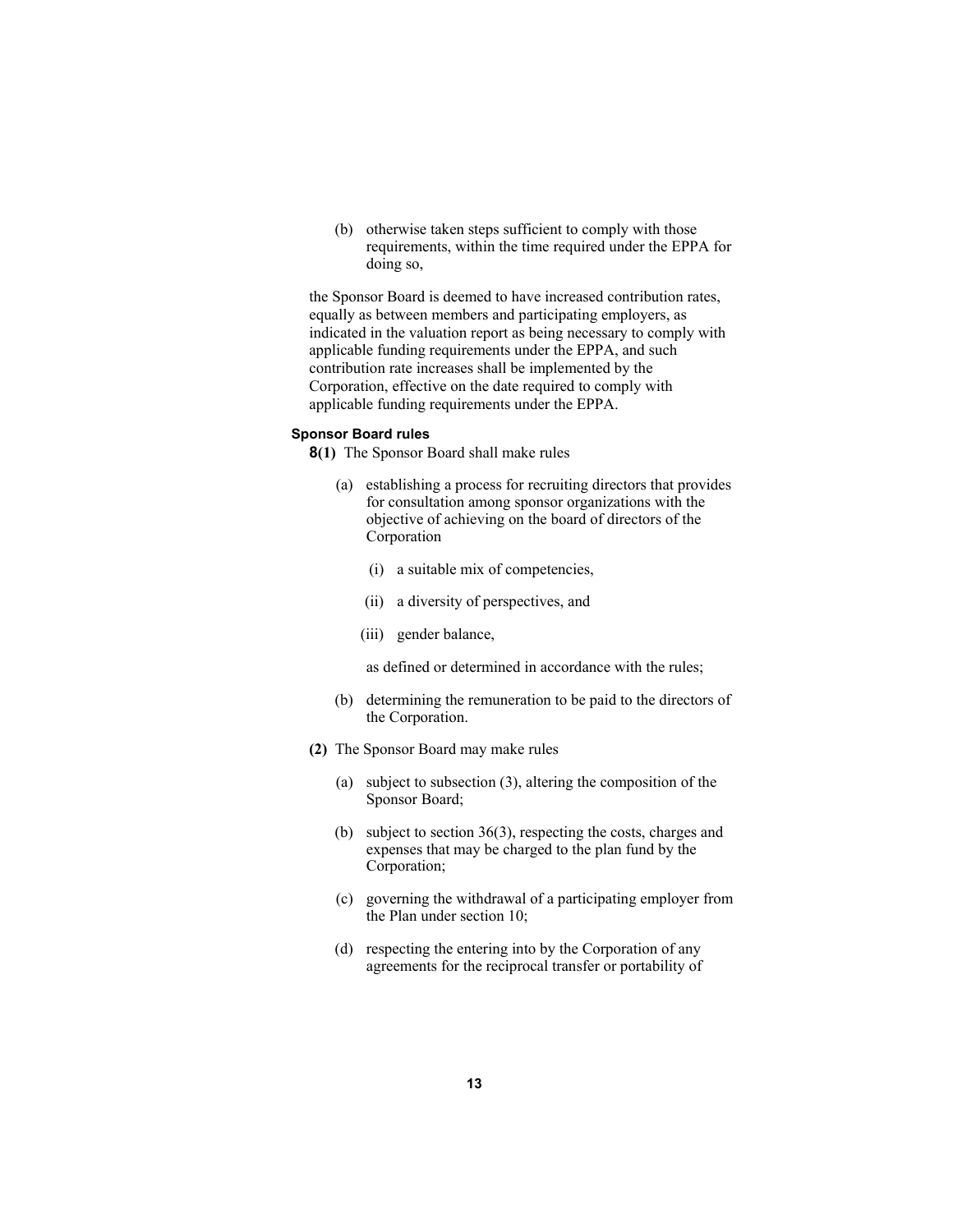(b) otherwise taken steps sufficient to comply with those requirements, within the time required under the EPPA for doing so,

the Sponsor Board is deemed to have increased contribution rates, equally as between members and participating employers, as indicated in the valuation report as being necessary to comply with applicable funding requirements under the EPPA, and such contribution rate increases shall be implemented by the Corporation, effective on the date required to comply with applicable funding requirements under the EPPA.

#### Sponsor Board rules

**8(1)** The Sponsor Board shall make rules

(a) establishing a process for recruiting directors that provides for consultation among sponsor organizations with the objective of achieving on the board of directors of the Corporation

(i) a suitable mix of competencies,

(ii) a diversity of perspectives, and

(iii) gender balance,

as defined or determined in accordance with the rules;

(b) determining the remuneration to be paid to the directors of the Corporation.

**(2)** The Sponsor Board may make rules

(a) subject to subsection (3), altering the composition of the Sponsor Board;

(b) subject to section 36(3), respecting the costs, charges and expenses that may be charged to the plan fund by the Corporation;

(c) governing the withdrawal of a participating employer from the Plan under section 10;

(d) respecting the entering into by the Corporation of any agreements for the reciprocal transfer or portability of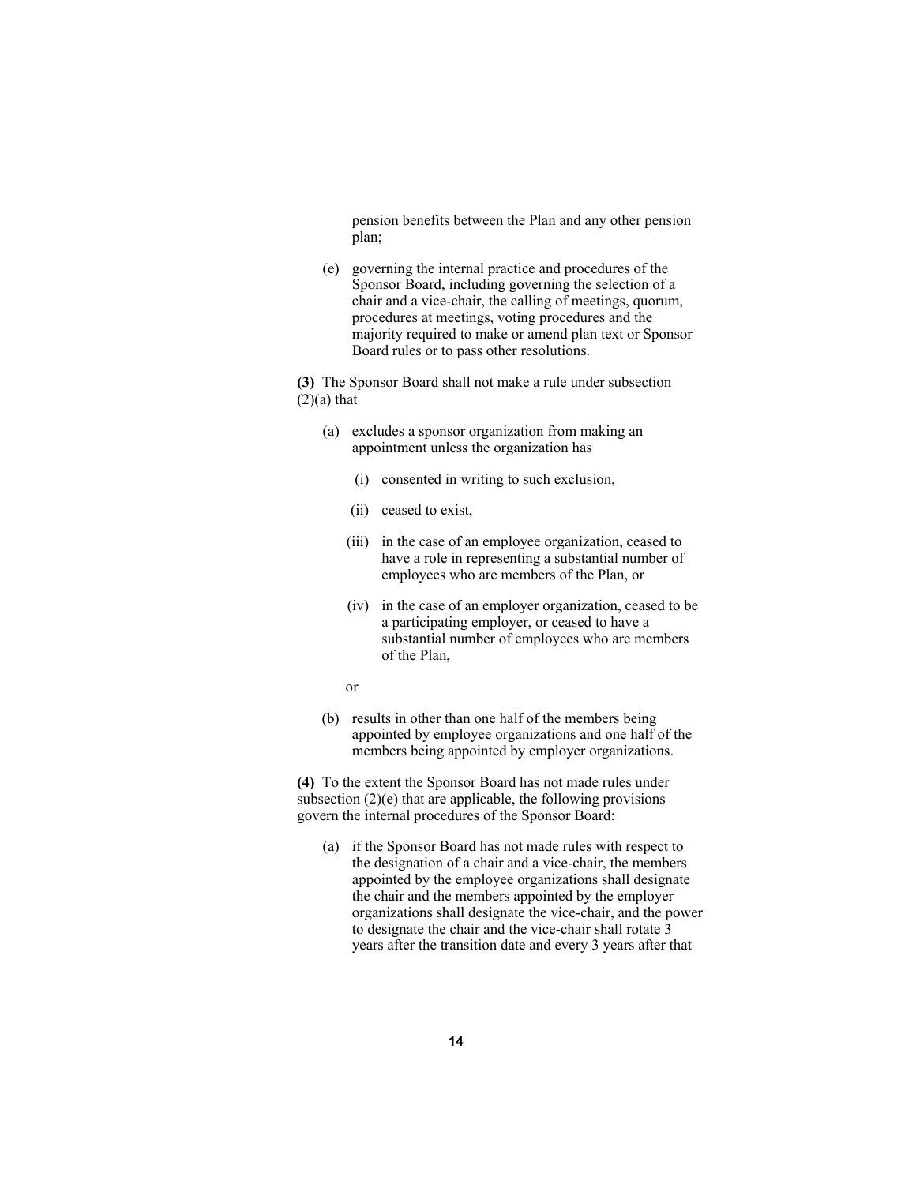pension benefits between the Plan and any other pension plan;

(e) governing the internal practice and procedures of the Sponsor Board, including governing the selection of a chair and a vice-chair, the calling of meetings, quorum, procedures at meetings, voting procedures and the majority required to make or amend plan text or Sponsor Board rules or to pass other resolutions.

**(3)** The Sponsor Board shall not make a rule under subsection (2)(a) that

(a) excludes a sponsor organization from making an appointment unless the organization has

(i) consented in writing to such exclusion,

(ii) ceased to exist,

(iii) in the case of an employee organization, ceased to have a role in representing a substantial number of employees who are members of the Plan, or

(iv) in the case of an employer organization, ceased to be a participating employer, or ceased to have a substantial number of employees who are members of the Plan,

or

(b) results in other than one half of the members being appointed by employee organizations and one half of the members being appointed by employer organizations.

**(4)** To the extent the Sponsor Board has not made rules under subsection (2)(e) that are applicable, the following provisions govern the internal procedures of the Sponsor Board:

(a) if the Sponsor Board has not made rules with respect to the designation of a chair and a vice-chair, the members appointed by the employee organizations shall designate the chair and the members appointed by the employer organizations shall designate the vice-chair, and the power to designate the chair and the vice-chair shall rotate 3 years after the transition date and every 3 years after that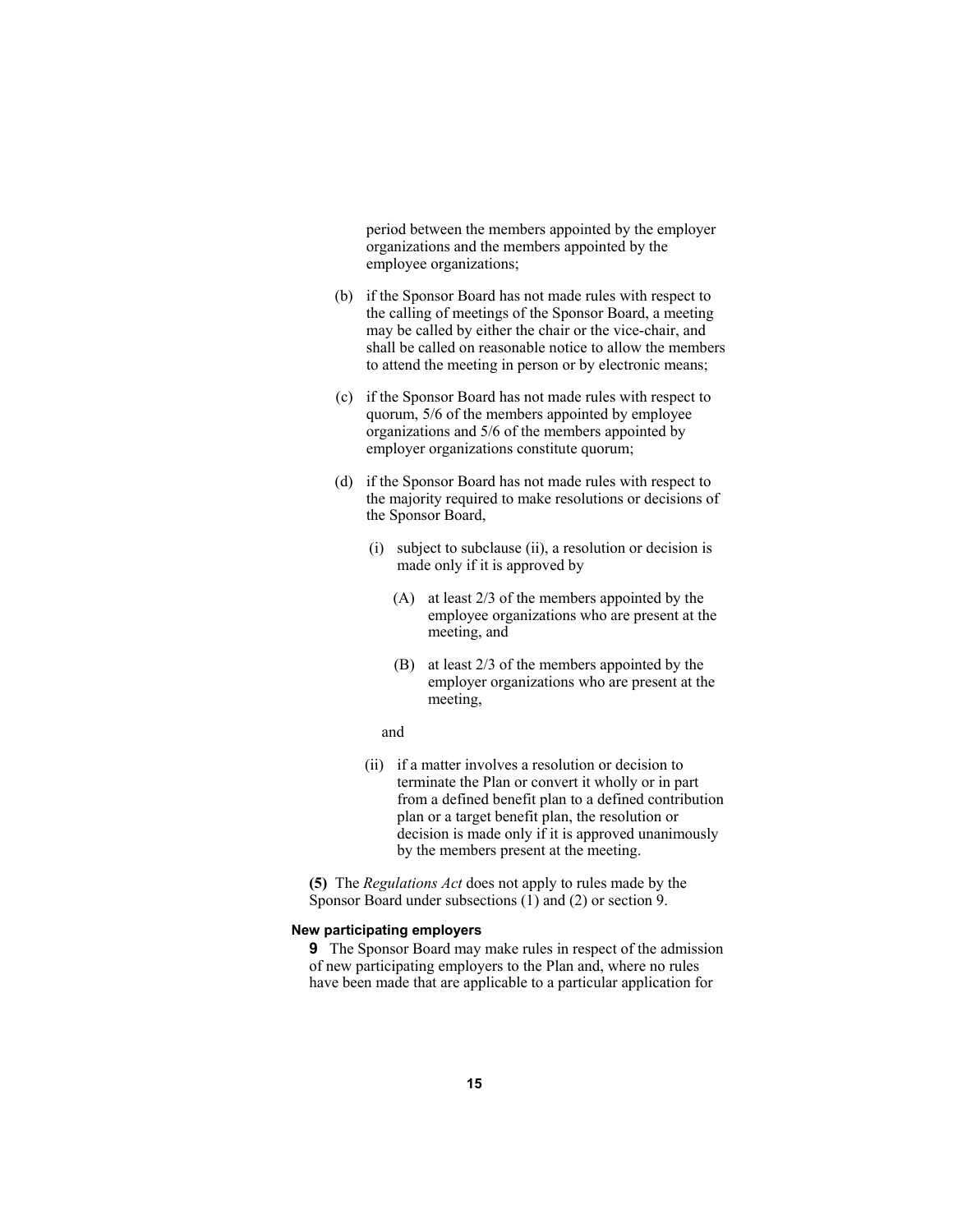period between the members appointed by the employer organizations and the members appointed by the employee organizations;

(b) if the Sponsor Board has not made rules with respect to the calling of meetings of the Sponsor Board, a meeting may be called by either the chair or the vice-chair, and shall be called on reasonable notice to allow the members to attend the meeting in person or by electronic means;

(c) if the Sponsor Board has not made rules with respect to quorum, 5/6 of the members appointed by employee organizations and 5/6 of the members appointed by employer organizations constitute quorum;

(d) if the Sponsor Board has not made rules with respect to the majority required to make resolutions or decisions of the Sponsor Board,

(i) subject to subclause (ii), a resolution or decision is made only if it is approved by

(A) at least 2/3 of the members appointed by the employee organizations who are present at the meeting, and

(B) at least 2/3 of the members appointed by the employer organizations who are present at the meeting,

and

(ii) if a matter involves a resolution or decision to terminate the Plan or convert it wholly or in part from a defined benefit plan to a defined contribution plan or a target benefit plan, the resolution or decision is made only if it is approved unanimously by the members present at the meeting.

**(5)** The *Regulations Act* does not apply to rules made by the Sponsor Board under subsections (1) and (2) or section 9.

#### New participating employers

**9** The Sponsor Board may make rules in respect of the admission of new participating employers to the Plan and, where no rules have been made that are applicable to a particular application for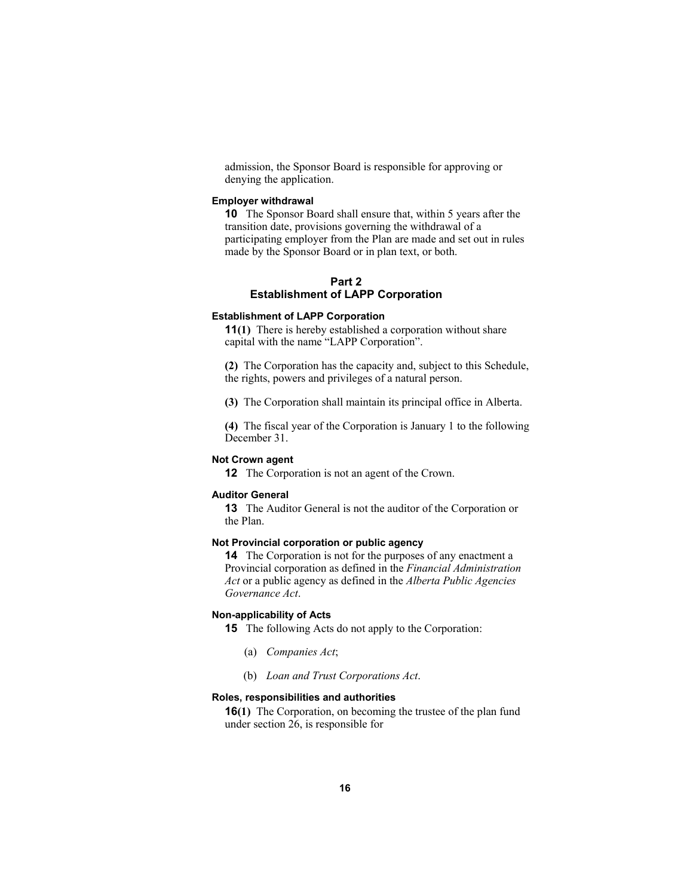admission, the Sponsor Board is responsible for approving or denying the application.

**Employer withdrawal**

**10** The Sponsor Board shall ensure that, within 5 years after the transition date, provisions governing the withdrawal of a participating employer from the Plan are made and set out in rules made by the Sponsor Board or in plan text, or both.

## Part 2
## Establishment of LAPP Corporation

**Establishment of LAPP Corporation**

**11(1)** There is hereby established a corporation without share capital with the name "LAPP Corporation".

**(2)** The Corporation has the capacity and, subject to this Schedule, the rights, powers and privileges of a natural person.

**(3)** The Corporation shall maintain its principal office in Alberta.

**(4)** The fiscal year of the Corporation is January 1 to the following December 31.

**Not Crown agent**

**12** The Corporation is not an agent of the Crown.

**Auditor General**

**13** The Auditor General is not the auditor of the Corporation or the Plan.

**Not Provincial corporation or public agency**

**14** The Corporation is not for the purposes of any enactment a Provincial corporation as defined in the *Financial Administration Act* or a public agency as defined in the *Alberta Public Agencies Governance Act*.

**Non-applicability of Acts**

**15** The following Acts do not apply to the Corporation:

(a) *Companies Act*;

(b) *Loan and Trust Corporations Act*.

**Roles, responsibilities and authorities**

**16(1)** The Corporation, on becoming the trustee of the plan fund under section 26, is responsible for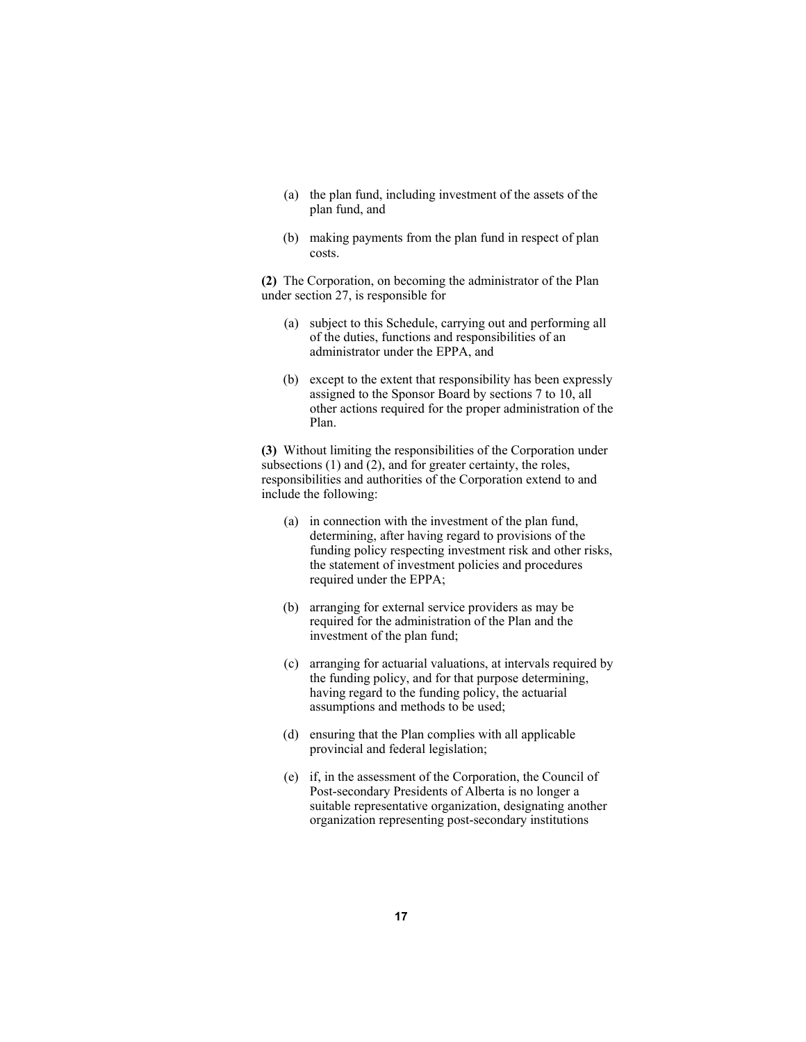(a) the plan fund, including investment of the assets of the plan fund, and

(b) making payments from the plan fund in respect of plan costs.

**(2)** The Corporation, on becoming the administrator of the Plan under section 27, is responsible for

(a) subject to this Schedule, carrying out and performing all of the duties, functions and responsibilities of an administrator under the EPPA, and

(b) except to the extent that responsibility has been expressly assigned to the Sponsor Board by sections 7 to 10, all other actions required for the proper administration of the Plan.

**(3)** Without limiting the responsibilities of the Corporation under subsections (1) and (2), and for greater certainty, the roles, responsibilities and authorities of the Corporation extend to and include the following:

(a) in connection with the investment of the plan fund, determining, after having regard to provisions of the funding policy respecting investment risk and other risks, the statement of investment policies and procedures required under the EPPA;

(b) arranging for external service providers as may be required for the administration of the Plan and the investment of the plan fund;

(c) arranging for actuarial valuations, at intervals required by the funding policy, and for that purpose determining, having regard to the funding policy, the actuarial assumptions and methods to be used;

(d) ensuring that the Plan complies with all applicable provincial and federal legislation;

(e) if, in the assessment of the Corporation, the Council of Post-secondary Presidents of Alberta is no longer a suitable representative organization, designating another organization representing post-secondary institutions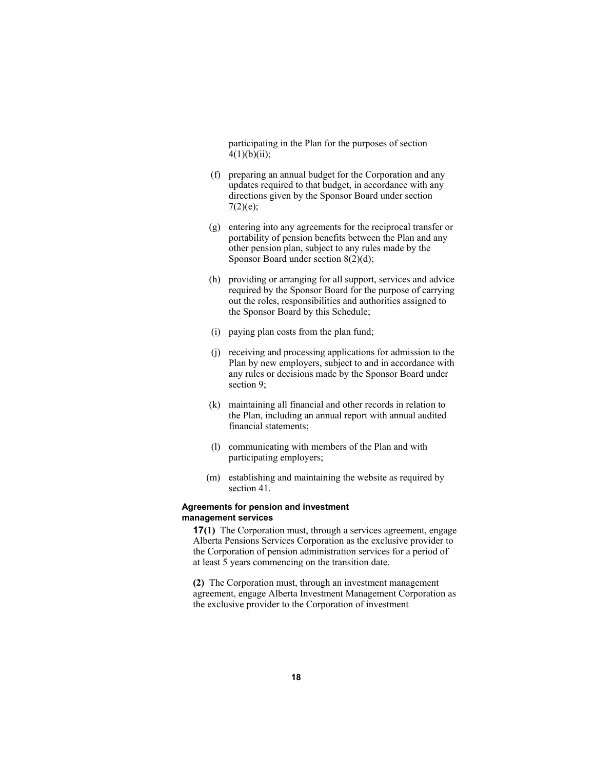participating in the Plan for the purposes of section 4(1)(b)(ii);

(f) preparing an annual budget for the Corporation and any updates required to that budget, in accordance with any directions given by the Sponsor Board under section 7(2)(e);

(g) entering into any agreements for the reciprocal transfer or portability of pension benefits between the Plan and any other pension plan, subject to any rules made by the Sponsor Board under section 8(2)(d);

(h) providing or arranging for all support, services and advice required by the Sponsor Board for the purpose of carrying out the roles, responsibilities and authorities assigned to the Sponsor Board by this Schedule;

(i) paying plan costs from the plan fund;

(j) receiving and processing applications for admission to the Plan by new employers, subject to and in accordance with any rules or decisions made by the Sponsor Board under section 9;

(k) maintaining all financial and other records in relation to the Plan, including an annual report with annual audited financial statements;

(l) communicating with members of the Plan and with participating employers;

(m) establishing and maintaining the website as required by section 41.

**Agreements for pension and investment management services**

**17(1)** The Corporation must, through a services agreement, engage Alberta Pensions Services Corporation as the exclusive provider to the Corporation of pension administration services for a period of at least 5 years commencing on the transition date.

**(2)** The Corporation must, through an investment management agreement, engage Alberta Investment Management Corporation as the exclusive provider to the Corporation of investment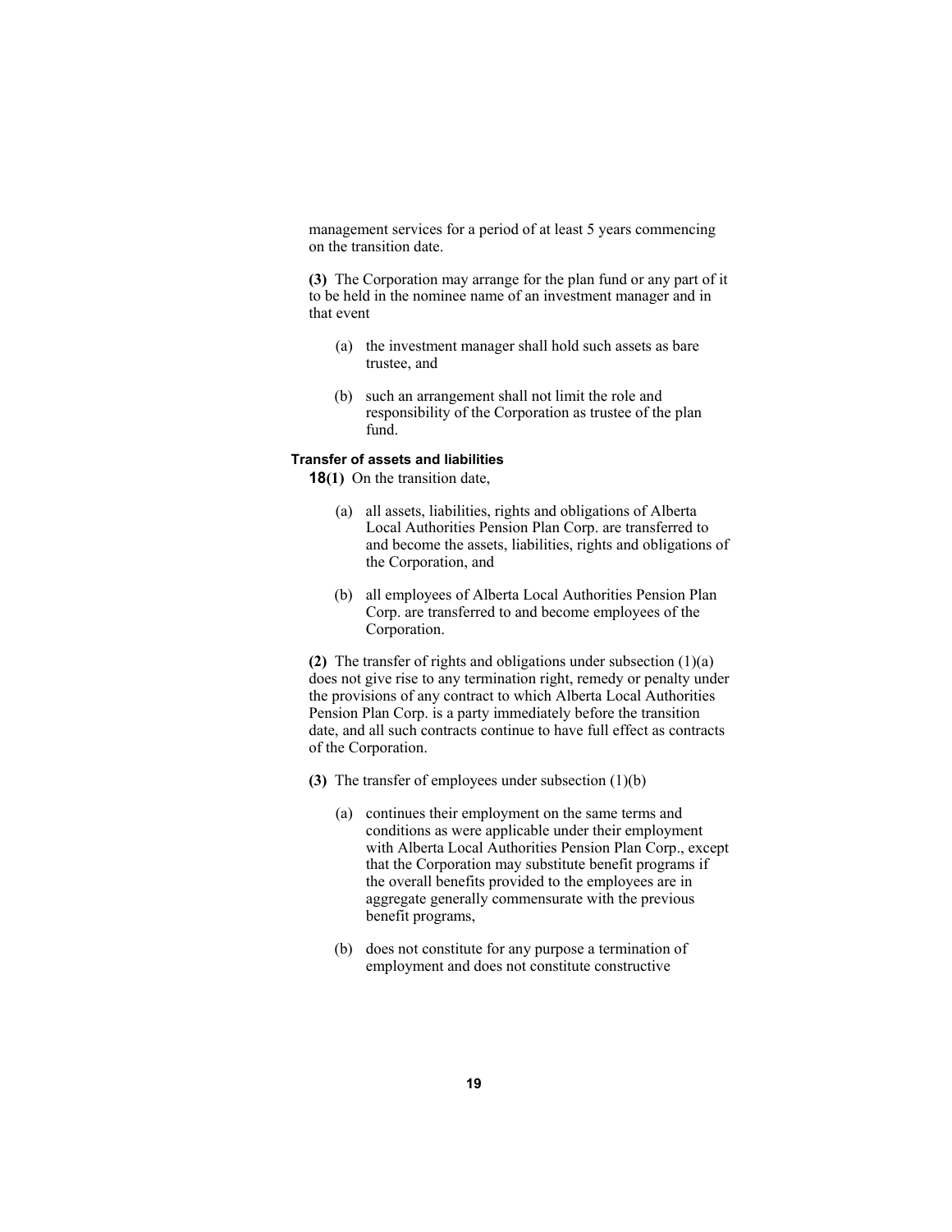management services for a period of at least 5 years commencing on the transition date.

**(3)** The Corporation may arrange for the plan fund or any part of it to be held in the nominee name of an investment manager and in that event

(a) the investment manager shall hold such assets as bare trustee, and

(b) such an arrangement shall not limit the role and responsibility of the Corporation as trustee of the plan fund.

**Transfer of assets and liabilities**

**18(1)** On the transition date,

(a) all assets, liabilities, rights and obligations of Alberta Local Authorities Pension Plan Corp. are transferred to and become the assets, liabilities, rights and obligations of the Corporation, and

(b) all employees of Alberta Local Authorities Pension Plan Corp. are transferred to and become employees of the Corporation.

**(2)** The transfer of rights and obligations under subsection (1)(a) does not give rise to any termination right, remedy or penalty under the provisions of any contract to which Alberta Local Authorities Pension Plan Corp. is a party immediately before the transition date, and all such contracts continue to have full effect as contracts of the Corporation.

**(3)** The transfer of employees under subsection (1)(b)

(a) continues their employment on the same terms and conditions as were applicable under their employment with Alberta Local Authorities Pension Plan Corp., except that the Corporation may substitute benefit programs if the overall benefits provided to the employees are in aggregate generally commensurate with the previous benefit programs,

(b) does not constitute for any purpose a termination of employment and does not constitute constructive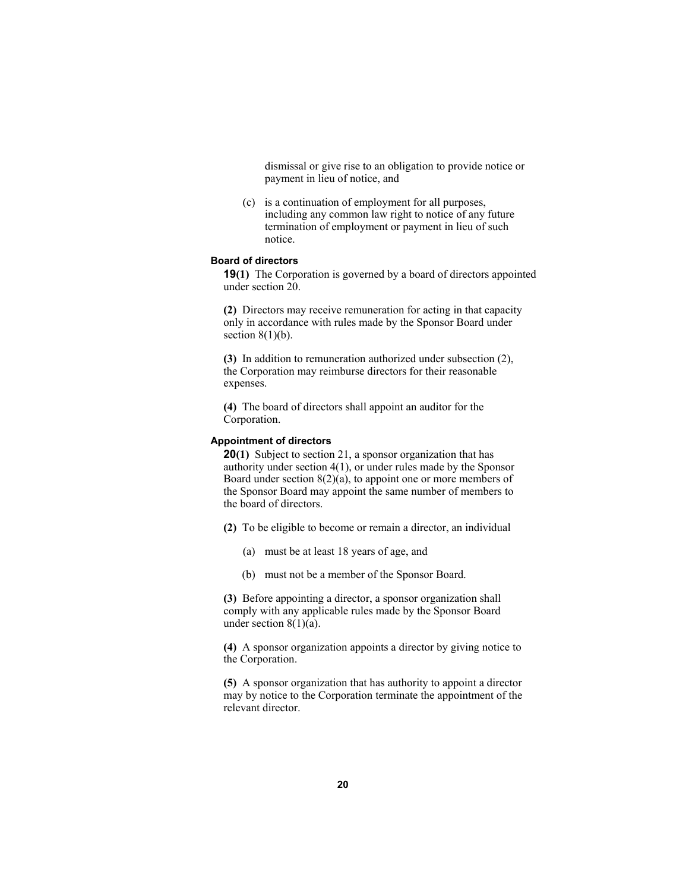dismissal or give rise to an obligation to provide notice or payment in lieu of notice, and

(c) is a continuation of employment for all purposes, including any common law right to notice of any future termination of employment or payment in lieu of such notice.

#### Board of directors

**19(1)** The Corporation is governed by a board of directors appointed under section 20.

**(2)** Directors may receive remuneration for acting in that capacity only in accordance with rules made by the Sponsor Board under section 8(1)(b).

**(3)** In addition to remuneration authorized under subsection (2), the Corporation may reimburse directors for their reasonable expenses.

**(4)** The board of directors shall appoint an auditor for the Corporation.

#### Appointment of directors

**20(1)** Subject to section 21, a sponsor organization that has authority under section 4(1), or under rules made by the Sponsor Board under section 8(2)(a), to appoint one or more members of the Sponsor Board may appoint the same number of members to the board of directors.

**(2)** To be eligible to become or remain a director, an individual

(a) must be at least 18 years of age, and

(b) must not be a member of the Sponsor Board.

**(3)** Before appointing a director, a sponsor organization shall comply with any applicable rules made by the Sponsor Board under section 8(1)(a).

**(4)** A sponsor organization appoints a director by giving notice to the Corporation.

**(5)** A sponsor organization that has authority to appoint a director may by notice to the Corporation terminate the appointment of the relevant director.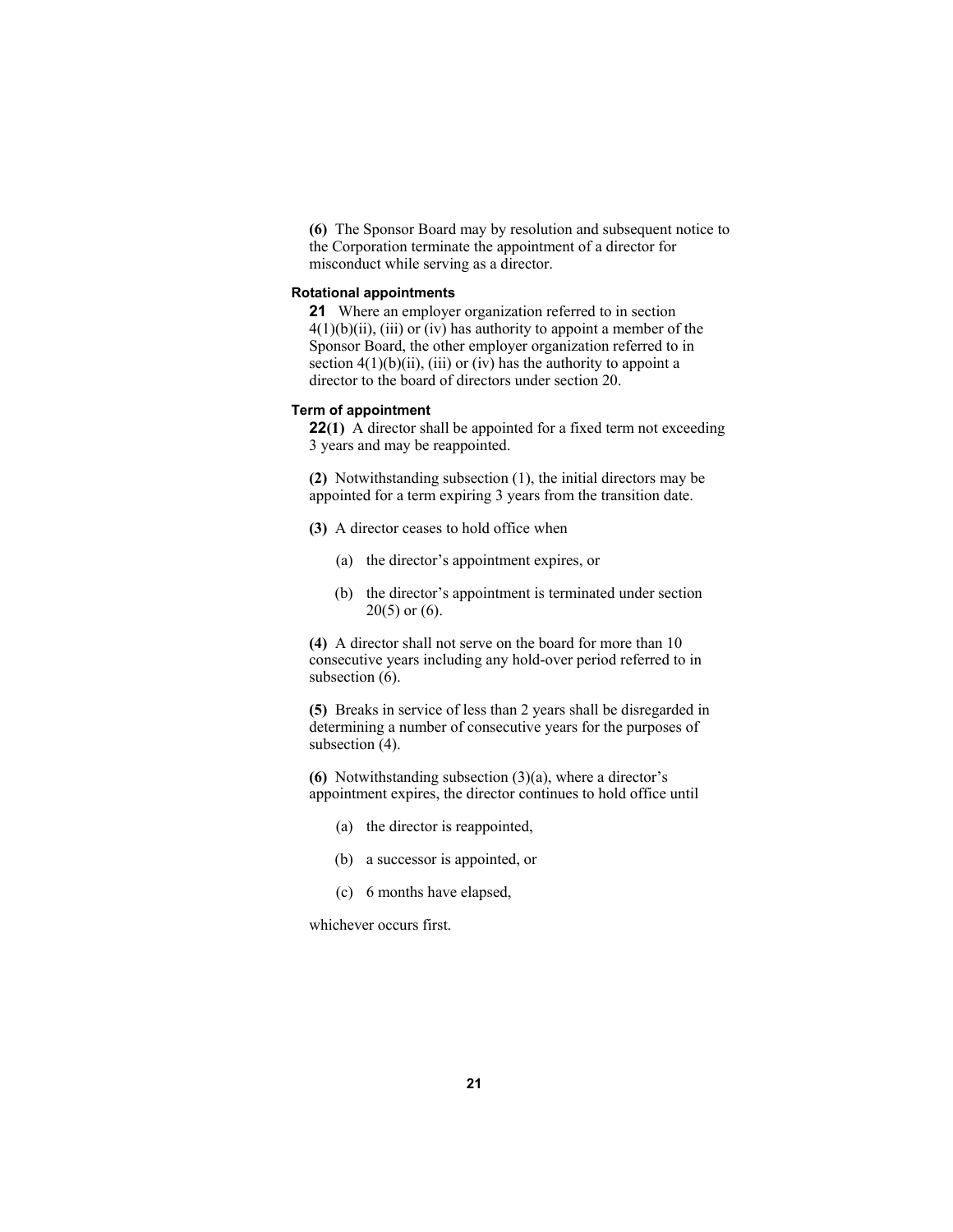**(6)** The Sponsor Board may by resolution and subsequent notice to the Corporation terminate the appointment of a director for misconduct while serving as a director.

#### Rotational appointments

**21** Where an employer organization referred to in section 4(1)(b)(ii), (iii) or (iv) has authority to appoint a member of the Sponsor Board, the other employer organization referred to in section 4(1)(b)(ii), (iii) or (iv) has the authority to appoint a director to the board of directors under section 20.

#### Term of appointment

**22(1)** A director shall be appointed for a fixed term not exceeding 3 years and may be reappointed.

**(2)** Notwithstanding subsection (1), the initial directors may be appointed for a term expiring 3 years from the transition date.

**(3)** A director ceases to hold office when

- (a) the director's appointment expires, or
- (b) the director's appointment is terminated under section 20(5) or (6).

**(4)** A director shall not serve on the board for more than 10 consecutive years including any hold-over period referred to in subsection (6).

**(5)** Breaks in service of less than 2 years shall be disregarded in determining a number of consecutive years for the purposes of subsection (4).

**(6)** Notwithstanding subsection (3)(a), where a director's appointment expires, the director continues to hold office until

- (a) the director is reappointed,
- (b) a successor is appointed, or
- (c) 6 months have elapsed,

whichever occurs first.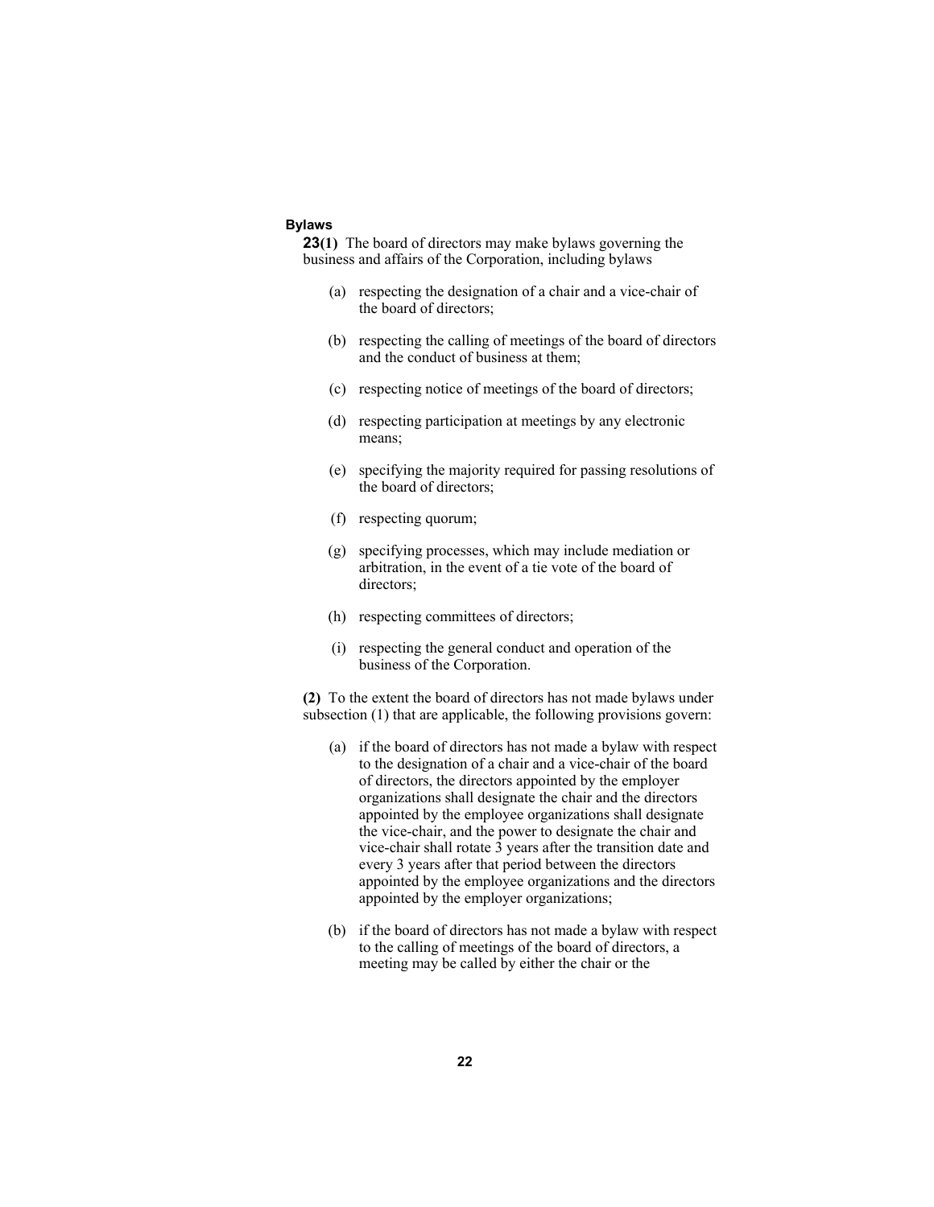### Bylaws

**23(1)** The board of directors may make bylaws governing the business and affairs of the Corporation, including bylaws

(a) respecting the designation of a chair and a vice-chair of the board of directors;

(b) respecting the calling of meetings of the board of directors and the conduct of business at them;

(c) respecting notice of meetings of the board of directors;

(d) respecting participation at meetings by any electronic means;

(e) specifying the majority required for passing resolutions of the board of directors;

(f) respecting quorum;

(g) specifying processes, which may include mediation or arbitration, in the event of a tie vote of the board of directors;

(h) respecting committees of directors;

(i) respecting the general conduct and operation of the business of the Corporation.

**(2)** To the extent the board of directors has not made bylaws under subsection (1) that are applicable, the following provisions govern:

(a) if the board of directors has not made a bylaw with respect to the designation of a chair and a vice-chair of the board of directors, the directors appointed by the employer organizations shall designate the chair and the directors appointed by the employee organizations shall designate the vice-chair, and the power to designate the chair and vice-chair shall rotate 3 years after the transition date and every 3 years after that period between the directors appointed by the employee organizations and the directors appointed by the employer organizations;

(b) if the board of directors has not made a bylaw with respect to the calling of meetings of the board of directors, a meeting may be called by either the chair or the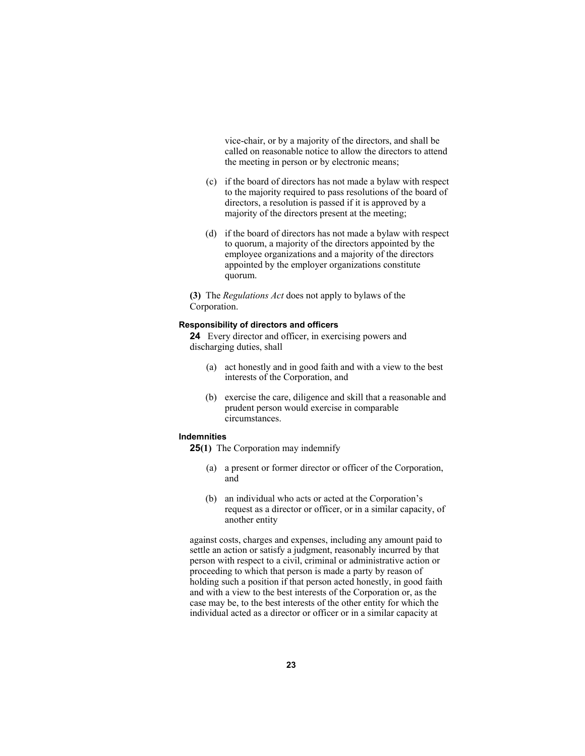vice-chair, or by a majority of the directors, and shall be called on reasonable notice to allow the directors to attend the meeting in person or by electronic means;

(c) if the board of directors has not made a bylaw with respect to the majority required to pass resolutions of the board of directors, a resolution is passed if it is approved by a majority of the directors present at the meeting;

(d) if the board of directors has not made a bylaw with respect to quorum, a majority of the directors appointed by the employee organizations and a majority of the directors appointed by the employer organizations constitute quorum.

**(3)** The *Regulations Act* does not apply to bylaws of the Corporation.

#### Responsibility of directors and officers

**24** Every director and officer, in exercising powers and discharging duties, shall

(a) act honestly and in good faith and with a view to the best interests of the Corporation, and

(b) exercise the care, diligence and skill that a reasonable and prudent person would exercise in comparable circumstances.

#### Indemnities

**25(1)** The Corporation may indemnify

(a) a present or former director or officer of the Corporation, and

(b) an individual who acts or acted at the Corporation's request as a director or officer, or in a similar capacity, of another entity

against costs, charges and expenses, including any amount paid to settle an action or satisfy a judgment, reasonably incurred by that person with respect to a civil, criminal or administrative action or proceeding to which that person is made a party by reason of holding such a position if that person acted honestly, in good faith and with a view to the best interests of the Corporation or, as the case may be, to the best interests of the other entity for which the individual acted as a director or officer or in a similar capacity at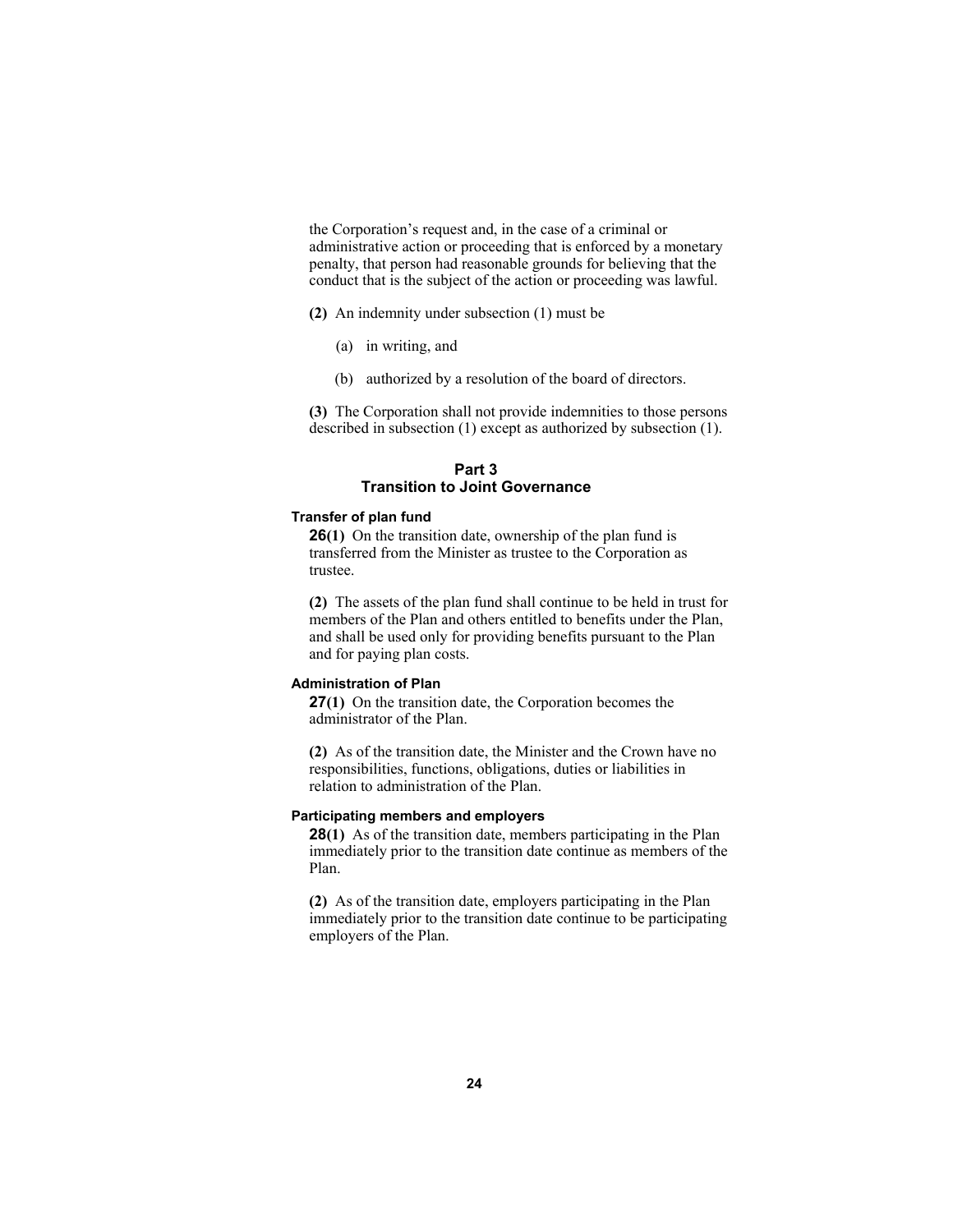the Corporation's request and, in the case of a criminal or administrative action or proceeding that is enforced by a monetary penalty, that person had reasonable grounds for believing that the conduct that is the subject of the action or proceeding was lawful.

**(2)** An indemnity under subsection (1) must be

(a) in writing, and

(b) authorized by a resolution of the board of directors.

**(3)** The Corporation shall not provide indemnities to those persons described in subsection (1) except as authorized by subsection (1).

## Part 3
## Transition to Joint Governance

#### Transfer of plan fund

**26(1)** On the transition date, ownership of the plan fund is transferred from the Minister as trustee to the Corporation as trustee.

**(2)** The assets of the plan fund shall continue to be held in trust for members of the Plan and others entitled to benefits under the Plan, and shall be used only for providing benefits pursuant to the Plan and for paying plan costs.

#### Administration of Plan

**27(1)** On the transition date, the Corporation becomes the administrator of the Plan.

**(2)** As of the transition date, the Minister and the Crown have no responsibilities, functions, obligations, duties or liabilities in relation to administration of the Plan.

#### Participating members and employers

**28(1)** As of the transition date, members participating in the Plan immediately prior to the transition date continue as members of the Plan.

**(2)** As of the transition date, employers participating in the Plan immediately prior to the transition date continue to be participating employers of the Plan.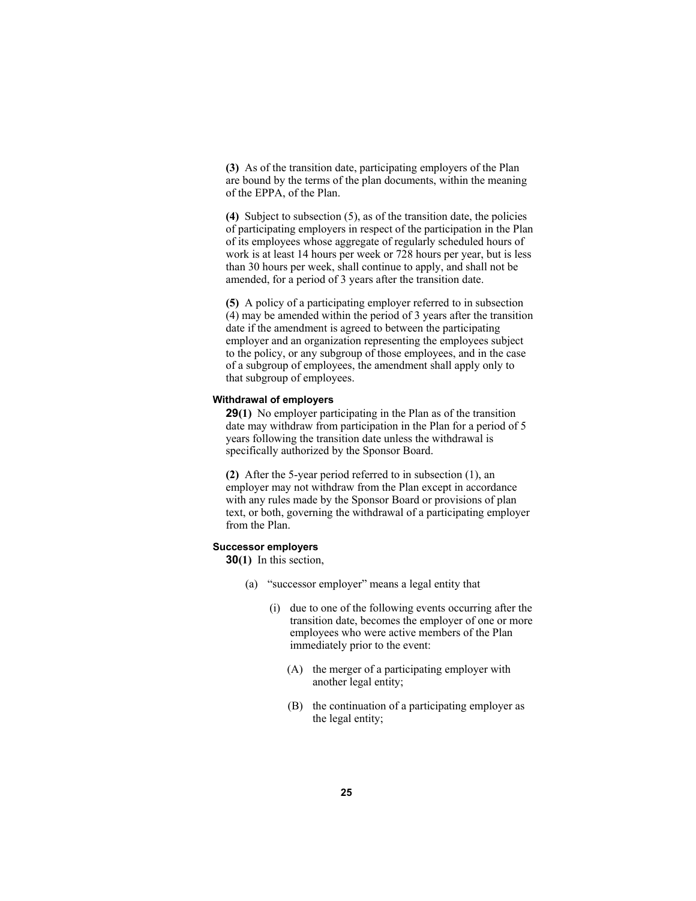**(3)** As of the transition date, participating employers of the Plan are bound by the terms of the plan documents, within the meaning of the EPPA, of the Plan.

**(4)** Subject to subsection (5), as of the transition date, the policies of participating employers in respect of the participation in the Plan of its employees whose aggregate of regularly scheduled hours of work is at least 14 hours per week or 728 hours per year, but is less than 30 hours per week, shall continue to apply, and shall not be amended, for a period of 3 years after the transition date.

**(5)** A policy of a participating employer referred to in subsection (4) may be amended within the period of 3 years after the transition date if the amendment is agreed to between the participating employer and an organization representing the employees subject to the policy, or any subgroup of those employees, and in the case of a subgroup of employees, the amendment shall apply only to that subgroup of employees.

#### Withdrawal of employers

**29(1)** No employer participating in the Plan as of the transition date may withdraw from participation in the Plan for a period of 5 years following the transition date unless the withdrawal is specifically authorized by the Sponsor Board.

**(2)** After the 5-year period referred to in subsection (1), an employer may not withdraw from the Plan except in accordance with any rules made by the Sponsor Board or provisions of plan text, or both, governing the withdrawal of a participating employer from the Plan.

#### Successor employers

**30(1)** In this section,

(a) "successor employer" means a legal entity that

(i) due to one of the following events occurring after the transition date, becomes the employer of one or more employees who were active members of the Plan immediately prior to the event:

(A) the merger of a participating employer with another legal entity;

(B) the continuation of a participating employer as the legal entity;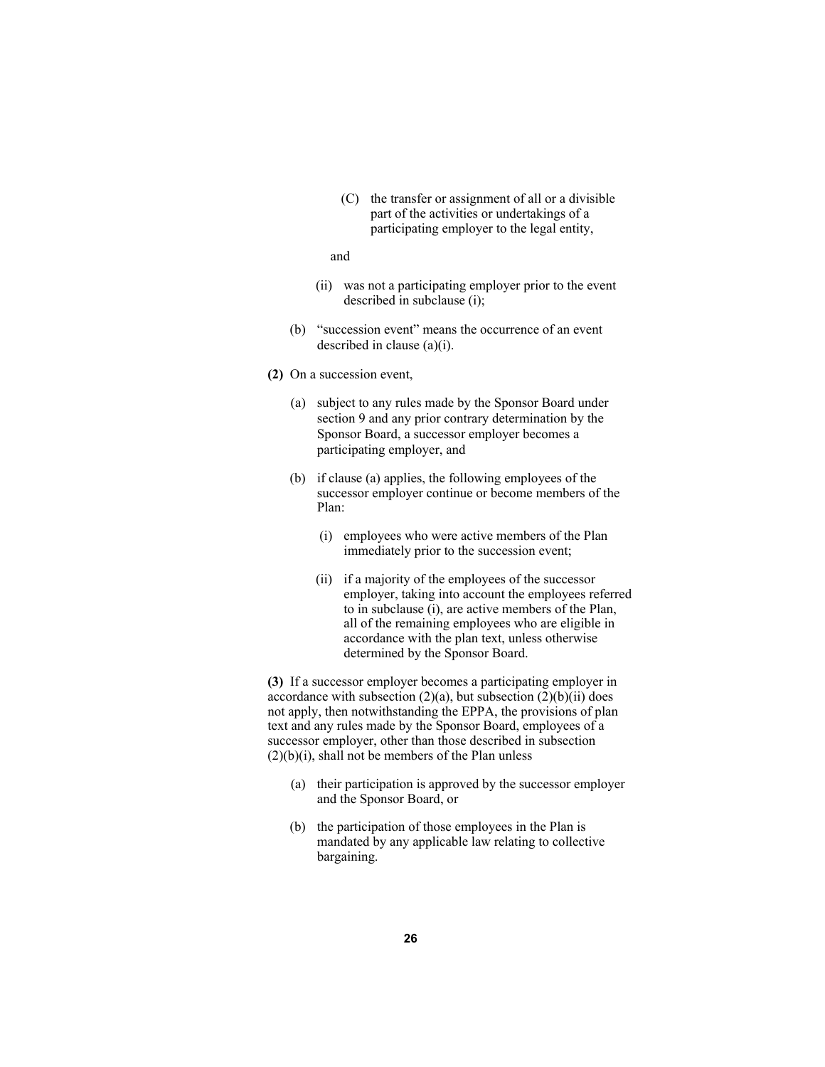(C) the transfer or assignment of all or a divisible part of the activities or undertakings of a participating employer to the legal entity,

and

(ii) was not a participating employer prior to the event described in subclause (i);

(b) "succession event" means the occurrence of an event described in clause (a)(i).

**(2)** On a succession event,

(a) subject to any rules made by the Sponsor Board under section 9 and any prior contrary determination by the Sponsor Board, a successor employer becomes a participating employer, and

(b) if clause (a) applies, the following employees of the successor employer continue or become members of the Plan:

(i) employees who were active members of the Plan immediately prior to the succession event;

(ii) if a majority of the employees of the successor employer, taking into account the employees referred to in subclause (i), are active members of the Plan, all of the remaining employees who are eligible in accordance with the plan text, unless otherwise determined by the Sponsor Board.

**(3)** If a successor employer becomes a participating employer in accordance with subsection (2)(a), but subsection (2)(b)(ii) does not apply, then notwithstanding the EPPA, the provisions of plan text and any rules made by the Sponsor Board, employees of a successor employer, other than those described in subsection (2)(b)(i), shall not be members of the Plan unless

(a) their participation is approved by the successor employer and the Sponsor Board, or

(b) the participation of those employees in the Plan is mandated by any applicable law relating to collective bargaining.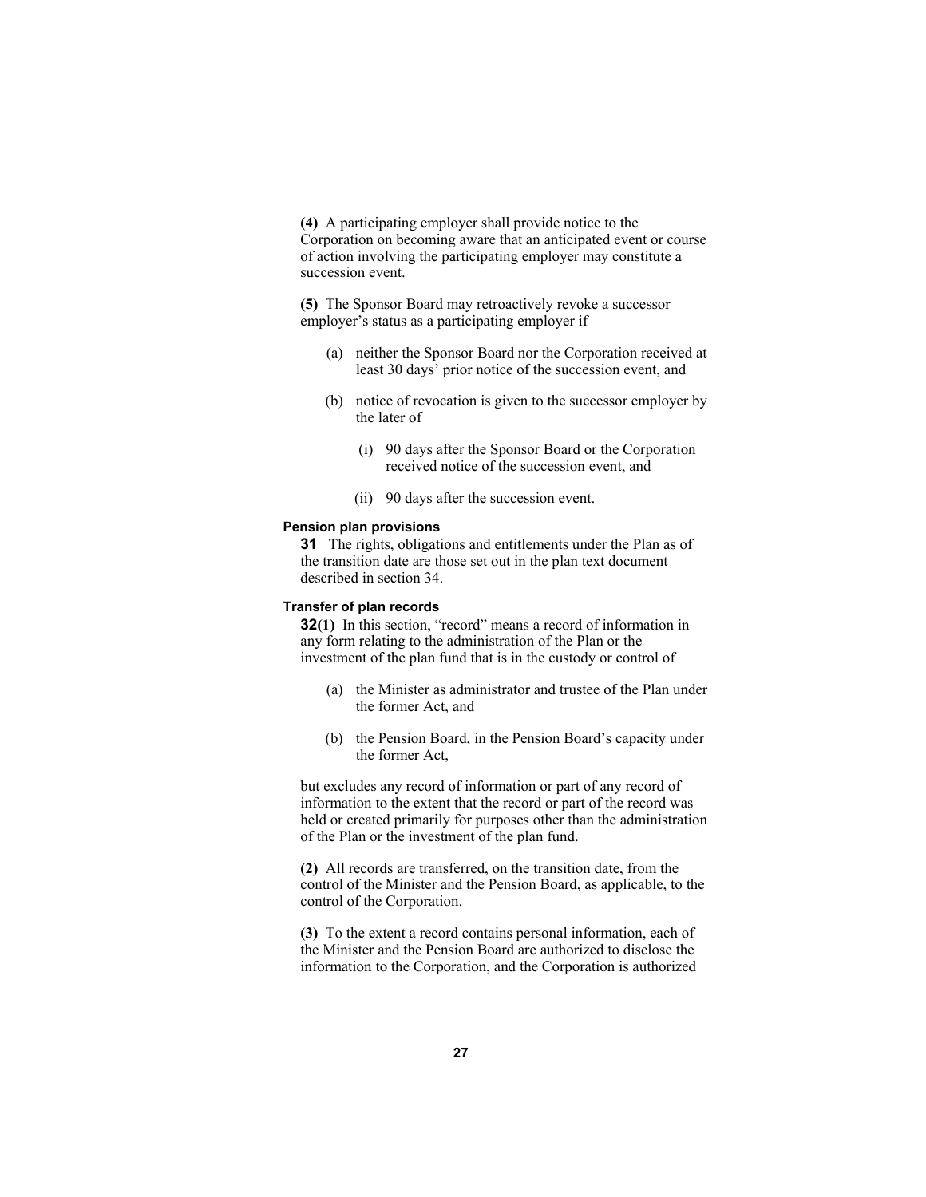**(4)** A participating employer shall provide notice to the Corporation on becoming aware that an anticipated event or course of action involving the participating employer may constitute a succession event.

**(5)** The Sponsor Board may retroactively revoke a successor employer's status as a participating employer if

(a) neither the Sponsor Board nor the Corporation received at least 30 days' prior notice of the succession event, and

(b) notice of revocation is given to the successor employer by the later of

(i) 90 days after the Sponsor Board or the Corporation received notice of the succession event, and

(ii) 90 days after the succession event.

#### Pension plan provisions

**31** The rights, obligations and entitlements under the Plan as of the transition date are those set out in the plan text document described in section 34.

#### Transfer of plan records

**32(1)** In this section, "record" means a record of information in any form relating to the administration of the Plan or the investment of the plan fund that is in the custody or control of

(a) the Minister as administrator and trustee of the Plan under the former Act, and

(b) the Pension Board, in the Pension Board's capacity under the former Act,

but excludes any record of information or part of any record of information to the extent that the record or part of the record was held or created primarily for purposes other than the administration of the Plan or the investment of the plan fund.

**(2)** All records are transferred, on the transition date, from the control of the Minister and the Pension Board, as applicable, to the control of the Corporation.

**(3)** To the extent a record contains personal information, each of the Minister and the Pension Board are authorized to disclose the information to the Corporation, and the Corporation is authorized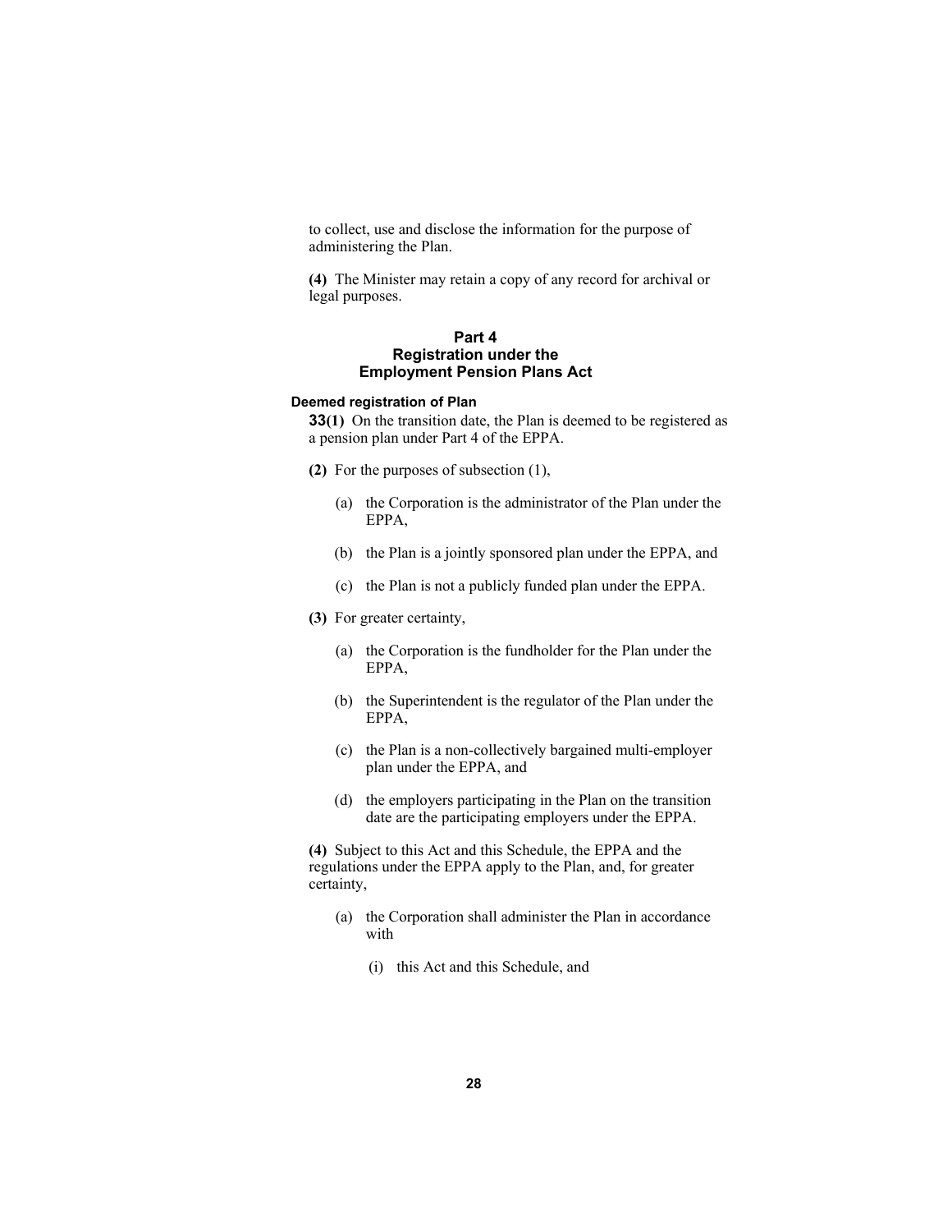to collect, use and disclose the information for the purpose of administering the Plan.

**(4)** The Minister may retain a copy of any record for archival or legal purposes.

## Part 4
## Registration under the Employment Pension Plans Act

### Deemed registration of Plan

**33(1)** On the transition date, the Plan is deemed to be registered as a pension plan under Part 4 of the EPPA.

**(2)** For the purposes of subsection (1),

- (a) the Corporation is the administrator of the Plan under the EPPA,
- (b) the Plan is a jointly sponsored plan under the EPPA, and
- (c) the Plan is not a publicly funded plan under the EPPA.

**(3)** For greater certainty,

- (a) the Corporation is the fundholder for the Plan under the EPPA,
- (b) the Superintendent is the regulator of the Plan under the EPPA,
- (c) the Plan is a non-collectively bargained multi-employer plan under the EPPA, and
- (d) the employers participating in the Plan on the transition date are the participating employers under the EPPA.

**(4)** Subject to this Act and this Schedule, the EPPA and the regulations under the EPPA apply to the Plan, and, for greater certainty,

- (a) the Corporation shall administer the Plan in accordance with
  - (i) this Act and this Schedule, and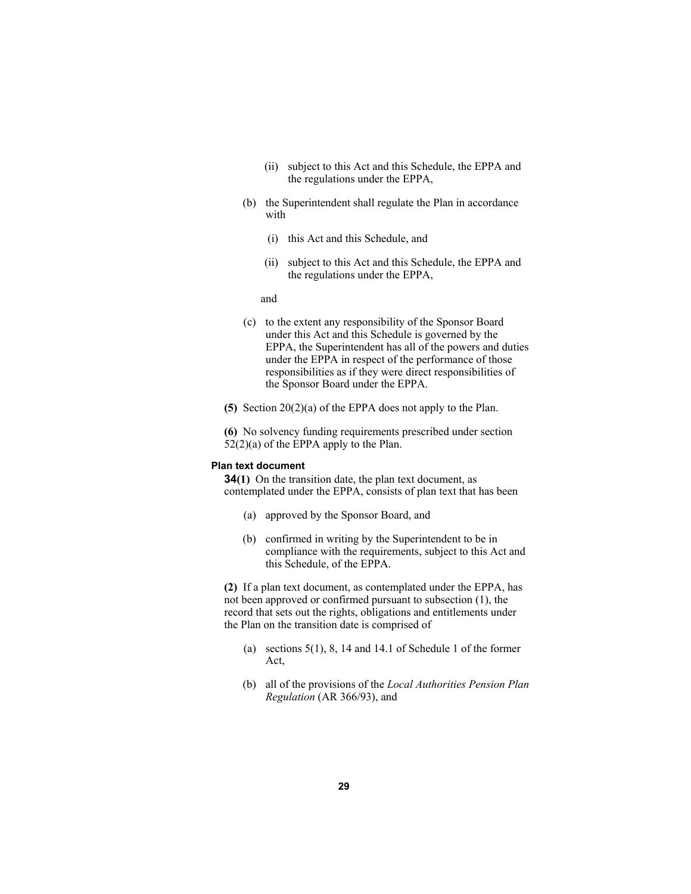(ii) subject to this Act and this Schedule, the EPPA and the regulations under the EPPA,

(b) the Superintendent shall regulate the Plan in accordance with

(i) this Act and this Schedule, and

(ii) subject to this Act and this Schedule, the EPPA and the regulations under the EPPA,

and

(c) to the extent any responsibility of the Sponsor Board under this Act and this Schedule is governed by the EPPA, the Superintendent has all of the powers and duties under the EPPA in respect of the performance of those responsibilities as if they were direct responsibilities of the Sponsor Board under the EPPA.

**(5)** Section 20(2)(a) of the EPPA does not apply to the Plan.

**(6)** No solvency funding requirements prescribed under section 52(2)(a) of the EPPA apply to the Plan.

**Plan text document**

**34(1)** On the transition date, the plan text document, as contemplated under the EPPA, consists of plan text that has been

(a) approved by the Sponsor Board, and

(b) confirmed in writing by the Superintendent to be in compliance with the requirements, subject to this Act and this Schedule, of the EPPA.

**(2)** If a plan text document, as contemplated under the EPPA, has not been approved or confirmed pursuant to subsection (1), the record that sets out the rights, obligations and entitlements under the Plan on the transition date is comprised of

(a) sections 5(1), 8, 14 and 14.1 of Schedule 1 of the former Act,

(b) all of the provisions of the *Local Authorities Pension Plan Regulation* (AR 366/93), and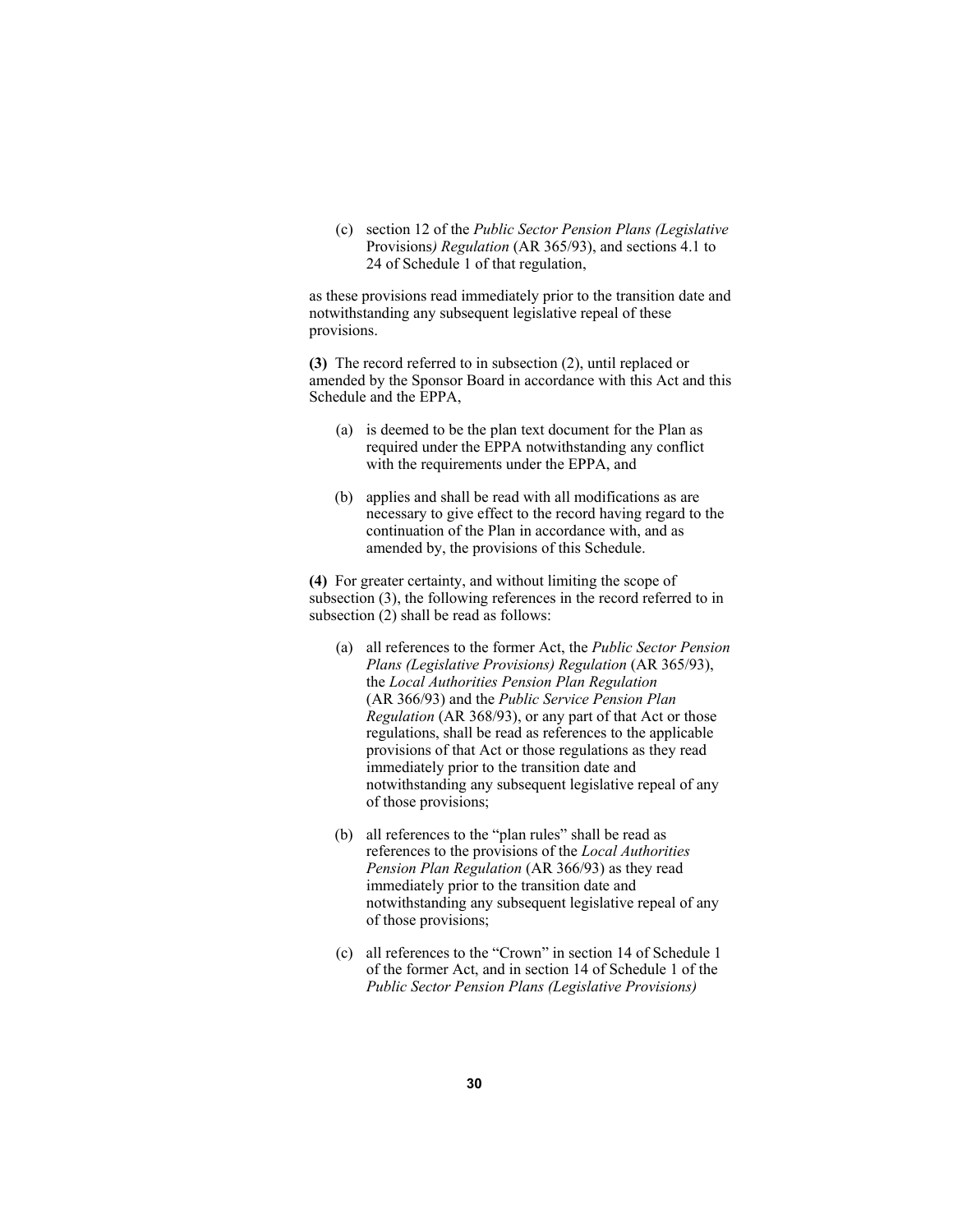(c) section 12 of the *Public Sector Pension Plans (Legislative* Provisions*) Regulation* (AR 365/93), and sections 4.1 to 24 of Schedule 1 of that regulation,

as these provisions read immediately prior to the transition date and notwithstanding any subsequent legislative repeal of these provisions.

**(3)** The record referred to in subsection (2), until replaced or amended by the Sponsor Board in accordance with this Act and this Schedule and the EPPA,

(a) is deemed to be the plan text document for the Plan as required under the EPPA notwithstanding any conflict with the requirements under the EPPA, and

(b) applies and shall be read with all modifications as are necessary to give effect to the record having regard to the continuation of the Plan in accordance with, and as amended by, the provisions of this Schedule.

**(4)** For greater certainty, and without limiting the scope of subsection (3), the following references in the record referred to in subsection (2) shall be read as follows:

(a) all references to the former Act, the *Public Sector Pension Plans (Legislative Provisions) Regulation* (AR 365/93), the *Local Authorities Pension Plan Regulation* (AR 366/93) and the *Public Service Pension Plan Regulation* (AR 368/93), or any part of that Act or those regulations, shall be read as references to the applicable provisions of that Act or those regulations as they read immediately prior to the transition date and notwithstanding any subsequent legislative repeal of any of those provisions;

(b) all references to the "plan rules" shall be read as references to the provisions of the *Local Authorities Pension Plan Regulation* (AR 366/93) as they read immediately prior to the transition date and notwithstanding any subsequent legislative repeal of any of those provisions;

(c) all references to the "Crown" in section 14 of Schedule 1 of the former Act, and in section 14 of Schedule 1 of the *Public Sector Pension Plans (Legislative Provisions)*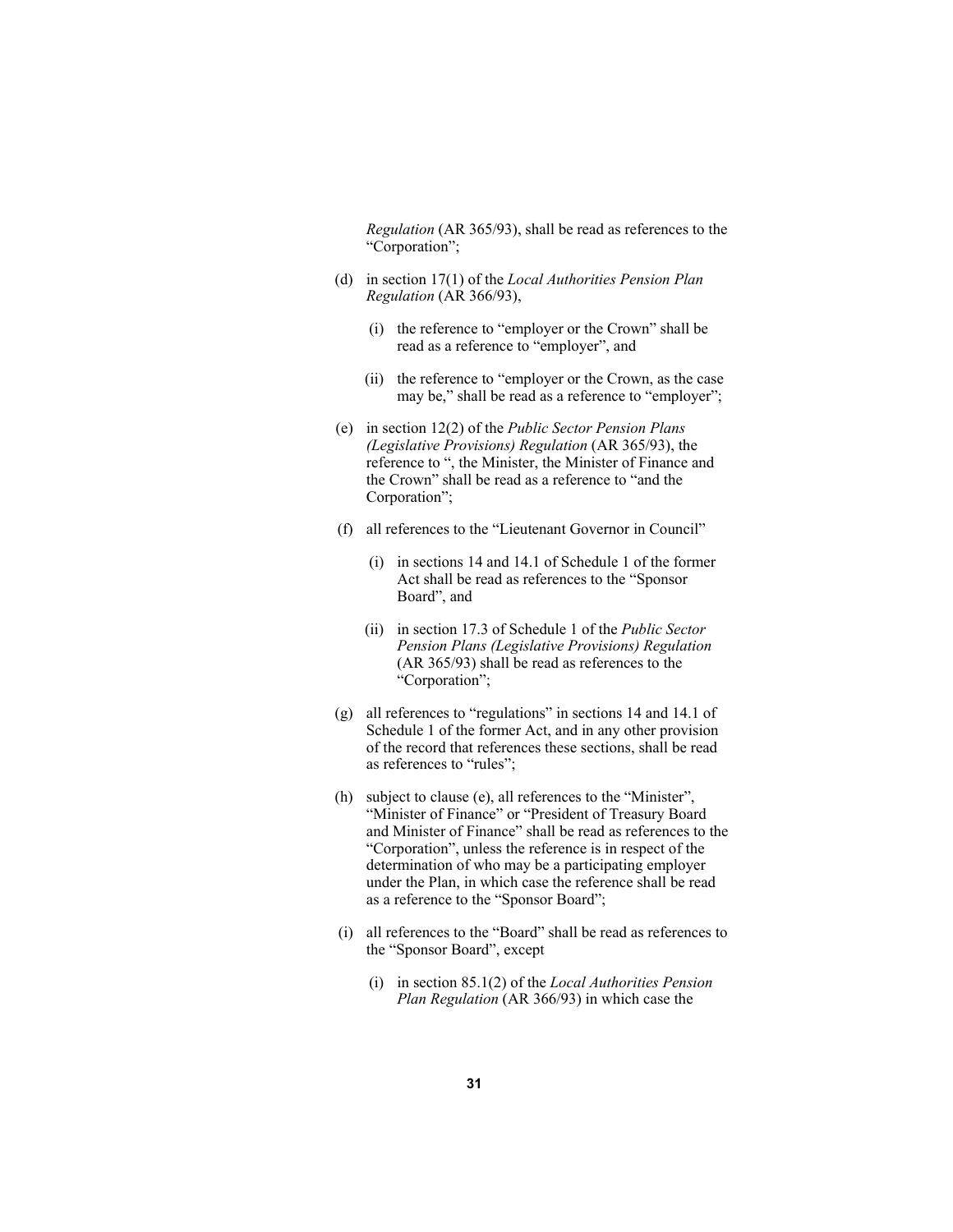*Regulation* (AR 365/93), shall be read as references to the "Corporation";

(d) in section 17(1) of the *Local Authorities Pension Plan Regulation* (AR 366/93),

  (i) the reference to "employer or the Crown" shall be read as a reference to "employer", and

  (ii) the reference to "employer or the Crown, as the case may be," shall be read as a reference to "employer";

(e) in section 12(2) of the *Public Sector Pension Plans (Legislative Provisions) Regulation* (AR 365/93), the reference to ", the Minister, the Minister of Finance and the Crown" shall be read as a reference to "and the Corporation";

(f) all references to the "Lieutenant Governor in Council"

  (i) in sections 14 and 14.1 of Schedule 1 of the former Act shall be read as references to the "Sponsor Board", and

  (ii) in section 17.3 of Schedule 1 of the *Public Sector Pension Plans (Legislative Provisions) Regulation* (AR 365/93) shall be read as references to the "Corporation";

(g) all references to "regulations" in sections 14 and 14.1 of Schedule 1 of the former Act, and in any other provision of the record that references these sections, shall be read as references to "rules";

(h) subject to clause (e), all references to the "Minister", "Minister of Finance" or "President of Treasury Board and Minister of Finance" shall be read as references to the "Corporation", unless the reference is in respect of the determination of who may be a participating employer under the Plan, in which case the reference shall be read as a reference to the "Sponsor Board";

(i) all references to the "Board" shall be read as references to the "Sponsor Board", except

  (i) in section 85.1(2) of the *Local Authorities Pension Plan Regulation* (AR 366/93) in which case the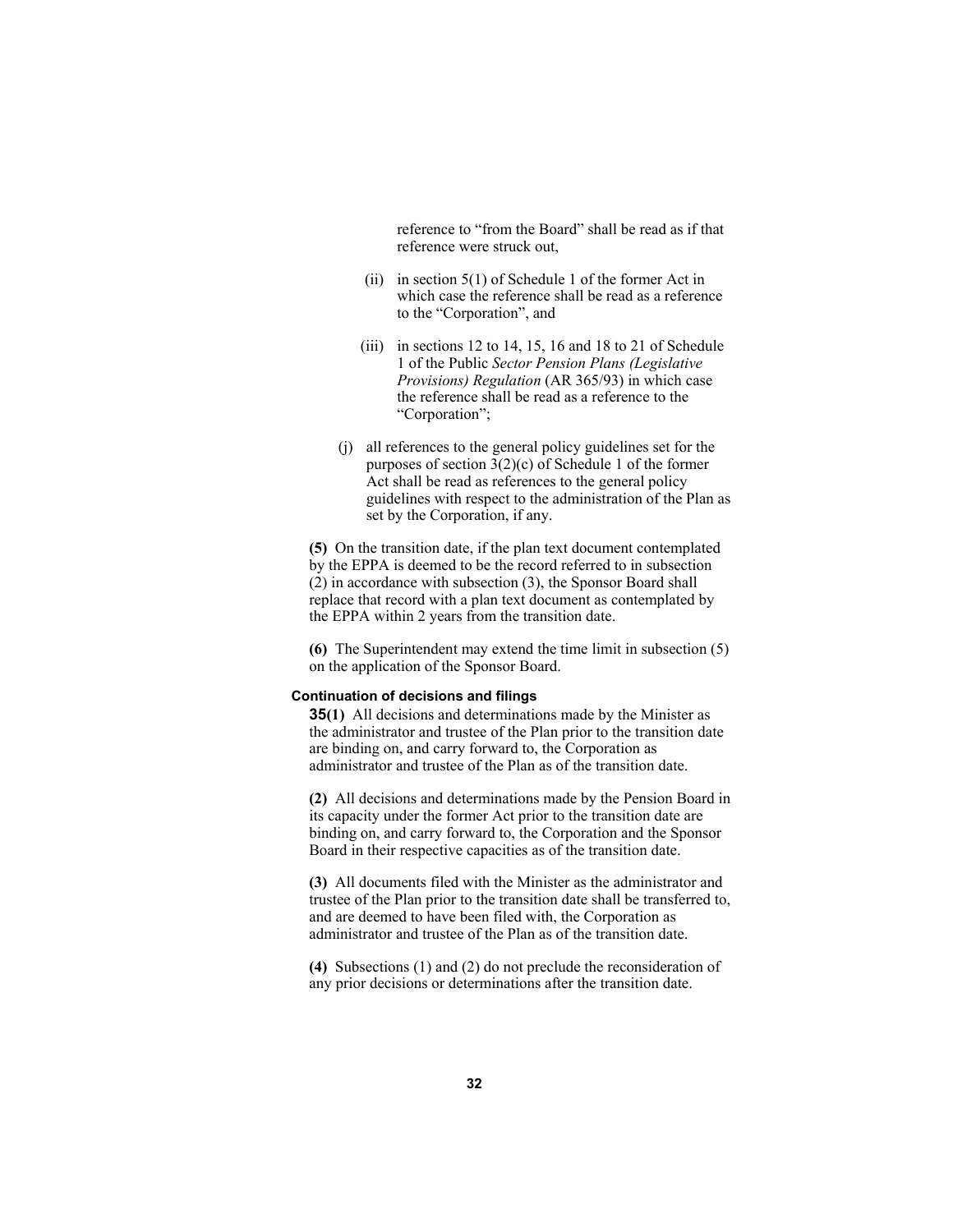reference to "from the Board" shall be read as if that reference were struck out,

(ii) in section 5(1) of Schedule 1 of the former Act in which case the reference shall be read as a reference to the "Corporation", and

(iii) in sections 12 to 14, 15, 16 and 18 to 21 of Schedule 1 of the Public *Sector Pension Plans (Legislative Provisions) Regulation* (AR 365/93) in which case the reference shall be read as a reference to the "Corporation";

(j) all references to the general policy guidelines set for the purposes of section 3(2)(c) of Schedule 1 of the former Act shall be read as references to the general policy guidelines with respect to the administration of the Plan as set by the Corporation, if any.

**(5)** On the transition date, if the plan text document contemplated by the EPPA is deemed to be the record referred to in subsection (2) in accordance with subsection (3), the Sponsor Board shall replace that record with a plan text document as contemplated by the EPPA within 2 years from the transition date.

**(6)** The Superintendent may extend the time limit in subsection (5) on the application of the Sponsor Board.

**Continuation of decisions and filings**

**35(1)** All decisions and determinations made by the Minister as the administrator and trustee of the Plan prior to the transition date are binding on, and carry forward to, the Corporation as administrator and trustee of the Plan as of the transition date.

**(2)** All decisions and determinations made by the Pension Board in its capacity under the former Act prior to the transition date are binding on, and carry forward to, the Corporation and the Sponsor Board in their respective capacities as of the transition date.

**(3)** All documents filed with the Minister as the administrator and trustee of the Plan prior to the transition date shall be transferred to, and are deemed to have been filed with, the Corporation as administrator and trustee of the Plan as of the transition date.

**(4)** Subsections (1) and (2) do not preclude the reconsideration of any prior decisions or determinations after the transition date.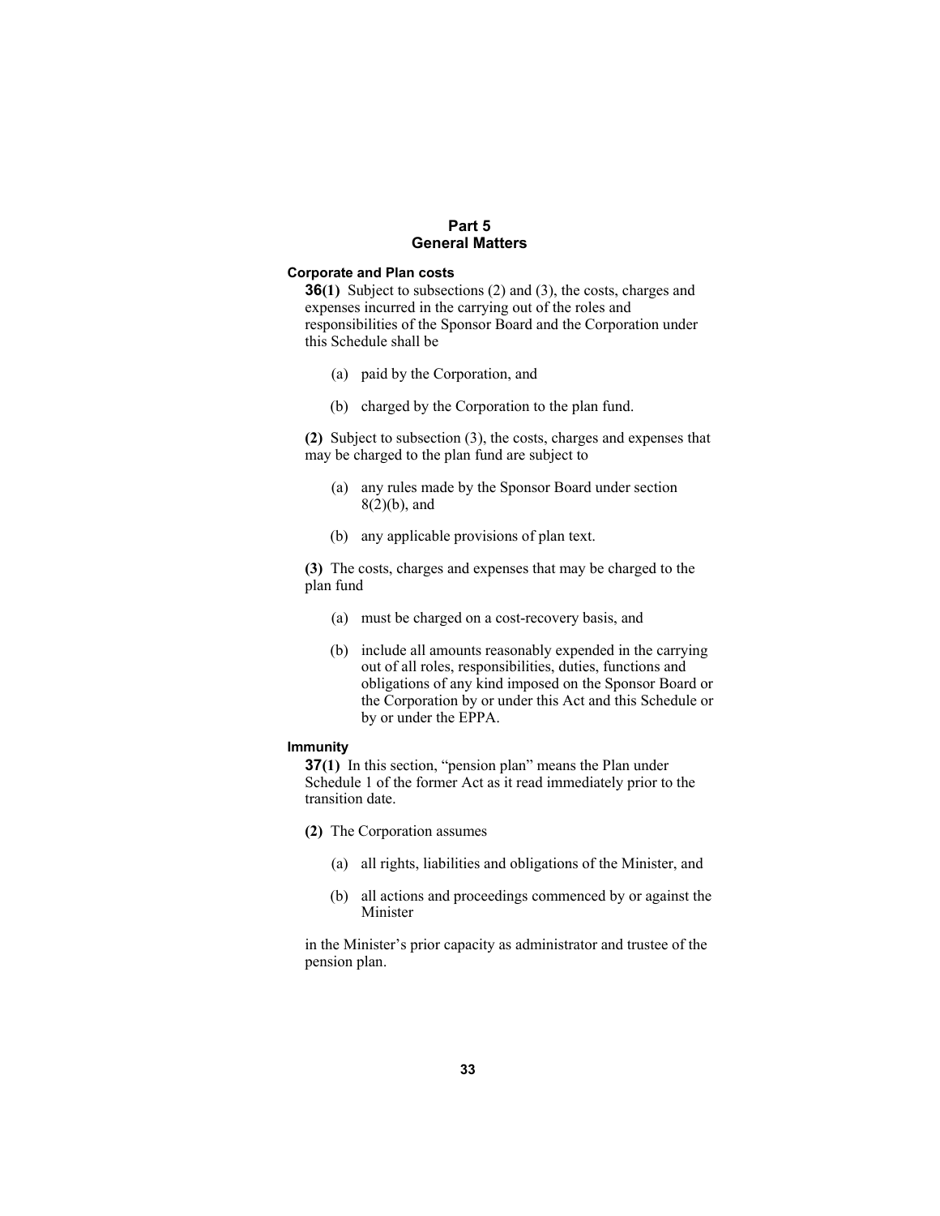## Part 5
## General Matters

**Corporate and Plan costs**

**36(1)** Subject to subsections (2) and (3), the costs, charges and expenses incurred in the carrying out of the roles and responsibilities of the Sponsor Board and the Corporation under this Schedule shall be

- (a) paid by the Corporation, and
- (b) charged by the Corporation to the plan fund.

**(2)** Subject to subsection (3), the costs, charges and expenses that may be charged to the plan fund are subject to

- (a) any rules made by the Sponsor Board under section 8(2)(b), and
- (b) any applicable provisions of plan text.

**(3)** The costs, charges and expenses that may be charged to the plan fund

- (a) must be charged on a cost-recovery basis, and
- (b) include all amounts reasonably expended in the carrying out of all roles, responsibilities, duties, functions and obligations of any kind imposed on the Sponsor Board or the Corporation by or under this Act and this Schedule or by or under the EPPA.

**Immunity**

**37(1)** In this section, "pension plan" means the Plan under Schedule 1 of the former Act as it read immediately prior to the transition date.

**(2)** The Corporation assumes

- (a) all rights, liabilities and obligations of the Minister, and
- (b) all actions and proceedings commenced by or against the Minister

in the Minister's prior capacity as administrator and trustee of the pension plan.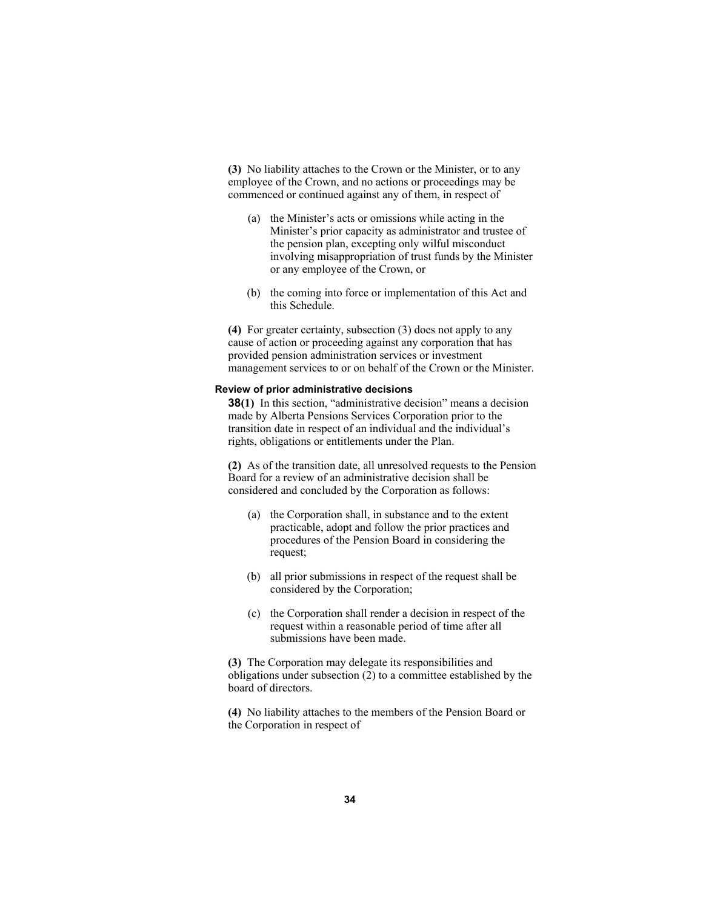**(3)** No liability attaches to the Crown or the Minister, or to any employee of the Crown, and no actions or proceedings may be commenced or continued against any of them, in respect of

(a) the Minister's acts or omissions while acting in the Minister's prior capacity as administrator and trustee of the pension plan, excepting only wilful misconduct involving misappropriation of trust funds by the Minister or any employee of the Crown, or

(b) the coming into force or implementation of this Act and this Schedule.

**(4)** For greater certainty, subsection (3) does not apply to any cause of action or proceeding against any corporation that has provided pension administration services or investment management services to or on behalf of the Crown or the Minister.

#### Review of prior administrative decisions

**38(1)** In this section, "administrative decision" means a decision made by Alberta Pensions Services Corporation prior to the transition date in respect of an individual and the individual's rights, obligations or entitlements under the Plan.

**(2)** As of the transition date, all unresolved requests to the Pension Board for a review of an administrative decision shall be considered and concluded by the Corporation as follows:

(a) the Corporation shall, in substance and to the extent practicable, adopt and follow the prior practices and procedures of the Pension Board in considering the request;

(b) all prior submissions in respect of the request shall be considered by the Corporation;

(c) the Corporation shall render a decision in respect of the request within a reasonable period of time after all submissions have been made.

**(3)** The Corporation may delegate its responsibilities and obligations under subsection (2) to a committee established by the board of directors.

**(4)** No liability attaches to the members of the Pension Board or the Corporation in respect of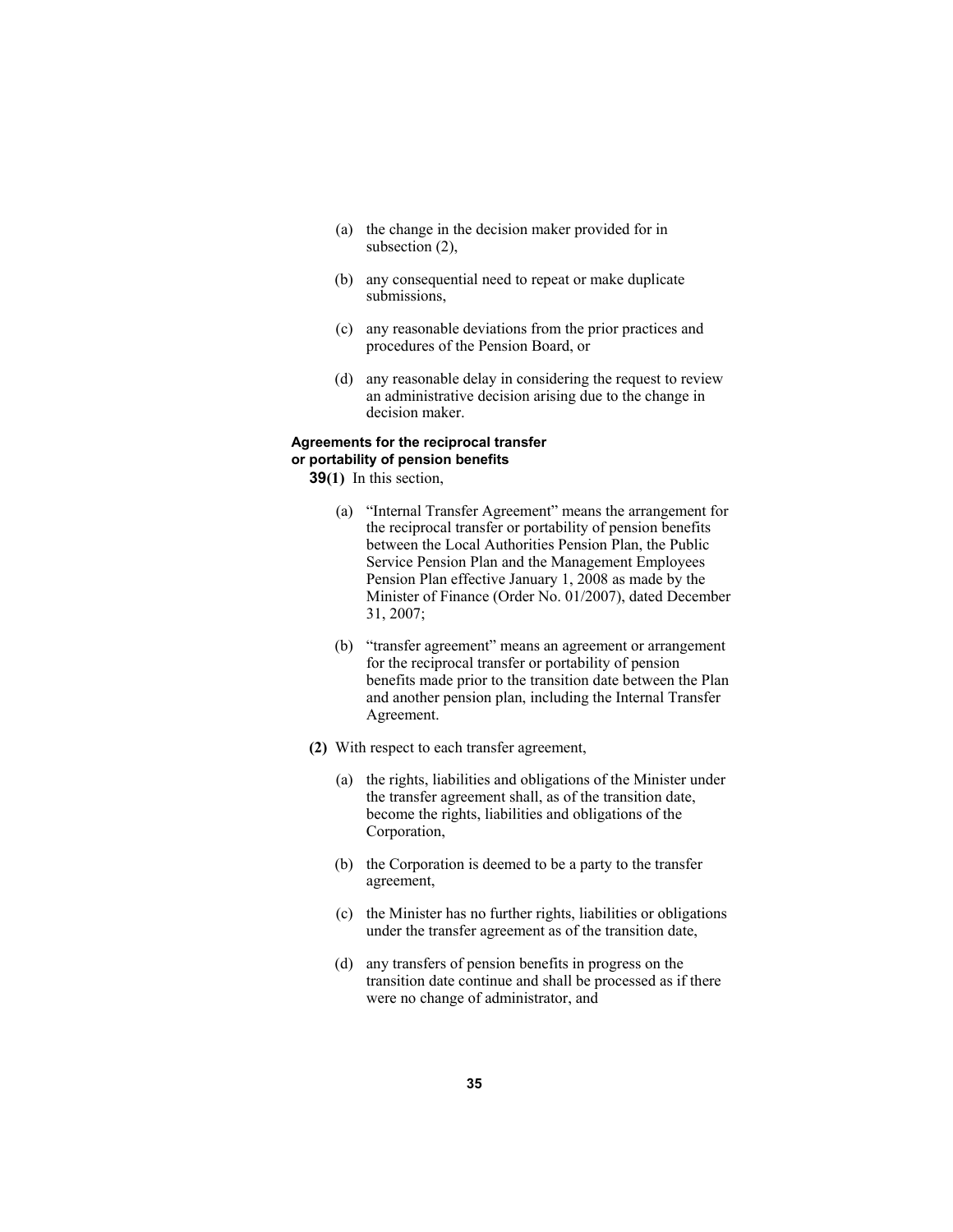(a) the change in the decision maker provided for in subsection (2),

(b) any consequential need to repeat or make duplicate submissions,

(c) any reasonable deviations from the prior practices and procedures of the Pension Board, or

(d) any reasonable delay in considering the request to review an administrative decision arising due to the change in decision maker.

**Agreements for the reciprocal transfer or portability of pension benefits**

**39(1)** In this section,

(a) “Internal Transfer Agreement” means the arrangement for the reciprocal transfer or portability of pension benefits between the Local Authorities Pension Plan, the Public Service Pension Plan and the Management Employees Pension Plan effective January 1, 2008 as made by the Minister of Finance (Order No. 01/2007), dated December 31, 2007;

(b) “transfer agreement” means an agreement or arrangement for the reciprocal transfer or portability of pension benefits made prior to the transition date between the Plan and another pension plan, including the Internal Transfer Agreement.

**(2)** With respect to each transfer agreement,

(a) the rights, liabilities and obligations of the Minister under the transfer agreement shall, as of the transition date, become the rights, liabilities and obligations of the Corporation,

(b) the Corporation is deemed to be a party to the transfer agreement,

(c) the Minister has no further rights, liabilities or obligations under the transfer agreement as of the transition date,

(d) any transfers of pension benefits in progress on the transition date continue and shall be processed as if there were no change of administrator, and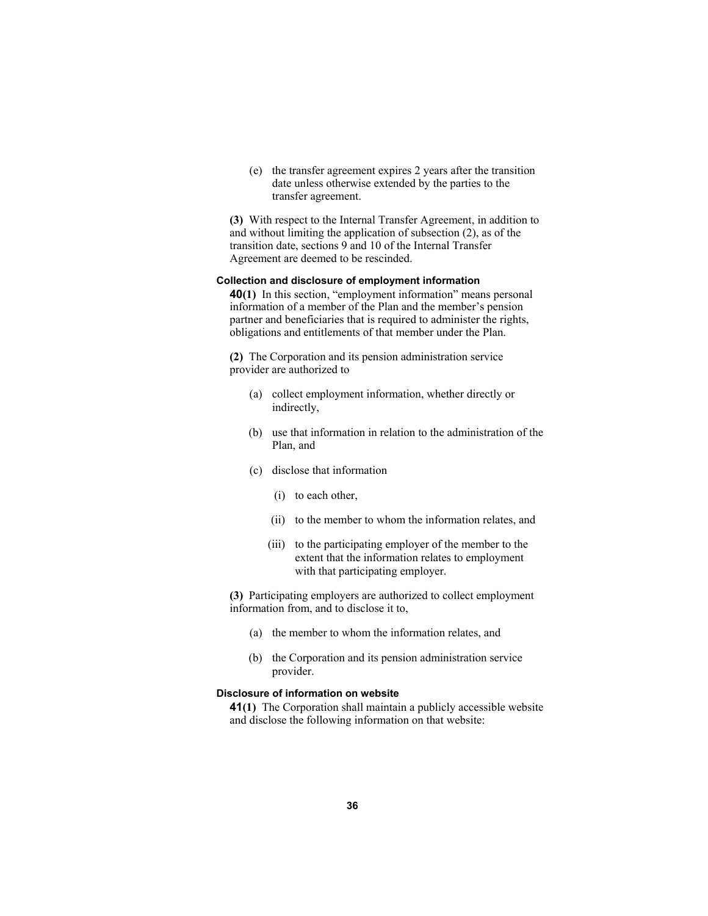(e) the transfer agreement expires 2 years after the transition date unless otherwise extended by the parties to the transfer agreement.

**(3)** With respect to the Internal Transfer Agreement, in addition to and without limiting the application of subsection (2), as of the transition date, sections 9 and 10 of the Internal Transfer Agreement are deemed to be rescinded.

#### Collection and disclosure of employment information

**40(1)** In this section, "employment information" means personal information of a member of the Plan and the member's pension partner and beneficiaries that is required to administer the rights, obligations and entitlements of that member under the Plan.

**(2)** The Corporation and its pension administration service provider are authorized to

- (a) collect employment information, whether directly or indirectly,
- (b) use that information in relation to the administration of the Plan, and
- (c) disclose that information
  - (i) to each other,
  - (ii) to the member to whom the information relates, and
  - (iii) to the participating employer of the member to the extent that the information relates to employment with that participating employer.

**(3)** Participating employers are authorized to collect employment information from, and to disclose it to,

- (a) the member to whom the information relates, and
- (b) the Corporation and its pension administration service provider.

#### Disclosure of information on website

**41(1)** The Corporation shall maintain a publicly accessible website and disclose the following information on that website: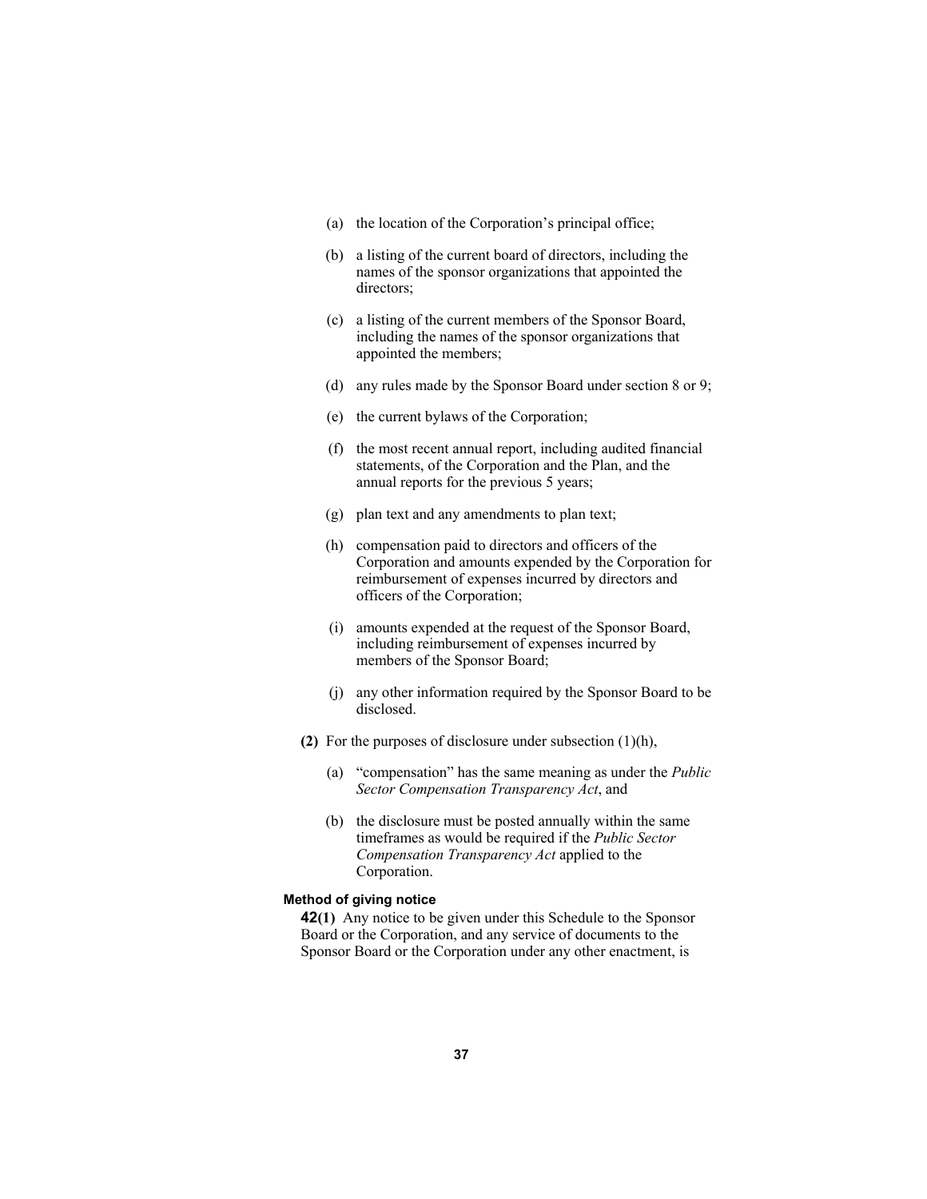(a) the location of the Corporation's principal office;

(b) a listing of the current board of directors, including the names of the sponsor organizations that appointed the directors;

(c) a listing of the current members of the Sponsor Board, including the names of the sponsor organizations that appointed the members;

(d) any rules made by the Sponsor Board under section 8 or 9;

(e) the current bylaws of the Corporation;

(f) the most recent annual report, including audited financial statements, of the Corporation and the Plan, and the annual reports for the previous 5 years;

(g) plan text and any amendments to plan text;

(h) compensation paid to directors and officers of the Corporation and amounts expended by the Corporation for reimbursement of expenses incurred by directors and officers of the Corporation;

(i) amounts expended at the request of the Sponsor Board, including reimbursement of expenses incurred by members of the Sponsor Board;

(j) any other information required by the Sponsor Board to be disclosed.

**(2)** For the purposes of disclosure under subsection (1)(h),

(a) "compensation" has the same meaning as under the *Public Sector Compensation Transparency Act*, and

(b) the disclosure must be posted annually within the same timeframes as would be required if the *Public Sector Compensation Transparency Act* applied to the Corporation.

**Method of giving notice**

**42(1)** Any notice to be given under this Schedule to the Sponsor Board or the Corporation, and any service of documents to the Sponsor Board or the Corporation under any other enactment, is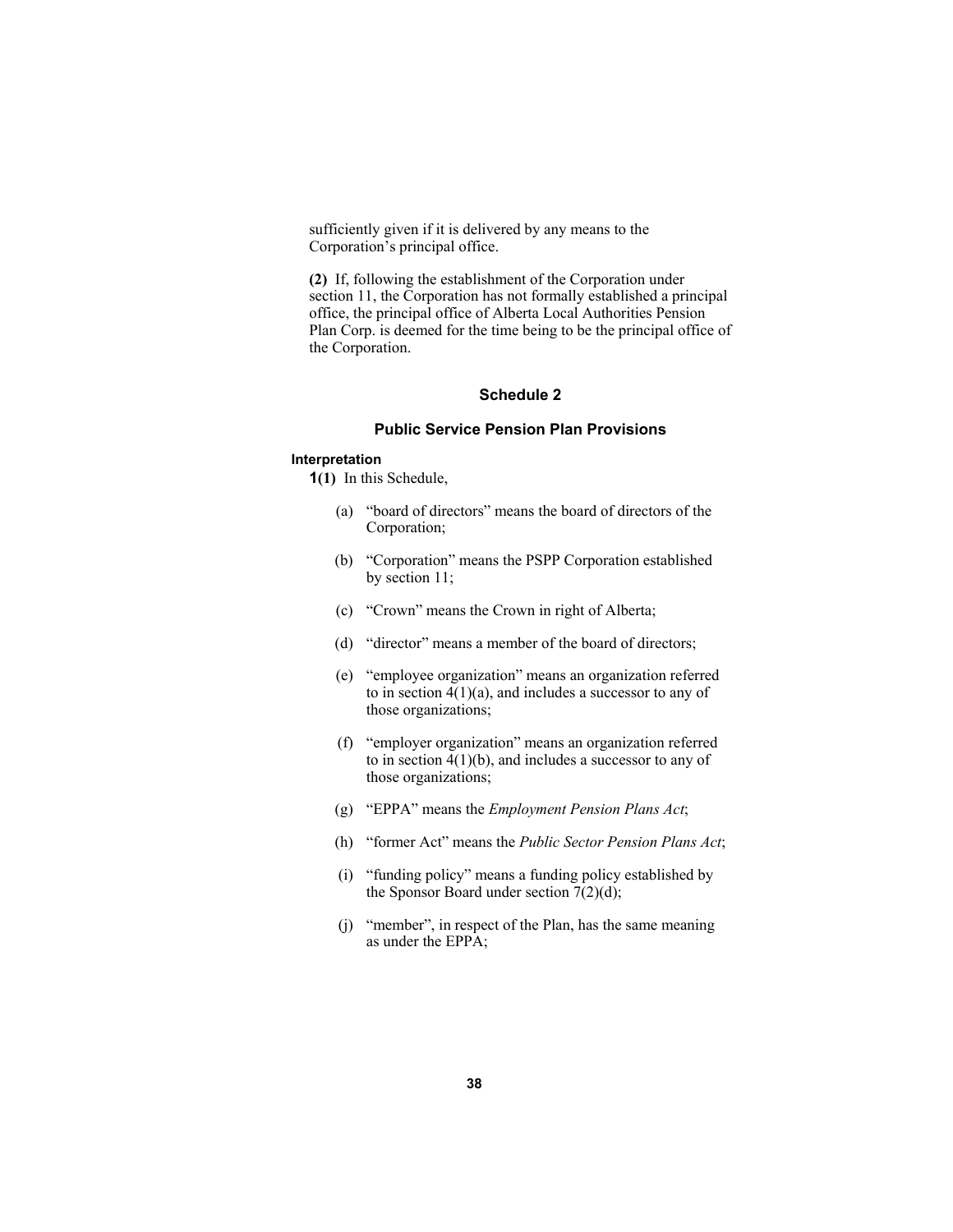sufficiently given if it is delivered by any means to the Corporation's principal office.

**(2)** If, following the establishment of the Corporation under section 11, the Corporation has not formally established a principal office, the principal office of Alberta Local Authorities Pension Plan Corp. is deemed for the time being to be the principal office of the Corporation.

## Schedule 2

## Public Service Pension Plan Provisions

**Interpretation**

**1(1)** In this Schedule,

(a) "board of directors" means the board of directors of the Corporation;

(b) "Corporation" means the PSPP Corporation established by section 11;

(c) "Crown" means the Crown in right of Alberta;

(d) "director" means a member of the board of directors;

(e) "employee organization" means an organization referred to in section 4(1)(a), and includes a successor to any of those organizations;

(f) "employer organization" means an organization referred to in section 4(1)(b), and includes a successor to any of those organizations;

(g) "EPPA" means the *Employment Pension Plans Act*;

(h) "former Act" means the *Public Sector Pension Plans Act*;

(i) "funding policy" means a funding policy established by the Sponsor Board under section 7(2)(d);

(j) "member", in respect of the Plan, has the same meaning as under the EPPA;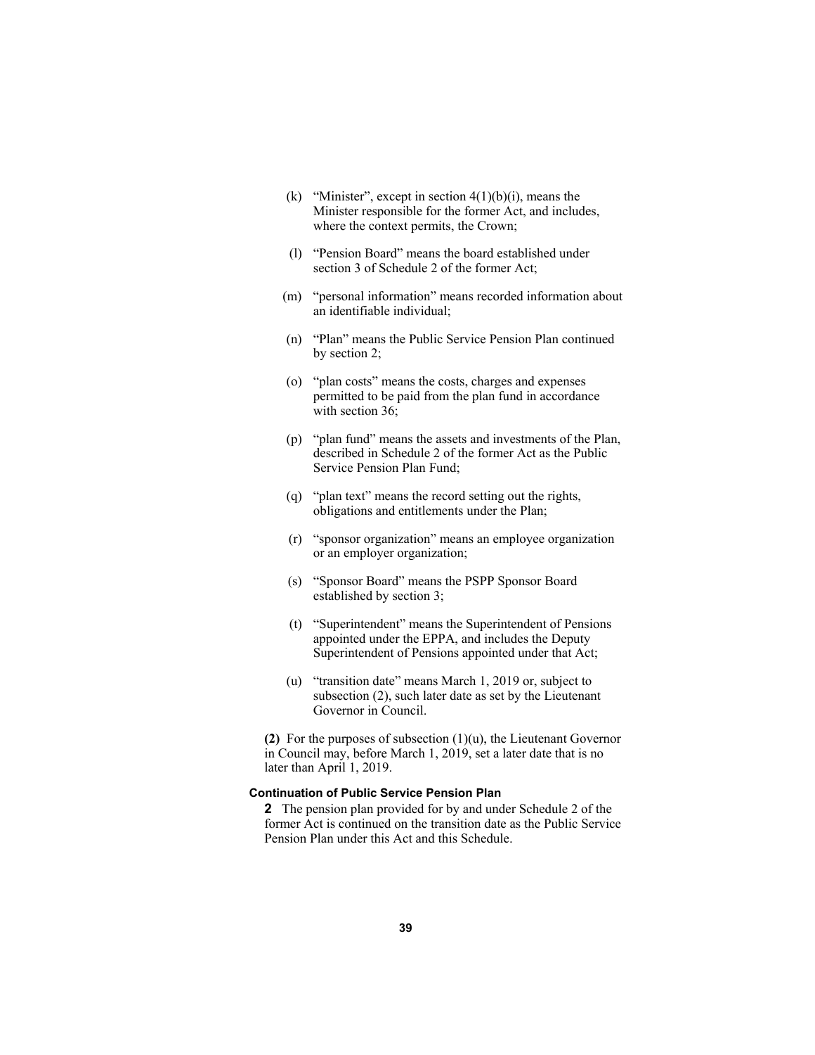(k) "Minister", except in section 4(1)(b)(i), means the Minister responsible for the former Act, and includes, where the context permits, the Crown;

(l) "Pension Board" means the board established under section 3 of Schedule 2 of the former Act;

(m) "personal information" means recorded information about an identifiable individual;

(n) "Plan" means the Public Service Pension Plan continued by section 2;

(o) "plan costs" means the costs, charges and expenses permitted to be paid from the plan fund in accordance with section 36;

(p) "plan fund" means the assets and investments of the Plan, described in Schedule 2 of the former Act as the Public Service Pension Plan Fund;

(q) "plan text" means the record setting out the rights, obligations and entitlements under the Plan;

(r) "sponsor organization" means an employee organization or an employer organization;

(s) "Sponsor Board" means the PSPP Sponsor Board established by section 3;

(t) "Superintendent" means the Superintendent of Pensions appointed under the EPPA, and includes the Deputy Superintendent of Pensions appointed under that Act;

(u) "transition date" means March 1, 2019 or, subject to subsection (2), such later date as set by the Lieutenant Governor in Council.

**(2)** For the purposes of subsection (1)(u), the Lieutenant Governor in Council may, before March 1, 2019, set a later date that is no later than April 1, 2019.

#### Continuation of Public Service Pension Plan

**2** The pension plan provided for by and under Schedule 2 of the former Act is continued on the transition date as the Public Service Pension Plan under this Act and this Schedule.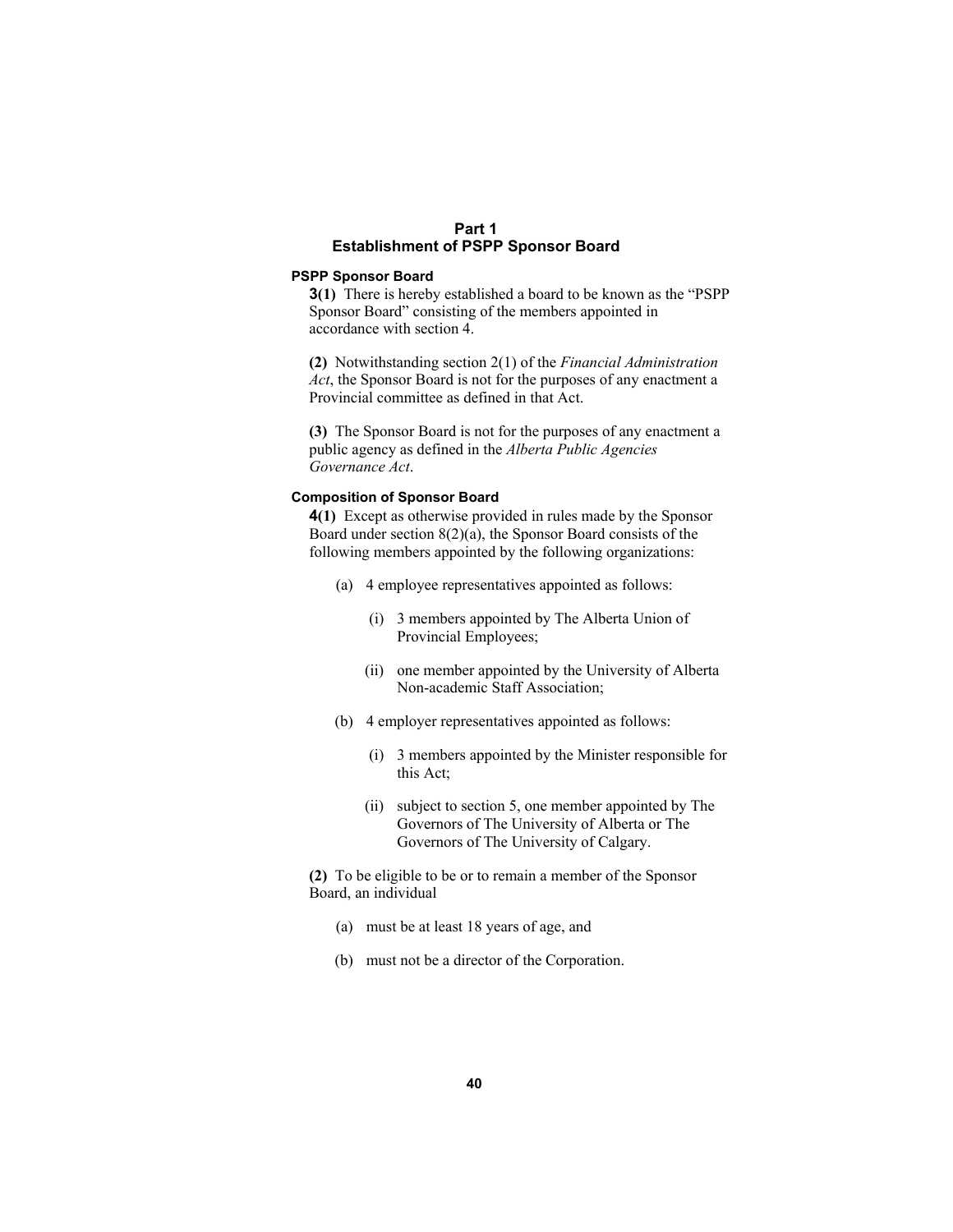## Part 1
## Establishment of PSPP Sponsor Board

### PSPP Sponsor Board

**3(1)** There is hereby established a board to be known as the "PSPP Sponsor Board" consisting of the members appointed in accordance with section 4.

**(2)** Notwithstanding section 2(1) of the *Financial Administration Act*, the Sponsor Board is not for the purposes of any enactment a Provincial committee as defined in that Act.

**(3)** The Sponsor Board is not for the purposes of any enactment a public agency as defined in the *Alberta Public Agencies Governance Act*.

### Composition of Sponsor Board

**4(1)** Except as otherwise provided in rules made by the Sponsor Board under section 8(2)(a), the Sponsor Board consists of the following members appointed by the following organizations:

- (a) 4 employee representatives appointed as follows:
  - (i) 3 members appointed by The Alberta Union of Provincial Employees;
  - (ii) one member appointed by the University of Alberta Non-academic Staff Association;
- (b) 4 employer representatives appointed as follows:
  - (i) 3 members appointed by the Minister responsible for this Act;
  - (ii) subject to section 5, one member appointed by The Governors of The University of Alberta or The Governors of The University of Calgary.

**(2)** To be eligible to be or to remain a member of the Sponsor Board, an individual

- (a) must be at least 18 years of age, and
- (b) must not be a director of the Corporation.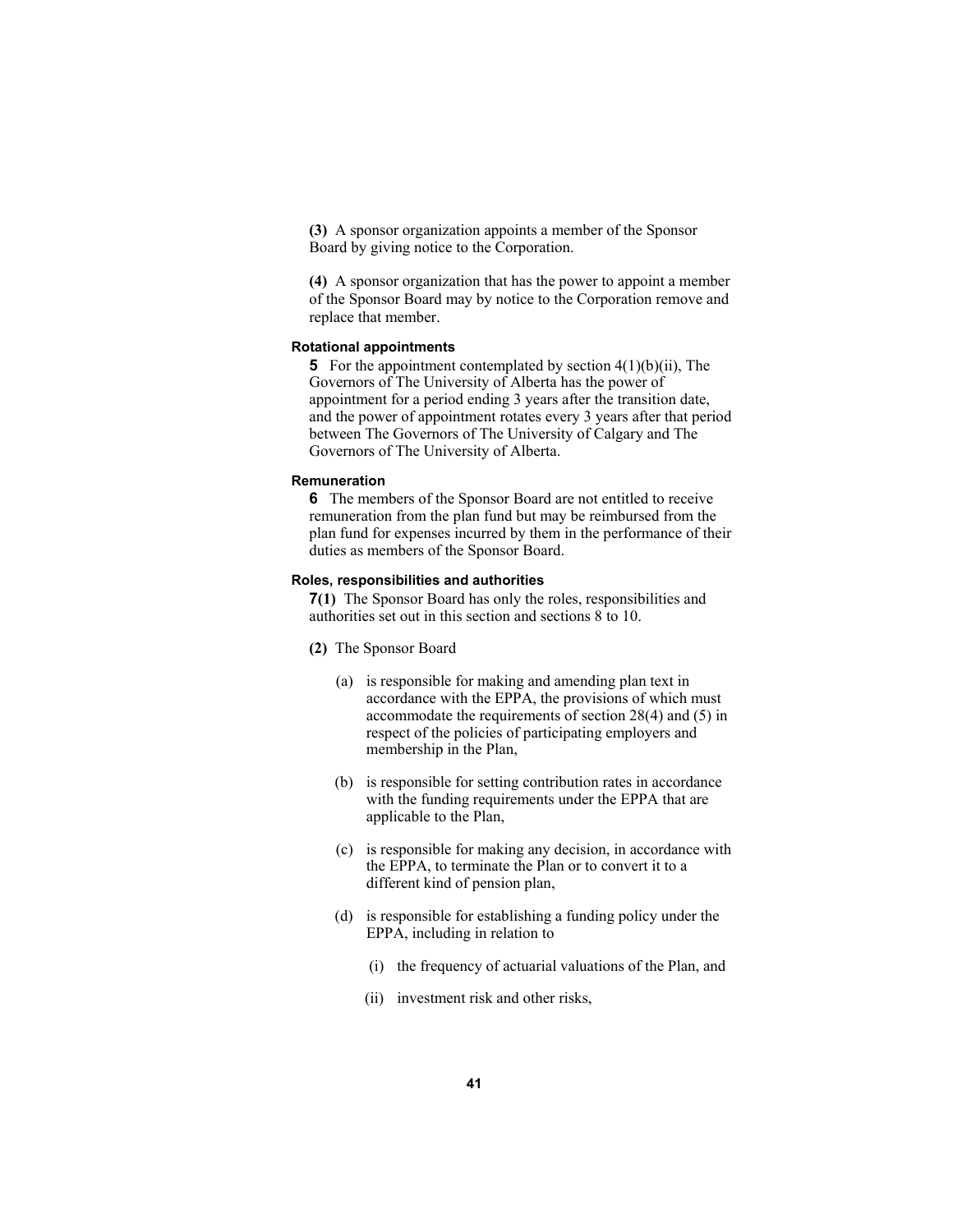**(3)** A sponsor organization appoints a member of the Sponsor Board by giving notice to the Corporation.

**(4)** A sponsor organization that has the power to appoint a member of the Sponsor Board may by notice to the Corporation remove and replace that member.

#### Rotational appointments

**5** For the appointment contemplated by section 4(1)(b)(ii), The Governors of The University of Alberta has the power of appointment for a period ending 3 years after the transition date, and the power of appointment rotates every 3 years after that period between The Governors of The University of Calgary and The Governors of The University of Alberta.

#### Remuneration

**6** The members of the Sponsor Board are not entitled to receive remuneration from the plan fund but may be reimbursed from the plan fund for expenses incurred by them in the performance of their duties as members of the Sponsor Board.

#### Roles, responsibilities and authorities

**7(1)** The Sponsor Board has only the roles, responsibilities and authorities set out in this section and sections 8 to 10.

**(2)** The Sponsor Board

- (a) is responsible for making and amending plan text in accordance with the EPPA, the provisions of which must accommodate the requirements of section 28(4) and (5) in respect of the policies of participating employers and membership in the Plan,

- (b) is responsible for setting contribution rates in accordance with the funding requirements under the EPPA that are applicable to the Plan,

- (c) is responsible for making any decision, in accordance with the EPPA, to terminate the Plan or to convert it to a different kind of pension plan,

- (d) is responsible for establishing a funding policy under the EPPA, including in relation to

  - (i) the frequency of actuarial valuations of the Plan, and

  - (ii) investment risk and other risks,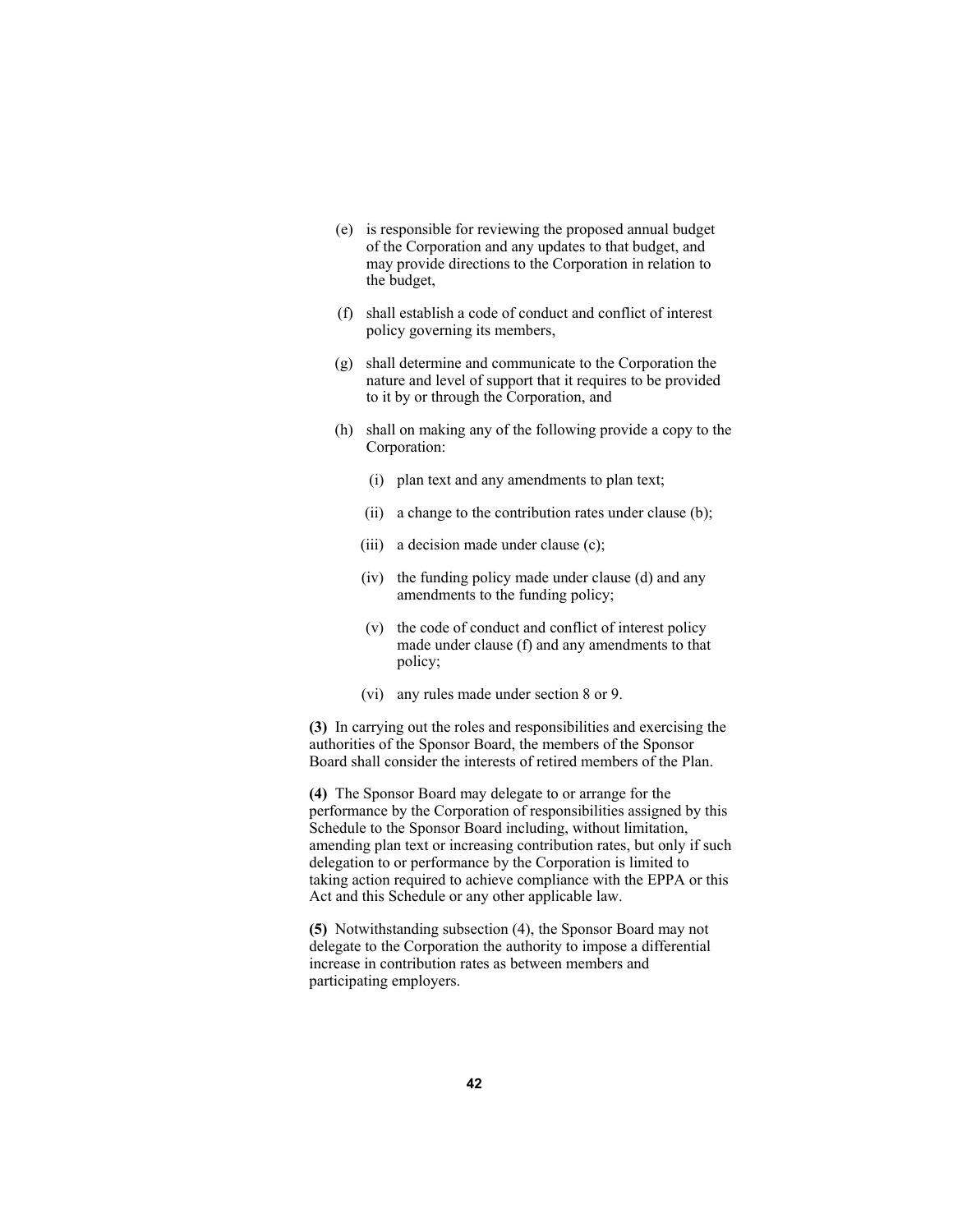(e) is responsible for reviewing the proposed annual budget of the Corporation and any updates to that budget, and may provide directions to the Corporation in relation to the budget,

(f) shall establish a code of conduct and conflict of interest policy governing its members,

(g) shall determine and communicate to the Corporation the nature and level of support that it requires to be provided to it by or through the Corporation, and

(h) shall on making any of the following provide a copy to the Corporation:

(i) plan text and any amendments to plan text;

(ii) a change to the contribution rates under clause (b);

(iii) a decision made under clause (c);

(iv) the funding policy made under clause (d) and any amendments to the funding policy;

(v) the code of conduct and conflict of interest policy made under clause (f) and any amendments to that policy;

(vi) any rules made under section 8 or 9.

**(3)** In carrying out the roles and responsibilities and exercising the authorities of the Sponsor Board, the members of the Sponsor Board shall consider the interests of retired members of the Plan.

**(4)** The Sponsor Board may delegate to or arrange for the performance by the Corporation of responsibilities assigned by this Schedule to the Sponsor Board including, without limitation, amending plan text or increasing contribution rates, but only if such delegation to or performance by the Corporation is limited to taking action required to achieve compliance with the EPPA or this Act and this Schedule or any other applicable law.

**(5)** Notwithstanding subsection (4), the Sponsor Board may not delegate to the Corporation the authority to impose a differential increase in contribution rates as between members and participating employers.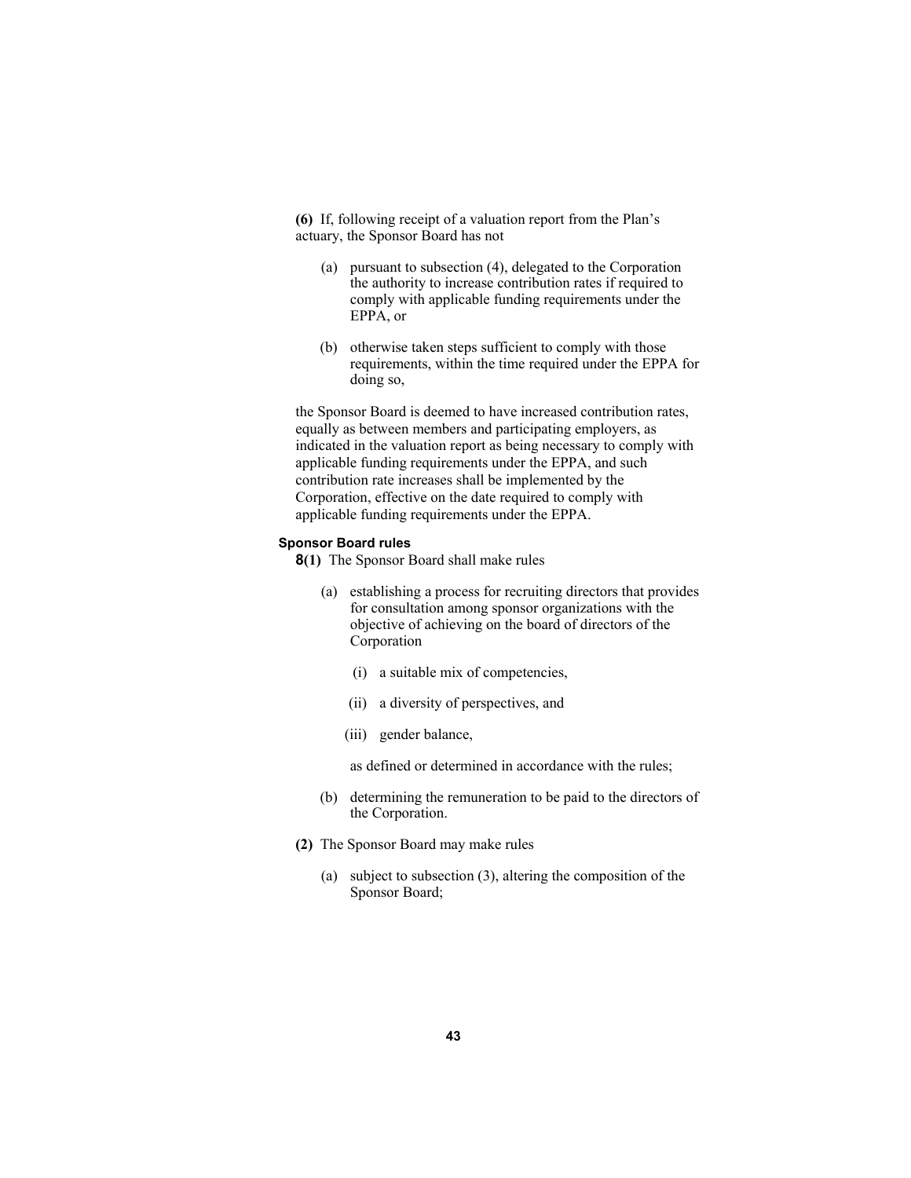**(6)** If, following receipt of a valuation report from the Plan's actuary, the Sponsor Board has not

(a) pursuant to subsection (4), delegated to the Corporation the authority to increase contribution rates if required to comply with applicable funding requirements under the EPPA, or

(b) otherwise taken steps sufficient to comply with those requirements, within the time required under the EPPA for doing so,

the Sponsor Board is deemed to have increased contribution rates, equally as between members and participating employers, as indicated in the valuation report as being necessary to comply with applicable funding requirements under the EPPA, and such contribution rate increases shall be implemented by the Corporation, effective on the date required to comply with applicable funding requirements under the EPPA.

#### Sponsor Board rules

**8(1)** The Sponsor Board shall make rules

(a) establishing a process for recruiting directors that provides for consultation among sponsor organizations with the objective of achieving on the board of directors of the Corporation

(i) a suitable mix of competencies,

(ii) a diversity of perspectives, and

(iii) gender balance,

as defined or determined in accordance with the rules;

(b) determining the remuneration to be paid to the directors of the Corporation.

**(2)** The Sponsor Board may make rules

(a) subject to subsection (3), altering the composition of the Sponsor Board;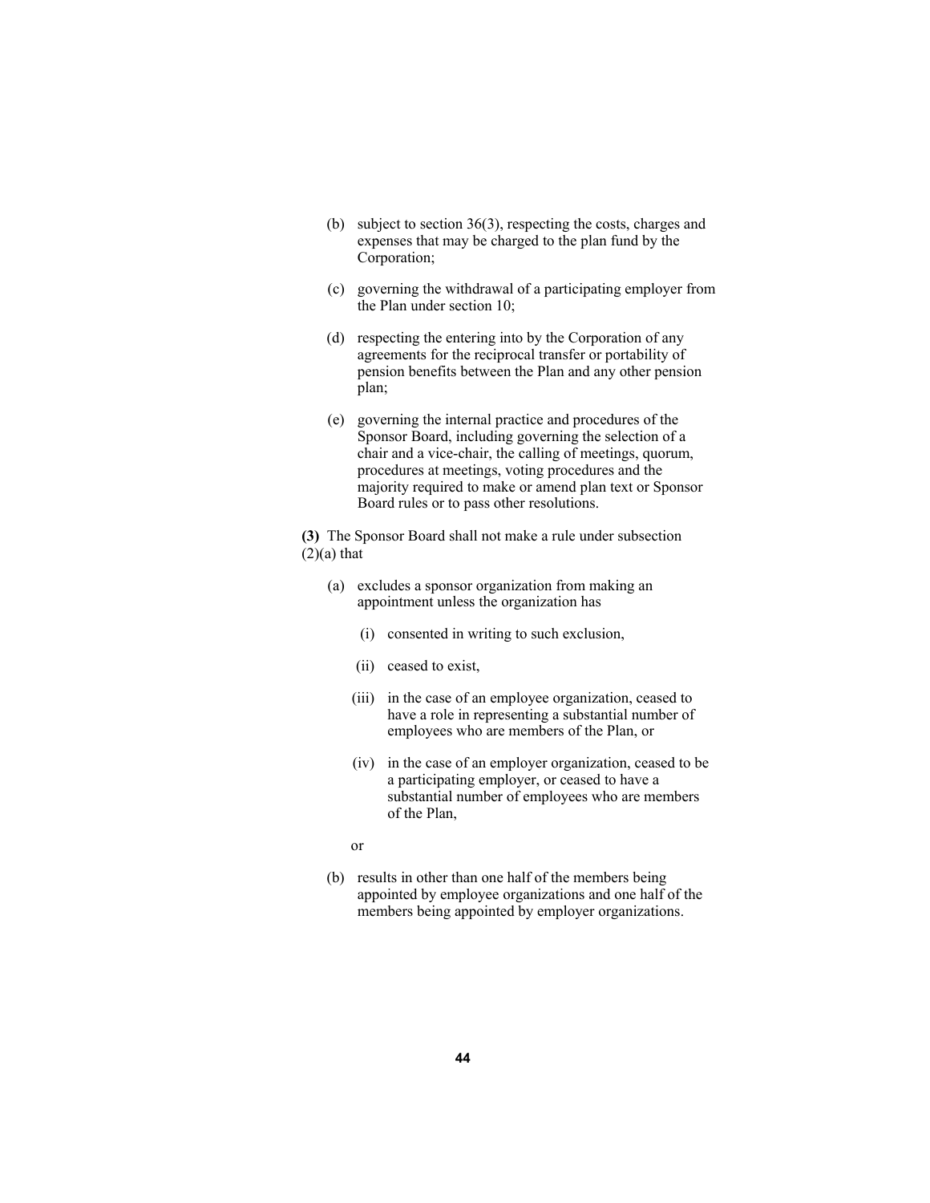(b) subject to section 36(3), respecting the costs, charges and expenses that may be charged to the plan fund by the Corporation;

(c) governing the withdrawal of a participating employer from the Plan under section 10;

(d) respecting the entering into by the Corporation of any agreements for the reciprocal transfer or portability of pension benefits between the Plan and any other pension plan;

(e) governing the internal practice and procedures of the Sponsor Board, including governing the selection of a chair and a vice-chair, the calling of meetings, quorum, procedures at meetings, voting procedures and the majority required to make or amend plan text or Sponsor Board rules or to pass other resolutions.

**(3)** The Sponsor Board shall not make a rule under subsection (2)(a) that

(a) excludes a sponsor organization from making an appointment unless the organization has

(i) consented in writing to such exclusion,

(ii) ceased to exist,

(iii) in the case of an employee organization, ceased to have a role in representing a substantial number of employees who are members of the Plan, or

(iv) in the case of an employer organization, ceased to be a participating employer, or ceased to have a substantial number of employees who are members of the Plan,

or

(b) results in other than one half of the members being appointed by employee organizations and one half of the members being appointed by employer organizations.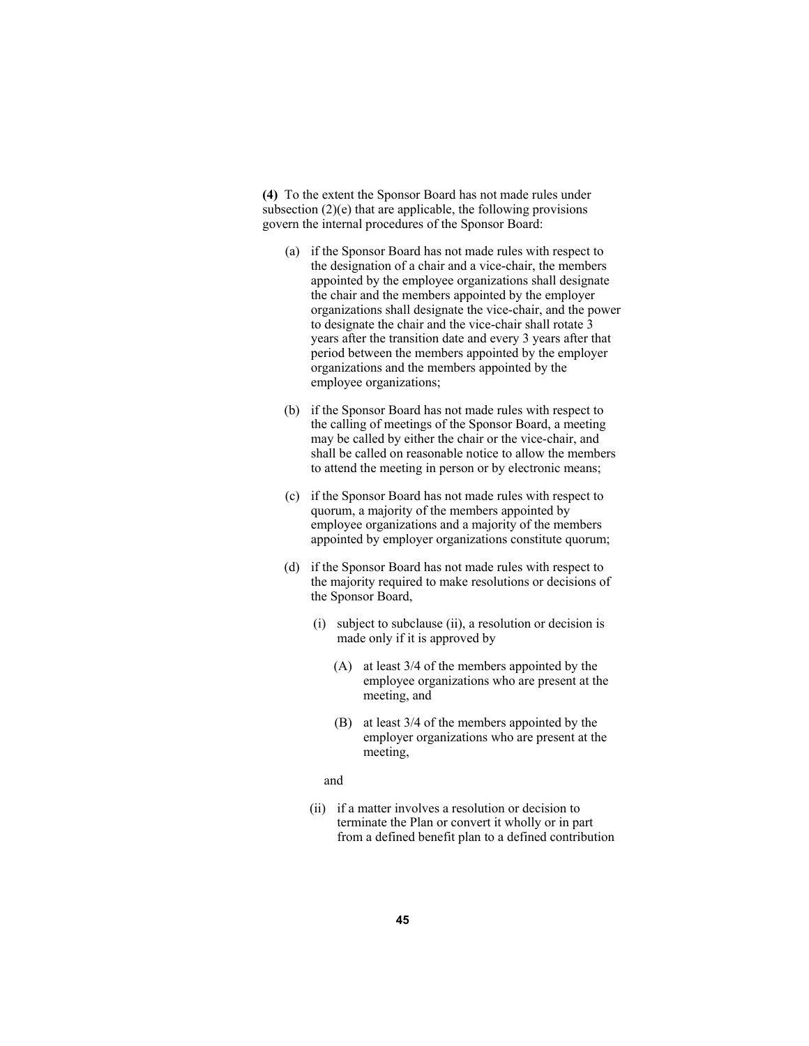**(4)** To the extent the Sponsor Board has not made rules under subsection (2)(e) that are applicable, the following provisions govern the internal procedures of the Sponsor Board:

- (a) if the Sponsor Board has not made rules with respect to the designation of a chair and a vice-chair, the members appointed by the employee organizations shall designate the chair and the members appointed by the employer organizations shall designate the vice-chair, and the power to designate the chair and the vice-chair shall rotate 3 years after the transition date and every 3 years after that period between the members appointed by the employer organizations and the members appointed by the employee organizations;

- (b) if the Sponsor Board has not made rules with respect to the calling of meetings of the Sponsor Board, a meeting may be called by either the chair or the vice-chair, and shall be called on reasonable notice to allow the members to attend the meeting in person or by electronic means;

- (c) if the Sponsor Board has not made rules with respect to quorum, a majority of the members appointed by employee organizations and a majority of the members appointed by employer organizations constitute quorum;

- (d) if the Sponsor Board has not made rules with respect to the majority required to make resolutions or decisions of the Sponsor Board,

  - (i) subject to subclause (ii), a resolution or decision is made only if it is approved by

    - (A) at least 3/4 of the members appointed by the employee organizations who are present at the meeting, and

    - (B) at least 3/4 of the members appointed by the employer organizations who are present at the meeting,

    and

  - (ii) if a matter involves a resolution or decision to terminate the Plan or convert it wholly or in part from a defined benefit plan to a defined contribution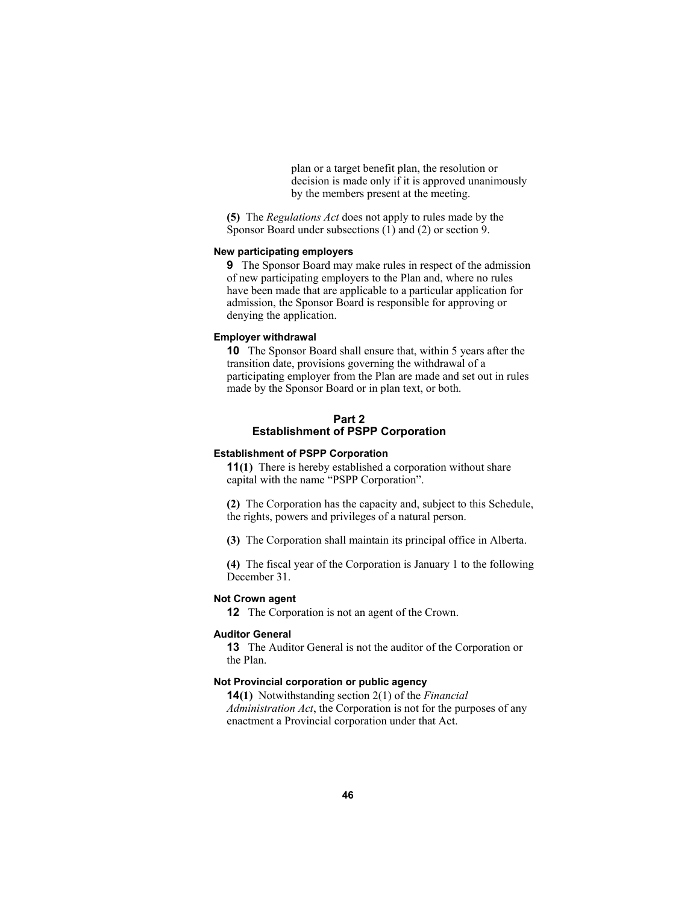plan or a target benefit plan, the resolution or decision is made only if it is approved unanimously by the members present at the meeting.

**(5)** The *Regulations Act* does not apply to rules made by the Sponsor Board under subsections (1) and (2) or section 9.

#### New participating employers

**9** The Sponsor Board may make rules in respect of the admission of new participating employers to the Plan and, where no rules have been made that are applicable to a particular application for admission, the Sponsor Board is responsible for approving or denying the application.

#### Employer withdrawal

**10** The Sponsor Board shall ensure that, within 5 years after the transition date, provisions governing the withdrawal of a participating employer from the Plan are made and set out in rules made by the Sponsor Board or in plan text, or both.

## Part 2
## Establishment of PSPP Corporation

#### Establishment of PSPP Corporation

**11(1)** There is hereby established a corporation without share capital with the name "PSPP Corporation".

**(2)** The Corporation has the capacity and, subject to this Schedule, the rights, powers and privileges of a natural person.

**(3)** The Corporation shall maintain its principal office in Alberta.

**(4)** The fiscal year of the Corporation is January 1 to the following December 31.

#### Not Crown agent

**12** The Corporation is not an agent of the Crown.

#### Auditor General

**13** The Auditor General is not the auditor of the Corporation or the Plan.

#### Not Provincial corporation or public agency

**14(1)** Notwithstanding section 2(1) of the *Financial Administration Act*, the Corporation is not for the purposes of any enactment a Provincial corporation under that Act.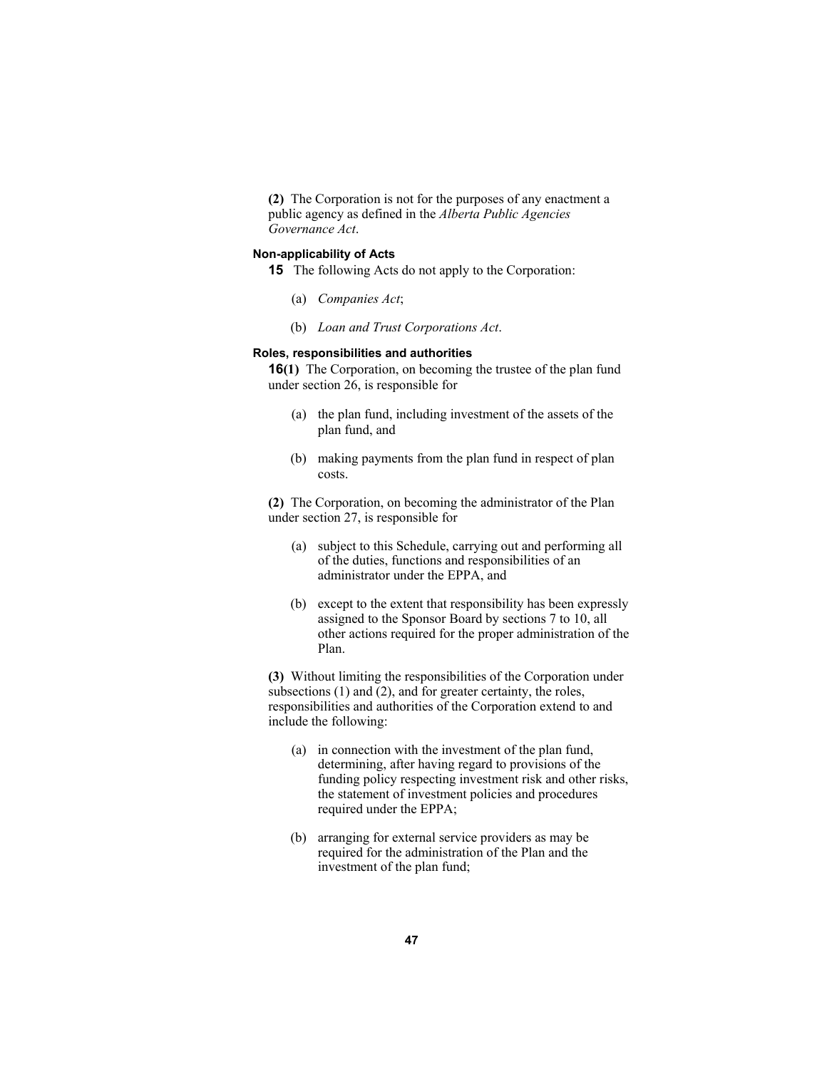**(2)** The Corporation is not for the purposes of any enactment a public agency as defined in the *Alberta Public Agencies Governance Act*.

#### Non-applicability of Acts

**15** The following Acts do not apply to the Corporation:

- (a) *Companies Act*;
- (b) *Loan and Trust Corporations Act*.

#### Roles, responsibilities and authorities

**16(1)** The Corporation, on becoming the trustee of the plan fund under section 26, is responsible for

- (a) the plan fund, including investment of the assets of the plan fund, and
- (b) making payments from the plan fund in respect of plan costs.

**(2)** The Corporation, on becoming the administrator of the Plan under section 27, is responsible for

- (a) subject to this Schedule, carrying out and performing all of the duties, functions and responsibilities of an administrator under the EPPA, and
- (b) except to the extent that responsibility has been expressly assigned to the Sponsor Board by sections 7 to 10, all other actions required for the proper administration of the Plan.

**(3)** Without limiting the responsibilities of the Corporation under subsections (1) and (2), and for greater certainty, the roles, responsibilities and authorities of the Corporation extend to and include the following:

- (a) in connection with the investment of the plan fund, determining, after having regard to provisions of the funding policy respecting investment risk and other risks, the statement of investment policies and procedures required under the EPPA;
- (b) arranging for external service providers as may be required for the administration of the Plan and the investment of the plan fund;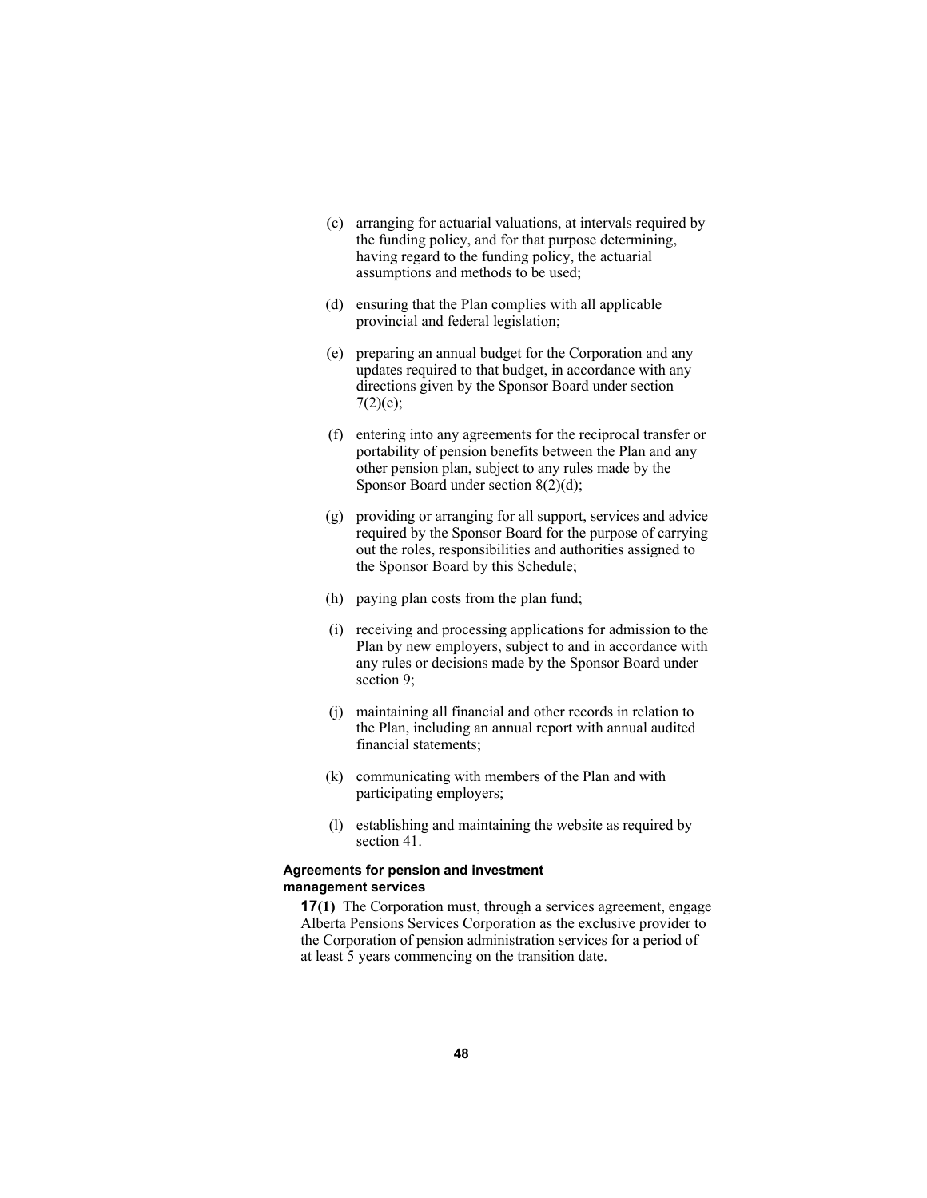(c) arranging for actuarial valuations, at intervals required by the funding policy, and for that purpose determining, having regard to the funding policy, the actuarial assumptions and methods to be used;

(d) ensuring that the Plan complies with all applicable provincial and federal legislation;

(e) preparing an annual budget for the Corporation and any updates required to that budget, in accordance with any directions given by the Sponsor Board under section 7(2)(e);

(f) entering into any agreements for the reciprocal transfer or portability of pension benefits between the Plan and any other pension plan, subject to any rules made by the Sponsor Board under section 8(2)(d);

(g) providing or arranging for all support, services and advice required by the Sponsor Board for the purpose of carrying out the roles, responsibilities and authorities assigned to the Sponsor Board by this Schedule;

(h) paying plan costs from the plan fund;

(i) receiving and processing applications for admission to the Plan by new employers, subject to and in accordance with any rules or decisions made by the Sponsor Board under section 9;

(j) maintaining all financial and other records in relation to the Plan, including an annual report with annual audited financial statements;

(k) communicating with members of the Plan and with participating employers;

(l) establishing and maintaining the website as required by section 41.

**Agreements for pension and investment management services**

**17(1)** The Corporation must, through a services agreement, engage Alberta Pensions Services Corporation as the exclusive provider to the Corporation of pension administration services for a period of at least 5 years commencing on the transition date.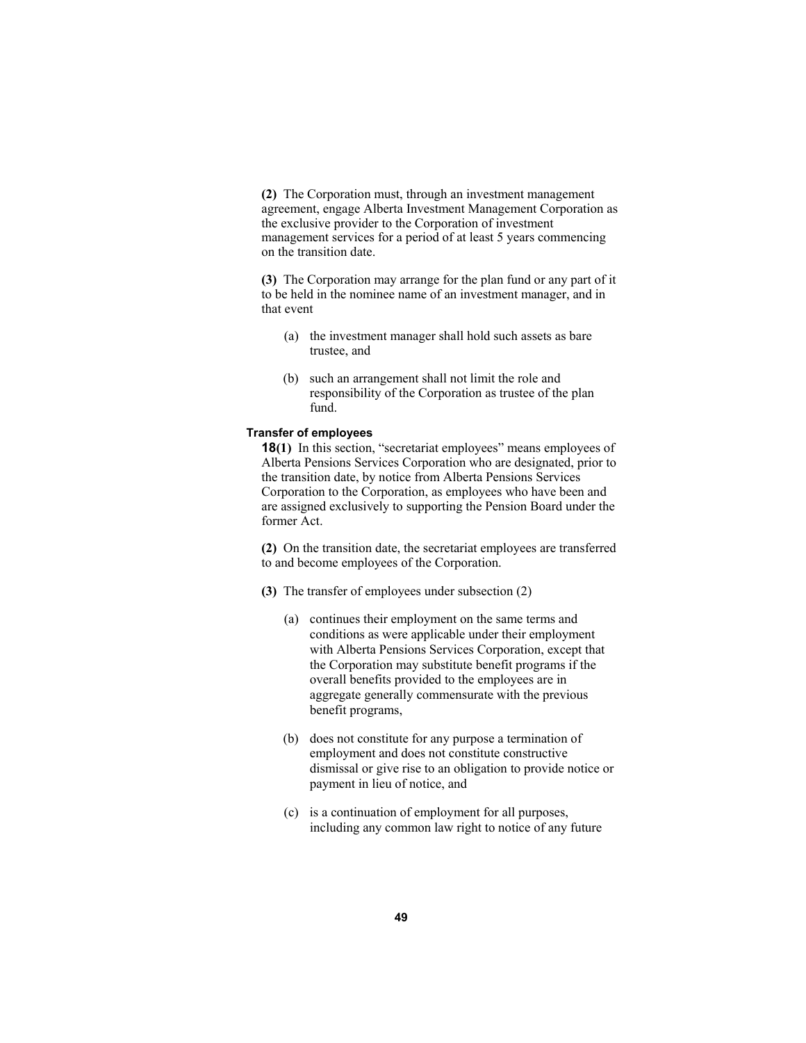**(2)** The Corporation must, through an investment management agreement, engage Alberta Investment Management Corporation as the exclusive provider to the Corporation of investment management services for a period of at least 5 years commencing on the transition date.

**(3)** The Corporation may arrange for the plan fund or any part of it to be held in the nominee name of an investment manager, and in that event

- (a) the investment manager shall hold such assets as bare trustee, and
- (b) such an arrangement shall not limit the role and responsibility of the Corporation as trustee of the plan fund.

**Transfer of employees**

**18(1)** In this section, "secretariat employees" means employees of Alberta Pensions Services Corporation who are designated, prior to the transition date, by notice from Alberta Pensions Services Corporation to the Corporation, as employees who have been and are assigned exclusively to supporting the Pension Board under the former Act.

**(2)** On the transition date, the secretariat employees are transferred to and become employees of the Corporation.

**(3)** The transfer of employees under subsection (2)

- (a) continues their employment on the same terms and conditions as were applicable under their employment with Alberta Pensions Services Corporation, except that the Corporation may substitute benefit programs if the overall benefits provided to the employees are in aggregate generally commensurate with the previous benefit programs,
- (b) does not constitute for any purpose a termination of employment and does not constitute constructive dismissal or give rise to an obligation to provide notice or payment in lieu of notice, and
- (c) is a continuation of employment for all purposes, including any common law right to notice of any future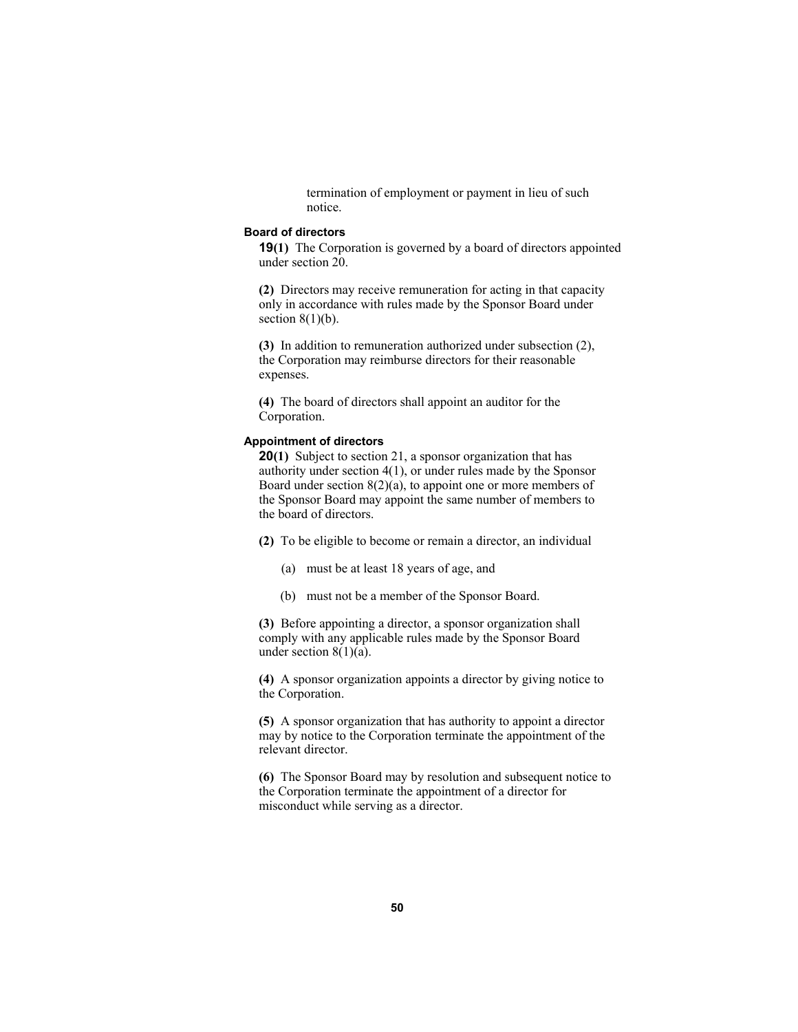termination of employment or payment in lieu of such notice.

### Board of directors

**19(1)** The Corporation is governed by a board of directors appointed under section 20.

**(2)** Directors may receive remuneration for acting in that capacity only in accordance with rules made by the Sponsor Board under section 8(1)(b).

**(3)** In addition to remuneration authorized under subsection (2), the Corporation may reimburse directors for their reasonable expenses.

**(4)** The board of directors shall appoint an auditor for the Corporation.

### Appointment of directors

**20(1)** Subject to section 21, a sponsor organization that has authority under section 4(1), or under rules made by the Sponsor Board under section 8(2)(a), to appoint one or more members of the Sponsor Board may appoint the same number of members to the board of directors.

**(2)** To be eligible to become or remain a director, an individual

- (a) must be at least 18 years of age, and
- (b) must not be a member of the Sponsor Board.

**(3)** Before appointing a director, a sponsor organization shall comply with any applicable rules made by the Sponsor Board under section 8(1)(a).

**(4)** A sponsor organization appoints a director by giving notice to the Corporation.

**(5)** A sponsor organization that has authority to appoint a director may by notice to the Corporation terminate the appointment of the relevant director.

**(6)** The Sponsor Board may by resolution and subsequent notice to the Corporation terminate the appointment of a director for misconduct while serving as a director.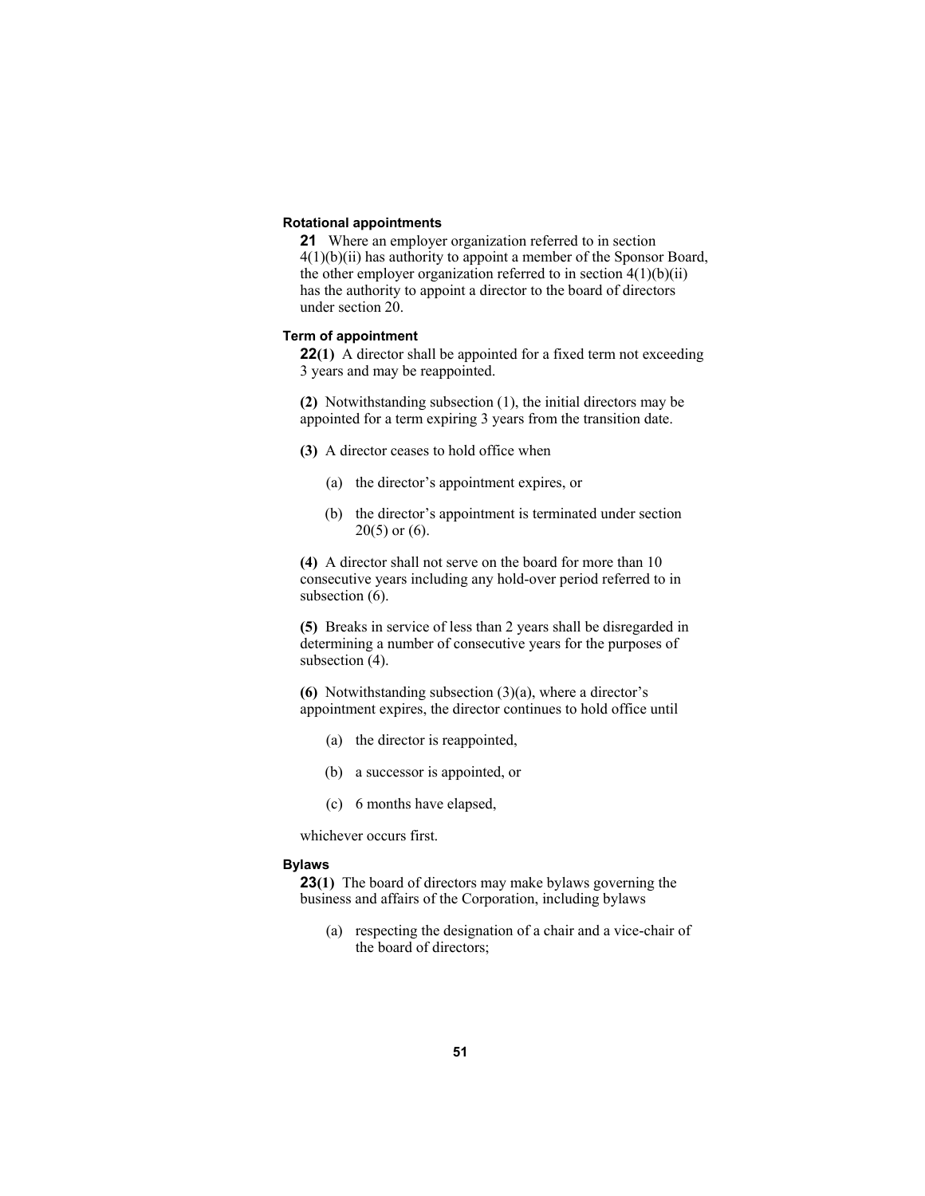**Rotational appointments**

**21** Where an employer organization referred to in section 4(1)(b)(ii) has authority to appoint a member of the Sponsor Board, the other employer organization referred to in section 4(1)(b)(ii) has the authority to appoint a director to the board of directors under section 20.

**Term of appointment**

**22(1)** A director shall be appointed for a fixed term not exceeding 3 years and may be reappointed.

**(2)** Notwithstanding subsection (1), the initial directors may be appointed for a term expiring 3 years from the transition date.

**(3)** A director ceases to hold office when

(a) the director's appointment expires, or

(b) the director's appointment is terminated under section 20(5) or (6).

**(4)** A director shall not serve on the board for more than 10 consecutive years including any hold-over period referred to in subsection (6).

**(5)** Breaks in service of less than 2 years shall be disregarded in determining a number of consecutive years for the purposes of subsection (4).

**(6)** Notwithstanding subsection (3)(a), where a director's appointment expires, the director continues to hold office until

(a) the director is reappointed,

(b) a successor is appointed, or

(c) 6 months have elapsed,

whichever occurs first.

**Bylaws**

**23(1)** The board of directors may make bylaws governing the business and affairs of the Corporation, including bylaws

(a) respecting the designation of a chair and a vice-chair of the board of directors;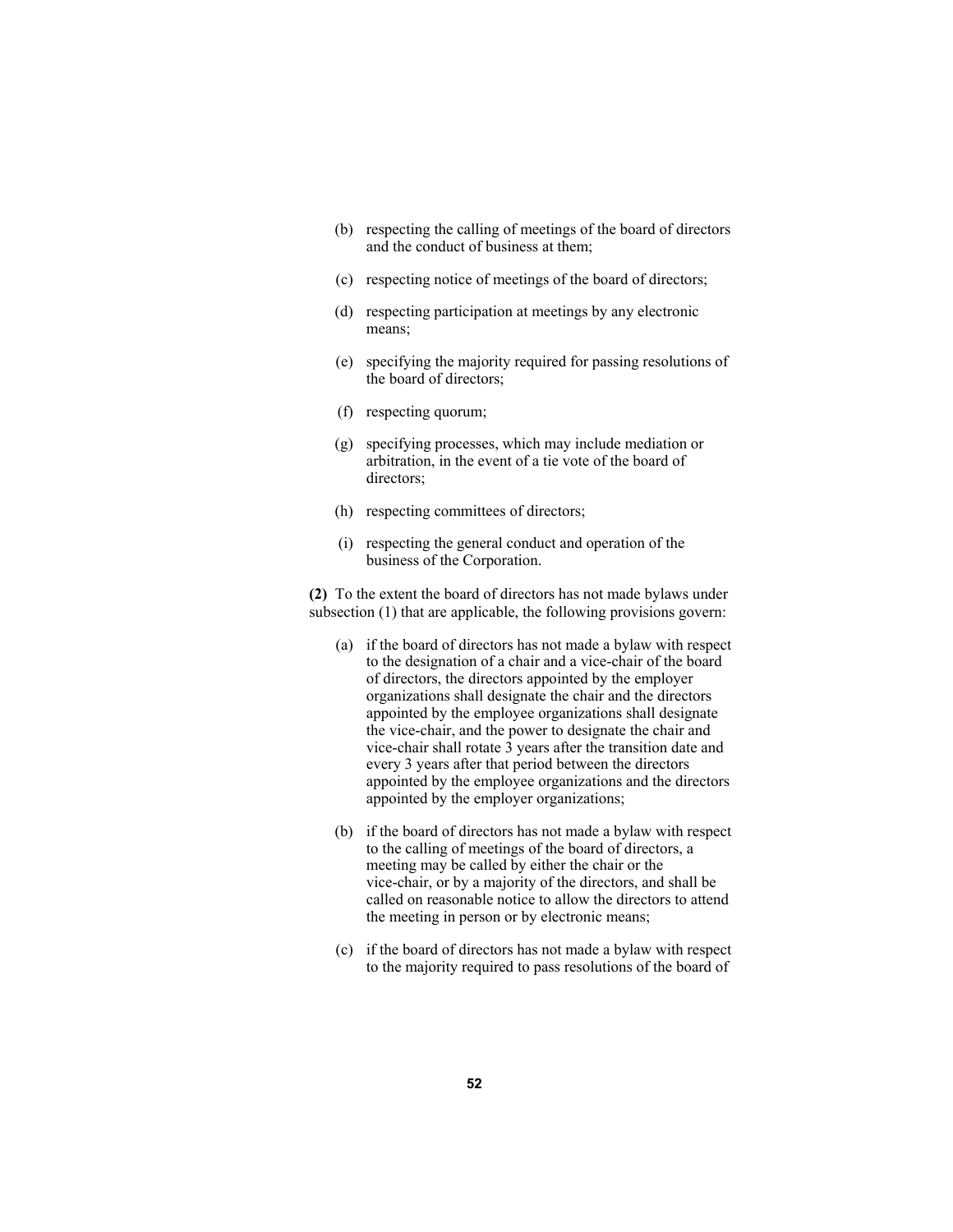(b) respecting the calling of meetings of the board of directors and the conduct of business at them;

(c) respecting notice of meetings of the board of directors;

(d) respecting participation at meetings by any electronic means;

(e) specifying the majority required for passing resolutions of the board of directors;

(f) respecting quorum;

(g) specifying processes, which may include mediation or arbitration, in the event of a tie vote of the board of directors;

(h) respecting committees of directors;

(i) respecting the general conduct and operation of the business of the Corporation.

**(2)** To the extent the board of directors has not made bylaws under subsection (1) that are applicable, the following provisions govern:

(a) if the board of directors has not made a bylaw with respect to the designation of a chair and a vice-chair of the board of directors, the directors appointed by the employer organizations shall designate the chair and the directors appointed by the employee organizations shall designate the vice-chair, and the power to designate the chair and vice-chair shall rotate 3 years after the transition date and every 3 years after that period between the directors appointed by the employee organizations and the directors appointed by the employer organizations;

(b) if the board of directors has not made a bylaw with respect to the calling of meetings of the board of directors, a meeting may be called by either the chair or the vice-chair, or by a majority of the directors, and shall be called on reasonable notice to allow the directors to attend the meeting in person or by electronic means;

(c) if the board of directors has not made a bylaw with respect to the majority required to pass resolutions of the board of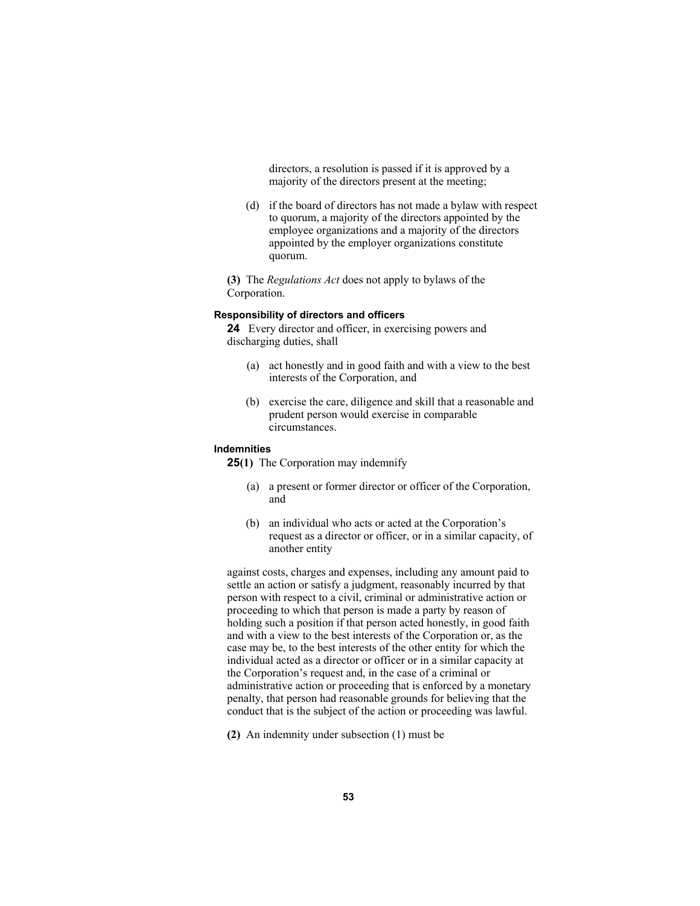directors, a resolution is passed if it is approved by a majority of the directors present at the meeting;

(d) if the board of directors has not made a bylaw with respect to quorum, a majority of the directors appointed by the employee organizations and a majority of the directors appointed by the employer organizations constitute quorum.

**(3)** The *Regulations Act* does not apply to bylaws of the Corporation.

**Responsibility of directors and officers**

**24** Every director and officer, in exercising powers and discharging duties, shall

(a) act honestly and in good faith and with a view to the best interests of the Corporation, and

(b) exercise the care, diligence and skill that a reasonable and prudent person would exercise in comparable circumstances.

**Indemnities**

**25(1)** The Corporation may indemnify

(a) a present or former director or officer of the Corporation, and

(b) an individual who acts or acted at the Corporation's request as a director or officer, or in a similar capacity, of another entity

against costs, charges and expenses, including any amount paid to settle an action or satisfy a judgment, reasonably incurred by that person with respect to a civil, criminal or administrative action or proceeding to which that person is made a party by reason of holding such a position if that person acted honestly, in good faith and with a view to the best interests of the Corporation or, as the case may be, to the best interests of the other entity for which the individual acted as a director or officer or in a similar capacity at the Corporation's request and, in the case of a criminal or administrative action or proceeding that is enforced by a monetary penalty, that person had reasonable grounds for believing that the conduct that is the subject of the action or proceeding was lawful.

**(2)** An indemnity under subsection (1) must be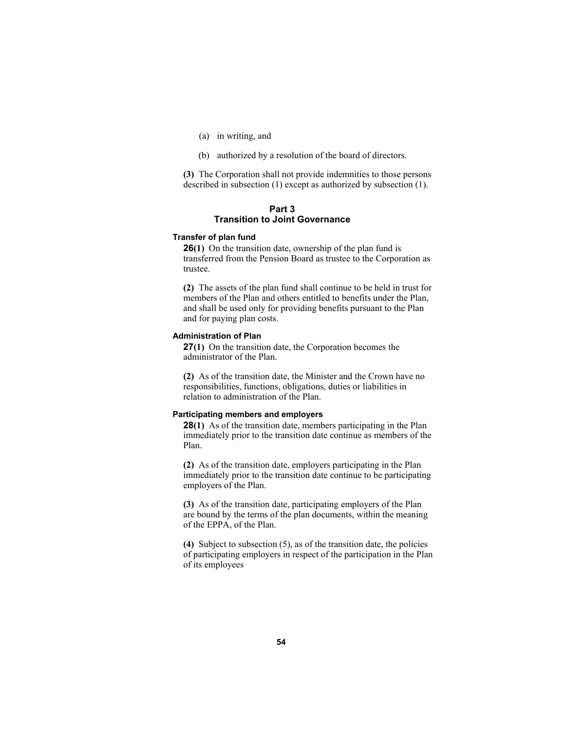(a) in writing, and

(b) authorized by a resolution of the board of directors.

**(3)** The Corporation shall not provide indemnities to those persons described in subsection (1) except as authorized by subsection (1).

## Part 3
## Transition to Joint Governance

#### Transfer of plan fund

**26(1)** On the transition date, ownership of the plan fund is transferred from the Pension Board as trustee to the Corporation as trustee.

**(2)** The assets of the plan fund shall continue to be held in trust for members of the Plan and others entitled to benefits under the Plan, and shall be used only for providing benefits pursuant to the Plan and for paying plan costs.

#### Administration of Plan

**27(1)** On the transition date, the Corporation becomes the administrator of the Plan.

**(2)** As of the transition date, the Minister and the Crown have no responsibilities, functions, obligations, duties or liabilities in relation to administration of the Plan.

#### Participating members and employers

**28(1)** As of the transition date, members participating in the Plan immediately prior to the transition date continue as members of the Plan.

**(2)** As of the transition date, employers participating in the Plan immediately prior to the transition date continue to be participating employers of the Plan.

**(3)** As of the transition date, participating employers of the Plan are bound by the terms of the plan documents, within the meaning of the EPPA, of the Plan.

**(4)** Subject to subsection (5), as of the transition date, the policies of participating employers in respect of the participation in the Plan of its employees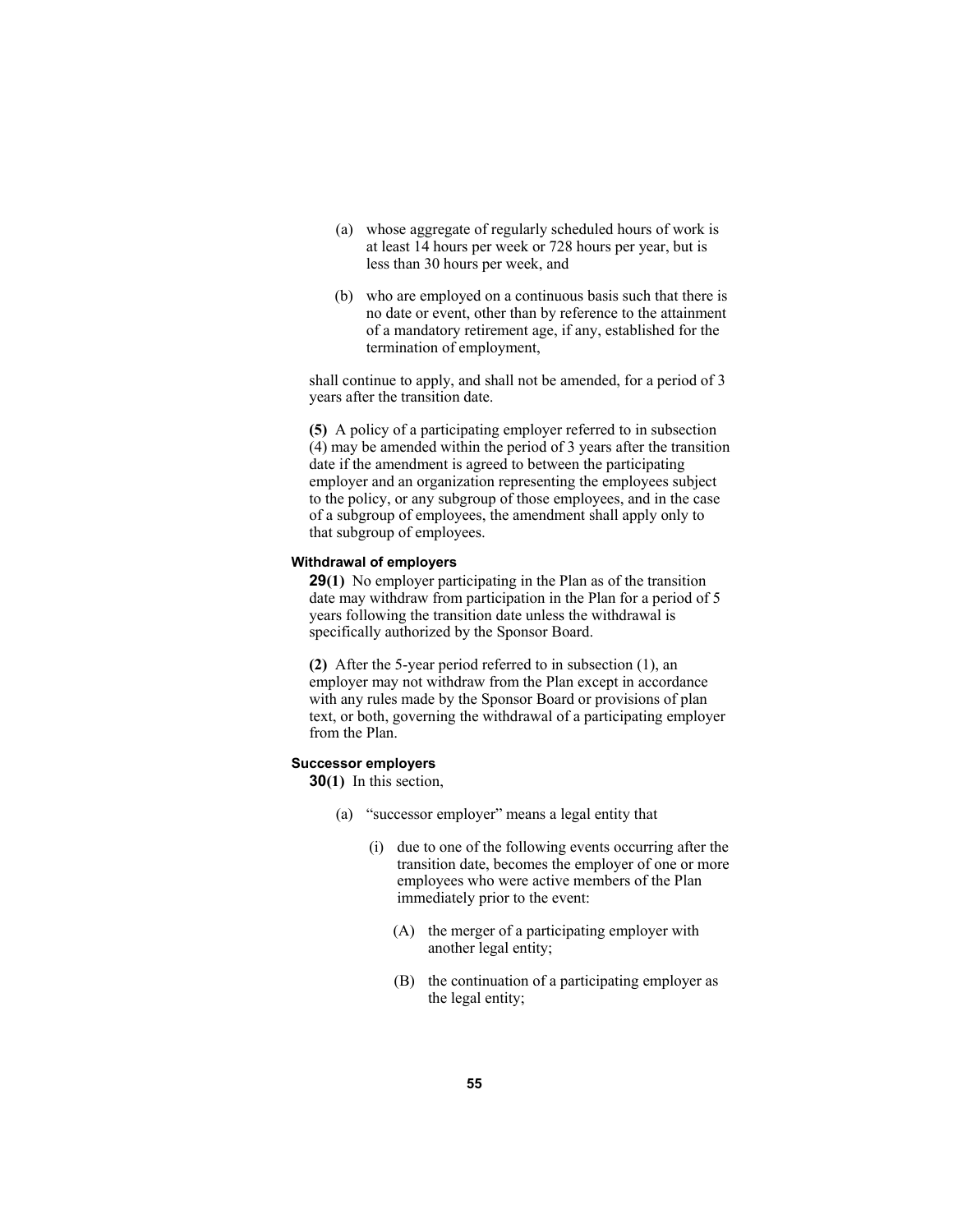(a) whose aggregate of regularly scheduled hours of work is at least 14 hours per week or 728 hours per year, but is less than 30 hours per week, and

(b) who are employed on a continuous basis such that there is no date or event, other than by reference to the attainment of a mandatory retirement age, if any, established for the termination of employment,

shall continue to apply, and shall not be amended, for a period of 3 years after the transition date.

**(5)** A policy of a participating employer referred to in subsection (4) may be amended within the period of 3 years after the transition date if the amendment is agreed to between the participating employer and an organization representing the employees subject to the policy, or any subgroup of those employees, and in the case of a subgroup of employees, the amendment shall apply only to that subgroup of employees.

#### Withdrawal of employers

**29(1)** No employer participating in the Plan as of the transition date may withdraw from participation in the Plan for a period of 5 years following the transition date unless the withdrawal is specifically authorized by the Sponsor Board.

**(2)** After the 5-year period referred to in subsection (1), an employer may not withdraw from the Plan except in accordance with any rules made by the Sponsor Board or provisions of plan text, or both, governing the withdrawal of a participating employer from the Plan.

#### Successor employers

**30(1)** In this section,

(a) "successor employer" means a legal entity that

(i) due to one of the following events occurring after the transition date, becomes the employer of one or more employees who were active members of the Plan immediately prior to the event:

(A) the merger of a participating employer with another legal entity;

(B) the continuation of a participating employer as the legal entity;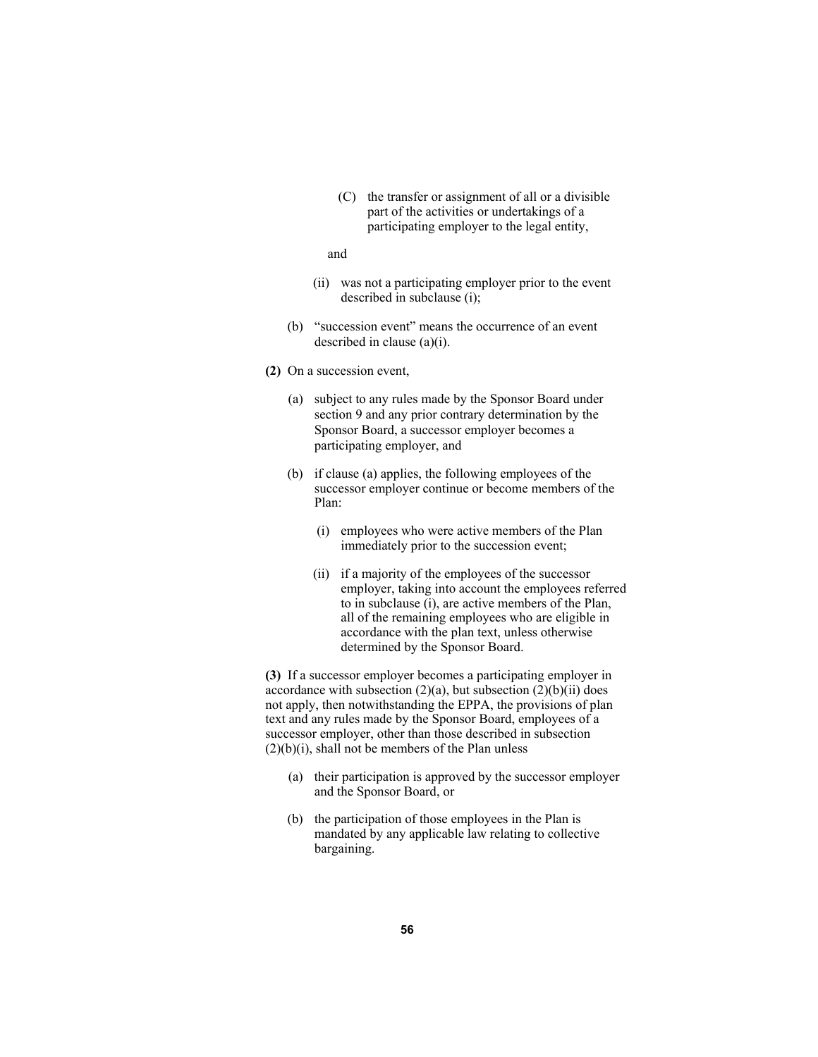(C) the transfer or assignment of all or a divisible part of the activities or undertakings of a participating employer to the legal entity,

and

(ii) was not a participating employer prior to the event described in subclause (i);

(b) "succession event" means the occurrence of an event described in clause (a)(i).

**(2)** On a succession event,

(a) subject to any rules made by the Sponsor Board under section 9 and any prior contrary determination by the Sponsor Board, a successor employer becomes a participating employer, and

(b) if clause (a) applies, the following employees of the successor employer continue or become members of the Plan:

(i) employees who were active members of the Plan immediately prior to the succession event;

(ii) if a majority of the employees of the successor employer, taking into account the employees referred to in subclause (i), are active members of the Plan, all of the remaining employees who are eligible in accordance with the plan text, unless otherwise determined by the Sponsor Board.

**(3)** If a successor employer becomes a participating employer in accordance with subsection (2)(a), but subsection (2)(b)(ii) does not apply, then notwithstanding the EPPA, the provisions of plan text and any rules made by the Sponsor Board, employees of a successor employer, other than those described in subsection (2)(b)(i), shall not be members of the Plan unless

(a) their participation is approved by the successor employer and the Sponsor Board, or

(b) the participation of those employees in the Plan is mandated by any applicable law relating to collective bargaining.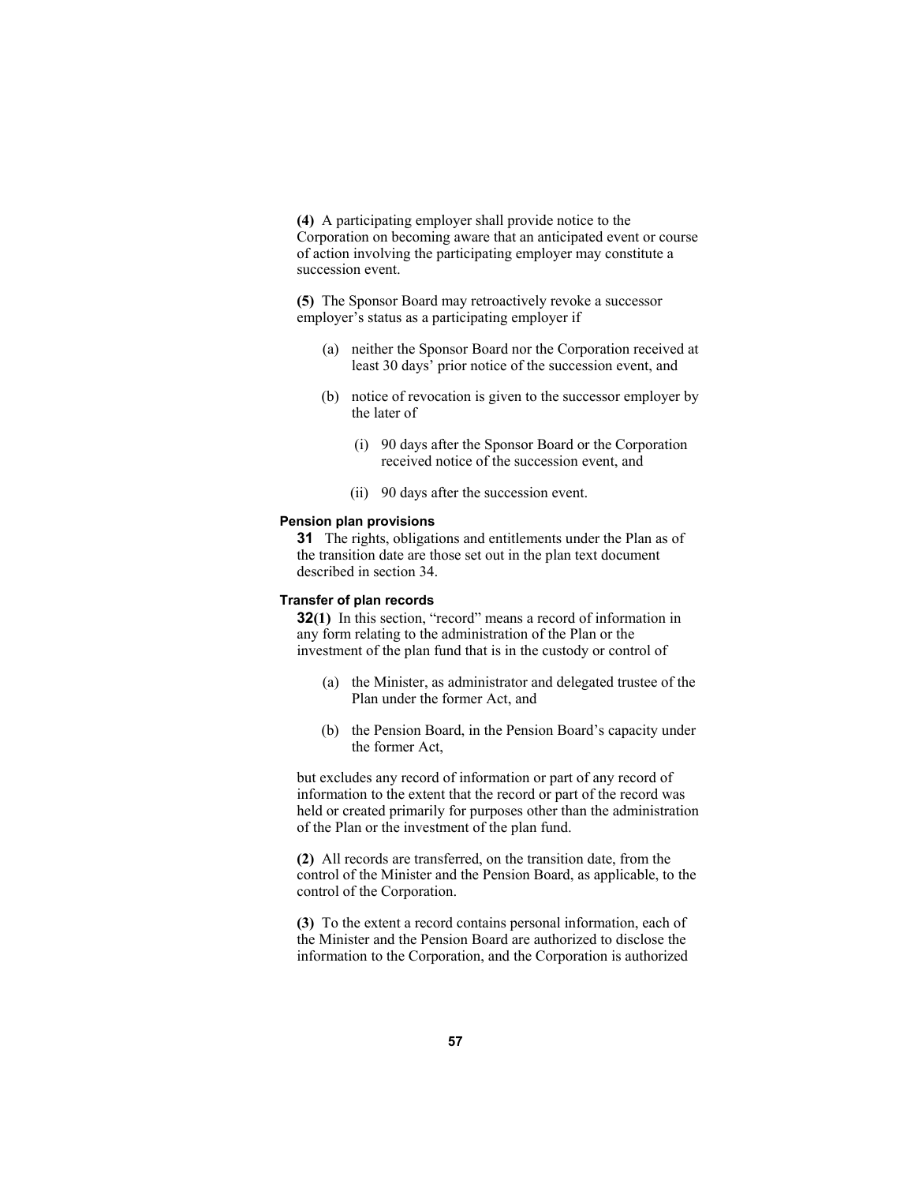**(4)** A participating employer shall provide notice to the Corporation on becoming aware that an anticipated event or course of action involving the participating employer may constitute a succession event.

**(5)** The Sponsor Board may retroactively revoke a successor employer's status as a participating employer if

- (a) neither the Sponsor Board nor the Corporation received at least 30 days' prior notice of the succession event, and
- (b) notice of revocation is given to the successor employer by the later of
  - (i) 90 days after the Sponsor Board or the Corporation received notice of the succession event, and
  - (ii) 90 days after the succession event.

#### Pension plan provisions

**31** The rights, obligations and entitlements under the Plan as of the transition date are those set out in the plan text document described in section 34.

#### Transfer of plan records

**32(1)** In this section, "record" means a record of information in any form relating to the administration of the Plan or the investment of the plan fund that is in the custody or control of

- (a) the Minister, as administrator and delegated trustee of the Plan under the former Act, and
- (b) the Pension Board, in the Pension Board's capacity under the former Act,

but excludes any record of information or part of any record of information to the extent that the record or part of the record was held or created primarily for purposes other than the administration of the Plan or the investment of the plan fund.

**(2)** All records are transferred, on the transition date, from the control of the Minister and the Pension Board, as applicable, to the control of the Corporation.

**(3)** To the extent a record contains personal information, each of the Minister and the Pension Board are authorized to disclose the information to the Corporation, and the Corporation is authorized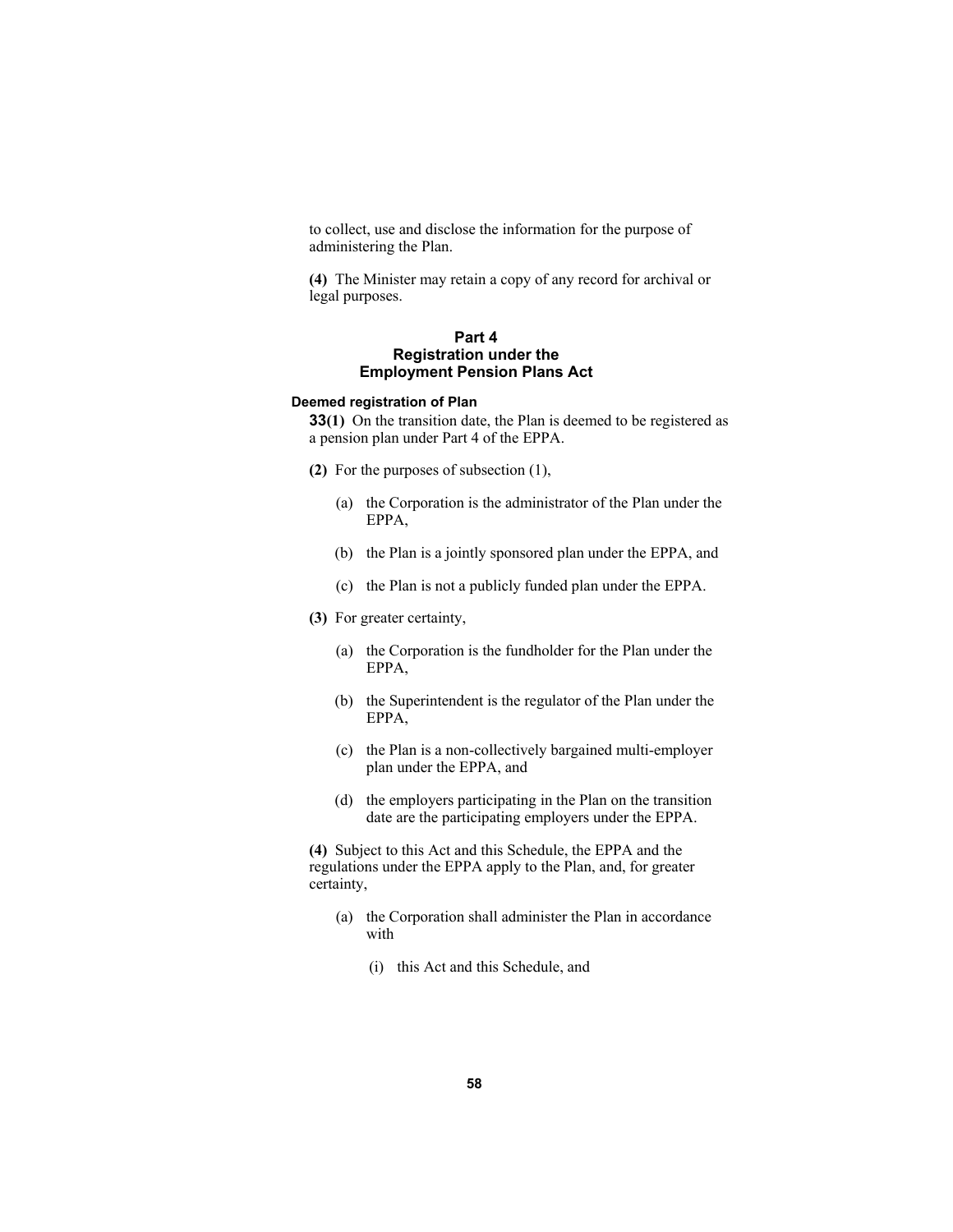to collect, use and disclose the information for the purpose of administering the Plan.

**(4)** The Minister may retain a copy of any record for archival or legal purposes.

## Part 4
## Registration under the Employment Pension Plans Act

### Deemed registration of Plan

**33(1)** On the transition date, the Plan is deemed to be registered as a pension plan under Part 4 of the EPPA.

**(2)** For the purposes of subsection (1),

(a) the Corporation is the administrator of the Plan under the EPPA,

(b) the Plan is a jointly sponsored plan under the EPPA, and

(c) the Plan is not a publicly funded plan under the EPPA.

**(3)** For greater certainty,

(a) the Corporation is the fundholder for the Plan under the EPPA,

(b) the Superintendent is the regulator of the Plan under the EPPA,

(c) the Plan is a non-collectively bargained multi-employer plan under the EPPA, and

(d) the employers participating in the Plan on the transition date are the participating employers under the EPPA.

**(4)** Subject to this Act and this Schedule, the EPPA and the regulations under the EPPA apply to the Plan, and, for greater certainty,

(a) the Corporation shall administer the Plan in accordance with

(i) this Act and this Schedule, and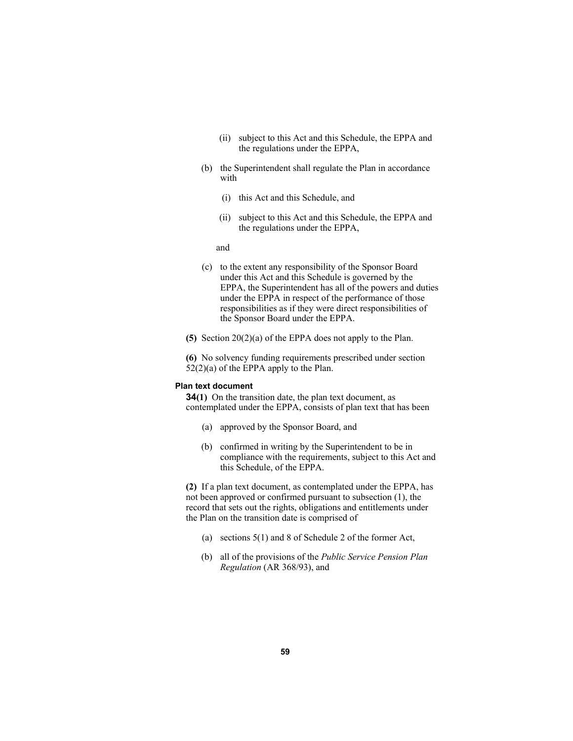(ii) subject to this Act and this Schedule, the EPPA and the regulations under the EPPA,

(b) the Superintendent shall regulate the Plan in accordance with

(i) this Act and this Schedule, and

(ii) subject to this Act and this Schedule, the EPPA and the regulations under the EPPA,

and

(c) to the extent any responsibility of the Sponsor Board under this Act and this Schedule is governed by the EPPA, the Superintendent has all of the powers and duties under the EPPA in respect of the performance of those responsibilities as if they were direct responsibilities of the Sponsor Board under the EPPA.

**(5)** Section 20(2)(a) of the EPPA does not apply to the Plan.

**(6)** No solvency funding requirements prescribed under section 52(2)(a) of the EPPA apply to the Plan.

**Plan text document**

**34(1)** On the transition date, the plan text document, as contemplated under the EPPA, consists of plan text that has been

(a) approved by the Sponsor Board, and

(b) confirmed in writing by the Superintendent to be in compliance with the requirements, subject to this Act and this Schedule, of the EPPA.

**(2)** If a plan text document, as contemplated under the EPPA, has not been approved or confirmed pursuant to subsection (1), the record that sets out the rights, obligations and entitlements under the Plan on the transition date is comprised of

(a) sections 5(1) and 8 of Schedule 2 of the former Act,

(b) all of the provisions of the *Public Service Pension Plan Regulation* (AR 368/93), and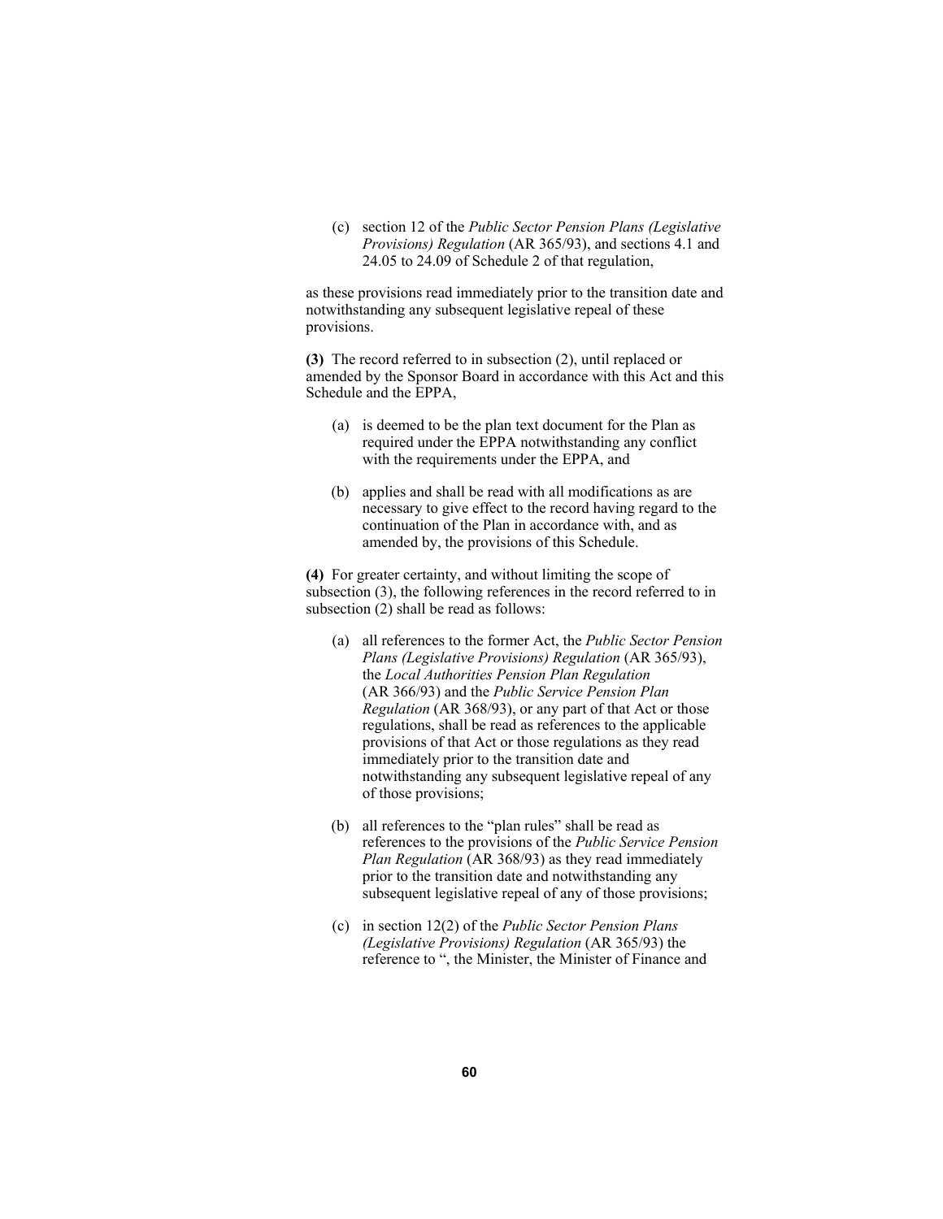(c) section 12 of the *Public Sector Pension Plans (Legislative Provisions) Regulation* (AR 365/93), and sections 4.1 and 24.05 to 24.09 of Schedule 2 of that regulation,

as these provisions read immediately prior to the transition date and notwithstanding any subsequent legislative repeal of these provisions.

**(3)** The record referred to in subsection (2), until replaced or amended by the Sponsor Board in accordance with this Act and this Schedule and the EPPA,

(a) is deemed to be the plan text document for the Plan as required under the EPPA notwithstanding any conflict with the requirements under the EPPA, and

(b) applies and shall be read with all modifications as are necessary to give effect to the record having regard to the continuation of the Plan in accordance with, and as amended by, the provisions of this Schedule.

**(4)** For greater certainty, and without limiting the scope of subsection (3), the following references in the record referred to in subsection (2) shall be read as follows:

(a) all references to the former Act, the *Public Sector Pension Plans (Legislative Provisions) Regulation* (AR 365/93), the *Local Authorities Pension Plan Regulation* (AR 366/93) and the *Public Service Pension Plan Regulation* (AR 368/93), or any part of that Act or those regulations, shall be read as references to the applicable provisions of that Act or those regulations as they read immediately prior to the transition date and notwithstanding any subsequent legislative repeal of any of those provisions;

(b) all references to the "plan rules" shall be read as references to the provisions of the *Public Service Pension Plan Regulation* (AR 368/93) as they read immediately prior to the transition date and notwithstanding any subsequent legislative repeal of any of those provisions;

(c) in section 12(2) of the *Public Sector Pension Plans (Legislative Provisions) Regulation* (AR 365/93) the reference to ", the Minister, the Minister of Finance and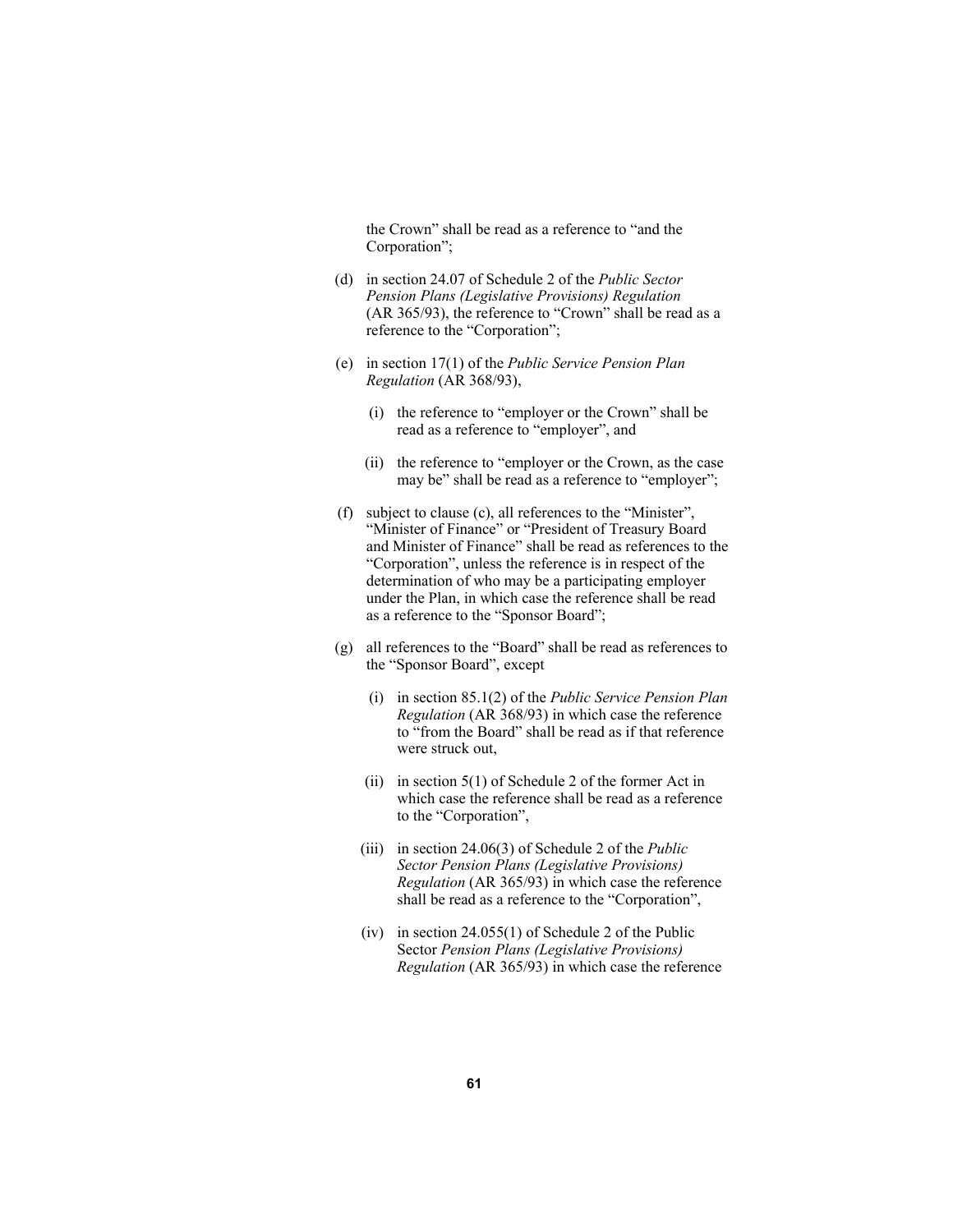the Crown" shall be read as a reference to "and the Corporation";

(d) in section 24.07 of Schedule 2 of the *Public Sector Pension Plans (Legislative Provisions) Regulation* (AR 365/93), the reference to "Crown" shall be read as a reference to the "Corporation";

(e) in section 17(1) of the *Public Service Pension Plan Regulation* (AR 368/93),

(i) the reference to "employer or the Crown" shall be read as a reference to "employer", and

(ii) the reference to "employer or the Crown, as the case may be" shall be read as a reference to "employer";

(f) subject to clause (c), all references to the "Minister", "Minister of Finance" or "President of Treasury Board and Minister of Finance" shall be read as references to the "Corporation", unless the reference is in respect of the determination of who may be a participating employer under the Plan, in which case the reference shall be read as a reference to the "Sponsor Board";

(g) all references to the "Board" shall be read as references to the "Sponsor Board", except

(i) in section 85.1(2) of the *Public Service Pension Plan Regulation* (AR 368/93) in which case the reference to "from the Board" shall be read as if that reference were struck out,

(ii) in section 5(1) of Schedule 2 of the former Act in which case the reference shall be read as a reference to the "Corporation",

(iii) in section 24.06(3) of Schedule 2 of the *Public Sector Pension Plans (Legislative Provisions) Regulation* (AR 365/93) in which case the reference shall be read as a reference to the "Corporation",

(iv) in section 24.055(1) of Schedule 2 of the Public Sector *Pension Plans (Legislative Provisions) Regulation* (AR 365/93) in which case the reference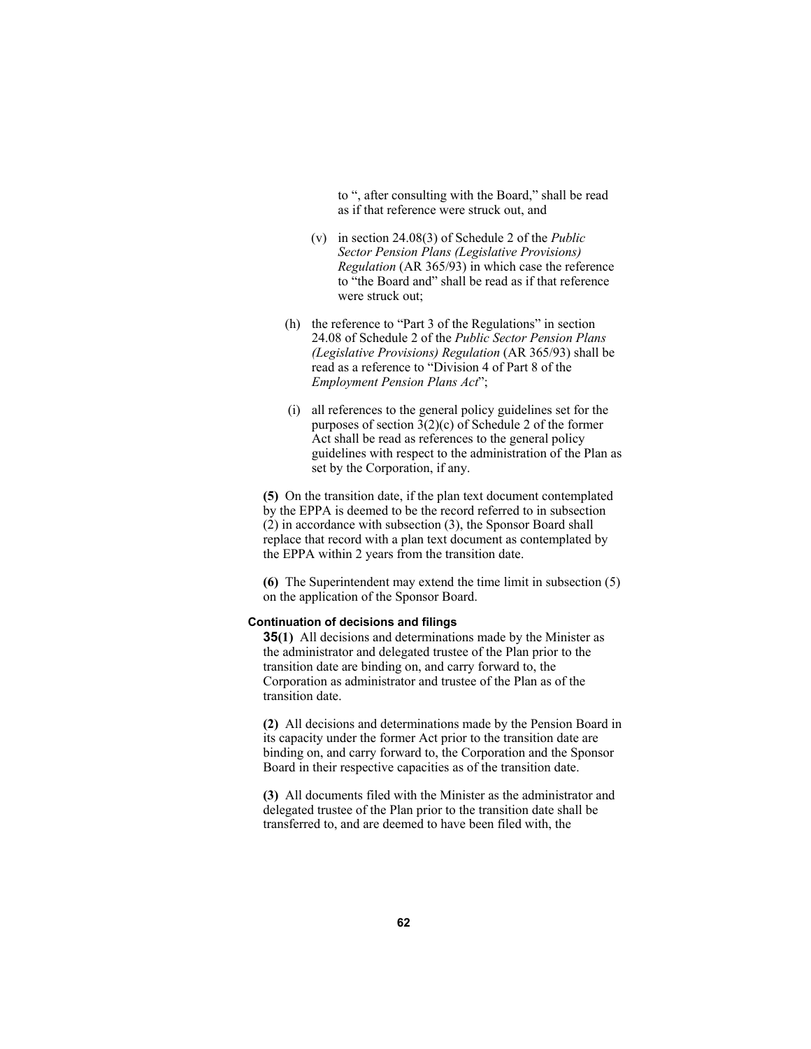to ", after consulting with the Board," shall be read as if that reference were struck out, and

(v) in section 24.08(3) of Schedule 2 of the *Public Sector Pension Plans (Legislative Provisions) Regulation* (AR 365/93) in which case the reference to "the Board and" shall be read as if that reference were struck out;

(h) the reference to "Part 3 of the Regulations" in section 24.08 of Schedule 2 of the *Public Sector Pension Plans (Legislative Provisions) Regulation* (AR 365/93) shall be read as a reference to "Division 4 of Part 8 of the *Employment Pension Plans Act*";

(i) all references to the general policy guidelines set for the purposes of section 3(2)(c) of Schedule 2 of the former Act shall be read as references to the general policy guidelines with respect to the administration of the Plan as set by the Corporation, if any.

**(5)** On the transition date, if the plan text document contemplated by the EPPA is deemed to be the record referred to in subsection (2) in accordance with subsection (3), the Sponsor Board shall replace that record with a plan text document as contemplated by the EPPA within 2 years from the transition date.

**(6)** The Superintendent may extend the time limit in subsection (5) on the application of the Sponsor Board.

**Continuation of decisions and filings**

**35(1)** All decisions and determinations made by the Minister as the administrator and delegated trustee of the Plan prior to the transition date are binding on, and carry forward to, the Corporation as administrator and trustee of the Plan as of the transition date.

**(2)** All decisions and determinations made by the Pension Board in its capacity under the former Act prior to the transition date are binding on, and carry forward to, the Corporation and the Sponsor Board in their respective capacities as of the transition date.

**(3)** All documents filed with the Minister as the administrator and delegated trustee of the Plan prior to the transition date shall be transferred to, and are deemed to have been filed with, the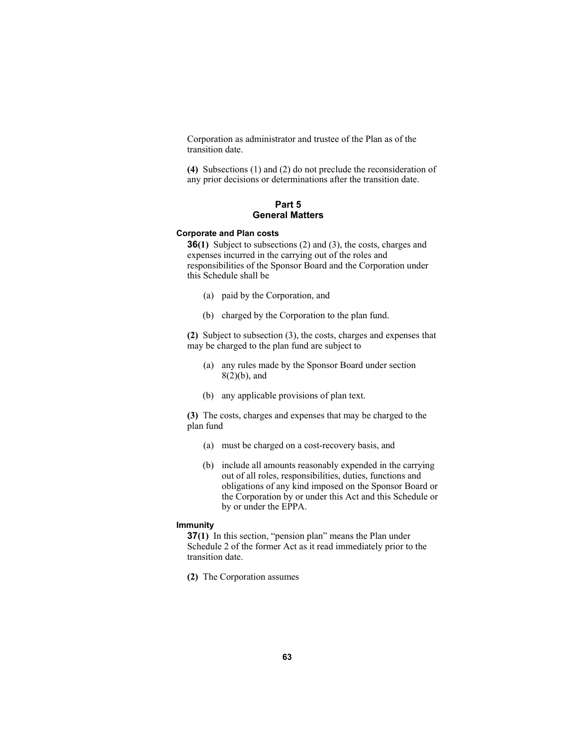Corporation as administrator and trustee of the Plan as of the transition date.

**(4)** Subsections (1) and (2) do not preclude the reconsideration of any prior decisions or determinations after the transition date.

## Part 5
## General Matters

#### Corporate and Plan costs

**36(1)** Subject to subsections (2) and (3), the costs, charges and expenses incurred in the carrying out of the roles and responsibilities of the Sponsor Board and the Corporation under this Schedule shall be

(a) paid by the Corporation, and

(b) charged by the Corporation to the plan fund.

**(2)** Subject to subsection (3), the costs, charges and expenses that may be charged to the plan fund are subject to

(a) any rules made by the Sponsor Board under section 8(2)(b), and

(b) any applicable provisions of plan text.

**(3)** The costs, charges and expenses that may be charged to the plan fund

(a) must be charged on a cost-recovery basis, and

(b) include all amounts reasonably expended in the carrying out of all roles, responsibilities, duties, functions and obligations of any kind imposed on the Sponsor Board or the Corporation by or under this Act and this Schedule or by or under the EPPA.

#### Immunity

**37(1)** In this section, "pension plan" means the Plan under Schedule 2 of the former Act as it read immediately prior to the transition date.

**(2)** The Corporation assumes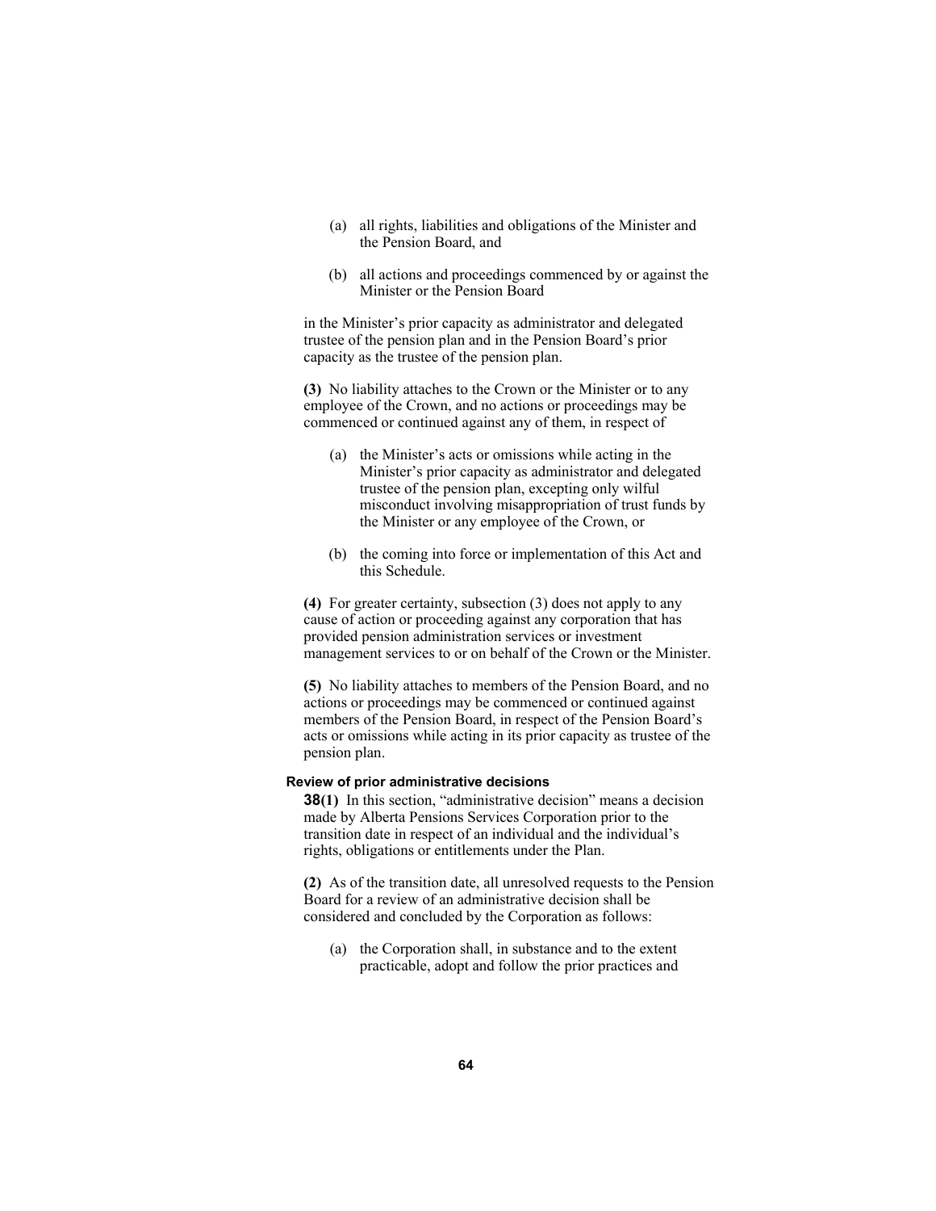(a) all rights, liabilities and obligations of the Minister and the Pension Board, and

(b) all actions and proceedings commenced by or against the Minister or the Pension Board

in the Minister's prior capacity as administrator and delegated trustee of the pension plan and in the Pension Board's prior capacity as the trustee of the pension plan.

**(3)** No liability attaches to the Crown or the Minister or to any employee of the Crown, and no actions or proceedings may be commenced or continued against any of them, in respect of

(a) the Minister's acts or omissions while acting in the Minister's prior capacity as administrator and delegated trustee of the pension plan, excepting only wilful misconduct involving misappropriation of trust funds by the Minister or any employee of the Crown, or

(b) the coming into force or implementation of this Act and this Schedule.

**(4)** For greater certainty, subsection (3) does not apply to any cause of action or proceeding against any corporation that has provided pension administration services or investment management services to or on behalf of the Crown or the Minister.

**(5)** No liability attaches to members of the Pension Board, and no actions or proceedings may be commenced or continued against members of the Pension Board, in respect of the Pension Board's acts or omissions while acting in its prior capacity as trustee of the pension plan.

**Review of prior administrative decisions**

**38(1)** In this section, "administrative decision" means a decision made by Alberta Pensions Services Corporation prior to the transition date in respect of an individual and the individual's rights, obligations or entitlements under the Plan.

**(2)** As of the transition date, all unresolved requests to the Pension Board for a review of an administrative decision shall be considered and concluded by the Corporation as follows:

(a) the Corporation shall, in substance and to the extent practicable, adopt and follow the prior practices and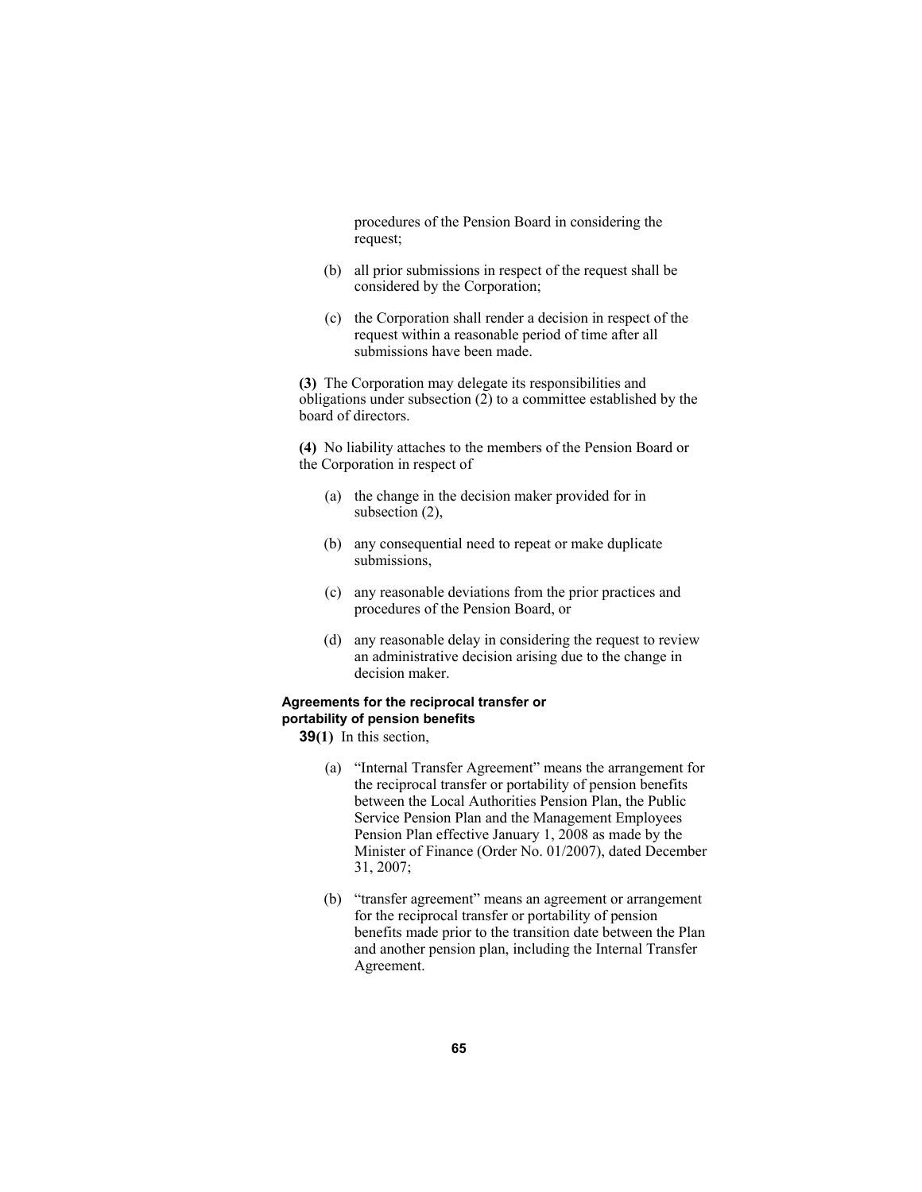procedures of the Pension Board in considering the request;

(b) all prior submissions in respect of the request shall be considered by the Corporation;

(c) the Corporation shall render a decision in respect of the request within a reasonable period of time after all submissions have been made.

**(3)** The Corporation may delegate its responsibilities and obligations under subsection (2) to a committee established by the board of directors.

**(4)** No liability attaches to the members of the Pension Board or the Corporation in respect of

(a) the change in the decision maker provided for in subsection (2),

(b) any consequential need to repeat or make duplicate submissions,

(c) any reasonable deviations from the prior practices and procedures of the Pension Board, or

(d) any reasonable delay in considering the request to review an administrative decision arising due to the change in decision maker.

**Agreements for the reciprocal transfer or portability of pension benefits**

**39(1)** In this section,

(a) "Internal Transfer Agreement" means the arrangement for the reciprocal transfer or portability of pension benefits between the Local Authorities Pension Plan, the Public Service Pension Plan and the Management Employees Pension Plan effective January 1, 2008 as made by the Minister of Finance (Order No. 01/2007), dated December 31, 2007;

(b) "transfer agreement" means an agreement or arrangement for the reciprocal transfer or portability of pension benefits made prior to the transition date between the Plan and another pension plan, including the Internal Transfer Agreement.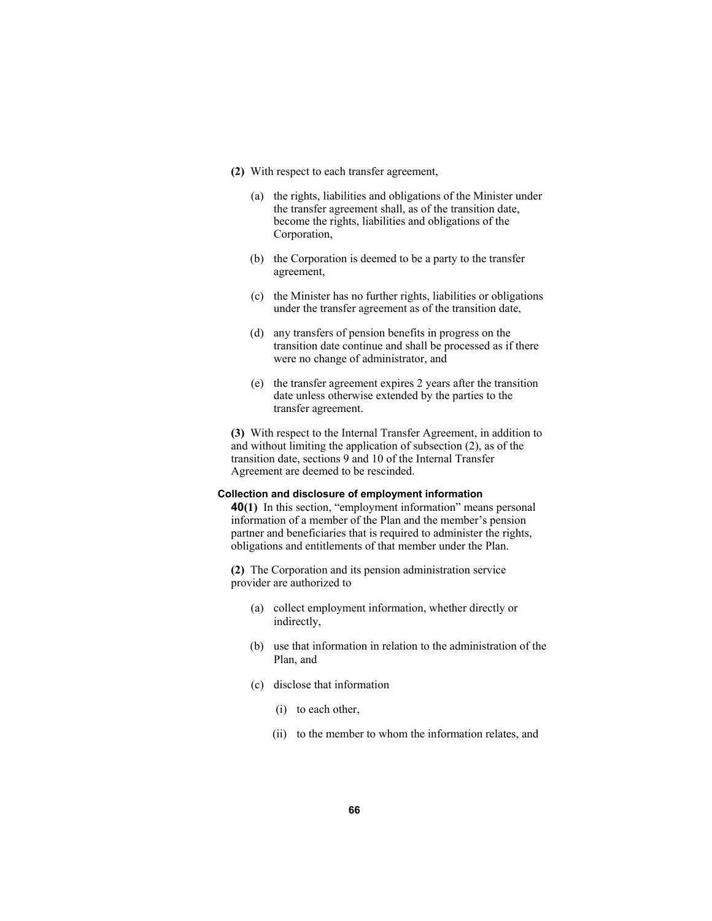**(2)** With respect to each transfer agreement,

(a) the rights, liabilities and obligations of the Minister under the transfer agreement shall, as of the transition date, become the rights, liabilities and obligations of the Corporation,

(b) the Corporation is deemed to be a party to the transfer agreement,

(c) the Minister has no further rights, liabilities or obligations under the transfer agreement as of the transition date,

(d) any transfers of pension benefits in progress on the transition date continue and shall be processed as if there were no change of administrator, and

(e) the transfer agreement expires 2 years after the transition date unless otherwise extended by the parties to the transfer agreement.

**(3)** With respect to the Internal Transfer Agreement, in addition to and without limiting the application of subsection (2), as of the transition date, sections 9 and 10 of the Internal Transfer Agreement are deemed to be rescinded.

**Collection and disclosure of employment information**

**40(1)** In this section, "employment information" means personal information of a member of the Plan and the member's pension partner and beneficiaries that is required to administer the rights, obligations and entitlements of that member under the Plan.

**(2)** The Corporation and its pension administration service provider are authorized to

(a) collect employment information, whether directly or indirectly,

(b) use that information in relation to the administration of the Plan, and

(c) disclose that information

(i) to each other,

(ii) to the member to whom the information relates, and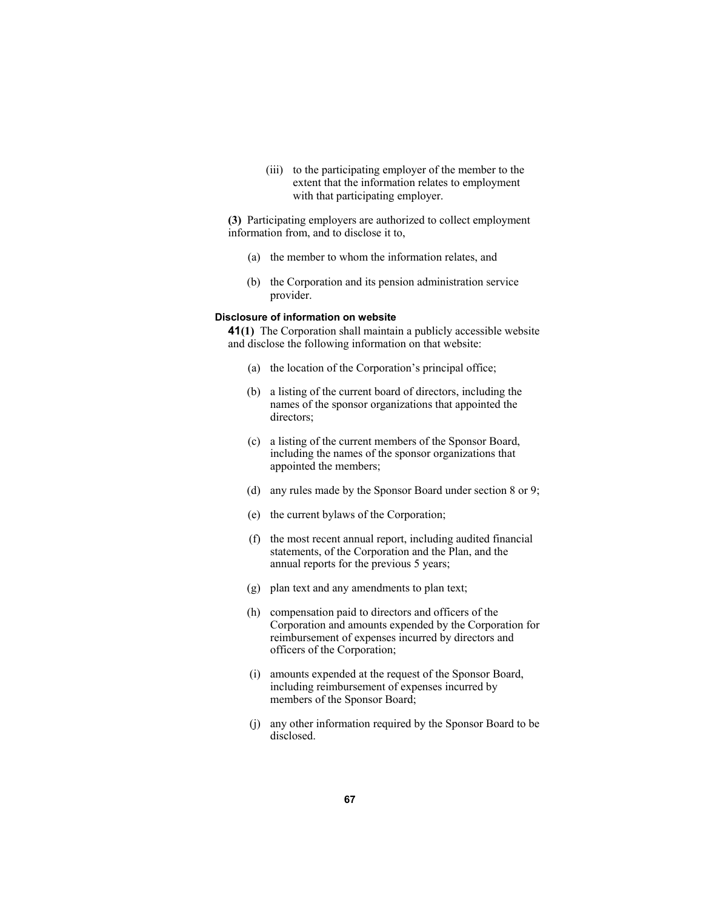(iii) to the participating employer of the member to the extent that the information relates to employment with that participating employer.

**(3)** Participating employers are authorized to collect employment information from, and to disclose it to,

(a) the member to whom the information relates, and

(b) the Corporation and its pension administration service provider.

### Disclosure of information on website

**41(1)** The Corporation shall maintain a publicly accessible website and disclose the following information on that website:

(a) the location of the Corporation's principal office;

(b) a listing of the current board of directors, including the names of the sponsor organizations that appointed the directors;

(c) a listing of the current members of the Sponsor Board, including the names of the sponsor organizations that appointed the members;

(d) any rules made by the Sponsor Board under section 8 or 9;

(e) the current bylaws of the Corporation;

(f) the most recent annual report, including audited financial statements, of the Corporation and the Plan, and the annual reports for the previous 5 years;

(g) plan text and any amendments to plan text;

(h) compensation paid to directors and officers of the Corporation and amounts expended by the Corporation for reimbursement of expenses incurred by directors and officers of the Corporation;

(i) amounts expended at the request of the Sponsor Board, including reimbursement of expenses incurred by members of the Sponsor Board;

(j) any other information required by the Sponsor Board to be disclosed.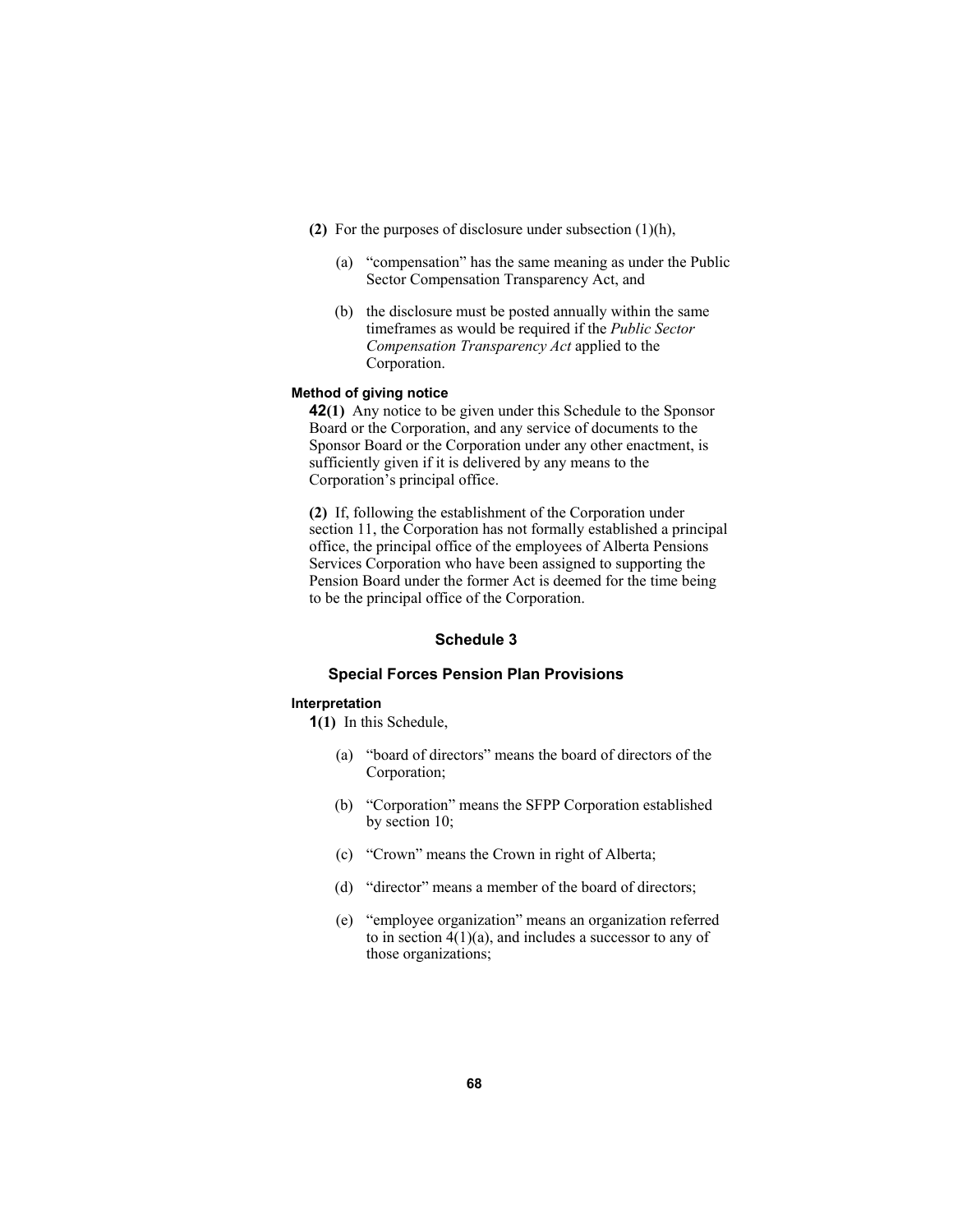**(2)** For the purposes of disclosure under subsection (1)(h),

(a) "compensation" has the same meaning as under the Public Sector Compensation Transparency Act, and

(b) the disclosure must be posted annually within the same timeframes as would be required if the *Public Sector Compensation Transparency Act* applied to the Corporation.

#### Method of giving notice

**42(1)** Any notice to be given under this Schedule to the Sponsor Board or the Corporation, and any service of documents to the Sponsor Board or the Corporation under any other enactment, is sufficiently given if it is delivered by any means to the Corporation's principal office.

**(2)** If, following the establishment of the Corporation under section 11, the Corporation has not formally established a principal office, the principal office of the employees of Alberta Pensions Services Corporation who have been assigned to supporting the Pension Board under the former Act is deemed for the time being to be the principal office of the Corporation.

## Schedule 3

### Special Forces Pension Plan Provisions

#### Interpretation

**1(1)** In this Schedule,

(a) "board of directors" means the board of directors of the Corporation;

(b) "Corporation" means the SFPP Corporation established by section 10;

(c) "Crown" means the Crown in right of Alberta;

(d) "director" means a member of the board of directors;

(e) "employee organization" means an organization referred to in section 4(1)(a), and includes a successor to any of those organizations;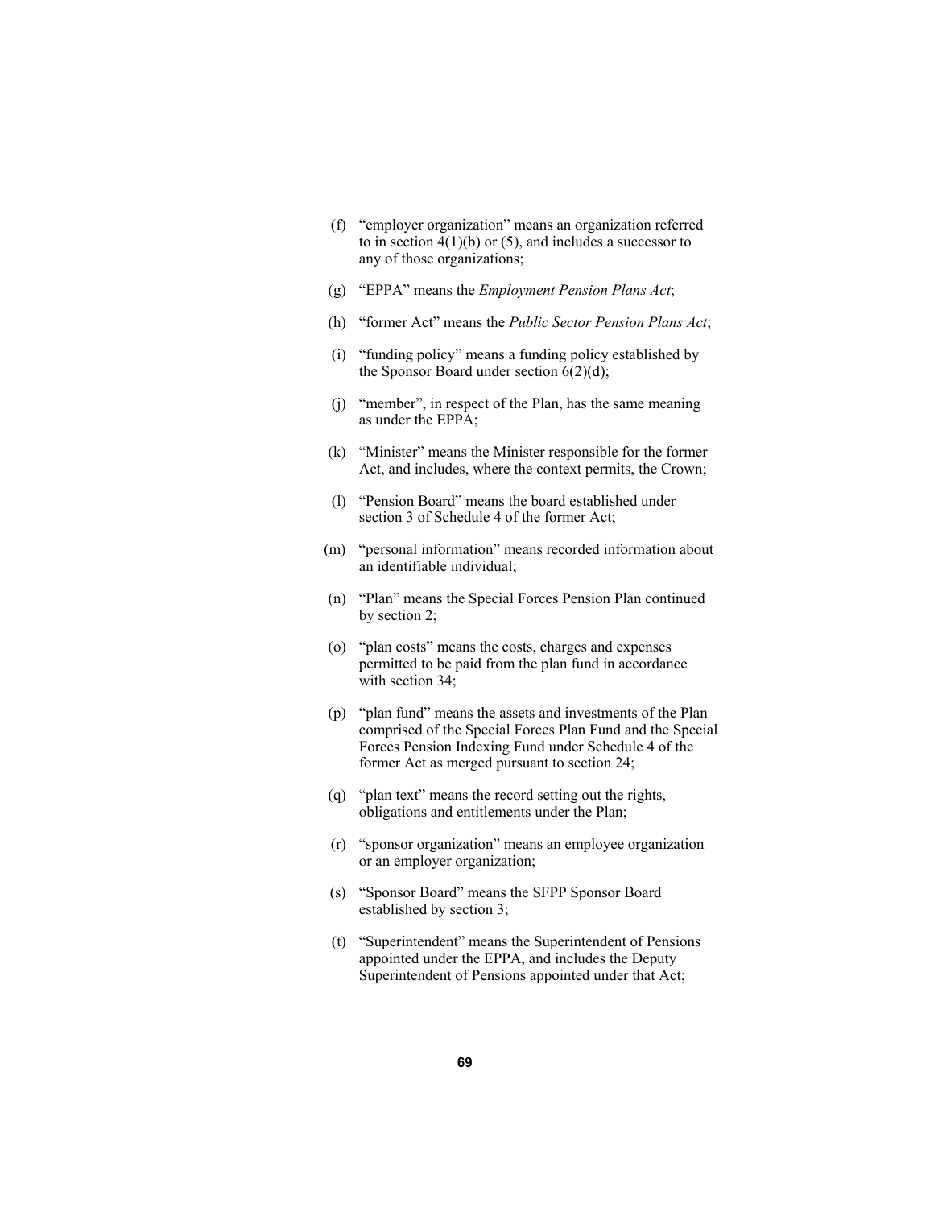(f) "employer organization" means an organization referred to in section 4(1)(b) or (5), and includes a successor to any of those organizations;

(g) "EPPA" means the *Employment Pension Plans Act*;

(h) "former Act" means the *Public Sector Pension Plans Act*;

(i) "funding policy" means a funding policy established by the Sponsor Board under section 6(2)(d);

(j) "member", in respect of the Plan, has the same meaning as under the EPPA;

(k) "Minister" means the Minister responsible for the former Act, and includes, where the context permits, the Crown;

(l) "Pension Board" means the board established under section 3 of Schedule 4 of the former Act;

(m) "personal information" means recorded information about an identifiable individual;

(n) "Plan" means the Special Forces Pension Plan continued by section 2;

(o) "plan costs" means the costs, charges and expenses permitted to be paid from the plan fund in accordance with section 34;

(p) "plan fund" means the assets and investments of the Plan comprised of the Special Forces Plan Fund and the Special Forces Pension Indexing Fund under Schedule 4 of the former Act as merged pursuant to section 24;

(q) "plan text" means the record setting out the rights, obligations and entitlements under the Plan;

(r) "sponsor organization" means an employee organization or an employer organization;

(s) "Sponsor Board" means the SFPP Sponsor Board established by section 3;

(t) "Superintendent" means the Superintendent of Pensions appointed under the EPPA, and includes the Deputy Superintendent of Pensions appointed under that Act;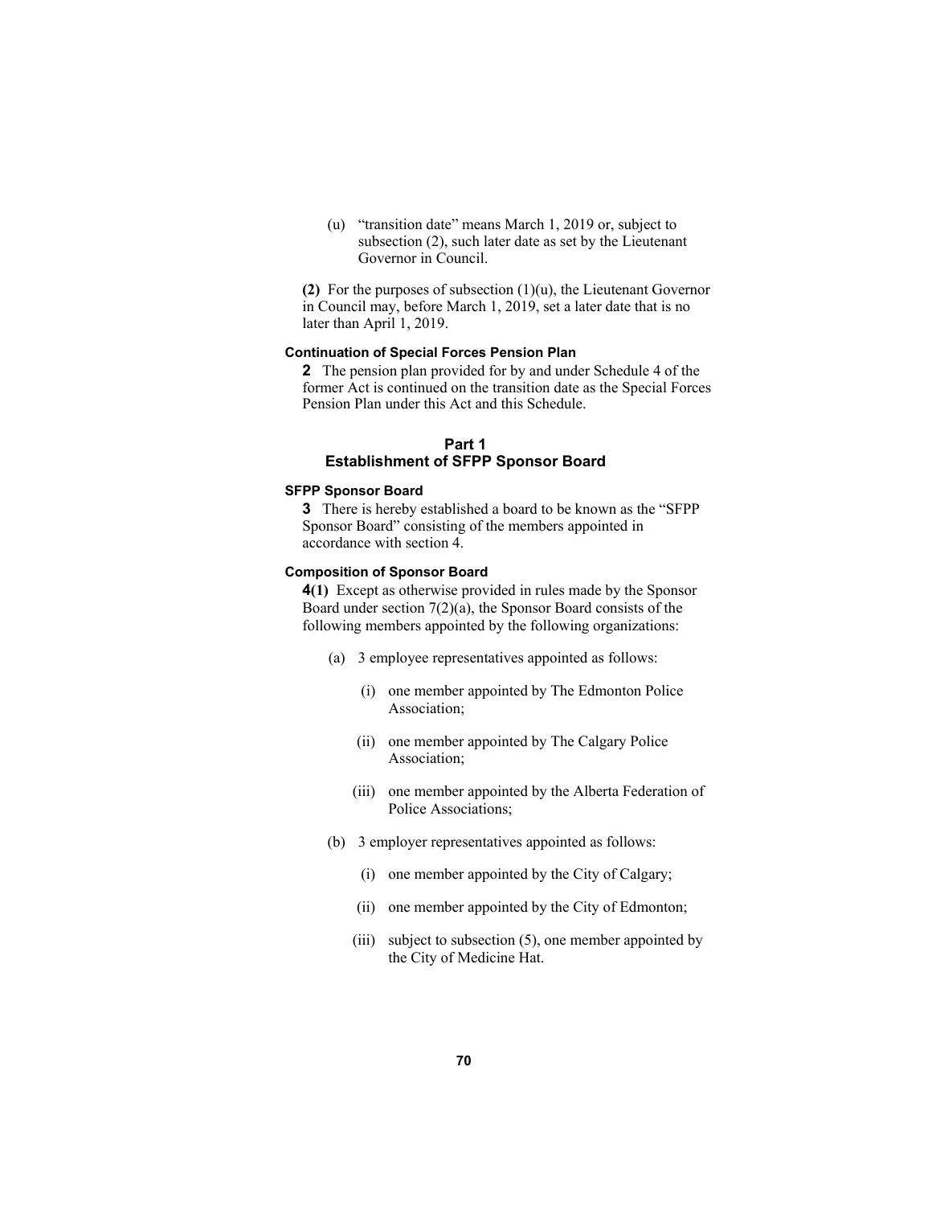(u) "transition date" means March 1, 2019 or, subject to subsection (2), such later date as set by the Lieutenant Governor in Council.

**(2)** For the purposes of subsection (1)(u), the Lieutenant Governor in Council may, before March 1, 2019, set a later date that is no later than April 1, 2019.

**Continuation of Special Forces Pension Plan**

**2** The pension plan provided for by and under Schedule 4 of the former Act is continued on the transition date as the Special Forces Pension Plan under this Act and this Schedule.

## Part 1
## Establishment of SFPP Sponsor Board

**SFPP Sponsor Board**

**3** There is hereby established a board to be known as the "SFPP Sponsor Board" consisting of the members appointed in accordance with section 4.

**Composition of Sponsor Board**

**4(1)** Except as otherwise provided in rules made by the Sponsor Board under section 7(2)(a), the Sponsor Board consists of the following members appointed by the following organizations:

(a) 3 employee representatives appointed as follows:

(i) one member appointed by The Edmonton Police Association;

(ii) one member appointed by The Calgary Police Association;

(iii) one member appointed by the Alberta Federation of Police Associations;

(b) 3 employer representatives appointed as follows:

(i) one member appointed by the City of Calgary;

(ii) one member appointed by the City of Edmonton;

(iii) subject to subsection (5), one member appointed by the City of Medicine Hat.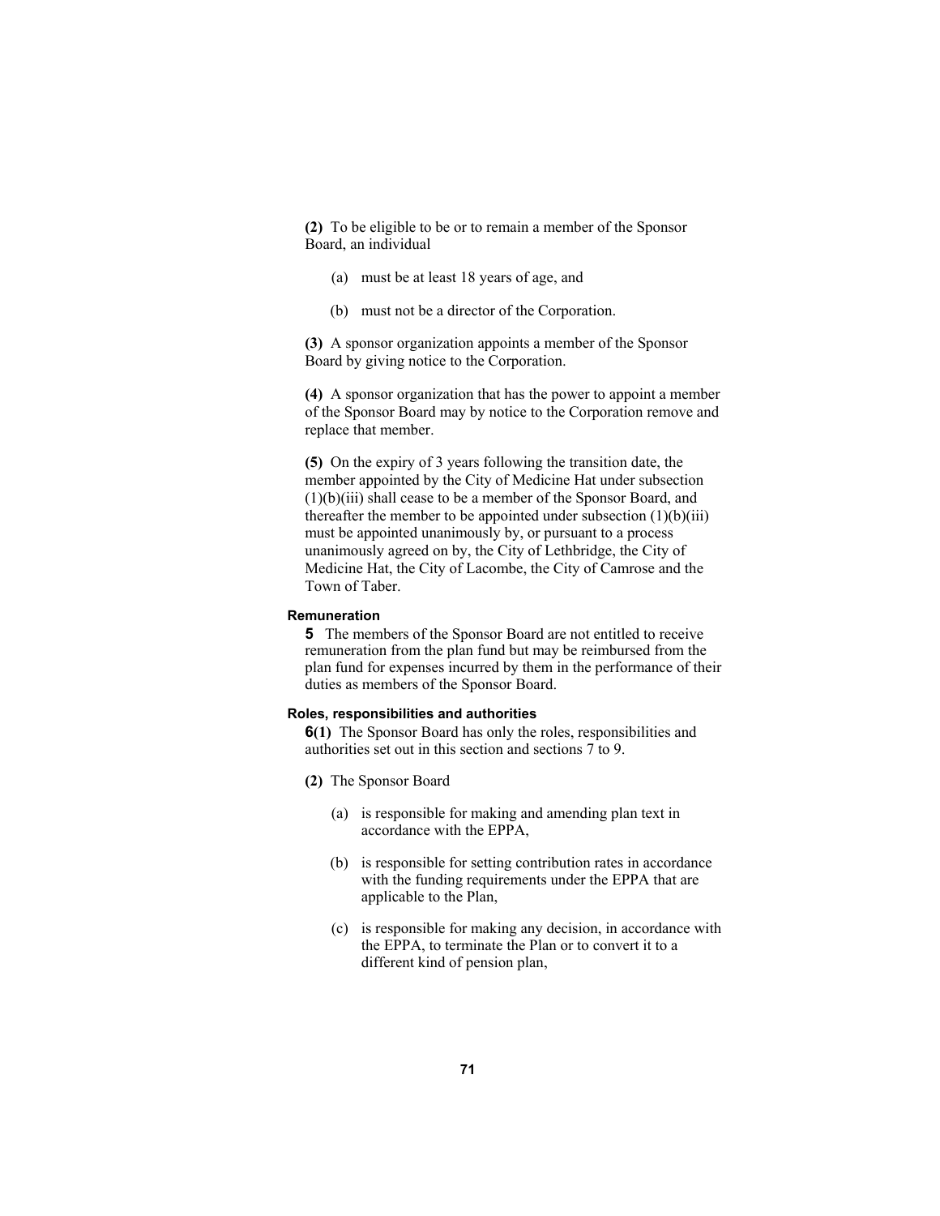**(2)** To be eligible to be or to remain a member of the Sponsor Board, an individual

(a) must be at least 18 years of age, and

(b) must not be a director of the Corporation.

**(3)** A sponsor organization appoints a member of the Sponsor Board by giving notice to the Corporation.

**(4)** A sponsor organization that has the power to appoint a member of the Sponsor Board may by notice to the Corporation remove and replace that member.

**(5)** On the expiry of 3 years following the transition date, the member appointed by the City of Medicine Hat under subsection (1)(b)(iii) shall cease to be a member of the Sponsor Board, and thereafter the member to be appointed under subsection (1)(b)(iii) must be appointed unanimously by, or pursuant to a process unanimously agreed on by, the City of Lethbridge, the City of Medicine Hat, the City of Lacombe, the City of Camrose and the Town of Taber.

#### Remuneration

**5** The members of the Sponsor Board are not entitled to receive remuneration from the plan fund but may be reimbursed from the plan fund for expenses incurred by them in the performance of their duties as members of the Sponsor Board.

#### Roles, responsibilities and authorities

**6(1)** The Sponsor Board has only the roles, responsibilities and authorities set out in this section and sections 7 to 9.

**(2)** The Sponsor Board

(a) is responsible for making and amending plan text in accordance with the EPPA,

(b) is responsible for setting contribution rates in accordance with the funding requirements under the EPPA that are applicable to the Plan,

(c) is responsible for making any decision, in accordance with the EPPA, to terminate the Plan or to convert it to a different kind of pension plan,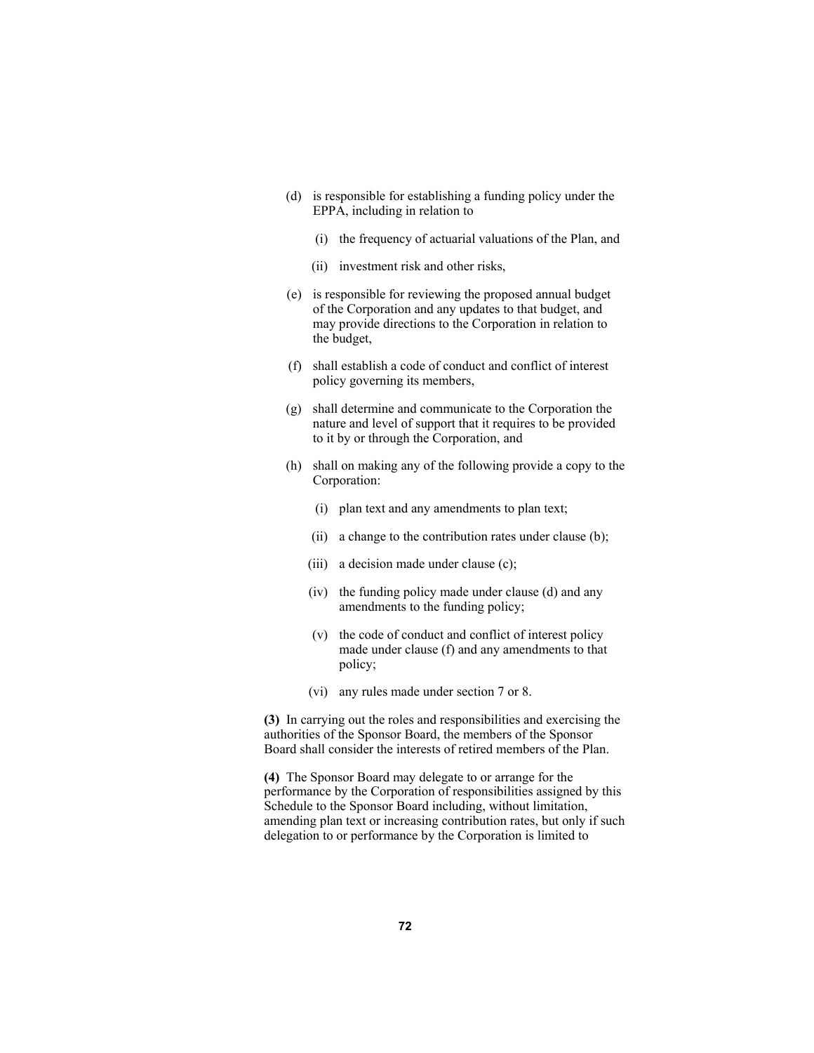(d) is responsible for establishing a funding policy under the EPPA, including in relation to

   (i) the frequency of actuarial valuations of the Plan, and

   (ii) investment risk and other risks,

(e) is responsible for reviewing the proposed annual budget of the Corporation and any updates to that budget, and may provide directions to the Corporation in relation to the budget,

(f) shall establish a code of conduct and conflict of interest policy governing its members,

(g) shall determine and communicate to the Corporation the nature and level of support that it requires to be provided to it by or through the Corporation, and

(h) shall on making any of the following provide a copy to the Corporation:

   (i) plan text and any amendments to plan text;

   (ii) a change to the contribution rates under clause (b);

   (iii) a decision made under clause (c);

   (iv) the funding policy made under clause (d) and any amendments to the funding policy;

   (v) the code of conduct and conflict of interest policy made under clause (f) and any amendments to that policy;

   (vi) any rules made under section 7 or 8.

**(3)** In carrying out the roles and responsibilities and exercising the authorities of the Sponsor Board, the members of the Sponsor Board shall consider the interests of retired members of the Plan.

**(4)** The Sponsor Board may delegate to or arrange for the performance by the Corporation of responsibilities assigned by this Schedule to the Sponsor Board including, without limitation, amending plan text or increasing contribution rates, but only if such delegation to or performance by the Corporation is limited to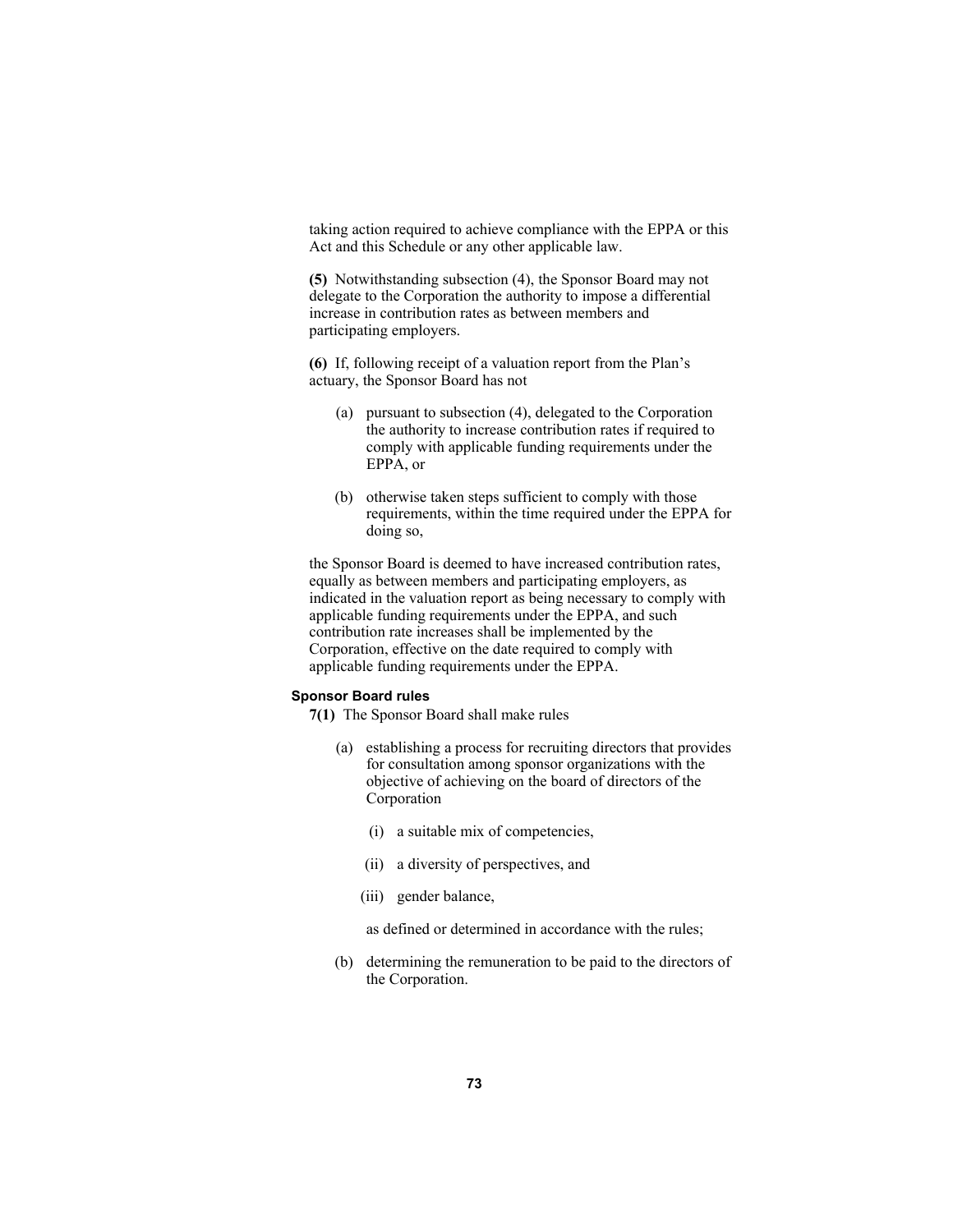taking action required to achieve compliance with the EPPA or this Act and this Schedule or any other applicable law.

**(5)** Notwithstanding subsection (4), the Sponsor Board may not delegate to the Corporation the authority to impose a differential increase in contribution rates as between members and participating employers.

**(6)** If, following receipt of a valuation report from the Plan's actuary, the Sponsor Board has not

(a) pursuant to subsection (4), delegated to the Corporation the authority to increase contribution rates if required to comply with applicable funding requirements under the EPPA, or

(b) otherwise taken steps sufficient to comply with those requirements, within the time required under the EPPA for doing so,

the Sponsor Board is deemed to have increased contribution rates, equally as between members and participating employers, as indicated in the valuation report as being necessary to comply with applicable funding requirements under the EPPA, and such contribution rate increases shall be implemented by the Corporation, effective on the date required to comply with applicable funding requirements under the EPPA.

#### Sponsor Board rules

**7(1)** The Sponsor Board shall make rules

(a) establishing a process for recruiting directors that provides for consultation among sponsor organizations with the objective of achieving on the board of directors of the Corporation

(i) a suitable mix of competencies,

(ii) a diversity of perspectives, and

(iii) gender balance,

as defined or determined in accordance with the rules;

(b) determining the remuneration to be paid to the directors of the Corporation.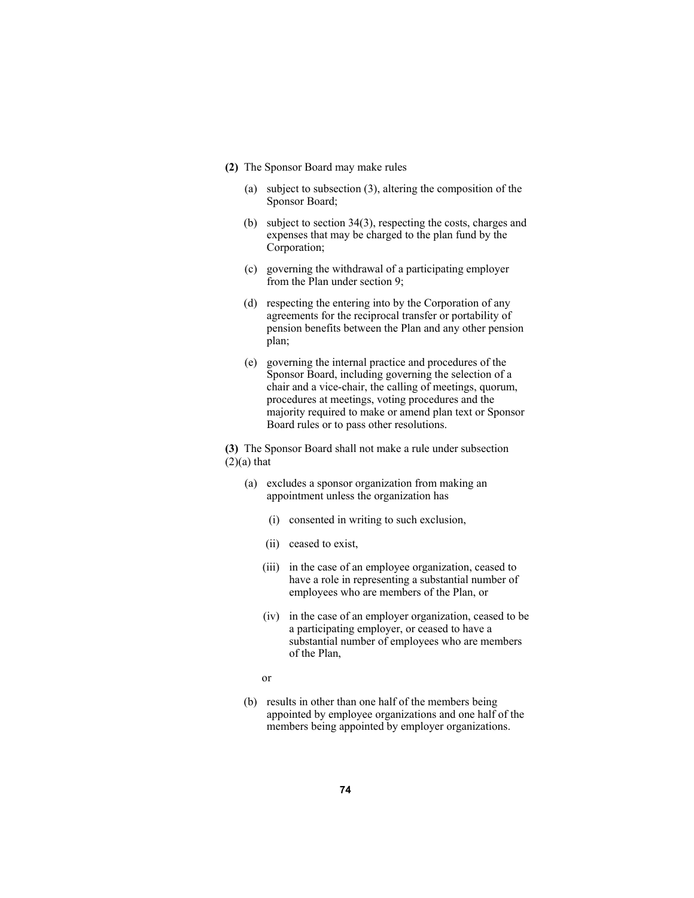**(2)** The Sponsor Board may make rules

(a) subject to subsection (3), altering the composition of the Sponsor Board;

(b) subject to section 34(3), respecting the costs, charges and expenses that may be charged to the plan fund by the Corporation;

(c) governing the withdrawal of a participating employer from the Plan under section 9;

(d) respecting the entering into by the Corporation of any agreements for the reciprocal transfer or portability of pension benefits between the Plan and any other pension plan;

(e) governing the internal practice and procedures of the Sponsor Board, including governing the selection of a chair and a vice-chair, the calling of meetings, quorum, procedures at meetings, voting procedures and the majority required to make or amend plan text or Sponsor Board rules or to pass other resolutions.

**(3)** The Sponsor Board shall not make a rule under subsection (2)(a) that

(a) excludes a sponsor organization from making an appointment unless the organization has

(i) consented in writing to such exclusion,

(ii) ceased to exist,

(iii) in the case of an employee organization, ceased to have a role in representing a substantial number of employees who are members of the Plan, or

(iv) in the case of an employer organization, ceased to be a participating employer, or ceased to have a substantial number of employees who are members of the Plan,

or

(b) results in other than one half of the members being appointed by employee organizations and one half of the members being appointed by employer organizations.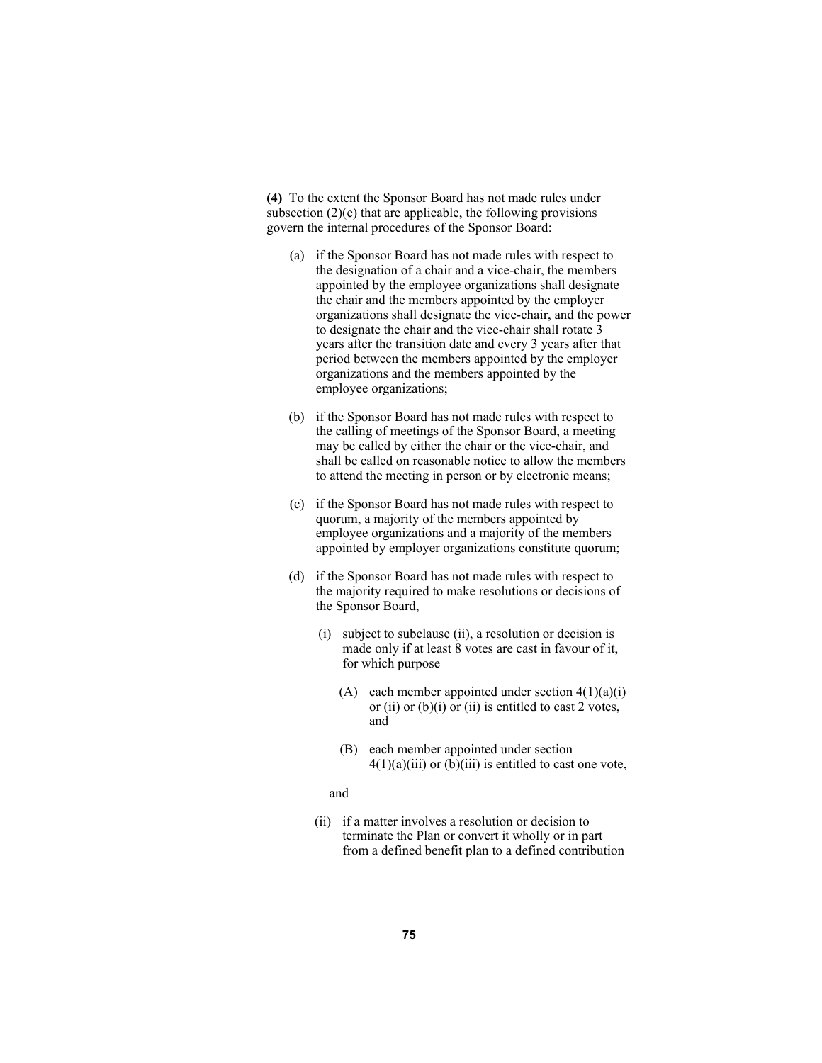**(4)** To the extent the Sponsor Board has not made rules under subsection (2)(e) that are applicable, the following provisions govern the internal procedures of the Sponsor Board:

(a) if the Sponsor Board has not made rules with respect to the designation of a chair and a vice-chair, the members appointed by the employee organizations shall designate the chair and the members appointed by the employer organizations shall designate the vice-chair, and the power to designate the chair and the vice-chair shall rotate 3 years after the transition date and every 3 years after that period between the members appointed by the employer organizations and the members appointed by the employee organizations;

(b) if the Sponsor Board has not made rules with respect to the calling of meetings of the Sponsor Board, a meeting may be called by either the chair or the vice-chair, and shall be called on reasonable notice to allow the members to attend the meeting in person or by electronic means;

(c) if the Sponsor Board has not made rules with respect to quorum, a majority of the members appointed by employee organizations and a majority of the members appointed by employer organizations constitute quorum;

(d) if the Sponsor Board has not made rules with respect to the majority required to make resolutions or decisions of the Sponsor Board,

(i) subject to subclause (ii), a resolution or decision is made only if at least 8 votes are cast in favour of it, for which purpose

(A) each member appointed under section 4(1)(a)(i) or (ii) or (b)(i) or (ii) is entitled to cast 2 votes, and

(B) each member appointed under section 4(1)(a)(iii) or (b)(iii) is entitled to cast one vote,

and

(ii) if a matter involves a resolution or decision to terminate the Plan or convert it wholly or in part from a defined benefit plan to a defined contribution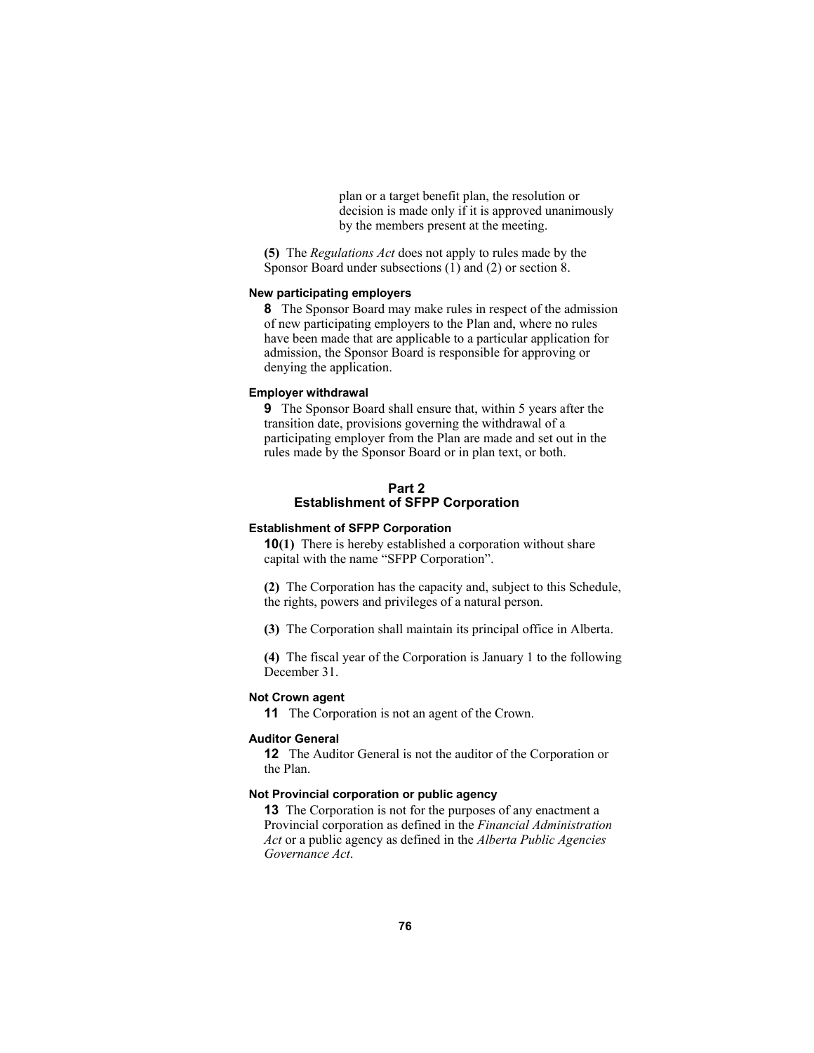plan or a target benefit plan, the resolution or decision is made only if it is approved unanimously by the members present at the meeting.

**(5)** The *Regulations Act* does not apply to rules made by the Sponsor Board under subsections (1) and (2) or section 8.

#### New participating employers

**8** The Sponsor Board may make rules in respect of the admission of new participating employers to the Plan and, where no rules have been made that are applicable to a particular application for admission, the Sponsor Board is responsible for approving or denying the application.

#### Employer withdrawal

**9** The Sponsor Board shall ensure that, within 5 years after the transition date, provisions governing the withdrawal of a participating employer from the Plan are made and set out in the rules made by the Sponsor Board or in plan text, or both.

## Part 2
## Establishment of SFPP Corporation

#### Establishment of SFPP Corporation

**10(1)** There is hereby established a corporation without share capital with the name "SFPP Corporation".

**(2)** The Corporation has the capacity and, subject to this Schedule, the rights, powers and privileges of a natural person.

**(3)** The Corporation shall maintain its principal office in Alberta.

**(4)** The fiscal year of the Corporation is January 1 to the following December 31.

#### Not Crown agent

**11** The Corporation is not an agent of the Crown.

#### Auditor General

**12** The Auditor General is not the auditor of the Corporation or the Plan.

#### Not Provincial corporation or public agency

**13** The Corporation is not for the purposes of any enactment a Provincial corporation as defined in the *Financial Administration Act* or a public agency as defined in the *Alberta Public Agencies Governance Act*.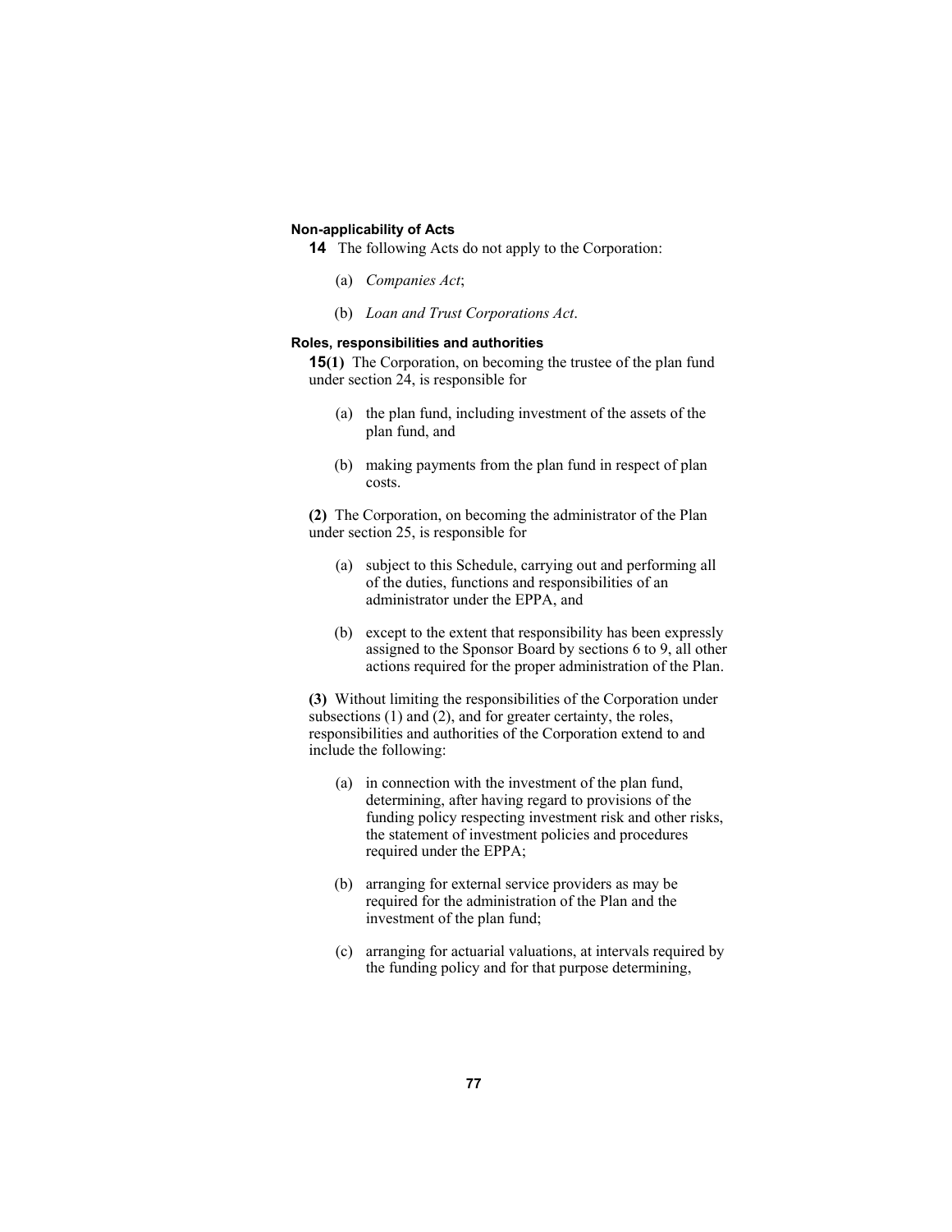#### Non-applicability of Acts

**14** The following Acts do not apply to the Corporation:

(a) *Companies Act*;

(b) *Loan and Trust Corporations Act*.

#### Roles, responsibilities and authorities

**15(1)** The Corporation, on becoming the trustee of the plan fund under section 24, is responsible for

(a) the plan fund, including investment of the assets of the plan fund, and

(b) making payments from the plan fund in respect of plan costs.

**(2)** The Corporation, on becoming the administrator of the Plan under section 25, is responsible for

(a) subject to this Schedule, carrying out and performing all of the duties, functions and responsibilities of an administrator under the EPPA, and

(b) except to the extent that responsibility has been expressly assigned to the Sponsor Board by sections 6 to 9, all other actions required for the proper administration of the Plan.

**(3)** Without limiting the responsibilities of the Corporation under subsections (1) and (2), and for greater certainty, the roles, responsibilities and authorities of the Corporation extend to and include the following:

(a) in connection with the investment of the plan fund, determining, after having regard to provisions of the funding policy respecting investment risk and other risks, the statement of investment policies and procedures required under the EPPA;

(b) arranging for external service providers as may be required for the administration of the Plan and the investment of the plan fund;

(c) arranging for actuarial valuations, at intervals required by the funding policy and for that purpose determining,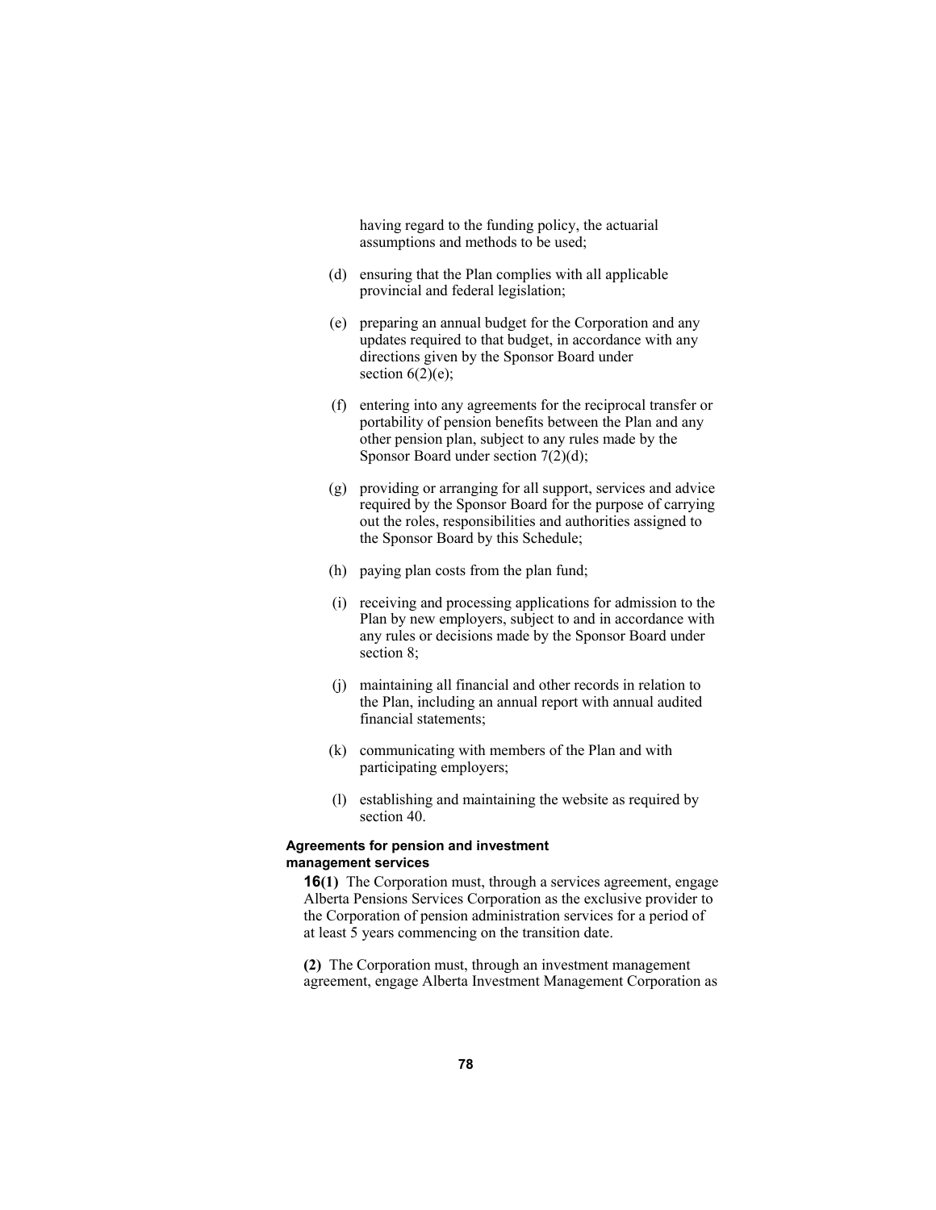having regard to the funding policy, the actuarial assumptions and methods to be used;

(d) ensuring that the Plan complies with all applicable provincial and federal legislation;

(e) preparing an annual budget for the Corporation and any updates required to that budget, in accordance with any directions given by the Sponsor Board under section 6(2)(e);

(f) entering into any agreements for the reciprocal transfer or portability of pension benefits between the Plan and any other pension plan, subject to any rules made by the Sponsor Board under section 7(2)(d);

(g) providing or arranging for all support, services and advice required by the Sponsor Board for the purpose of carrying out the roles, responsibilities and authorities assigned to the Sponsor Board by this Schedule;

(h) paying plan costs from the plan fund;

(i) receiving and processing applications for admission to the Plan by new employers, subject to and in accordance with any rules or decisions made by the Sponsor Board under section 8;

(j) maintaining all financial and other records in relation to the Plan, including an annual report with annual audited financial statements;

(k) communicating with members of the Plan and with participating employers;

(l) establishing and maintaining the website as required by section 40.

**Agreements for pension and investment management services**

**16(1)** The Corporation must, through a services agreement, engage Alberta Pensions Services Corporation as the exclusive provider to the Corporation of pension administration services for a period of at least 5 years commencing on the transition date.

**(2)** The Corporation must, through an investment management agreement, engage Alberta Investment Management Corporation as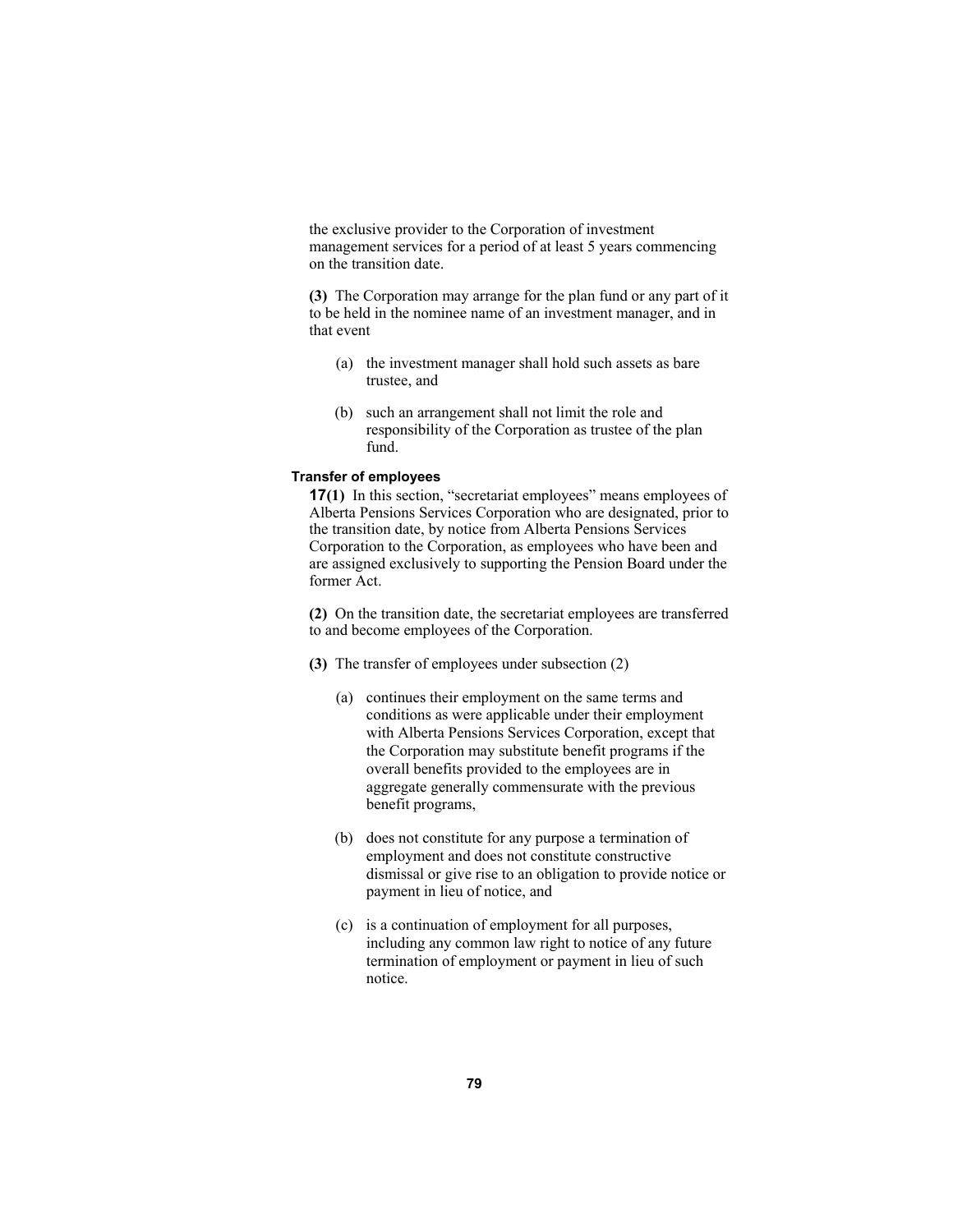the exclusive provider to the Corporation of investment management services for a period of at least 5 years commencing on the transition date.

**(3)** The Corporation may arrange for the plan fund or any part of it to be held in the nominee name of an investment manager, and in that event

(a) the investment manager shall hold such assets as bare trustee, and

(b) such an arrangement shall not limit the role and responsibility of the Corporation as trustee of the plan fund.

**Transfer of employees**

**17(1)** In this section, "secretariat employees" means employees of Alberta Pensions Services Corporation who are designated, prior to the transition date, by notice from Alberta Pensions Services Corporation to the Corporation, as employees who have been and are assigned exclusively to supporting the Pension Board under the former Act.

**(2)** On the transition date, the secretariat employees are transferred to and become employees of the Corporation.

**(3)** The transfer of employees under subsection (2)

(a) continues their employment on the same terms and conditions as were applicable under their employment with Alberta Pensions Services Corporation, except that the Corporation may substitute benefit programs if the overall benefits provided to the employees are in aggregate generally commensurate with the previous benefit programs,

(b) does not constitute for any purpose a termination of employment and does not constitute constructive dismissal or give rise to an obligation to provide notice or payment in lieu of notice, and

(c) is a continuation of employment for all purposes, including any common law right to notice of any future termination of employment or payment in lieu of such notice.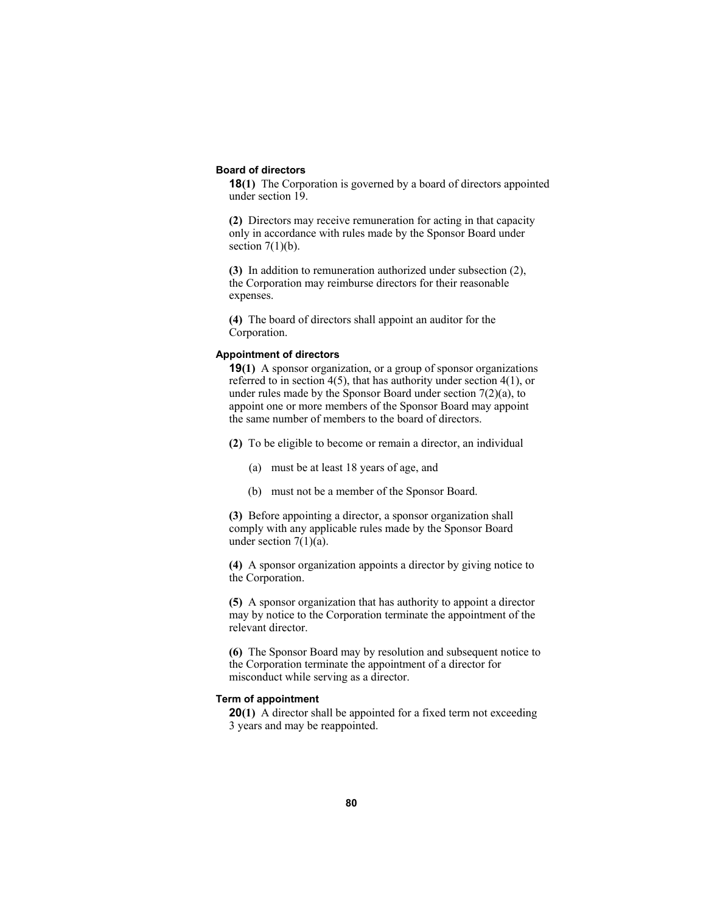### Board of directors

**18(1)** The Corporation is governed by a board of directors appointed under section 19.

**(2)** Directors may receive remuneration for acting in that capacity only in accordance with rules made by the Sponsor Board under section 7(1)(b).

**(3)** In addition to remuneration authorized under subsection (2), the Corporation may reimburse directors for their reasonable expenses.

**(4)** The board of directors shall appoint an auditor for the Corporation.

### Appointment of directors

**19(1)** A sponsor organization, or a group of sponsor organizations referred to in section 4(5), that has authority under section 4(1), or under rules made by the Sponsor Board under section 7(2)(a), to appoint one or more members of the Sponsor Board may appoint the same number of members to the board of directors.

**(2)** To be eligible to become or remain a director, an individual

(a) must be at least 18 years of age, and

(b) must not be a member of the Sponsor Board.

**(3)** Before appointing a director, a sponsor organization shall comply with any applicable rules by the Sponsor Board under section 7(1)(a).

**(4)** A sponsor organization appoints a director by giving notice to the Corporation.

**(5)** A sponsor organization that has authority to appoint a director may by notice to the Corporation terminate the appointment of the relevant director.

**(6)** The Sponsor Board may by resolution and subsequent notice to the Corporation terminate the appointment of a director for misconduct while serving as a director.

### Term of appointment

**20(1)** A director shall be appointed for a fixed term not exceeding 3 years and may be reappointed.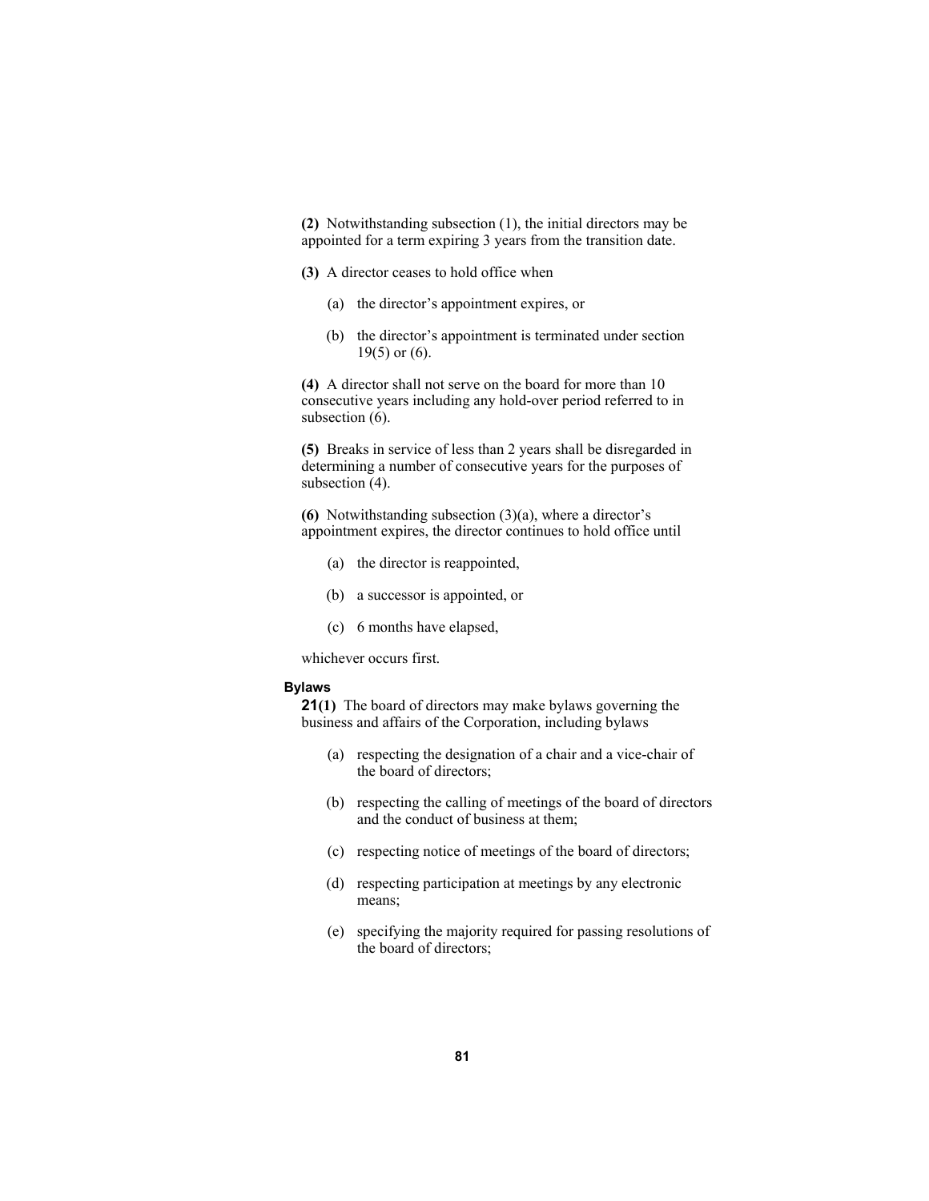**(2)** Notwithstanding subsection (1), the initial directors may be appointed for a term expiring 3 years from the transition date.

**(3)** A director ceases to hold office when

- (a) the director's appointment expires, or
- (b) the director's appointment is terminated under section 19(5) or (6).

**(4)** A director shall not serve on the board for more than 10 consecutive years including any hold-over period referred to in subsection (6).

**(5)** Breaks in service of less than 2 years shall be disregarded in determining a number of consecutive years for the purposes of subsection (4).

**(6)** Notwithstanding subsection (3)(a), where a director's appointment expires, the director continues to hold office until

- (a) the director is reappointed,
- (b) a successor is appointed, or
- (c) 6 months have elapsed,

whichever occurs first.

#### Bylaws

**21(1)** The board of directors may make bylaws governing the business and affairs of the Corporation, including bylaws

- (a) respecting the designation of a chair and a vice-chair of the board of directors;
- (b) respecting the calling of meetings of the board of directors and the conduct of business at them;
- (c) respecting notice of meetings of the board of directors;
- (d) respecting participation at meetings by any electronic means;
- (e) specifying the majority required for passing resolutions of the board of directors;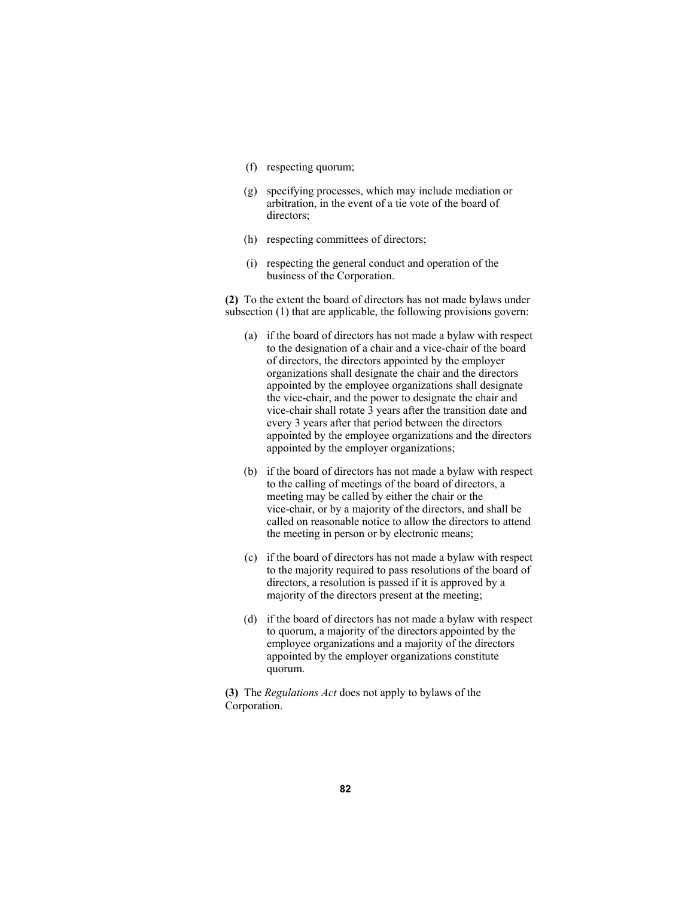(f) respecting quorum;

(g) specifying processes, which may include mediation or arbitration, in the event of a tie vote of the board of directors;

(h) respecting committees of directors;

(i) respecting the general conduct and operation of the business of the Corporation.

**(2)** To the extent the board of directors has not made bylaws under subsection (1) that are applicable, the following provisions govern:

(a) if the board of directors has not made a bylaw with respect to the designation of a chair and a vice-chair of the board of directors, the directors appointed by the employer organizations shall designate the chair and the directors appointed by the employee organizations shall designate the vice-chair, and the power to designate the chair and vice-chair shall rotate 3 years after the transition date and every 3 years after that period between the directors appointed by the employee organizations and the directors appointed by the employer organizations;

(b) if the board of directors has not made a bylaw with respect to the calling of meetings of the board of directors, a meeting may be called by either the chair or the vice-chair, or by a majority of the directors, and shall be called on reasonable notice to allow the directors to attend the meeting in person or by electronic means;

(c) if the board of directors has not made a bylaw with respect to the majority required to pass resolutions of the board of directors, a resolution is passed if it is approved by a majority of the directors present at the meeting;

(d) if the board of directors has not made a bylaw with respect to quorum, a majority of the directors appointed by the employee organizations and a majority of the directors appointed by the employer organizations constitute quorum.

**(3)** The *Regulations Act* does not apply to bylaws of the Corporation.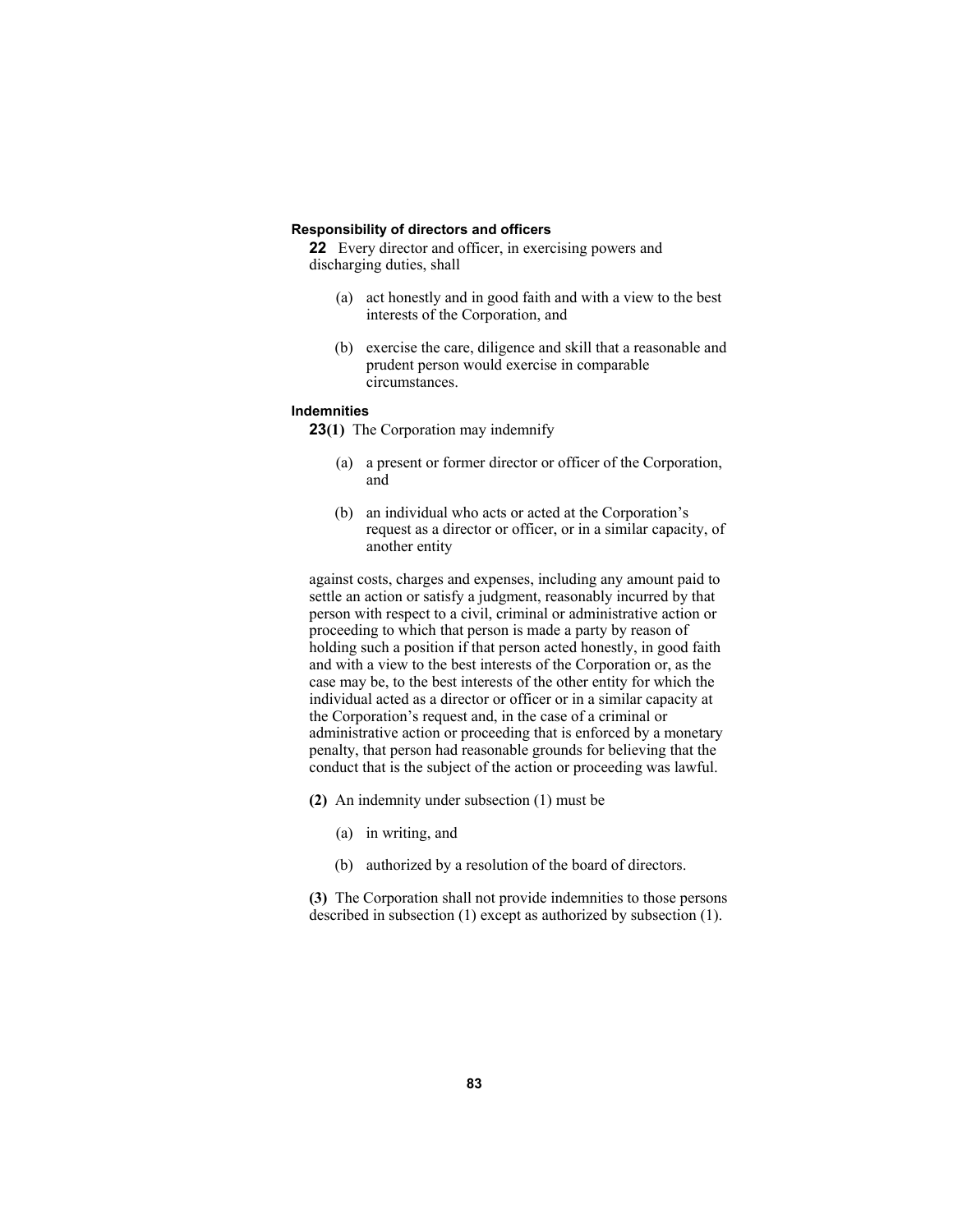**Responsibility of directors and officers**

**22** Every director and officer, in exercising powers and discharging duties, shall

(a) act honestly and in good faith and with a view to the best interests of the Corporation, and

(b) exercise the care, diligence and skill that a reasonable and prudent person would exercise in comparable circumstances.

**Indemnities**

**23(1)** The Corporation may indemnify

(a) a present or former director or officer of the Corporation, and

(b) an individual who acts or acted at the Corporation's request as a director or officer, or in a similar capacity, of another entity

against costs, charges and expenses, including any amount paid to settle an action or satisfy a judgment, reasonably incurred by that person with respect to a civil, criminal or administrative action or proceeding to which that person is made a party by reason of holding such a position if that person acted honestly, in good faith and with a view to the best interests of the Corporation or, as the case may be, to the best interests of the other entity for which the individual acted as a director or officer or in a similar capacity at the Corporation's request and, in the case of a criminal or administrative action or proceeding that is enforced by a monetary penalty, that person had reasonable grounds for believing that the conduct that is the subject of the action or proceeding was lawful.

**(2)** An indemnity under subsection (1) must be

(a) in writing, and

(b) authorized by a resolution of the board of directors.

**(3)** The Corporation shall not provide indemnities to those persons described in subsection (1) except as authorized by subsection (1).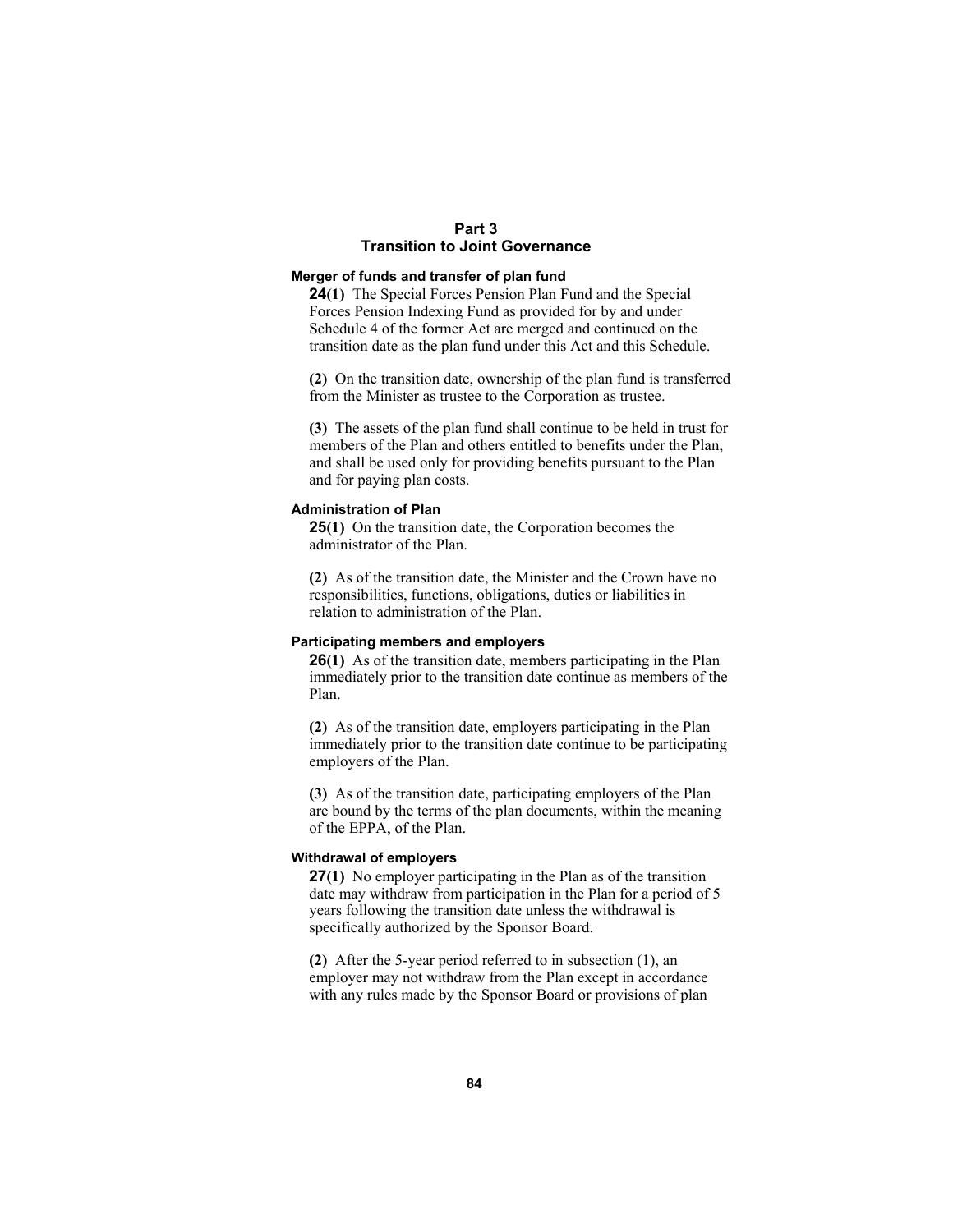# Part 3
## Transition to Joint Governance

### Merger of funds and transfer of plan fund

**24(1)** The Special Forces Pension Plan Fund and the Special Forces Pension Indexing Fund as provided for by and under Schedule 4 of the former Act are merged and continued on the transition date as the plan fund under this Act and this Schedule.

**(2)** On the transition date, ownership of the plan fund is transferred from the Minister as trustee to the Corporation as trustee.

**(3)** The assets of the plan fund shall continue to be held in trust for members of the Plan and others entitled to benefits under the Plan, and shall be used only for providing benefits pursuant to the Plan and for paying plan costs.

### Administration of Plan

**25(1)** On the transition date, the Corporation becomes the administrator of the Plan.

**(2)** As of the transition date, the Minister and the Crown have no responsibilities, functions, obligations, duties or liabilities in relation to administration of the Plan.

### Participating members and employers

**26(1)** As of the transition date, members participating in the Plan immediately prior to the transition date continue as members of the Plan.

**(2)** As of the transition date, employers participating in the Plan immediately prior to the transition date continue to be participating employers of the Plan.

**(3)** As of the transition date, participating employers of the Plan are bound by the terms of the plan documents, within the meaning of the EPPA, of the Plan.

### Withdrawal of employers

**27(1)** No employer participating in the Plan as of the transition date may withdraw from participation in the Plan for a period of 5 years following the transition date unless the withdrawal is specifically authorized by the Sponsor Board.

**(2)** After the 5-year period referred to in subsection (1), an employer may not withdraw from the Plan except in accordance with any rules made by the Sponsor Board or provisions of plan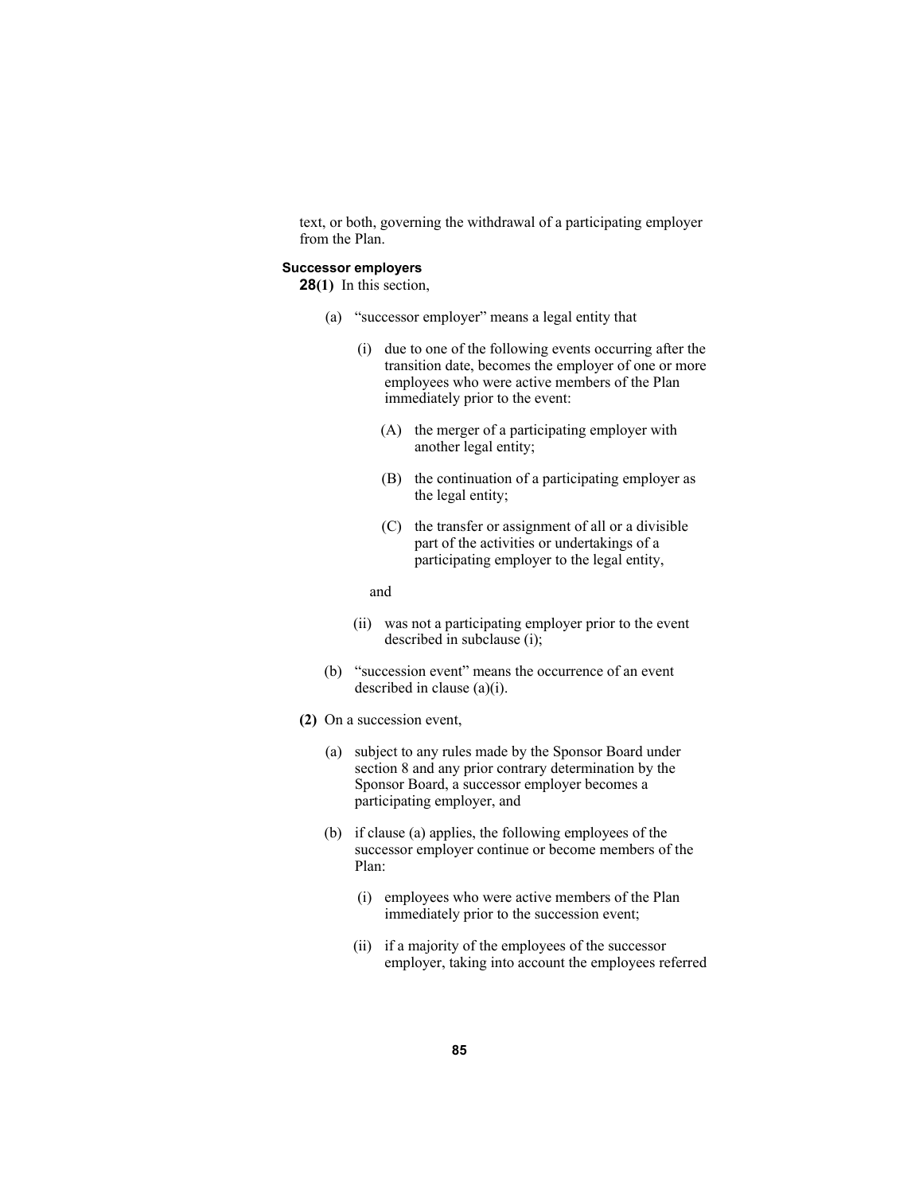text, or both, governing the withdrawal of a participating employer from the Plan.

**Successor employers**

**28(1)** In this section,

(a) "successor employer" means a legal entity that

(i) due to one of the following events occurring after the transition date, becomes the employer of one or more employees who were active members of the Plan immediately prior to the event:

(A) the merger of a participating employer with another legal entity;

(B) the continuation of a participating employer as the legal entity;

(C) the transfer or assignment of all or a divisible part of the activities or undertakings of a participating employer to the legal entity,

and

(ii) was not a participating employer prior to the event described in subclause (i);

(b) "succession event" means the occurrence of an event described in clause (a)(i).

**(2)** On a succession event,

(a) subject to any rules made by the Sponsor Board under section 8 and any prior contrary determination by the Sponsor Board, a successor employer becomes a participating employer, and

(b) if clause (a) applies, the following employees of the successor employer continue or become members of the Plan:

(i) employees who were active members of the Plan immediately prior to the succession event;

(ii) if a majority of the employees of the successor employer, taking into account the employees referred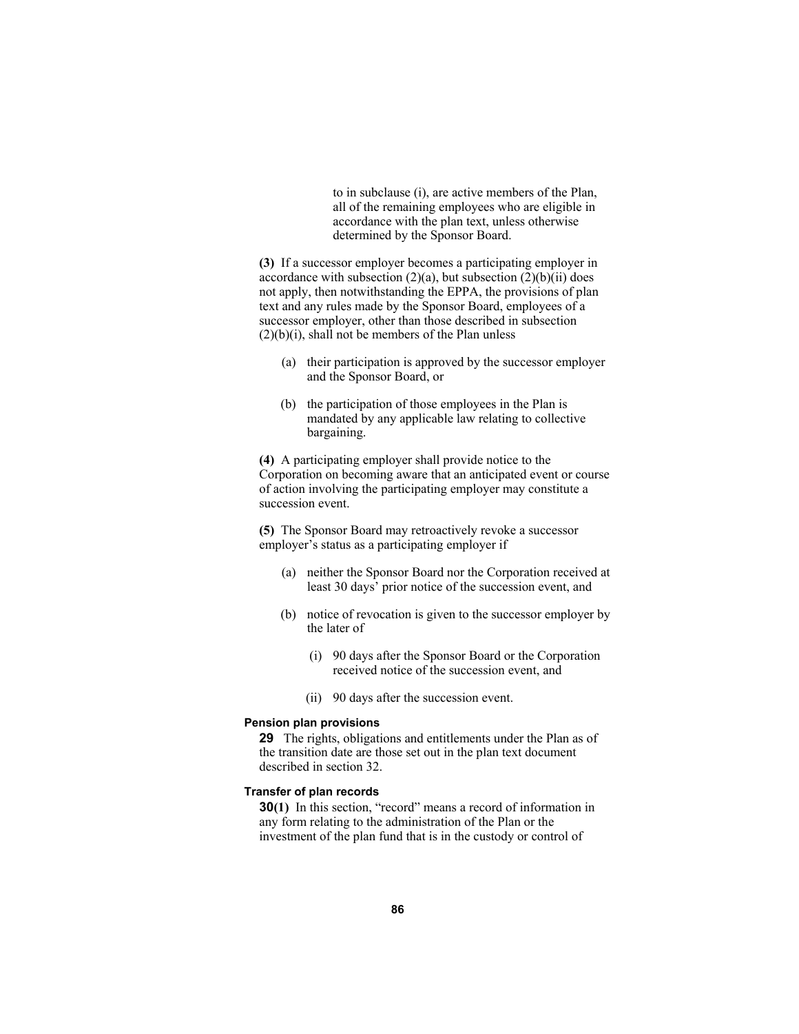to in subclause (i), are active members of the Plan, all of the remaining employees who are eligible in accordance with the plan text, unless otherwise determined by the Sponsor Board.

**(3)** If a successor employer becomes a participating employer in accordance with subsection (2)(a), but subsection (2)(b)(ii) does not apply, then notwithstanding the EPPA, the provisions of plan text and any rules made by the Sponsor Board, employees of a successor employer, other than those described in subsection (2)(b)(i), shall not be members of the Plan unless

- (a) their participation is approved by the successor employer and the Sponsor Board, or
- (b) the participation of those employees in the Plan is mandated by any applicable law relating to collective bargaining.

**(4)** A participating employer shall provide notice to the Corporation on becoming aware that an anticipated event or course of action involving the participating employer may constitute a succession event.

**(5)** The Sponsor Board may retroactively revoke a successor employer's status as a participating employer if

- (a) neither the Sponsor Board nor the Corporation received at least 30 days' prior notice of the succession event, and
- (b) notice of revocation is given to the successor employer by the later of
  - (i) 90 days after the Sponsor Board or the Corporation received notice of the succession event, and
  - (ii) 90 days after the succession event.

#### Pension plan provisions

**29** The rights, obligations and entitlements under the Plan as of the transition date are those set out in the plan text document described in section 32.

#### Transfer of plan records

**30(1)** In this section, "record" means a record of information in any form relating to the administration of the Plan or the investment of the plan fund that is in the custody or control of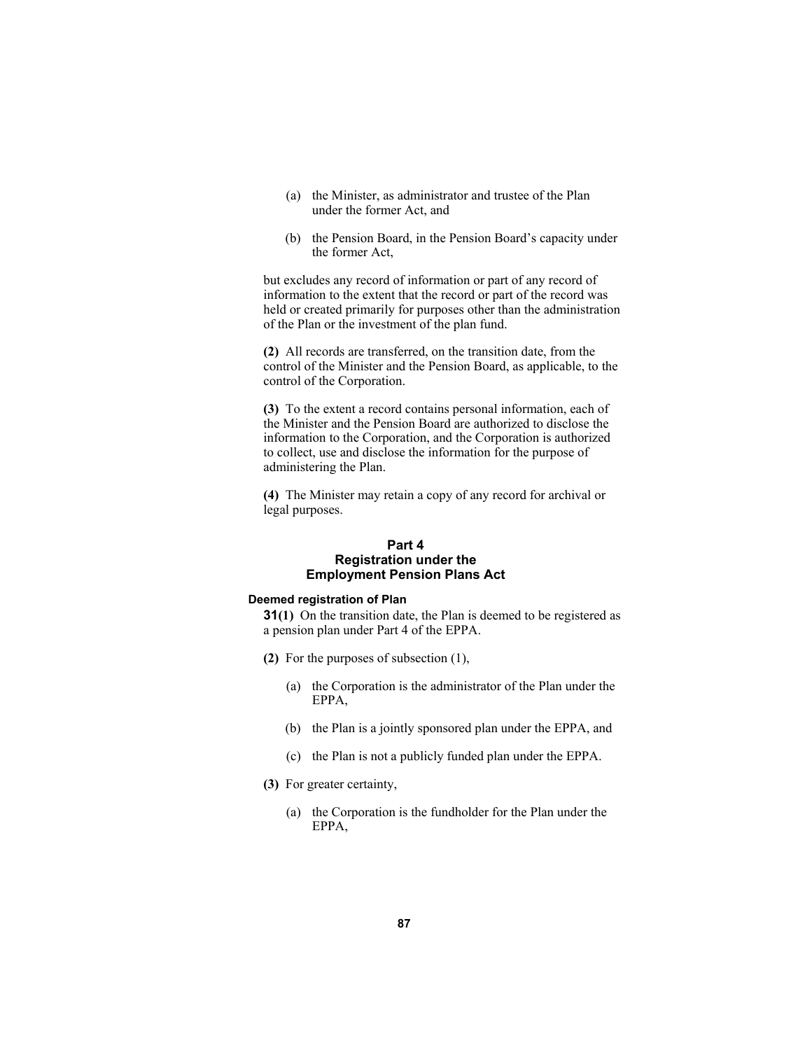(a) the Minister, as administrator and trustee of the Plan under the former Act, and

(b) the Pension Board, in the Pension Board's capacity under the former Act,

but excludes any record of information or part of any record of information to the extent that the record or part of the record was held or created primarily for purposes other than the administration of the Plan or the investment of the plan fund.

**(2)** All records are transferred, on the transition date, from the control of the Minister and the Pension Board, as applicable, to the control of the Corporation.

**(3)** To the extent a record contains personal information, each of the Minister and the Pension Board are authorized to disclose the information to the Corporation, and the Corporation is authorized to collect, use and disclose the information for the purpose of administering the Plan.

**(4)** The Minister may retain a copy of any record for archival or legal purposes.

## Part 4
## Registration under the Employment Pension Plans Act

#### Deemed registration of Plan

**31(1)** On the transition date, the Plan is deemed to be registered as a pension plan under Part 4 of the EPPA.

**(2)** For the purposes of subsection (1),

(a) the Corporation is the administrator of the Plan under the EPPA,

(b) the Plan is a jointly sponsored plan under the EPPA, and

(c) the Plan is not a publicly funded plan under the EPPA.

**(3)** For greater certainty,

(a) the Corporation is the fundholder for the Plan under the EPPA,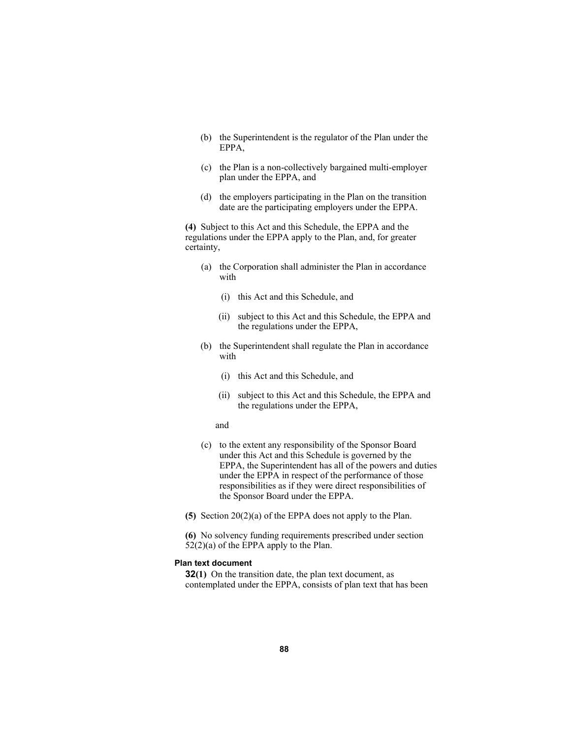(b) the Superintendent is the regulator of the Plan under the EPPA,

(c) the Plan is a non-collectively bargained multi-employer plan under the EPPA, and

(d) the employers participating in the Plan on the transition date are the participating employers under the EPPA.

**(4)** Subject to this Act and this Schedule, the EPPA and the regulations under the EPPA apply to the Plan, and, for greater certainty,

(a) the Corporation shall administer the Plan in accordance with

(i) this Act and this Schedule, and

(ii) subject to this Act and this Schedule, the EPPA and the regulations under the EPPA,

(b) the Superintendent shall regulate the Plan in accordance with

(i) this Act and this Schedule, and

(ii) subject to this Act and this Schedule, the EPPA and the regulations under the EPPA,

and

(c) to the extent any responsibility of the Sponsor Board under this Act and this Schedule is governed by the EPPA, the Superintendent has all of the powers and duties under the EPPA in respect of the performance of those responsibilities as if they were direct responsibilities of the Sponsor Board under the EPPA.

**(5)** Section 20(2)(a) of the EPPA does not apply to the Plan.

**(6)** No solvency funding requirements prescribed under section 52(2)(a) of the EPPA apply to the Plan.

**Plan text document**

**32(1)** On the transition date, the plan text document, as contemplated under the EPPA, consists of plan text that has been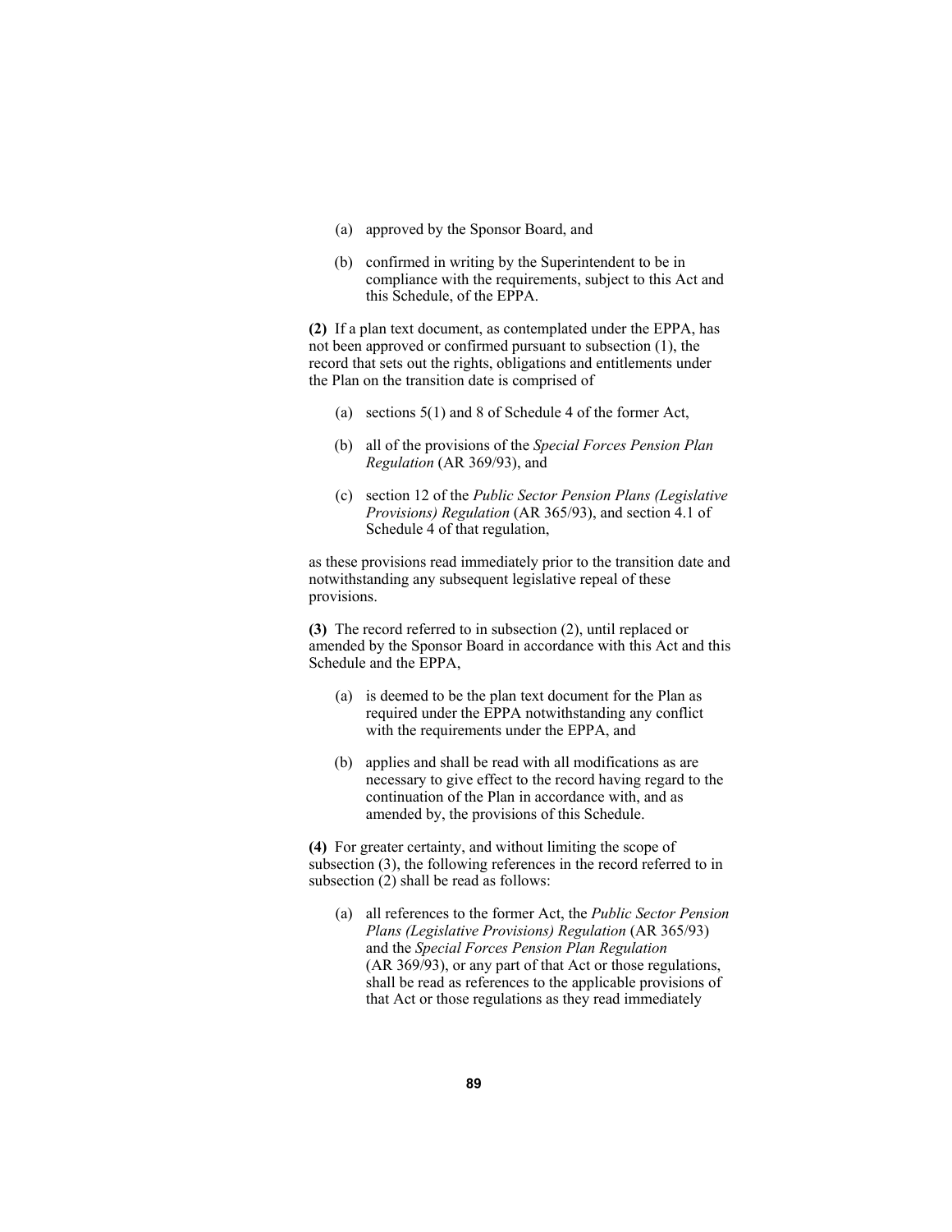(a) approved by the Sponsor Board, and

(b) confirmed in writing by the Superintendent to be in compliance with the requirements, subject to this Act and this Schedule, of the EPPA.

**(2)** If a plan text document, as contemplated under the EPPA, has not been approved or confirmed pursuant to subsection (1), the record that sets out the rights, obligations and entitlements under the Plan on the transition date is comprised of

(a) sections 5(1) and 8 of Schedule 4 of the former Act,

(b) all of the provisions of the *Special Forces Pension Plan Regulation* (AR 369/93), and

(c) section 12 of the *Public Sector Pension Plans (Legislative Provisions) Regulation* (AR 365/93), and section 4.1 of Schedule 4 of that regulation,

as these provisions read immediately prior to the transition date and notwithstanding any subsequent legislative repeal of these provisions.

**(3)** The record referred to in subsection (2), until replaced or amended by the Sponsor Board in accordance with this Act and this Schedule and the EPPA,

(a) is deemed to be the plan text document for the Plan as required under the EPPA notwithstanding any conflict with the requirements under the EPPA, and

(b) applies and shall be read with all modifications as are necessary to give effect to the record having regard to the continuation of the Plan in accordance with, and as amended by, the provisions of this Schedule.

**(4)** For greater certainty, and without limiting the scope of subsection (3), the following references in the record referred to in subsection (2) shall be read as follows:

(a) all references to the former Act, the *Public Sector Pension Plans (Legislative Provisions) Regulation* (AR 365/93) and the *Special Forces Pension Plan Regulation* (AR 369/93), or any part of that Act or those regulations, shall be read as references to the applicable provisions of that Act or those regulations as they read immediately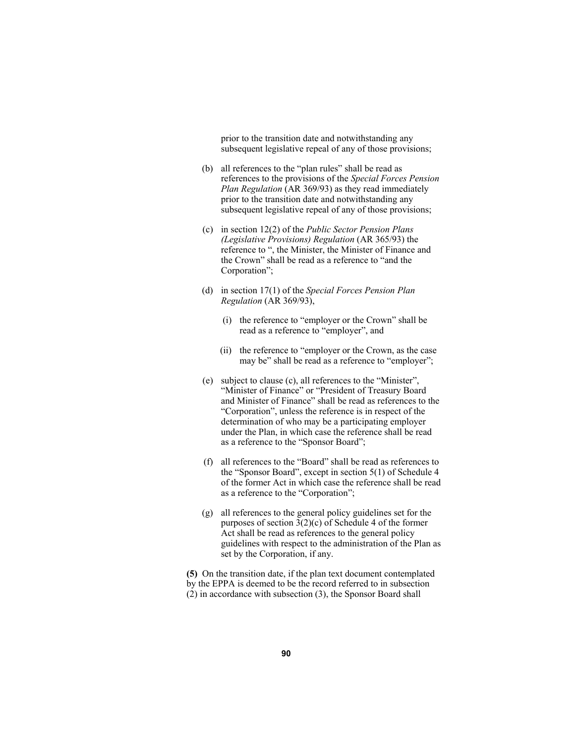prior to the transition date and notwithstanding any subsequent legislative repeal of any of those provisions;

(b) all references to the "plan rules" shall be read as references to the provisions of the *Special Forces Pension Plan Regulation* (AR 369/93) as they read immediately prior to the transition date and notwithstanding any subsequent legislative repeal of any of those provisions;

(c) in section 12(2) of the *Public Sector Pension Plans (Legislative Provisions) Regulation* (AR 365/93) the reference to ", the Minister, the Minister of Finance and the Crown" shall be read as a reference to "and the Corporation";

(d) in section 17(1) of the *Special Forces Pension Plan Regulation* (AR 369/93),

(i) the reference to "employer or the Crown" shall be read as a reference to "employer", and

(ii) the reference to "employer or the Crown, as the case may be" shall be read as a reference to "employer";

(e) subject to clause (c), all references to the "Minister", "Minister of Finance" or "President of Treasury Board and Minister of Finance" shall be read as references to the "Corporation", unless the reference is in respect of the determination of who may be a participating employer under the Plan, in which case the reference shall be read as a reference to the "Sponsor Board";

(f) all references to the "Board" shall be read as references to the "Sponsor Board", except in section 5(1) of Schedule 4 of the former Act in which case the reference shall be read as a reference to the "Corporation";

(g) all references to the general policy guidelines set for the purposes of section 3(2)(c) of Schedule 4 of the former Act shall be read as references to the general policy guidelines with respect to the administration of the Plan as set by the Corporation, if any.

**(5)** On the transition date, if the plan text document contemplated by the EPPA is deemed to be the record referred to in subsection (2) in accordance with subsection (3), the Sponsor Board shall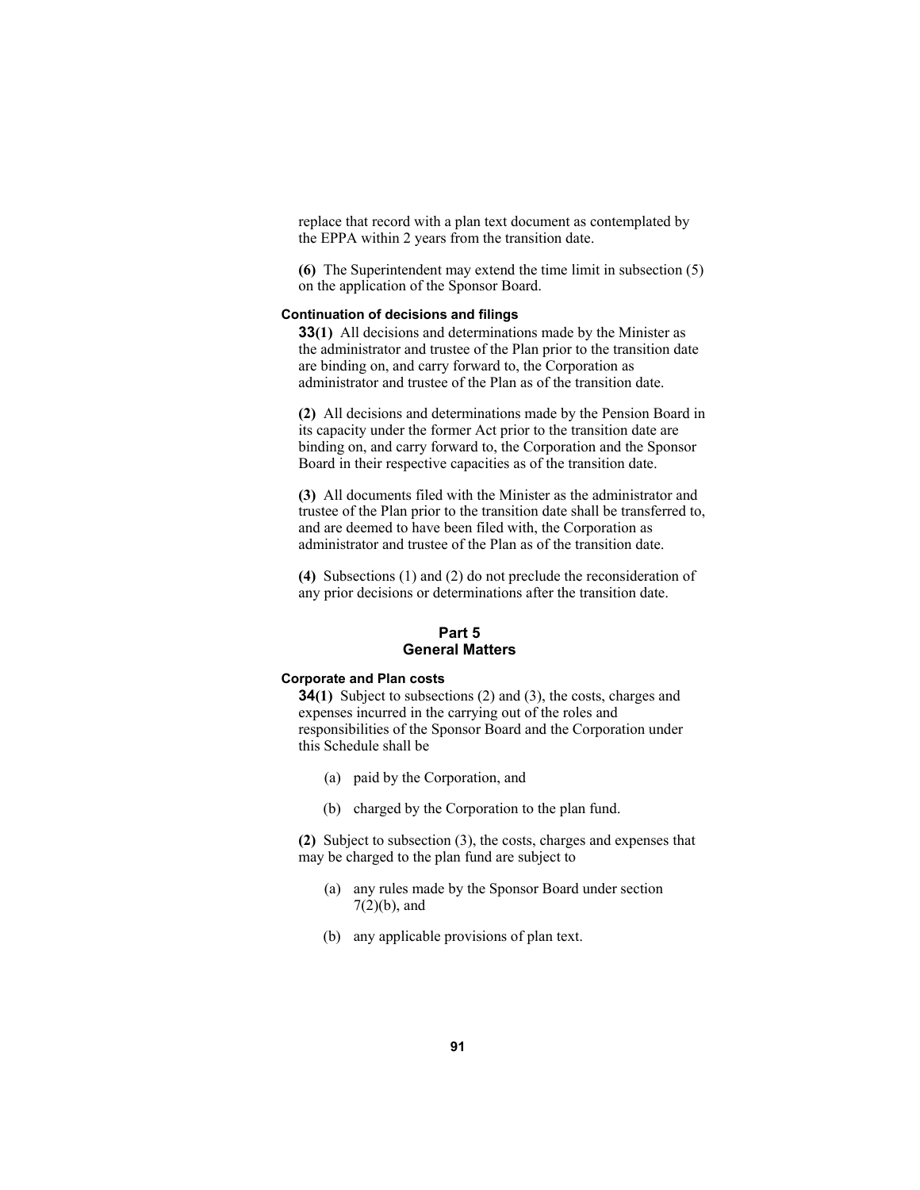replace that record with a plan text document as contemplated by the EPPA within 2 years from the transition date.

**(6)** The Superintendent may extend the time limit in subsection (5) on the application of the Sponsor Board.

#### Continuation of decisions and filings

**33(1)** All decisions and determinations made by the Minister as the administrator and trustee of the Plan prior to the transition date are binding on, and carry forward to, the Corporation as administrator and trustee of the Plan as of the transition date.

**(2)** All decisions and determinations made by the Pension Board in its capacity under the former Act prior to the transition date are binding on, and carry forward to, the Corporation and the Sponsor Board in their respective capacities as of the transition date.

**(3)** All documents filed with the Minister as the administrator and trustee of the Plan prior to the transition date shall be transferred to, and are deemed to have been filed with, the Corporation as administrator and trustee of the Plan as of the transition date.

**(4)** Subsections (1) and (2) do not preclude the reconsideration of any prior decisions or determinations after the transition date.

## Part 5
## General Matters

#### Corporate and Plan costs

**34(1)** Subject to subsections (2) and (3), the costs, charges and expenses incurred in the carrying out of the roles and responsibilities of the Sponsor Board and the Corporation under this Schedule shall be

(a) paid by the Corporation, and

(b) charged by the Corporation to the plan fund.

**(2)** Subject to subsection (3), the costs, charges and expenses that may be charged to the plan fund are subject to

(a) any rules made by the Sponsor Board under section 7(2)(b), and

(b) any applicable provisions of plan text.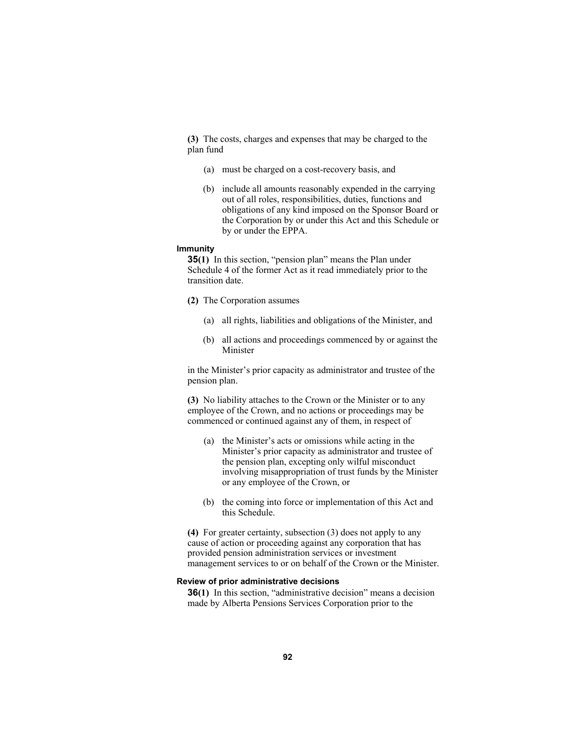**(3)** The costs, charges and expenses that may be charged to the plan fund

- (a) must be charged on a cost-recovery basis, and
- (b) include all amounts reasonably expended in the carrying out of all roles, responsibilities, duties, functions and obligations of any kind imposed on the Sponsor Board or the Corporation by or under this Act and this Schedule or by or under the EPPA.

**Immunity**

**35(1)** In this section, "pension plan" means the Plan under Schedule 4 of the former Act as it read immediately prior to the transition date.

**(2)** The Corporation assumes

- (a) all rights, liabilities and obligations of the Minister, and
- (b) all actions and proceedings commenced by or against the Minister

in the Minister's prior capacity as administrator and trustee of the pension plan.

**(3)** No liability attaches to the Crown or the Minister or to any employee of the Crown, and no actions or proceedings may be commenced or continued against any of them, in respect of

- (a) the Minister's acts or omissions while acting in the Minister's prior capacity as administrator and trustee of the pension plan, excepting only wilful misconduct involving misappropriation of trust funds by the Minister or any employee of the Crown, or
- (b) the coming into force or implementation of this Act and this Schedule.

**(4)** For greater certainty, subsection (3) does not apply to any cause of action or proceeding against any corporation that has provided pension administration services or investment management services to or on behalf of the Crown or the Minister.

**Review of prior administrative decisions**

**36(1)** In this section, "administrative decision" means a decision made by Alberta Pensions Services Corporation prior to the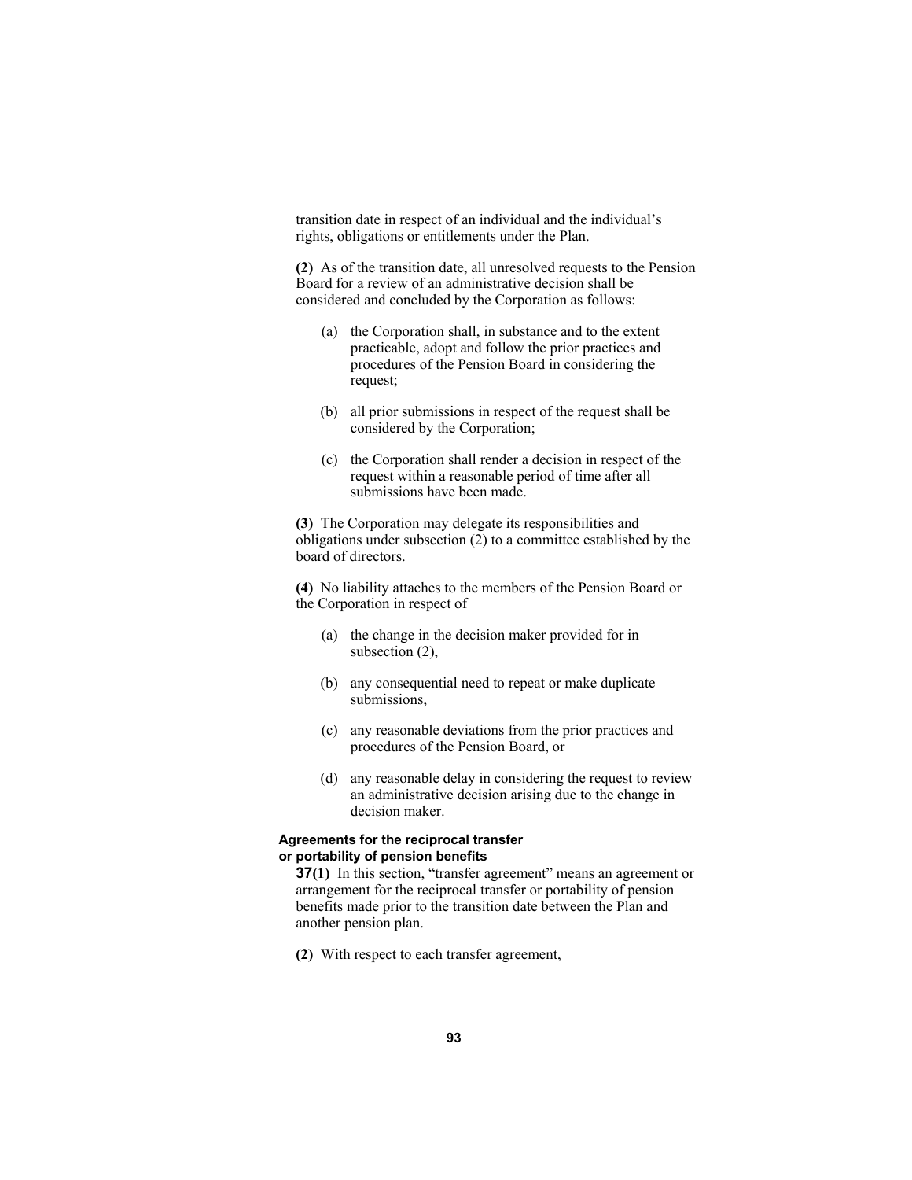transition date in respect of an individual and the individual's rights, obligations or entitlements under the Plan.

**(2)** As of the transition date, all unresolved requests to the Pension Board for a review of an administrative decision shall be considered and concluded by the Corporation as follows:

(a) the Corporation shall, in substance and to the extent practicable, adopt and follow the prior practices and procedures of the Pension Board in considering the request;

(b) all prior submissions in respect of the request shall be considered by the Corporation;

(c) the Corporation shall render a decision in respect of the request within a reasonable period of time after all submissions have been made.

**(3)** The Corporation may delegate its responsibilities and obligations under subsection (2) to a committee established by the board of directors.

**(4)** No liability attaches to the members of the Pension Board or the Corporation in respect of

(a) the change in the decision maker provided for in subsection (2),

(b) any consequential need to repeat or make duplicate submissions,

(c) any reasonable deviations from the prior practices and procedures of the Pension Board, or

(d) any reasonable delay in considering the request to review an administrative decision arising due to the change in decision maker.

**Agreements for the reciprocal transfer or portability of pension benefits**

**37(1)** In this section, "transfer agreement" means an agreement or arrangement for the reciprocal transfer or portability of pension benefits made prior to the transition date between the Plan and another pension plan.

**(2)** With respect to each transfer agreement,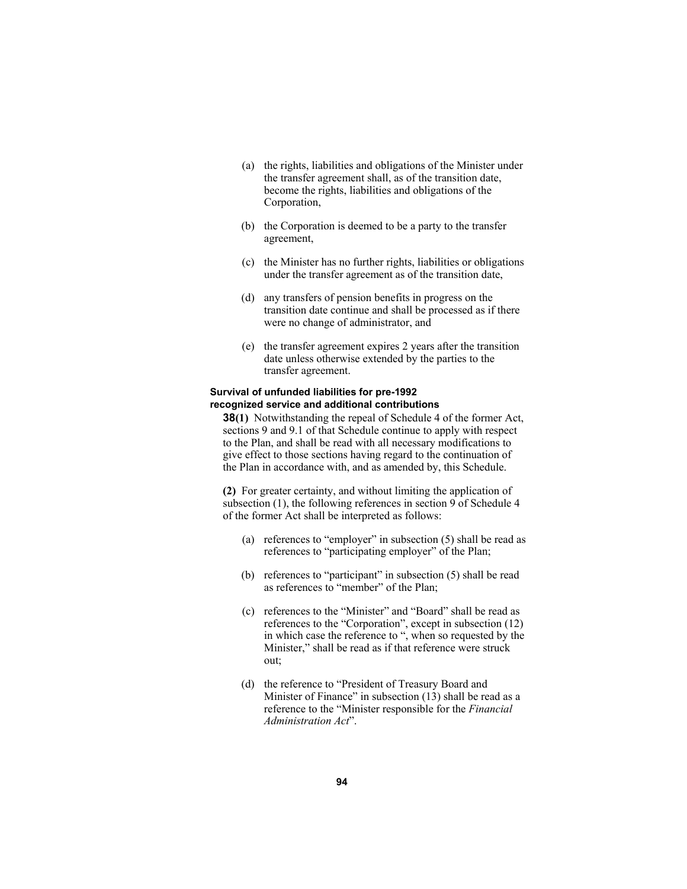(a) the rights, liabilities and obligations of the Minister under the transfer agreement shall, as of the transition date, become the rights, liabilities and obligations of the Corporation,

(b) the Corporation is deemed to be a party to the transfer agreement,

(c) the Minister has no further rights, liabilities or obligations under the transfer agreement as of the transition date,

(d) any transfers of pension benefits in progress on the transition date continue and shall be processed as if there were no change of administrator, and

(e) the transfer agreement expires 2 years after the transition date unless otherwise extended by the parties to the transfer agreement.

**Survival of unfunded liabilities for pre-1992 recognized service and additional contributions**

**38(1)** Notwithstanding the repeal of Schedule 4 of the former Act, sections 9 and 9.1 of that Schedule continue to apply with respect to the Plan, and shall be read with all necessary modifications to give effect to those sections having regard to the continuation of the Plan in accordance with, and as amended by, this Schedule.

**(2)** For greater certainty, and without limiting the application of subsection (1), the following references in section 9 of Schedule 4 of the former Act shall be interpreted as follows:

(a) references to "employer" in subsection (5) shall be read as references to "participating employer" of the Plan;

(b) references to "participant" in subsection (5) shall be read as references to "member" of the Plan;

(c) references to the "Minister" and "Board" shall be read as references to the "Corporation", except in subsection (12) in which case the reference to ", when so requested by the Minister," shall be read as if that reference were struck out;

(d) the reference to "President of Treasury Board and Minister of Finance" in subsection (13) shall be read as a reference to the "Minister responsible for the *Financial Administration Act*".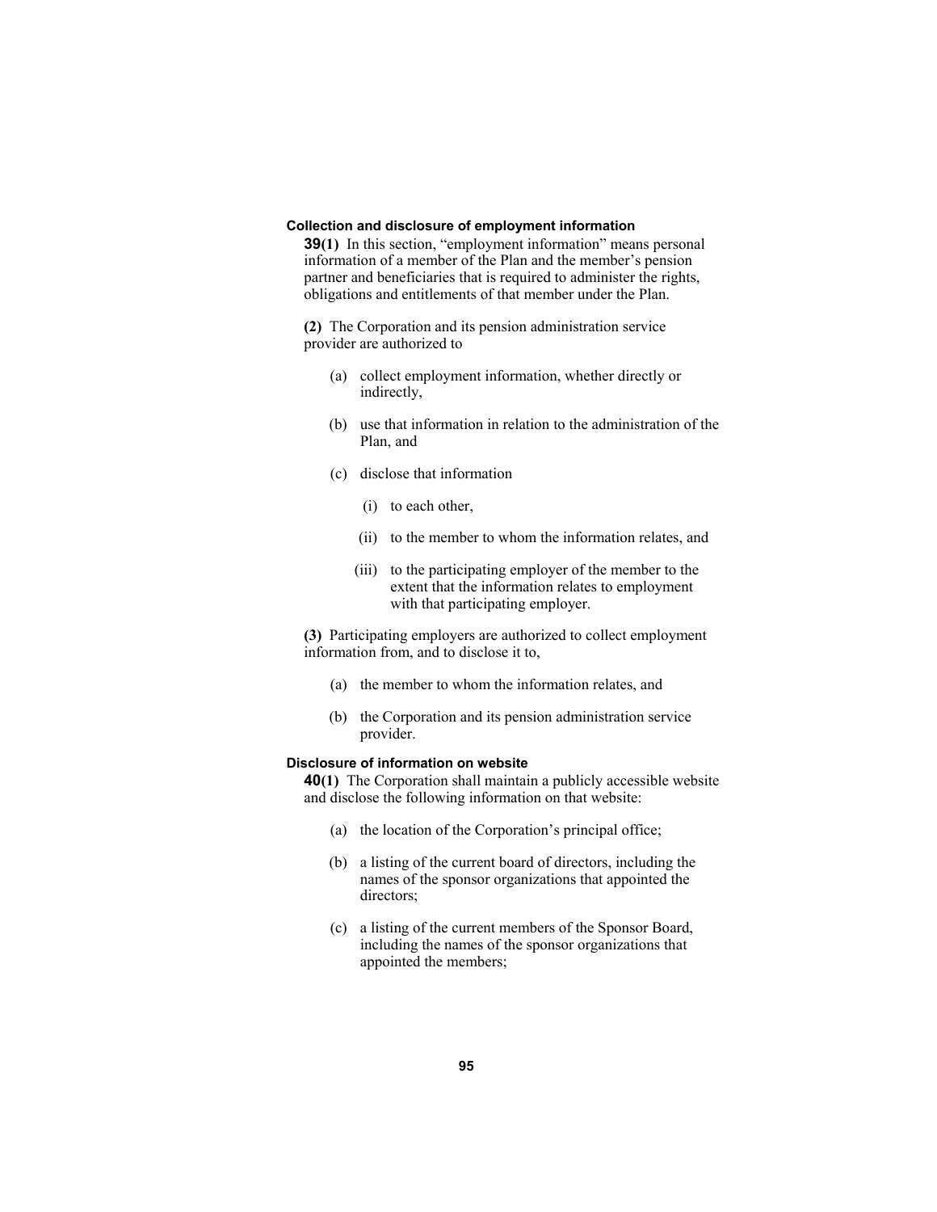#### Collection and disclosure of employment information

**39(1)** In this section, "employment information" means personal information of a member of the Plan and the member's pension partner and beneficiaries that is required to administer the rights, obligations and entitlements of that member under the Plan.

**(2)** The Corporation and its pension administration service provider are authorized to

- (a) collect employment information, whether directly or indirectly,
- (b) use that information in relation to the administration of the Plan, and
- (c) disclose that information
  - (i) to each other,
  - (ii) to the member to whom the information relates, and
  - (iii) to the participating employer of the member to the extent that the information relates to employment with that participating employer.

**(3)** Participating employers are authorized to collect employment information from, and to disclose it to,

- (a) the member to whom the information relates, and
- (b) the Corporation and its pension administration service provider.

#### Disclosure of information on website

**40(1)** The Corporation shall maintain a publicly accessible website and disclose the following information on that website:

- (a) the location of the Corporation's principal office;
- (b) a listing of the current board of directors, including the names of the sponsor organizations that appointed the directors;
- (c) a listing of the current members of the Sponsor Board, including the names of the sponsor organizations that appointed the members;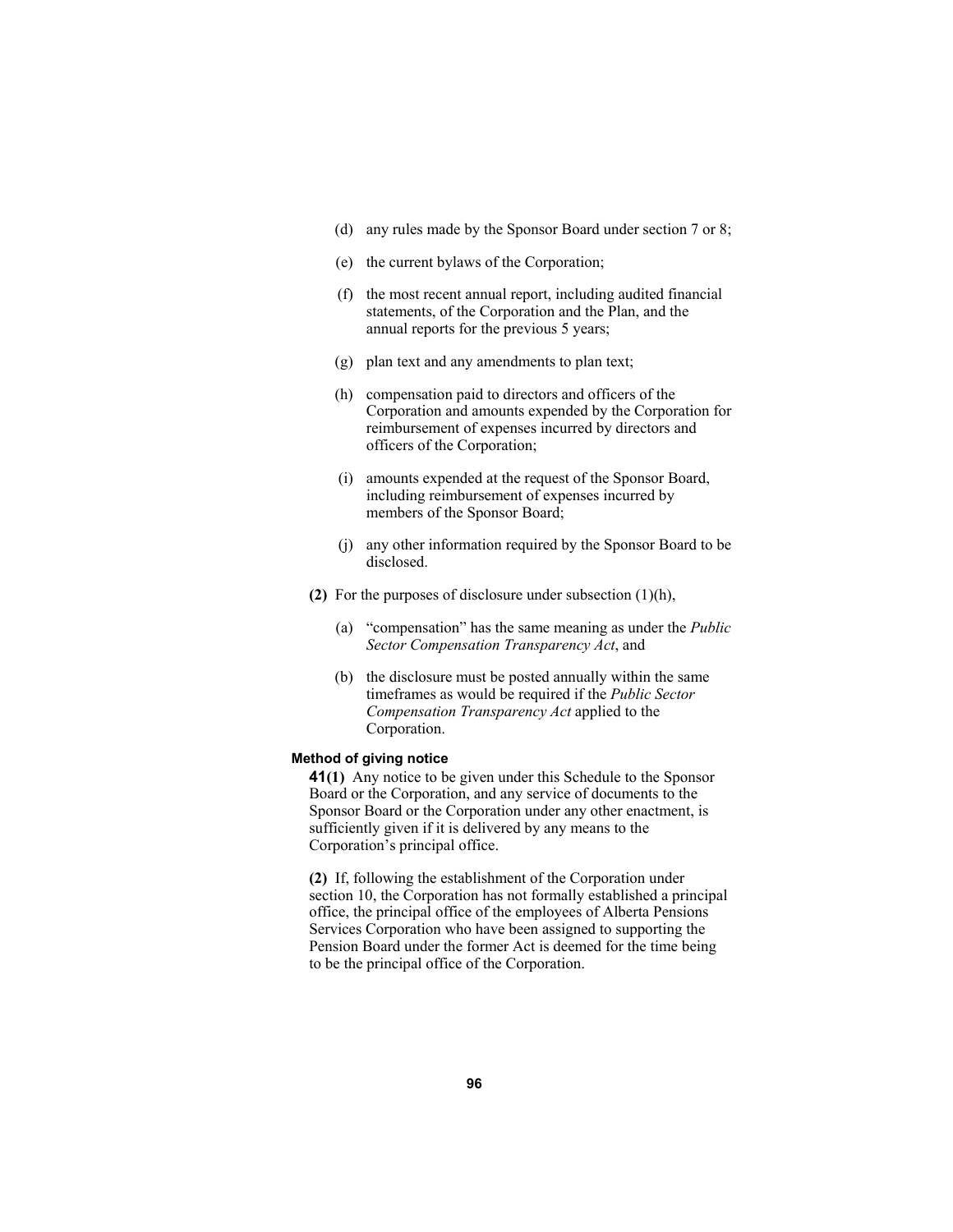(d) any rules made by the Sponsor Board under section 7 or 8;

(e) the current bylaws of the Corporation;

(f) the most recent annual report, including audited financial statements, of the Corporation and the Plan, and the annual reports for the previous 5 years;

(g) plan text and any amendments to plan text;

(h) compensation paid to directors and officers of the Corporation and amounts expended by the Corporation for reimbursement of expenses incurred by directors and officers of the Corporation;

(i) amounts expended at the request of the Sponsor Board, including reimbursement of expenses incurred by members of the Sponsor Board;

(j) any other information required by the Sponsor Board to be disclosed.

**(2)** For the purposes of disclosure under subsection (1)(h),

(a) "compensation" has the same meaning as under the *Public Sector Compensation Transparency Act*, and

(b) the disclosure must be posted annually within the same timeframes as would be required if the *Public Sector Compensation Transparency Act* applied to the Corporation.

#### Method of giving notice

**41(1)** Any notice to be given under this Schedule to the Sponsor Board or the Corporation, and any service of documents to the Sponsor Board or the Corporation under any other enactment, is sufficiently given if it is delivered by any means to the Corporation's principal office.

**(2)** If, following the establishment of the Corporation under section 10, the Corporation has not formally established a principal office, the principal office of the employees of Alberta Pensions Services Corporation who have been assigned to supporting the Pension Board under the former Act is deemed for the time being to be the principal office of the Corporation.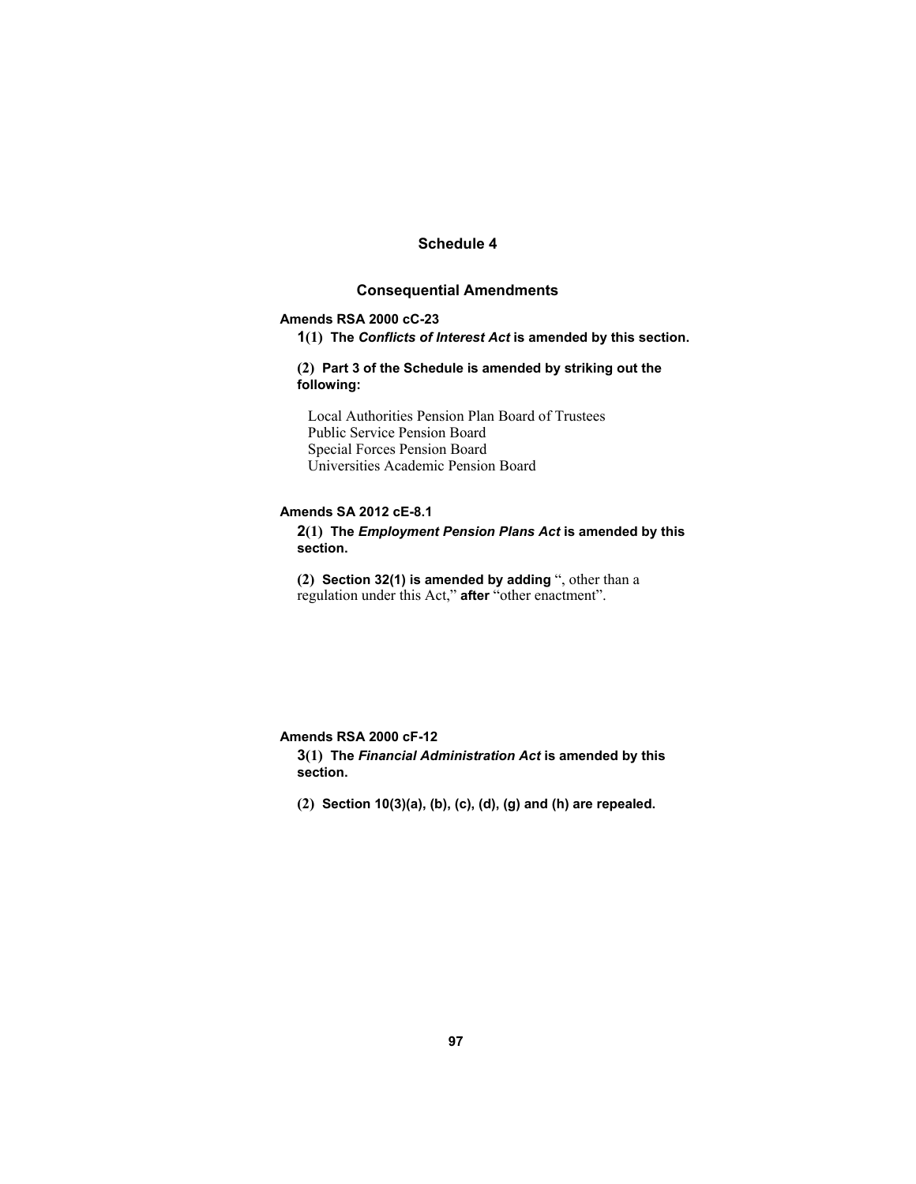## Schedule 4

### Consequential Amendments

**Amends RSA 2000 cC-23**

**1(1) The *Conflicts of Interest Act* is amended by this section.**

**(2) Part 3 of the Schedule is amended by striking out the following:**

Local Authorities Pension Plan Board of Trustees
Public Service Pension Board
Special Forces Pension Board
Universities Academic Pension Board

**Amends SA 2012 cE-8.1**

**2(1) The *Employment Pension Plans Act* is amended by this section.**

**(2) Section 32(1) is amended by adding** ", other than a regulation under this Act," **after** "other enactment".

**Amends RSA 2000 cF-12**

**3(1) The *Financial Administration Act* is amended by this section.**

**(2) Section 10(3)(a), (b), (c), (d), (g) and (h) are repealed.**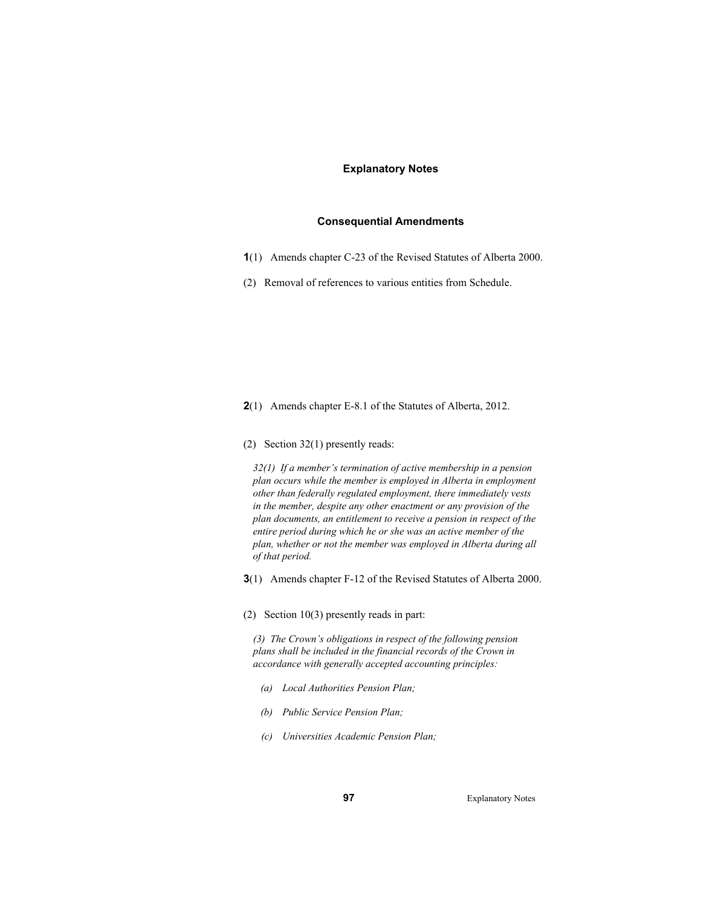## Explanatory Notes

### Consequential Amendments

**1**(1) Amends chapter C-23 of the Revised Statutes of Alberta 2000.

(2) Removal of references to various entities from Schedule.

**2**(1) Amends chapter E-8.1 of the Statutes of Alberta, 2012.

(2) Section 32(1) presently reads:

*32(1) If a member's termination of active membership in a pension plan occurs while the member is employed in Alberta in employment other than federally regulated employment, there immediately vests in the member, despite any other enactment or any provision of the plan documents, an entitlement to receive a pension in respect of the entire period during which he or she was an active member of the plan, whether or not the member was employed in Alberta during all of that period.*

**3**(1) Amends chapter F-12 of the Revised Statutes of Alberta 2000.

(2) Section 10(3) presently reads in part:

*(3) The Crown's obligations in respect of the following pension plans shall be included in the financial records of the Crown in accordance with generally accepted accounting principles:*

*(a) Local Authorities Pension Plan;*

*(b) Public Service Pension Plan;*

*(c) Universities Academic Pension Plan;*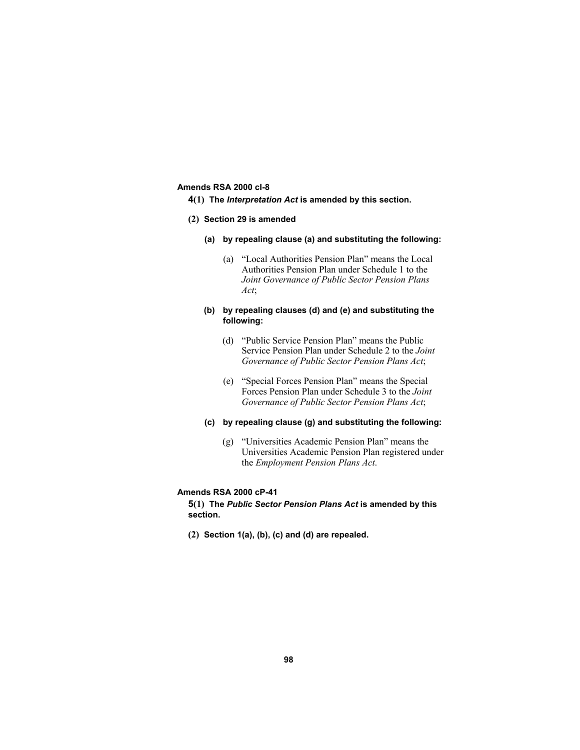**Amends RSA 2000 cI-8**

**4(1) The *Interpretation Act* is amended by this section.**

**(2) Section 29 is amended**

**(a) by repealing clause (a) and substituting the following:**

(a) "Local Authorities Pension Plan" means the Local Authorities Pension Plan under Schedule 1 to the *Joint Governance of Public Sector Pension Plans Act*;

**(b) by repealing clauses (d) and (e) and substituting the following:**

(d) "Public Service Pension Plan" means the Public Service Pension Plan under Schedule 2 to the *Joint Governance of Public Sector Pension Plans Act*;

(e) "Special Forces Pension Plan" means the Special Forces Pension Plan under Schedule 3 to the *Joint Governance of Public Sector Pension Plans Act*;

**(c) by repealing clause (g) and substituting the following:**

(g) "Universities Academic Pension Plan" means the Universities Academic Pension Plan registered under the *Employment Pension Plans Act*.

**Amends RSA 2000 cP-41**

**5(1) The *Public Sector Pension Plans Act* is amended by this section.**

**(2) Section 1(a), (b), (c) and (d) are repealed.**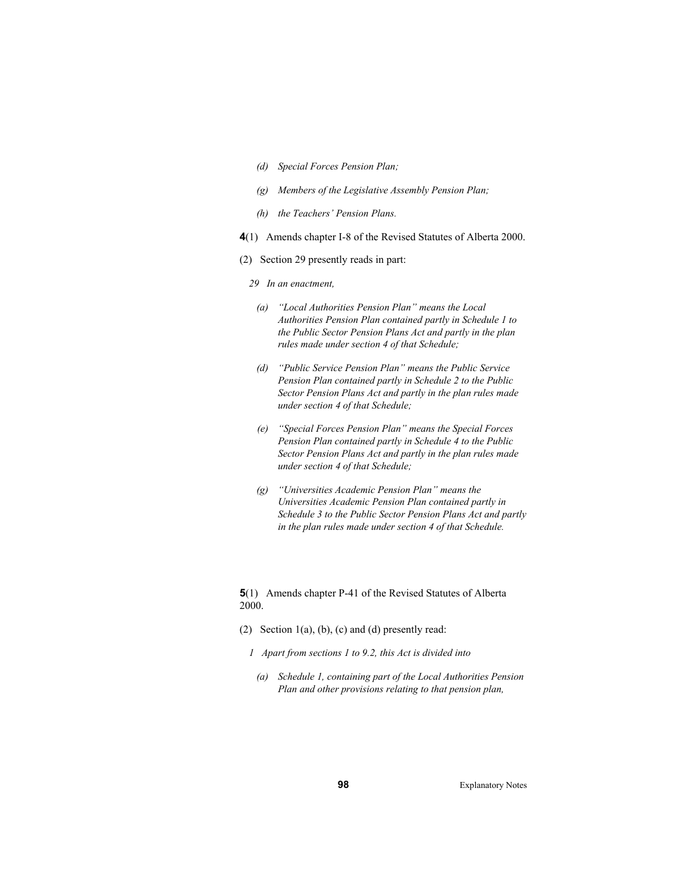*(d) Special Forces Pension Plan;*

*(g) Members of the Legislative Assembly Pension Plan;*

*(h) the Teachers' Pension Plans.*

**4**(1) Amends chapter I-8 of the Revised Statutes of Alberta 2000.

(2) Section 29 presently reads in part:

*29 In an enactment,*

*(a) "Local Authorities Pension Plan" means the Local Authorities Pension Plan contained partly in Schedule 1 to the Public Sector Pension Plans Act and partly in the plan rules made under section 4 of that Schedule;*

*(d) "Public Service Pension Plan" means the Public Service Pension Plan contained partly in Schedule 2 to the Public Sector Pension Plans Act and partly in the plan rules made under section 4 of that Schedule;*

*(e) "Special Forces Pension Plan" means the Special Forces Pension Plan contained partly in Schedule 4 to the Public Sector Pension Plans Act and partly in the plan rules made under section 4 of that Schedule;*

*(g) "Universities Academic Pension Plan" means the Universities Academic Pension Plan contained partly in Schedule 3 to the Public Sector Pension Plans Act and partly in the plan rules made under section 4 of that Schedule.*

**5**(1) Amends chapter P-41 of the Revised Statutes of Alberta 2000.

(2) Section 1(a), (b), (c) and (d) presently read:

*1 Apart from sections 1 to 9.2, this Act is divided into*

*(a) Schedule 1, containing part of the Local Authorities Pension Plan and other provisions relating to that pension plan,*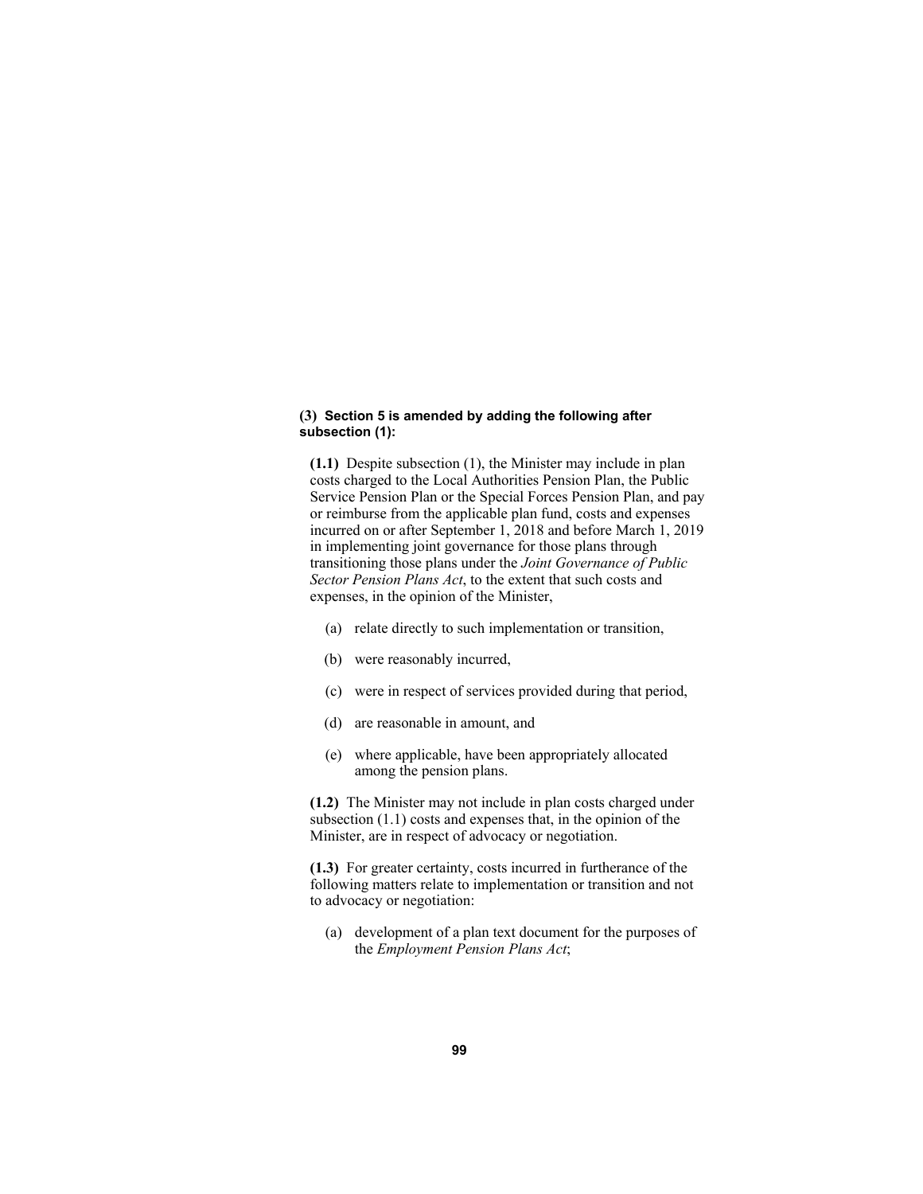**(3) Section 5 is amended by adding the following after subsection (1):**

**(1.1)** Despite subsection (1), the Minister may include in plan costs charged to the Local Authorities Pension Plan, the Public Service Pension Plan or the Special Forces Pension Plan, and pay or reimburse from the applicable plan fund, costs and expenses incurred on or after September 1, 2018 and before March 1, 2019 in implementing joint governance for those plans through transitioning those plans under the *Joint Governance of Public Sector Pension Plans Act*, to the extent that such costs and expenses, in the opinion of the Minister,

(a) relate directly to such implementation or transition,

(b) were reasonably incurred,

(c) were in respect of services provided during that period,

(d) are reasonable in amount, and

(e) where applicable, have been appropriately allocated among the pension plans.

**(1.2)** The Minister may not include in plan costs charged under subsection (1.1) costs and expenses that, in the opinion of the Minister, are in respect of advocacy or negotiation.

**(1.3)** For greater certainty, costs incurred in furtherance of the following matters relate to implementation or transition and not to advocacy or negotiation:

(a) development of a plan text document for the purposes of the *Employment Pension Plans Act*;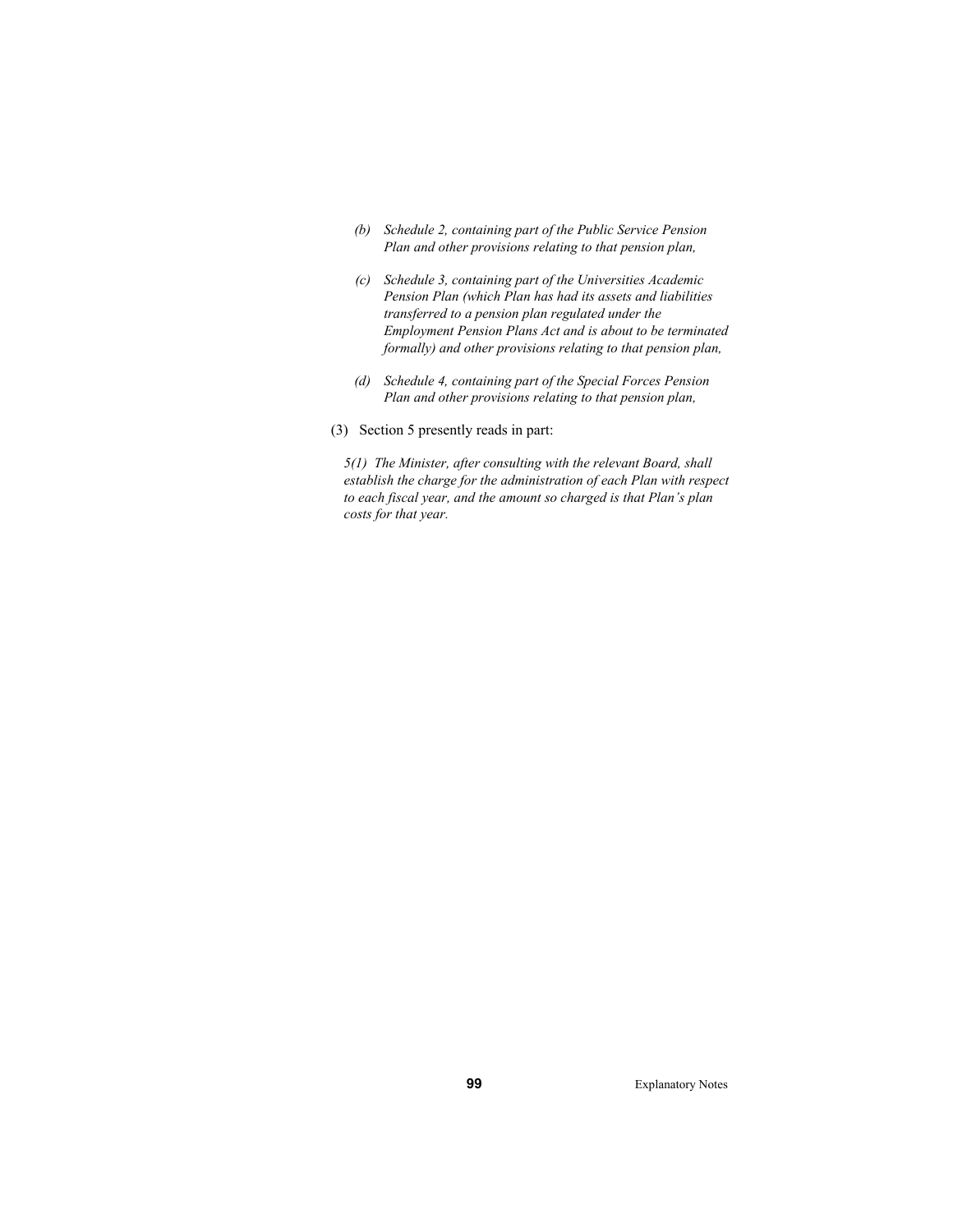*(b) Schedule 2, containing part of the Public Service Pension Plan and other provisions relating to that pension plan,*

*(c) Schedule 3, containing part of the Universities Academic Pension Plan (which Plan has had its assets and liabilities transferred to a pension plan regulated under the Employment Pension Plans Act and is about to be terminated formally) and other provisions relating to that pension plan,*

*(d) Schedule 4, containing part of the Special Forces Pension Plan and other provisions relating to that pension plan,*

(3) Section 5 presently reads in part:

*5(1) The Minister, after consulting with the relevant Board, shall establish the charge for the administration of each Plan with respect to each fiscal year, and the amount so charged is that Plan's plan costs for that year.*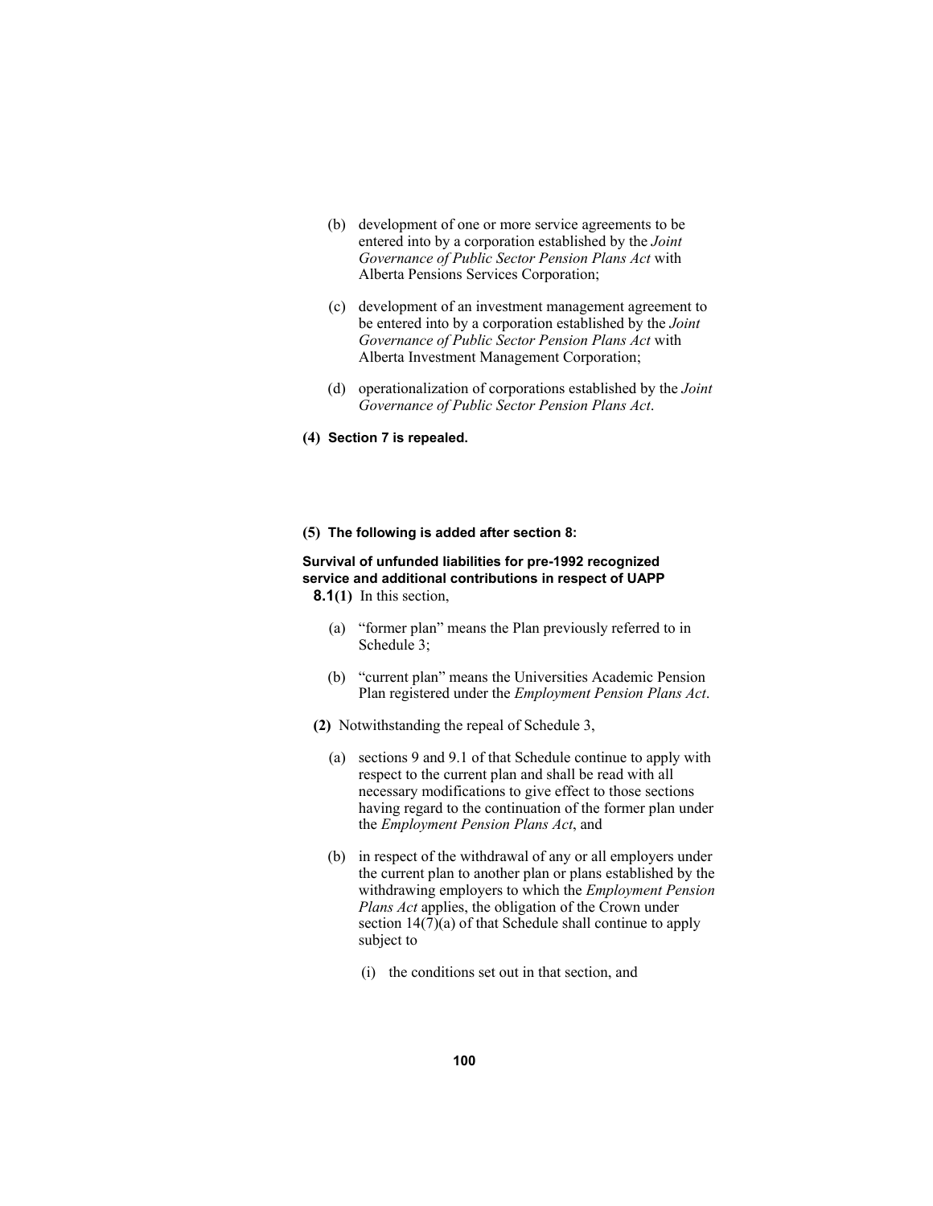(b) development of one or more service agreements to be entered into by a corporation established by the *Joint Governance of Public Sector Pension Plans Act* with Alberta Pensions Services Corporation;

(c) development of an investment management agreement to be entered into by a corporation established by the *Joint Governance of Public Sector Pension Plans Act* with Alberta Investment Management Corporation;

(d) operationalization of corporations established by the *Joint Governance of Public Sector Pension Plans Act*.

**(4) Section 7 is repealed.**

**(5) The following is added after section 8:**

**Survival of unfunded liabilities for pre-1992 recognized service and additional contributions in respect of UAPP**

**8.1(1)** In this section,

(a) "former plan" means the Plan previously referred to in Schedule 3;

(b) "current plan" means the Universities Academic Pension Plan registered under the *Employment Pension Plans Act*.

**(2)** Notwithstanding the repeal of Schedule 3,

(a) sections 9 and 9.1 of that Schedule continue to apply with respect to the current plan and shall be read with all necessary modifications to give effect to those sections having regard to the continuation of the former plan under the *Employment Pension Plans Act*, and

(b) in respect of the withdrawal of any or all employers under the current plan to another plan or plans established by the withdrawing employers to which the *Employment Pension Plans Act* applies, the obligation of the Crown under section 14(7)(a) of that Schedule shall continue to apply subject to

(i) the conditions set out in that section, and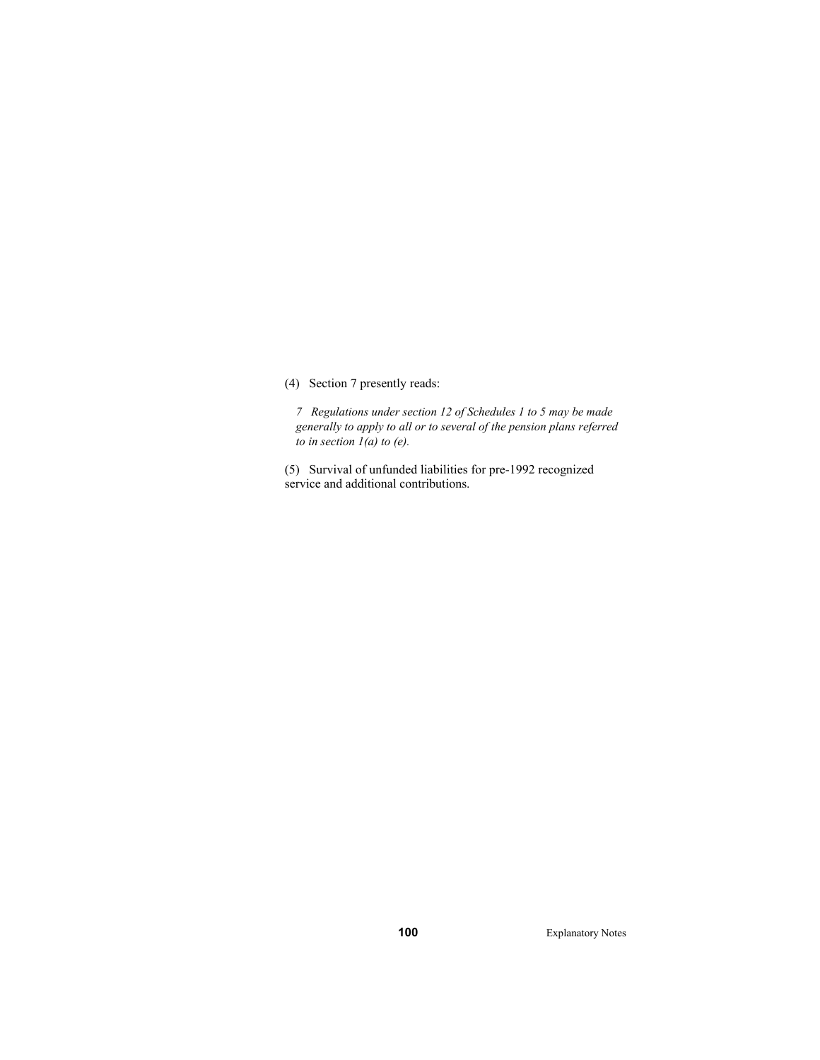(4) Section 7 presently reads:

*7 Regulations under section 12 of Schedules 1 to 5 may be made generally to apply to all or to several of the pension plans referred to in section 1(a) to (e).*

(5) Survival of unfunded liabilities for pre-1992 recognized service and additional contributions.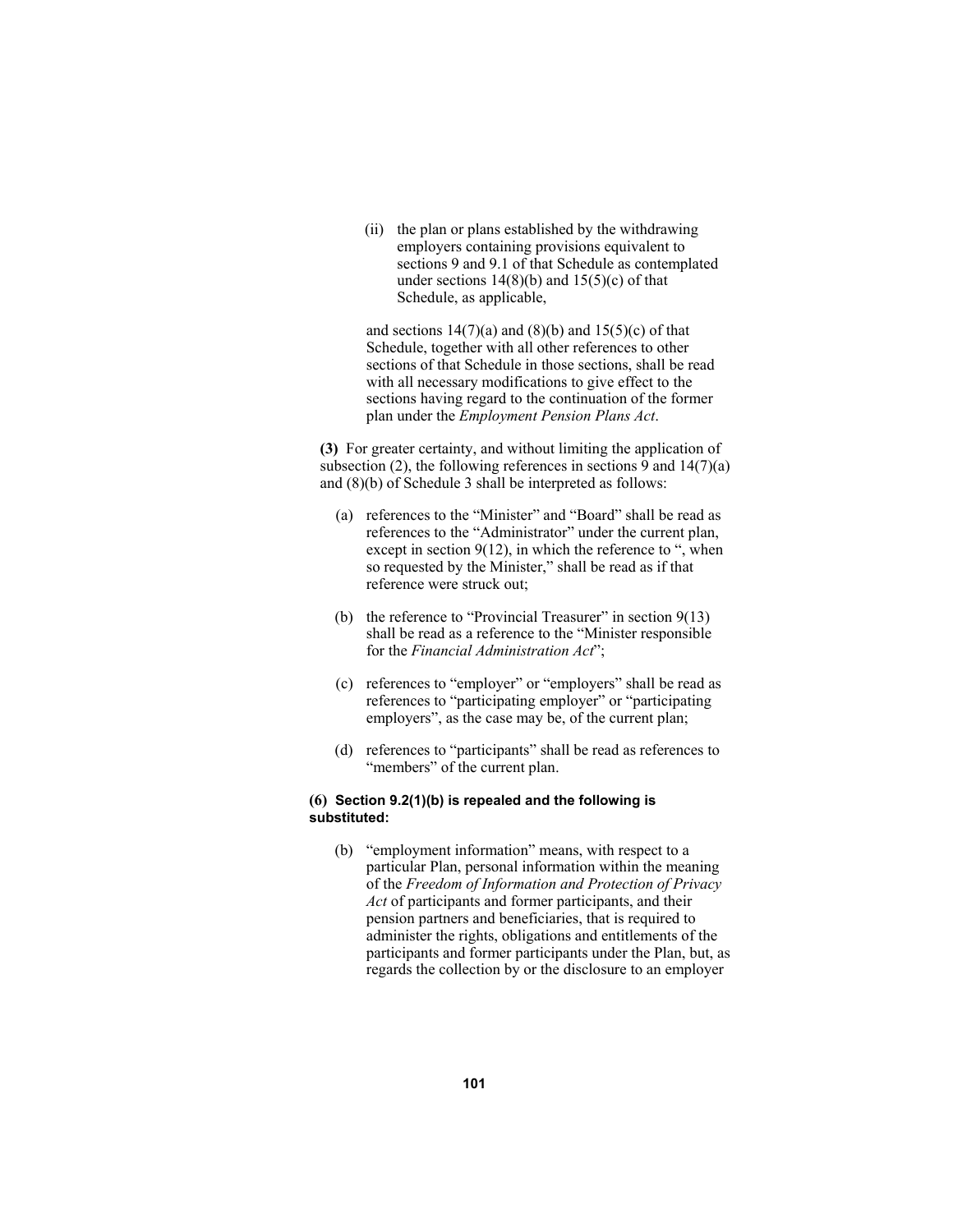(ii) the plan or plans established by the withdrawing employers containing provisions equivalent to sections 9 and 9.1 of that Schedule as contemplated under sections 14(8)(b) and 15(5)(c) of that Schedule, as applicable,

and sections 14(7)(a) and (8)(b) and 15(5)(c) of that Schedule, together with all other references to other sections of that Schedule in those sections, shall be read with all necessary modifications to give effect to the sections having regard to the continuation of the former plan under the *Employment Pension Plans Act*.

**(3)** For greater certainty, and without limiting the application of subsection (2), the following references in sections 9 and 14(7)(a) and (8)(b) of Schedule 3 shall be interpreted as follows:

(a) references to the “Minister” and “Board” shall be read as references to the “Administrator” under the current plan, except in section 9(12), in which the reference to “, when so requested by the Minister,” shall be read as if that reference were struck out;

(b) the reference to “Provincial Treasurer” in section 9(13) shall be read as a reference to the “Minister responsible for the *Financial Administration Act*”;

(c) references to “employer” or “employers” shall be read as references to “participating employer” or “participating employers”, as the case may be, of the current plan;

(d) references to “participants” shall be read as references to “members” of the current plan.

**(6) Section 9.2(1)(b) is repealed and the following is substituted:**

(b) “employment information” means, with respect to a particular Plan, personal information within the meaning of the *Freedom of Information and Protection of Privacy Act* of participants and former participants, and their pension partners and beneficiaries, that is required to administer the rights, obligations and entitlements of the participants and former participants under the Plan, but, as regards the collection by or the disclosure to an employer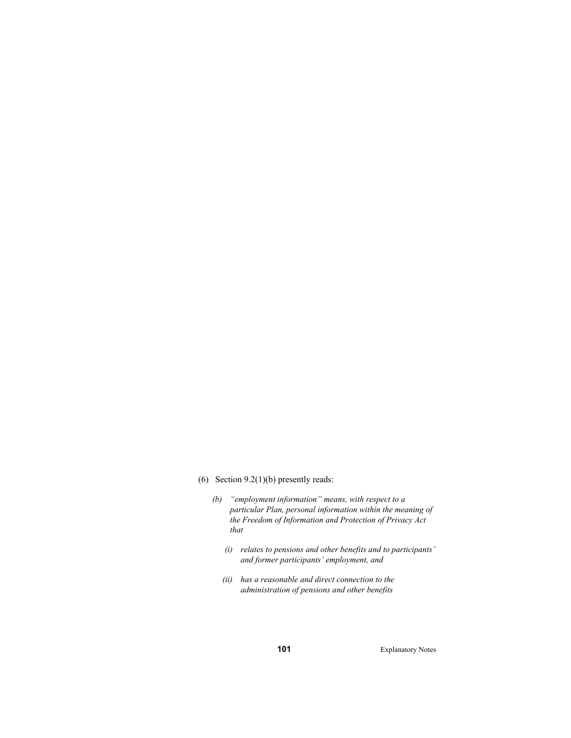(6) Section 9.2(1)(b) presently reads:

> *(b) "employment information" means, with respect to a particular Plan, personal information within the meaning of the Freedom of Information and Protection of Privacy Act that*
>
> *(i) relates to pensions and other benefits and to participants' and former participants' employment, and*
>
> *(ii) has a reasonable and direct connection to the administration of pensions and other benefits*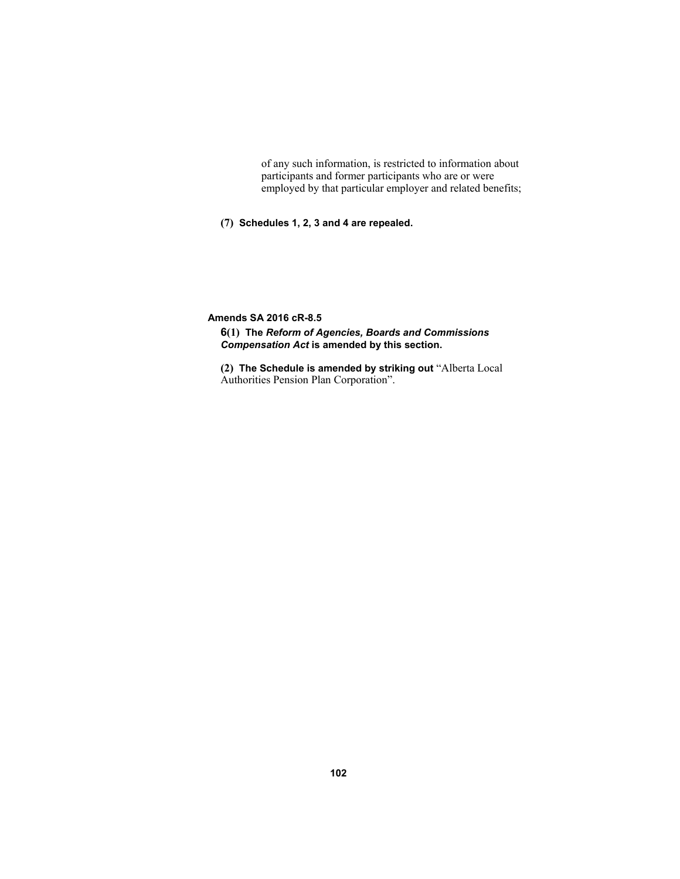of any such information, is restricted to information about participants and former participants who are or were employed by that particular employer and related benefits;

**(7) Schedules 1, 2, 3 and 4 are repealed.**

**Amends SA 2016 cR-8.5**

**6(1) The *Reform of Agencies, Boards and Commissions Compensation Act* is amended by this section.**

**(2) The Schedule is amended by striking out** "Alberta Local Authorities Pension Plan Corporation".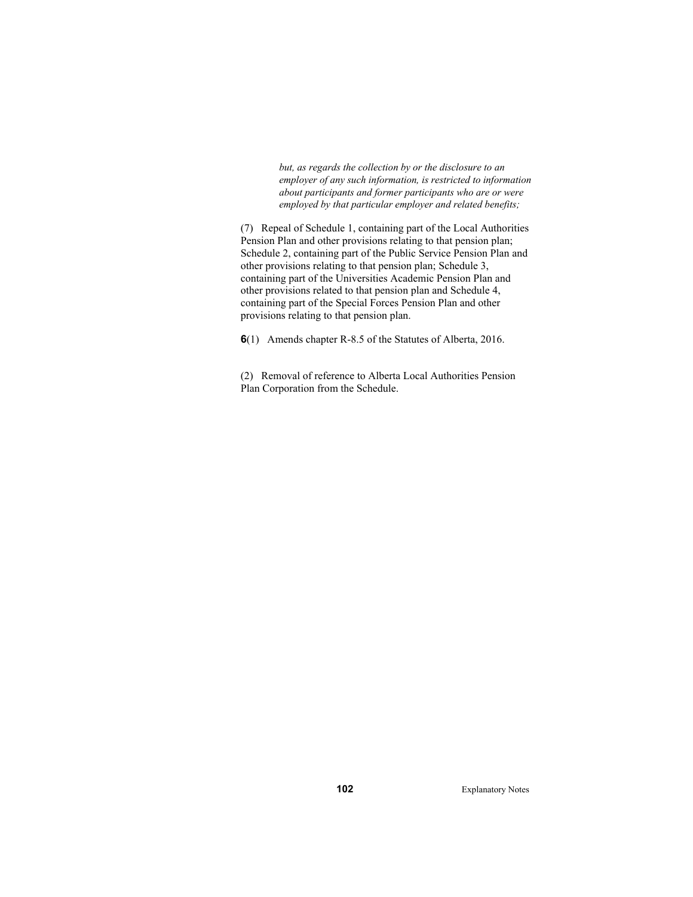*but, as regards the collection by or the disclosure to an employer of any such information, is restricted to information about participants and former participants who are or were employed by that particular employer and related benefits;*

(7) Repeal of Schedule 1, containing part of the Local Authorities Pension Plan and other provisions relating to that pension plan; Schedule 2, containing part of the Public Service Pension Plan and other provisions relating to that pension plan; Schedule 3, containing part of the Universities Academic Pension Plan and other provisions related to that pension plan and Schedule 4, containing part of the Special Forces Pension Plan and other provisions relating to that pension plan.

**6**(1) Amends chapter R-8.5 of the Statutes of Alberta, 2016.

(2) Removal of reference to Alberta Local Authorities Pension Plan Corporation from the Schedule.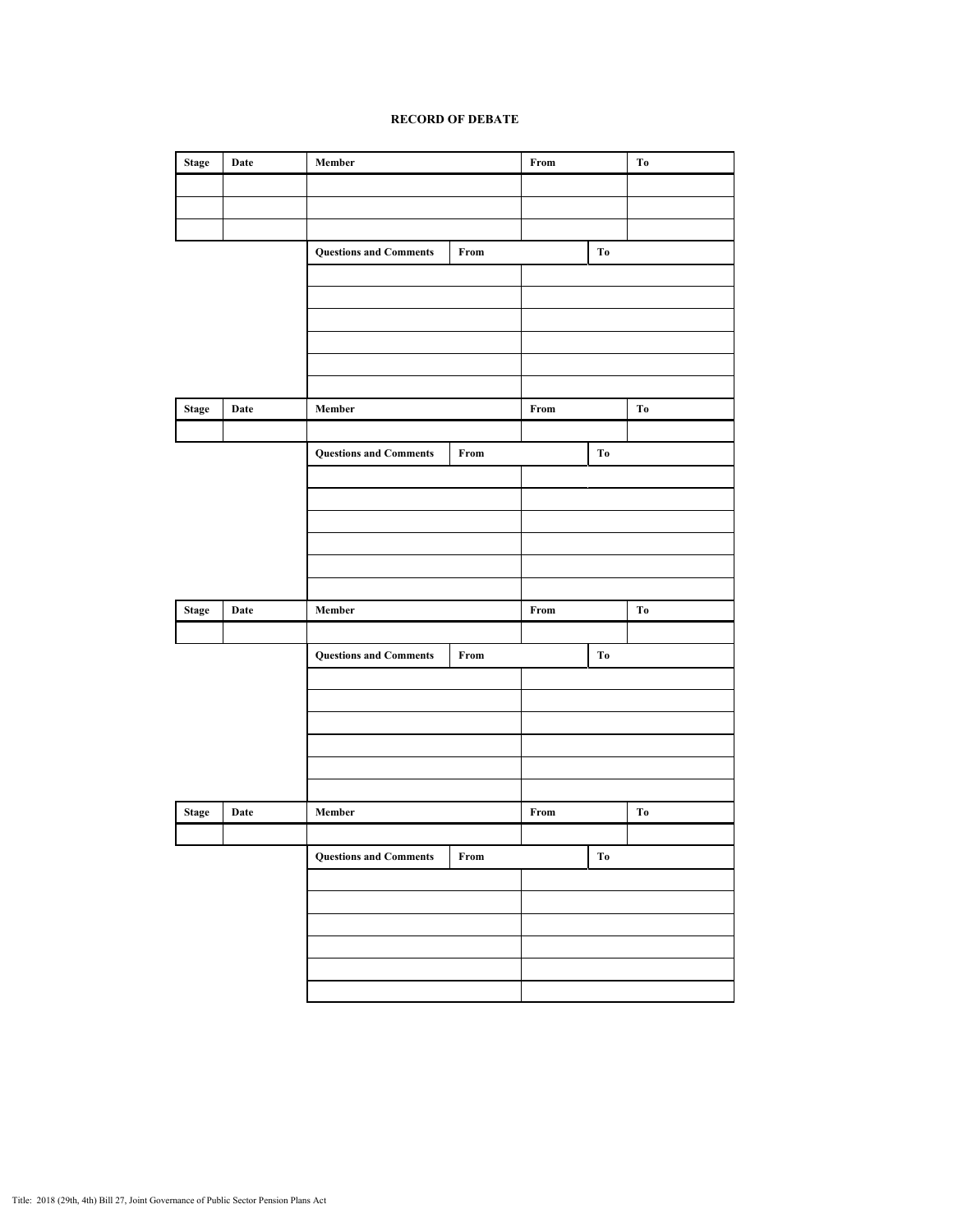**RECORD OF DEBATE**

| Stage | Date | Member | | From | To |
|---|---|---|---|---|---|
| | | | | | |
| | | | | | |
| | | | | | |
| | | **Questions and Comments** | **From** | | **To** |
| | | | | | |
| | | | | | |
| | | | | | |
| | | | | | |
| | | | | | |
| | | | | | |
| **Stage** | **Date** | **Member** | | **From** | **To** |
| | | | | | |
| | | **Questions and Comments** | **From** | | **To** |
| | | | | | |
| | | | | | |
| | | | | | |
| | | | | | |
| | | | | | |
| | | | | | |
| **Stage** | **Date** | **Member** | | **From** | **To** |
| | | | | | |
| | | **Questions and Comments** | **From** | | **To** |
| | | | | | |
| | | | | | |
| | | | | | |
| | | | | | |
| | | | | | |
| | | | | | |
| **Stage** | **Date** | **Member** | | **From** | **To** |
| | | | | | |
| | | **Questions and Comments** | **From** | | **To** |
| | | | | | |
| | | | | | |
| | | | | | |
| | | | | | |
| | | | | | |
| | | | | | |

Title: 2018 (29th, 4th) Bill 27, Joint Governance of Public Sector Pension Plans Act